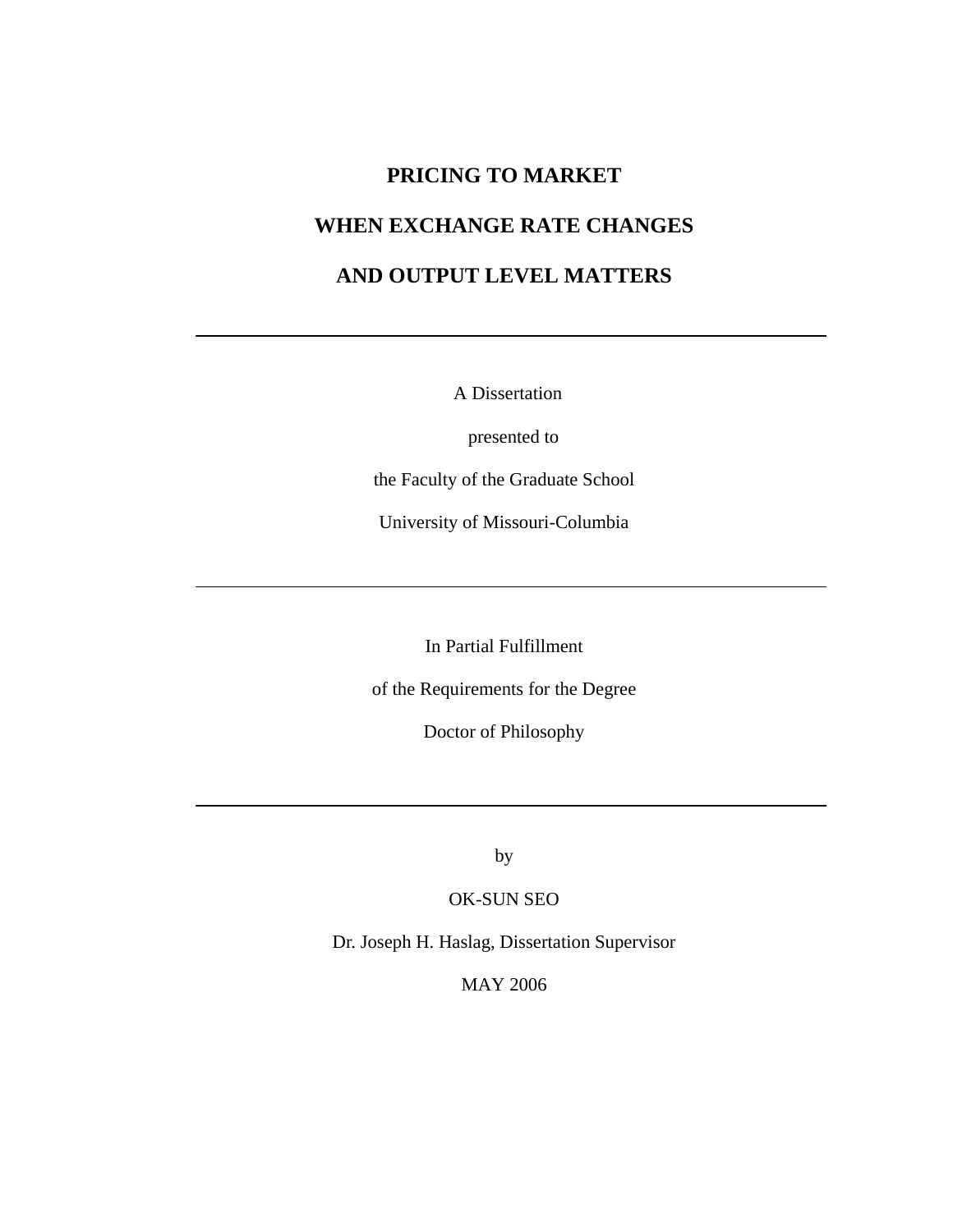# PRICING TO MARKET

# WHEN EXCHANGE RATE CHANGES

# AND OUTPUT LEVEL MATTERS

---

A Dissertation

presented to

the Faculty of the Graduate School

University of Missouri-Columbia

---

In Partial Fulfillment

of the Requirements for the Degree

Doctor of Philosophy

---

by

OK-SUN SEO

Dr. Joseph H. Haslag, Dissertation Supervisor

MAY 2006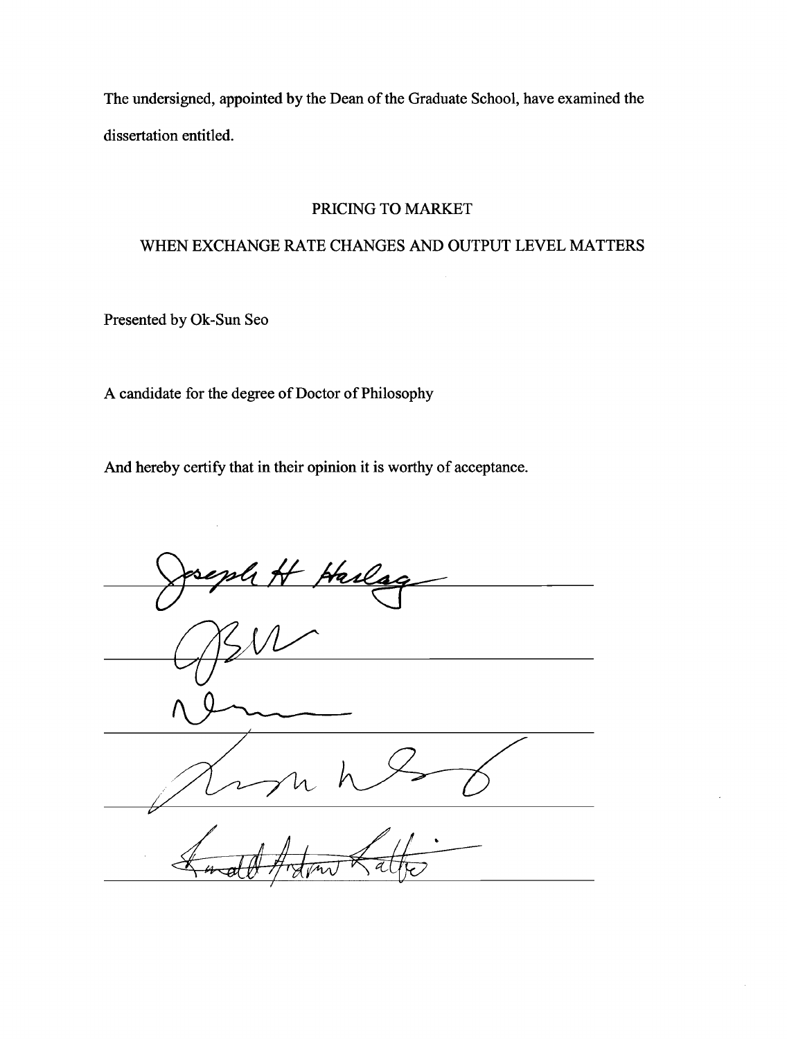The undersigned, appointed by the Dean of the Graduate School, have examined the dissertation entitled.

PRICING TO MARKET

WHEN EXCHANGE RATE CHANGES AND OUTPUT LEVEL MATTERS

Presented by Ok-Sun Seo

A candidate for the degree of Doctor of Philosophy

And hereby certify that in their opinion it is worthy of acceptance.

_______________________________

_______________________________

_______________________________

_______________________________

_______________________________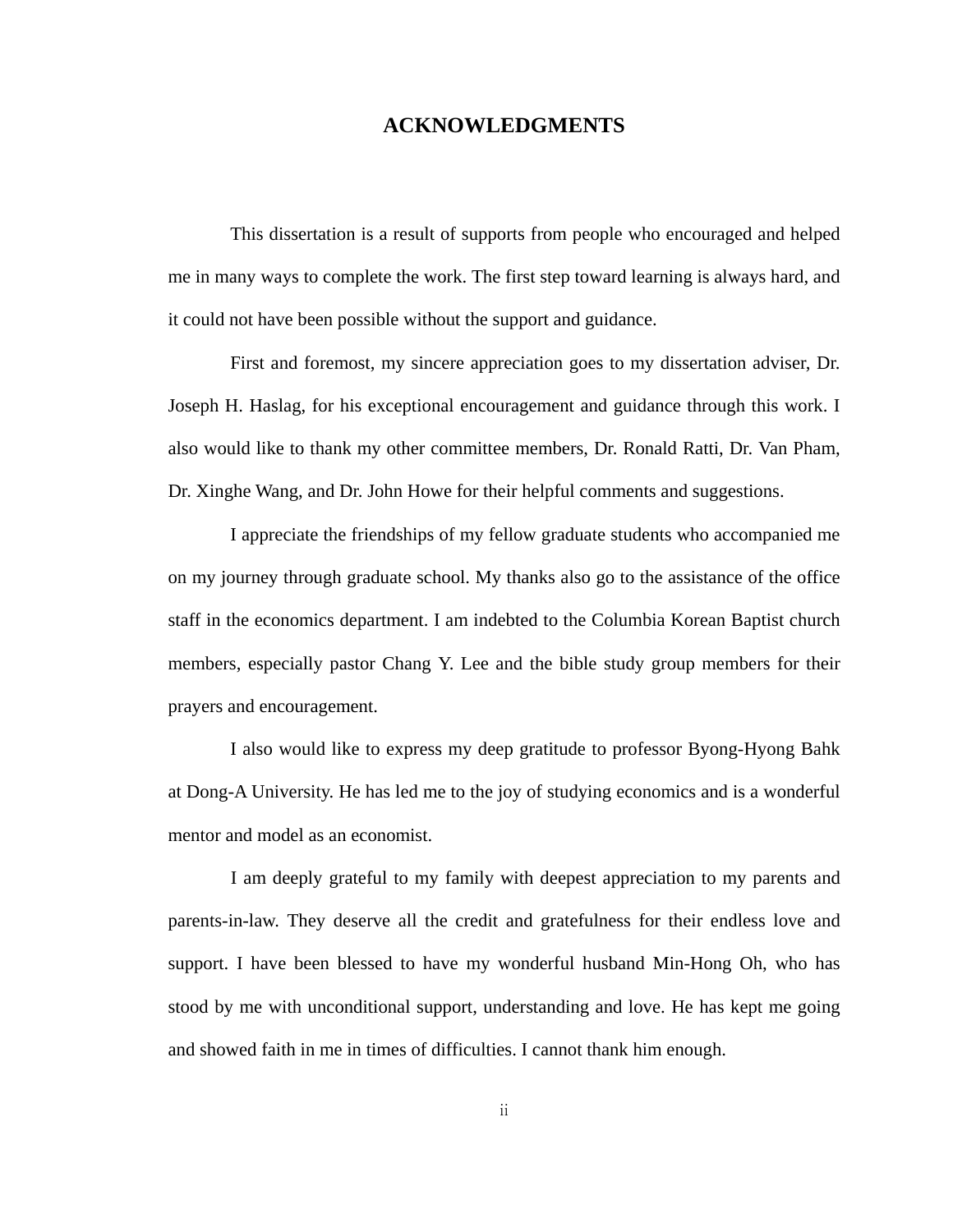# ACKNOWLEDGMENTS

This dissertation is a result of supports from people who encouraged and helped me in many ways to complete the work. The first step toward learning is always hard, and it could not have been possible without the support and guidance.

First and foremost, my sincere appreciation goes to my dissertation adviser, Dr. Joseph H. Haslag, for his exceptional encouragement and guidance through this work. I also would like to thank my other committee members, Dr. Ronald Ratti, Dr. Van Pham, Dr. Xinghe Wang, and Dr. John Howe for their helpful comments and suggestions.

I appreciate the friendships of my fellow graduate students who accompanied me on my journey through graduate school. My thanks also go to the assistance of the office staff in the economics department. I am indebted to the Columbia Korean Baptist church members, especially pastor Chang Y. Lee and the bible study group members for their prayers and encouragement.

I also would like to express my deep gratitude to professor Byong-Hyong Bahk at Dong-A University. He has led me to the joy of studying economics and is a wonderful mentor and model as an economist.

I am deeply grateful to my family with deepest appreciation to my parents and parents-in-law. They deserve all the credit and gratefulness for their endless love and support. I have been blessed to have my wonderful husband Min-Hong Oh, who has stood by me with unconditional support, understanding and love. He has kept me going and showed faith in me in times of difficulties. I cannot thank him enough.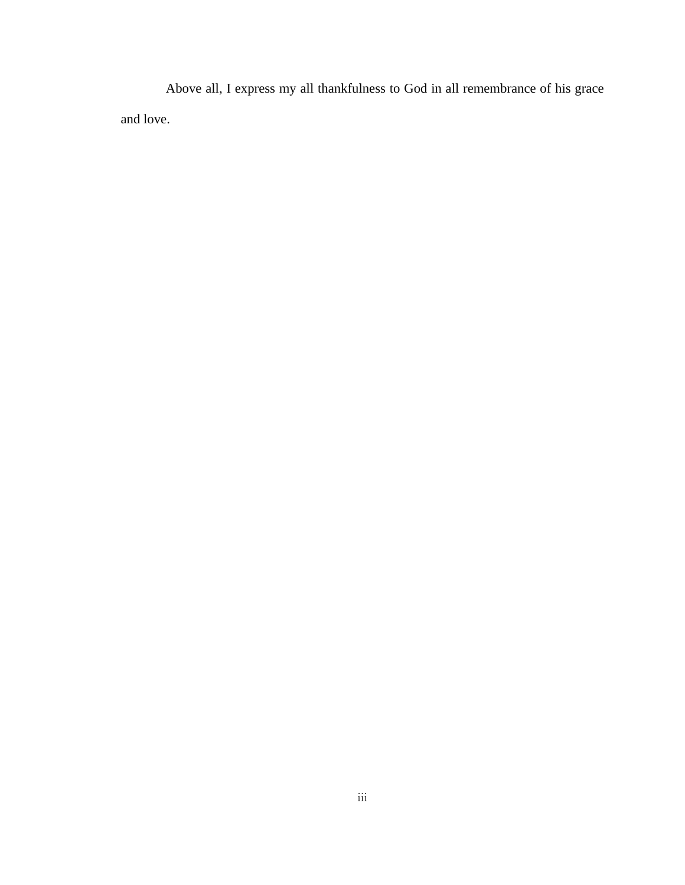Above all, I express my all thankfulness to God in all remembrance of his grace and love.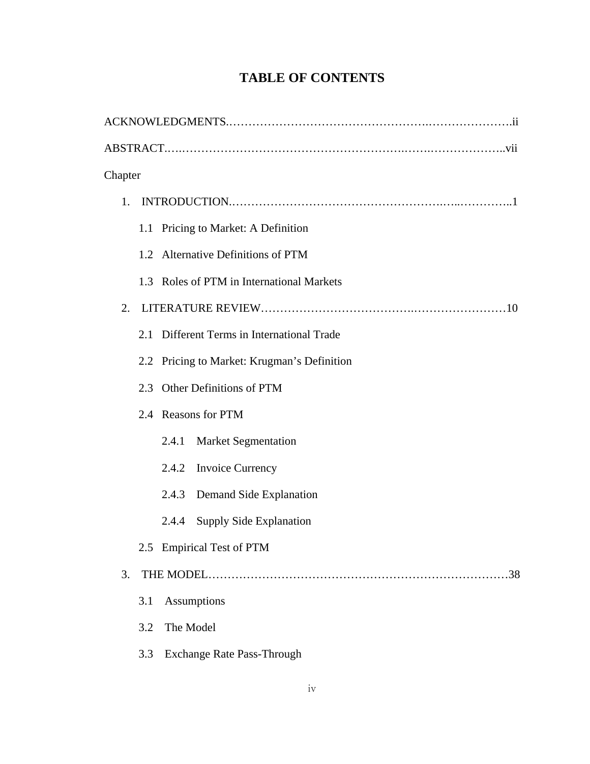# TABLE OF CONTENTS

ACKNOWLEDGMENTS.......................................................................................ii

ABSTRACT...................................................................................................vii

Chapter

1. INTRODUCTION.......................................................................................1

    1.1 Pricing to Market: A Definition

    1.2 Alternative Definitions of PTM

    1.3 Roles of PTM in International Markets

2. LITERATURE REVIEW..............................................................................10

    2.1 Different Terms in International Trade

    2.2 Pricing to Market: Krugman's Definition

    2.3 Other Definitions of PTM

    2.4 Reasons for PTM

        2.4.1 Market Segmentation

        2.4.2 Invoice Currency

        2.4.3 Demand Side Explanation

        2.4.4 Supply Side Explanation

    2.5 Empirical Test of PTM

3. THE MODEL.............................................................................................38

    3.1 Assumptions

    3.2 The Model

    3.3 Exchange Rate Pass-Through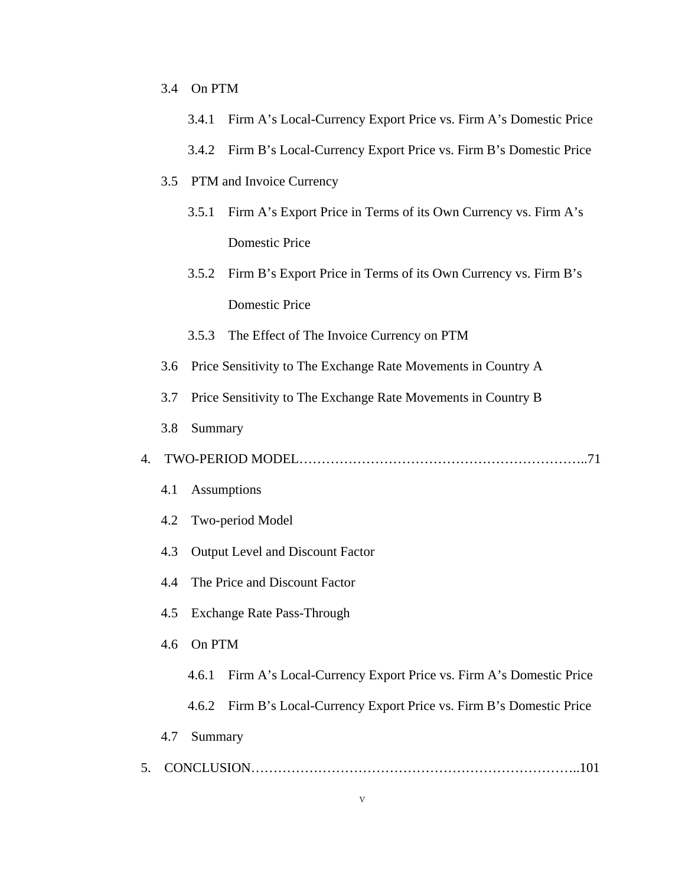3.4 On PTM

3.4.1 Firm A's Local-Currency Export Price vs. Firm A's Domestic Price

3.4.2 Firm B's Local-Currency Export Price vs. Firm B's Domestic Price

3.5 PTM and Invoice Currency

3.5.1 Firm A's Export Price in Terms of its Own Currency vs. Firm A's Domestic Price

3.5.2 Firm B's Export Price in Terms of its Own Currency vs. Firm B's Domestic Price

3.5.3 The Effect of The Invoice Currency on PTM

3.6 Price Sensitivity to The Exchange Rate Movements in Country A

3.7 Price Sensitivity to The Exchange Rate Movements in Country B

3.8 Summary

4. TWO-PERIOD MODEL……………………………………………………..71

4.1 Assumptions

4.2 Two-period Model

4.3 Output Level and Discount Factor

4.4 The Price and Discount Factor

4.5 Exchange Rate Pass-Through

4.6 On PTM

4.6.1 Firm A's Local-Currency Export Price vs. Firm A's Domestic Price

4.6.2 Firm B's Local-Currency Export Price vs. Firm B's Domestic Price

4.7 Summary

5. CONCLUSION………………………………………………………………..101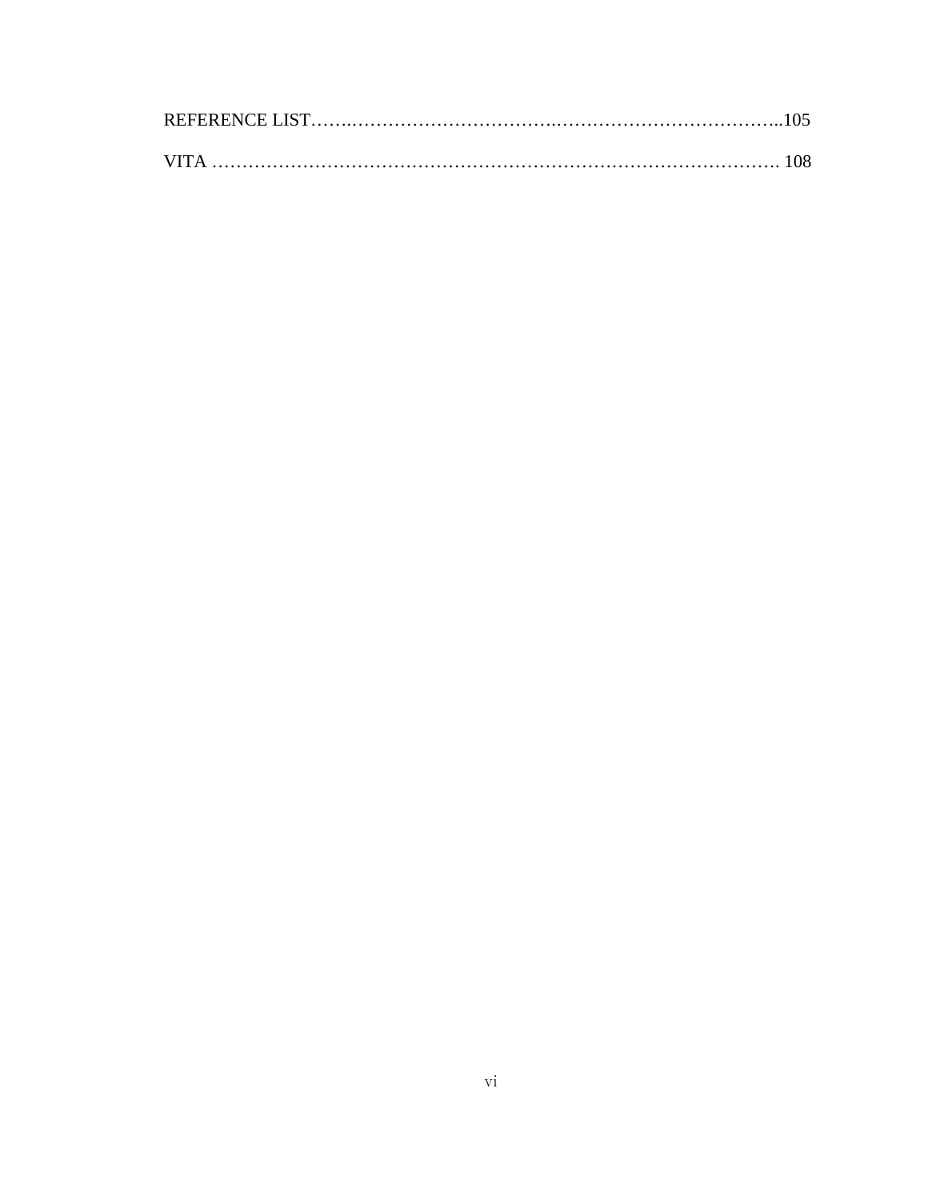REFERENCE LIST…….……………………………..………………………………..105

VITA ………………………………………………………………………………. 108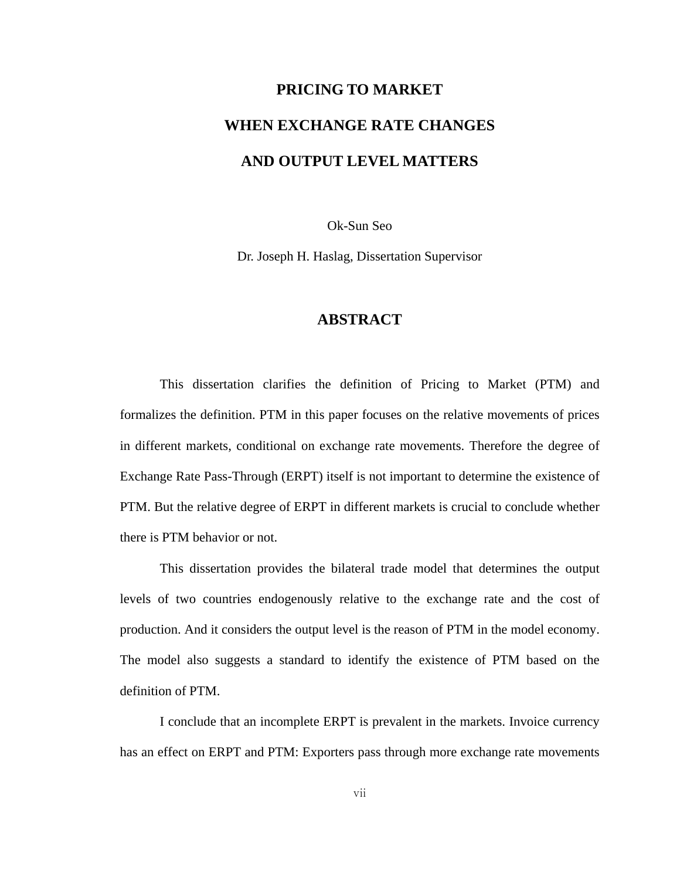# PRICING TO MARKET

# WHEN EXCHANGE RATE CHANGES

# AND OUTPUT LEVEL MATTERS

Ok-Sun Seo

Dr. Joseph H. Haslag, Dissertation Supervisor

## ABSTRACT

This dissertation clarifies the definition of Pricing to Market (PTM) and formalizes the definition. PTM in this paper focuses on the relative movements of prices in different markets, conditional on exchange rate movements. Therefore the degree of Exchange Rate Pass-Through (ERPT) itself is not important to determine the existence of PTM. But the relative degree of ERPT in different markets is crucial to conclude whether there is PTM behavior or not.

This dissertation provides the bilateral trade model that determines the output levels of two countries endogenously relative to the exchange rate and the cost of production. And it considers the output level is the reason of PTM in the model economy. The model also suggests a standard to identify the existence of PTM based on the definition of PTM.

I conclude that an incomplete ERPT is prevalent in the markets. Invoice currency has an effect on ERPT and PTM: Exporters pass through more exchange rate movements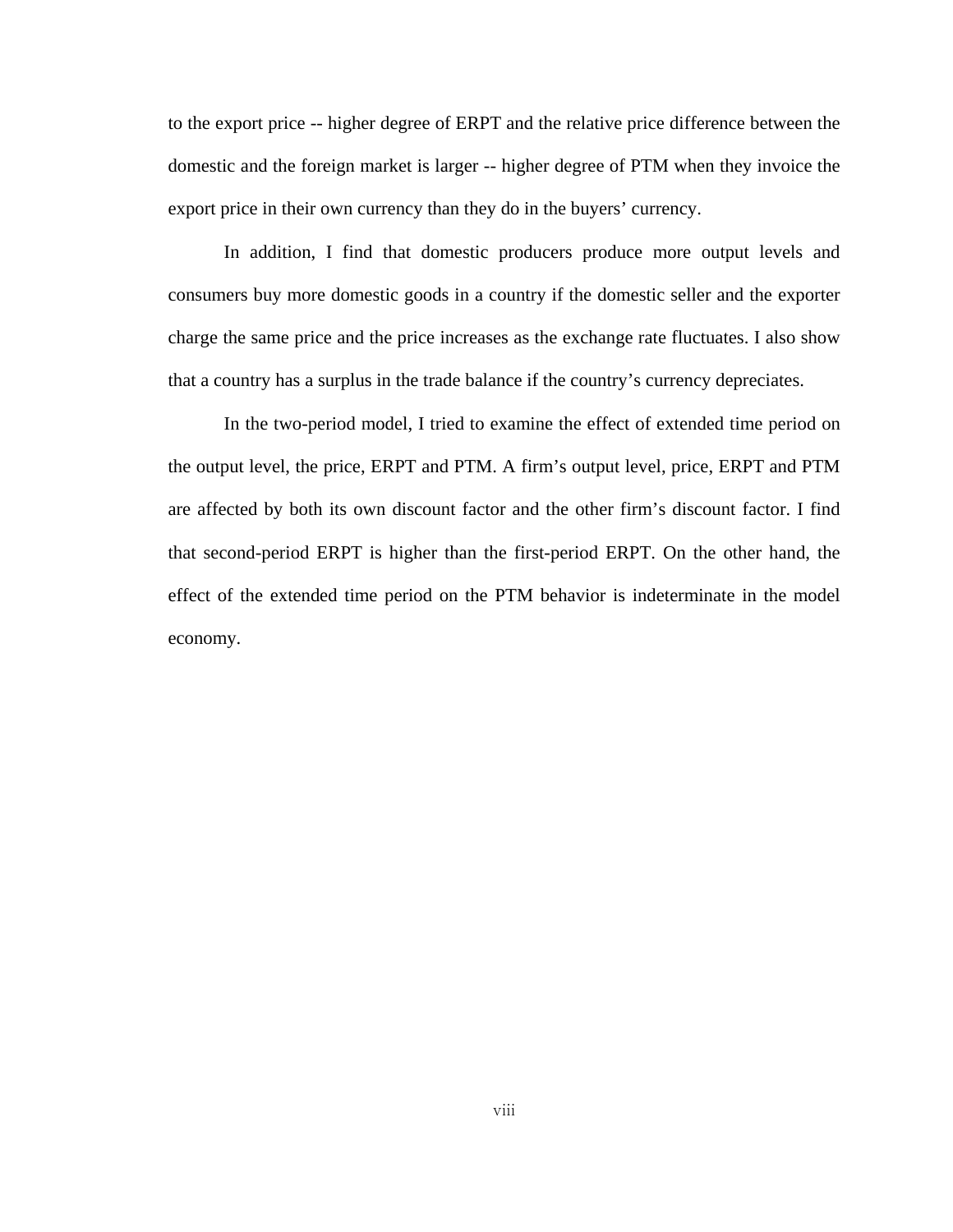to the export price -- higher degree of ERPT and the relative price difference between the domestic and the foreign market is larger -- higher degree of PTM when they invoice the export price in their own currency than they do in the buyers' currency.

In addition, I find that domestic producers produce more output levels and consumers buy more domestic goods in a country if the domestic seller and the exporter charge the same price and the price increases as the exchange rate fluctuates. I also show that a country has a surplus in the trade balance if the country's currency depreciates.

In the two-period model, I tried to examine the effect of extended time period on the output level, the price, ERPT and PTM. A firm's output level, price, ERPT and PTM are affected by both its own discount factor and the other firm's discount factor. I find that second-period ERPT is higher than the first-period ERPT. On the other hand, the effect of the extended time period on the PTM behavior is indeterminate in the model economy.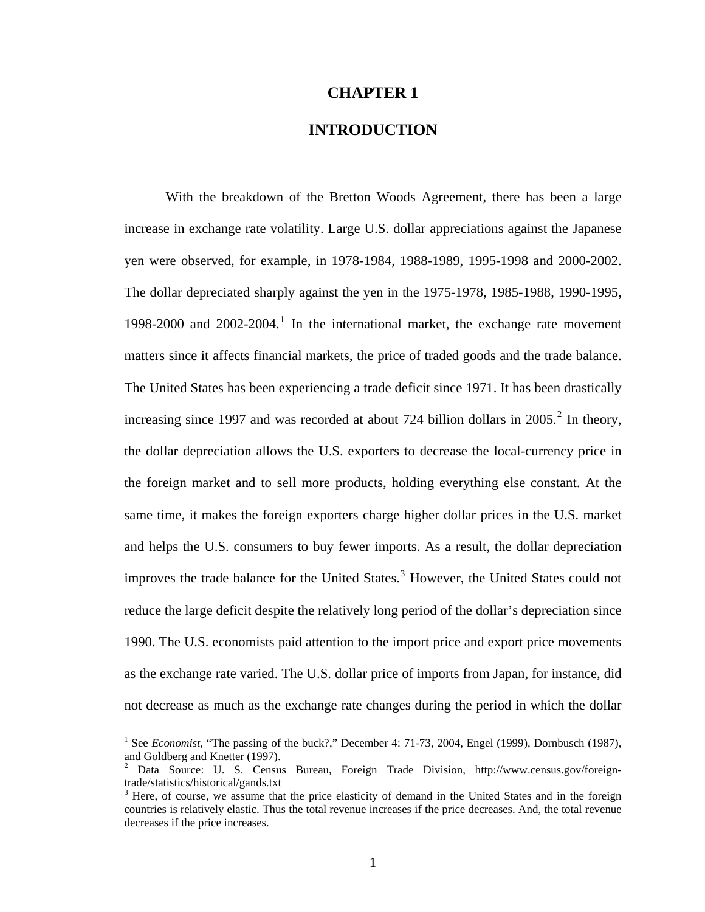# CHAPTER 1

# INTRODUCTION

With the breakdown of the Bretton Woods Agreement, there has been a large increase in exchange rate volatility. Large U.S. dollar appreciations against the Japanese yen were observed, for example, in 1978-1984, 1988-1989, 1995-1998 and 2000-2002. The dollar depreciated sharply against the yen in the 1975-1978, 1985-1988, 1990-1995, 1998-2000 and 2002-2004.[1] In the international market, the exchange rate movement matters since it affects financial markets, the price of traded goods and the trade balance. The United States has been experiencing a trade deficit since 1971. It has been drastically increasing since 1997 and was recorded at about 724 billion dollars in 2005.[2] In theory, the dollar depreciation allows the U.S. exporters to decrease the local-currency price in the foreign market and to sell more products, holding everything else constant. At the same time, it makes the foreign exporters charge higher dollar prices in the U.S. market and helps the U.S. consumers to buy fewer imports. As a result, the dollar depreciation improves the trade balance for the United States.[3] However, the United States could not reduce the large deficit despite the relatively long period of the dollar's depreciation since 1990. The U.S. economists paid attention to the import price and export price movements as the exchange rate varied. The U.S. dollar price of imports from Japan, for instance, did not decrease as much as the exchange rate changes during the period in which the dollar

---

[1] See *Economist*, "The passing of the buck?," December 4: 71-73, 2004, Engel (1999), Dornbusch (1987), and Goldberg and Knetter (1997).

[2] Data Source: U. S. Census Bureau, Foreign Trade Division, http://www.census.gov/foreign-trade/statistics/historical/gands.txt

[3] Here, of course, we assume that the price elasticity of demand in the United States and in the foreign countries is relatively elastic. Thus the total revenue increases if the price decreases. And, the total revenue decreases if the price increases.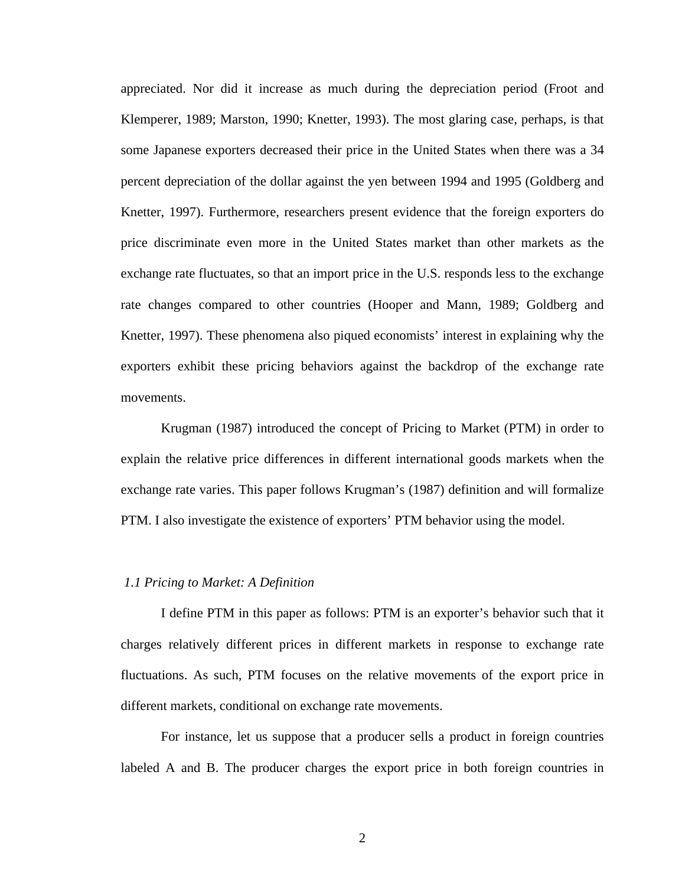appreciated. Nor did it increase as much during the depreciation period (Froot and Klemperer, 1989; Marston, 1990; Knetter, 1993). The most glaring case, perhaps, is that some Japanese exporters decreased their price in the United States when there was a 34 percent depreciation of the dollar against the yen between 1994 and 1995 (Goldberg and Knetter, 1997). Furthermore, researchers present evidence that the foreign exporters do price discriminate even more in the United States market than other markets as the exchange rate fluctuates, so that an import price in the U.S. responds less to the exchange rate changes compared to other countries (Hooper and Mann, 1989; Goldberg and Knetter, 1997). These phenomena also piqued economists' interest in explaining why the exporters exhibit these pricing behaviors against the backdrop of the exchange rate movements.

Krugman (1987) introduced the concept of Pricing to Market (PTM) in order to explain the relative price differences in different international goods markets when the exchange rate varies. This paper follows Krugman's (1987) definition and will formalize PTM. I also investigate the existence of exporters' PTM behavior using the model.

### *1.1 Pricing to Market: A Definition*

I define PTM in this paper as follows: PTM is an exporter's behavior such that it charges relatively different prices in different markets in response to exchange rate fluctuations. As such, PTM focuses on the relative movements of the export price in different markets, conditional on exchange rate movements.

For instance, let us suppose that a producer sells a product in foreign countries labeled A and B. The producer charges the export price in both foreign countries in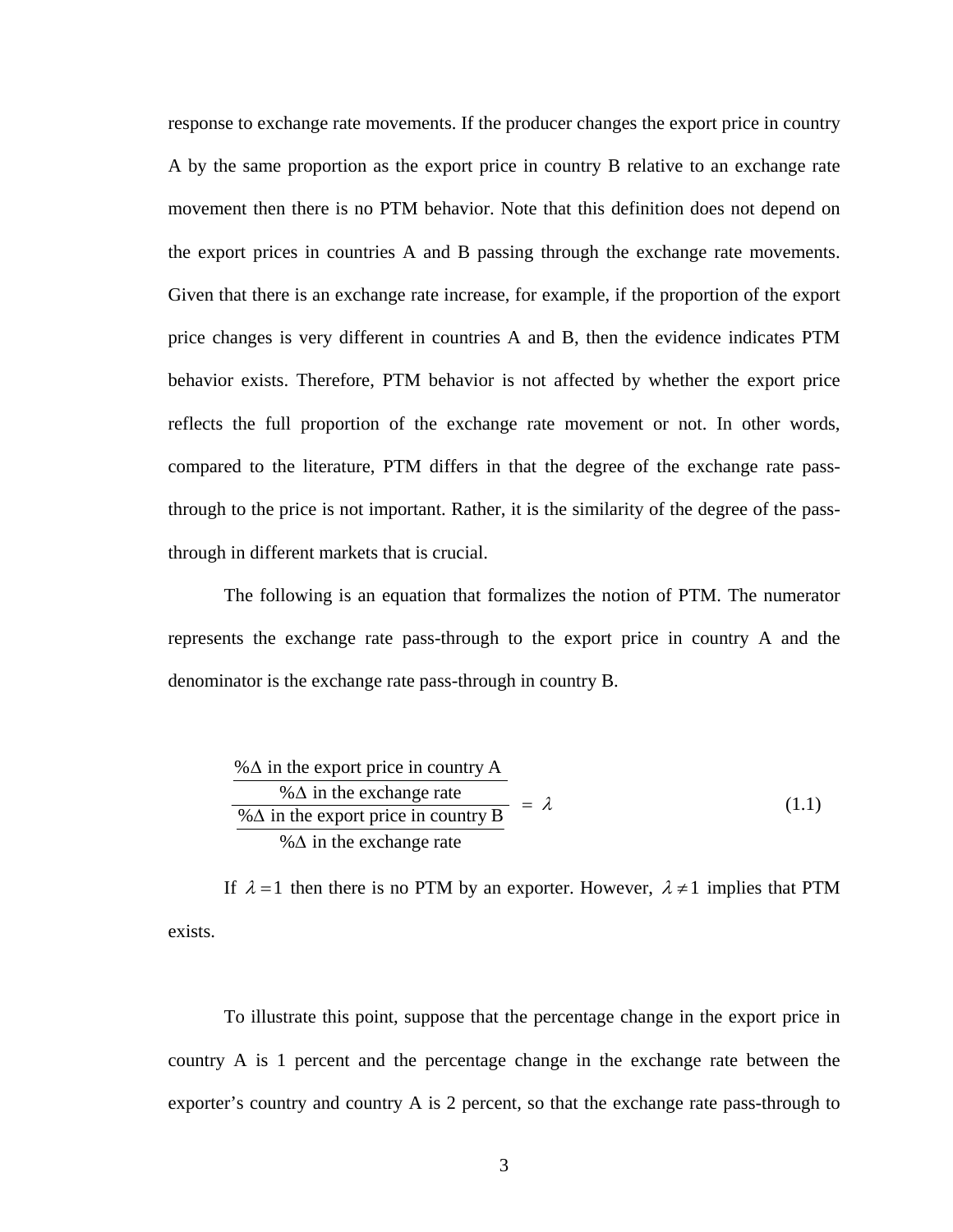response to exchange rate movements. If the producer changes the export price in country A by the same proportion as the export price in country B relative to an exchange rate movement then there is no PTM behavior. Note that this definition does not depend on the export prices in countries A and B passing through the exchange rate movements. Given that there is an exchange rate increase, for example, if the proportion of the export price changes is very different in countries A and B, then the evidence indicates PTM behavior exists. Therefore, PTM behavior is not affected by whether the export price reflects the full proportion of the exchange rate movement or not. In other words, compared to the literature, PTM differs in that the degree of the exchange rate pass-through to the price is not important. Rather, it is the similarity of the degree of the pass-through in different markets that is crucial.

The following is an equation that formalizes the notion of PTM. The numerator represents the exchange rate pass-through to the export price in country A and the denominator is the exchange rate pass-through in country B.

$$\frac{\dfrac{\%\Delta \text{ in the export price in country A}}{\%\Delta \text{ in the exchange rate}}}{\dfrac{\%\Delta \text{ in the export price in country B}}{\%\Delta \text{ in the exchange rate}}} = \lambda \tag{1.1}$$

If $\lambda = 1$ then there is no PTM by an exporter. However, $\lambda \neq 1$ implies that PTM exists.

To illustrate this point, suppose that the percentage change in the export price in country A is 1 percent and the percentage change in the exchange rate between the exporter's country and country A is 2 percent, so that the exchange rate pass-through to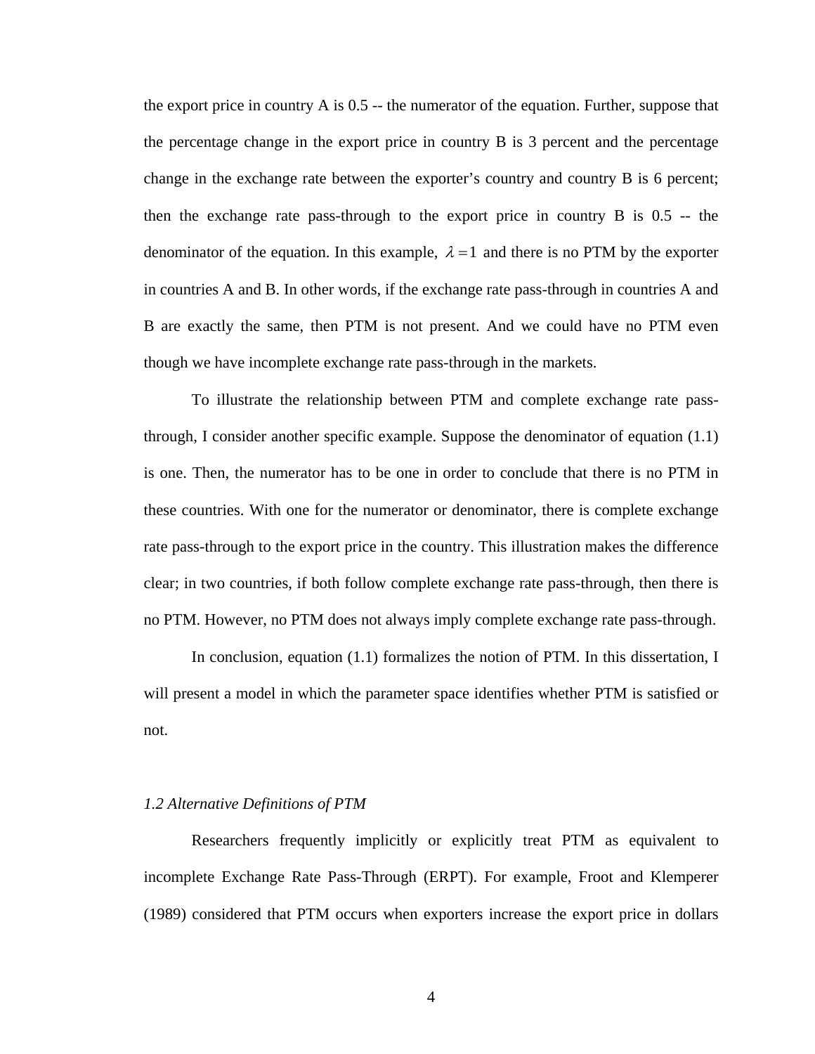the export price in country A is 0.5 -- the numerator of the equation. Further, suppose that the percentage change in the export price in country B is 3 percent and the percentage change in the exchange rate between the exporter's country and country B is 6 percent; then the exchange rate pass-through to the export price in country B is 0.5 -- the denominator of the equation. In this example, $\lambda = 1$ and there is no PTM by the exporter in countries A and B. In other words, if the exchange rate pass-through in countries A and B are exactly the same, then PTM is not present. And we could have no PTM even though we have incomplete exchange rate pass-through in the markets.

To illustrate the relationship between PTM and complete exchange rate pass-through, I consider another specific example. Suppose the denominator of equation (1.1) is one. Then, the numerator has to be one in order to conclude that there is no PTM in these countries. With one for the numerator or denominator, there is complete exchange rate pass-through to the export price in the country. This illustration makes the difference clear; in two countries, if both follow complete exchange rate pass-through, then there is no PTM. However, no PTM does not always imply complete exchange rate pass-through.

In conclusion, equation (1.1) formalizes the notion of PTM. In this dissertation, I will present a model in which the parameter space identifies whether PTM is satisfied or not.

### *1.2 Alternative Definitions of PTM*

Researchers frequently implicitly or explicitly treat PTM as equivalent to incomplete Exchange Rate Pass-Through (ERPT). For example, Froot and Klemperer (1989) considered that PTM occurs when exporters increase the export price in dollars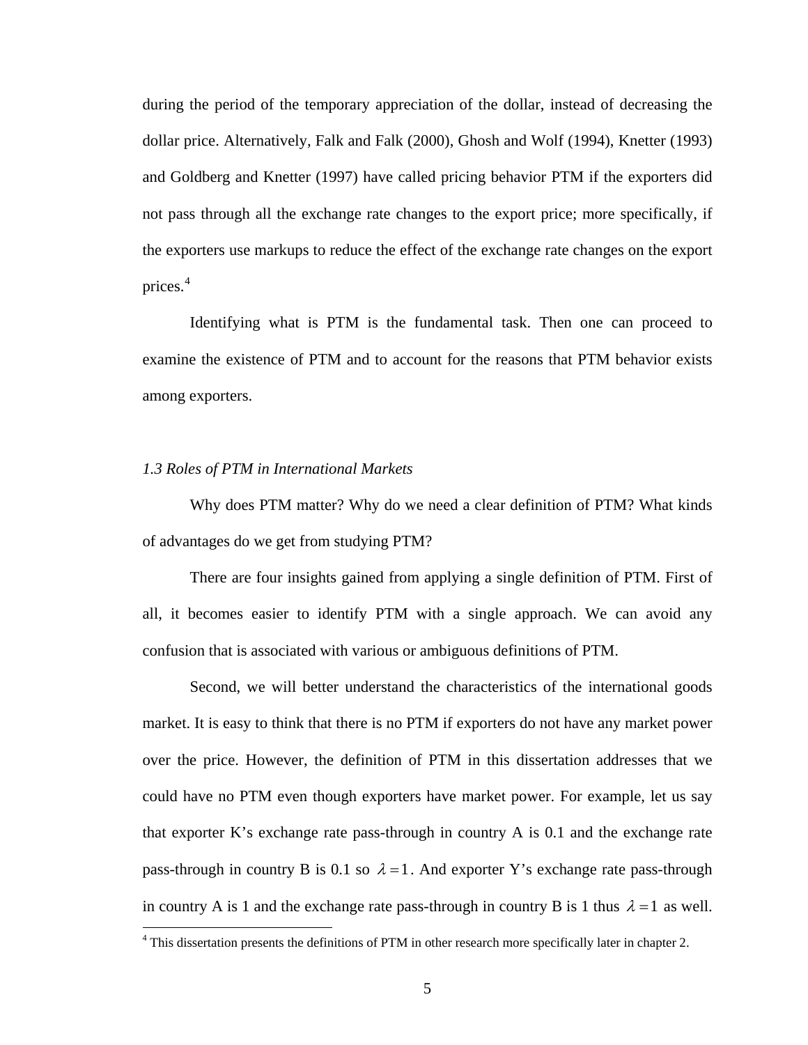during the period of the temporary appreciation of the dollar, instead of decreasing the dollar price. Alternatively, Falk and Falk (2000), Ghosh and Wolf (1994), Knetter (1993) and Goldberg and Knetter (1997) have called pricing behavior PTM if the exporters did not pass through all the exchange rate changes to the export price; more specifically, if the exporters use markups to reduce the effect of the exchange rate changes on the export prices.[4]

Identifying what is PTM is the fundamental task. Then one can proceed to examine the existence of PTM and to account for the reasons that PTM behavior exists among exporters.

### *1.3 Roles of PTM in International Markets*

Why does PTM matter? Why do we need a clear definition of PTM? What kinds of advantages do we get from studying PTM?

There are four insights gained from applying a single definition of PTM. First of all, it becomes easier to identify PTM with a single approach. We can avoid any confusion that is associated with various or ambiguous definitions of PTM.

Second, we will better understand the characteristics of the international goods market. It is easy to think that there is no PTM if exporters do not have any market power over the price. However, the definition of PTM in this dissertation addresses that we could have no PTM even though exporters have market power. For example, let us say that exporter K's exchange rate pass-through in country A is 0.1 and the exchange rate pass-through in country B is 0.1 so $\lambda = 1$. And exporter Y's exchange rate pass-through in country A is 1 and the exchange rate pass-through in country B is 1 thus $\lambda = 1$ as well.

---

[4] This dissertation presents the definitions of PTM in other research more specifically later in chapter 2.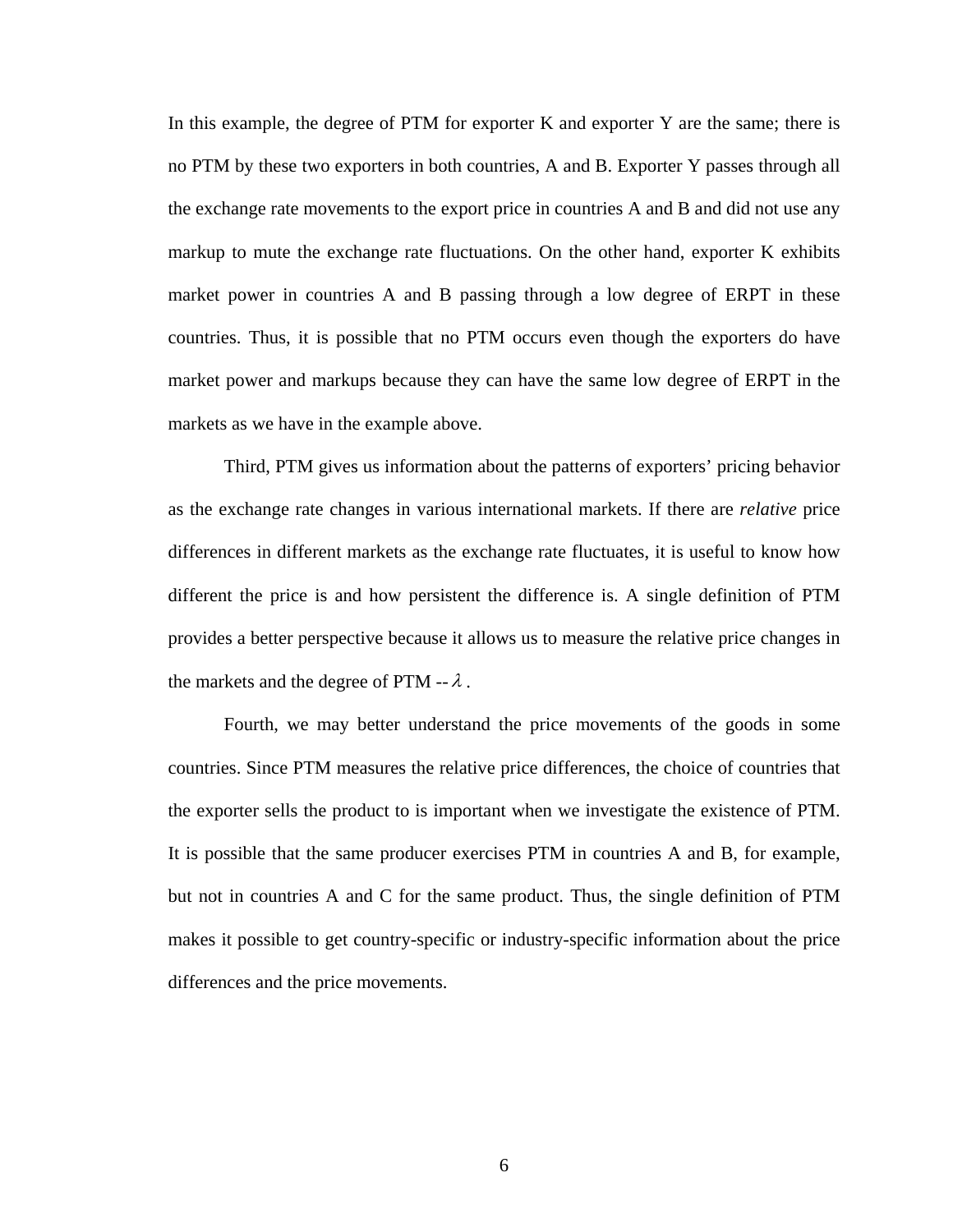In this example, the degree of PTM for exporter K and exporter Y are the same; there is no PTM by these two exporters in both countries, A and B. Exporter Y passes through all the exchange rate movements to the export price in countries A and B and did not use any markup to mute the exchange rate fluctuations. On the other hand, exporter K exhibits market power in countries A and B passing through a low degree of ERPT in these countries. Thus, it is possible that no PTM occurs even though the exporters do have market power and markups because they can have the same low degree of ERPT in the markets as we have in the example above.

Third, PTM gives us information about the patterns of exporters' pricing behavior as the exchange rate changes in various international markets. If there are *relative* price differences in different markets as the exchange rate fluctuates, it is useful to know how different the price is and how persistent the difference is. A single definition of PTM provides a better perspective because it allows us to measure the relative price changes in the markets and the degree of PTM -- $\lambda$ .

Fourth, we may better understand the price movements of the goods in some countries. Since PTM measures the relative price differences, the choice of countries that the exporter sells the product to is important when we investigate the existence of PTM. It is possible that the same producer exercises PTM in countries A and B, for example, but not in countries A and C for the same product. Thus, the single definition of PTM makes it possible to get country-specific or industry-specific information about the price differences and the price movements.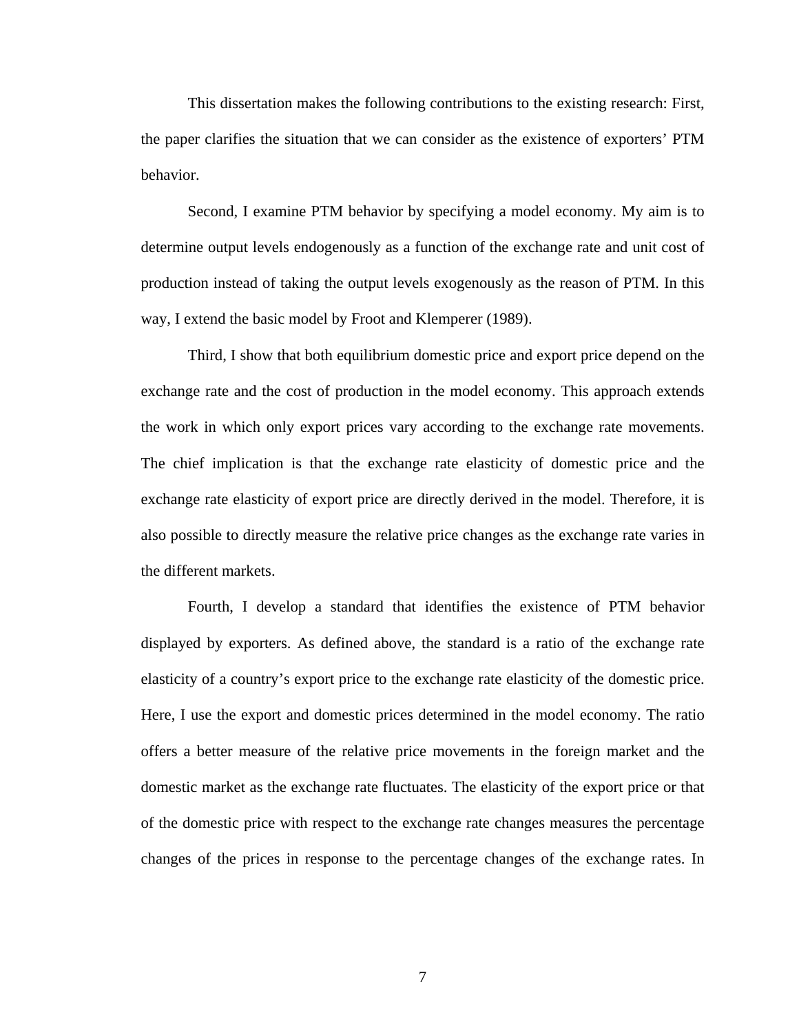This dissertation makes the following contributions to the existing research: First, the paper clarifies the situation that we can consider as the existence of exporters' PTM behavior.

Second, I examine PTM behavior by specifying a model economy. My aim is to determine output levels endogenously as a function of the exchange rate and unit cost of production instead of taking the output levels exogenously as the reason of PTM. In this way, I extend the basic model by Froot and Klemperer (1989).

Third, I show that both equilibrium domestic price and export price depend on the exchange rate and the cost of production in the model economy. This approach extends the work in which only export prices vary according to the exchange rate movements. The chief implication is that the exchange rate elasticity of domestic price and the exchange rate elasticity of export price are directly derived in the model. Therefore, it is also possible to directly measure the relative price changes as the exchange rate varies in the different markets.

Fourth, I develop a standard that identifies the existence of PTM behavior displayed by exporters. As defined above, the standard is a ratio of the exchange rate elasticity of a country's export price to the exchange rate elasticity of the domestic price. Here, I use the export and domestic prices determined in the model economy. The ratio offers a better measure of the relative price movements in the foreign market and the domestic market as the exchange rate fluctuates. The elasticity of the export price or that of the domestic price with respect to the exchange rate changes measures the percentage changes of the prices in response to the percentage changes of the exchange rates. In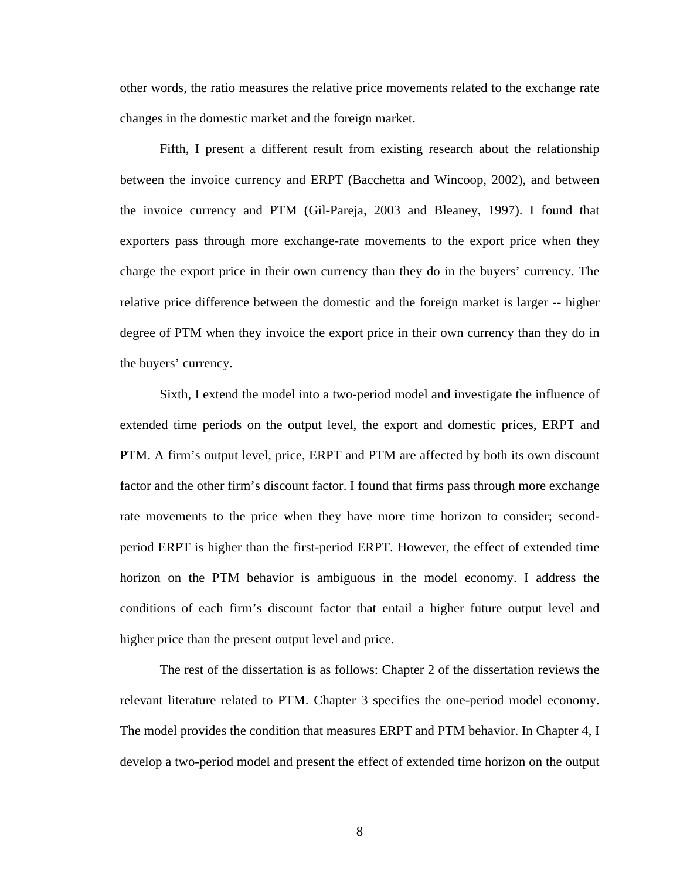other words, the ratio measures the relative price movements related to the exchange rate changes in the domestic market and the foreign market.

Fifth, I present a different result from existing research about the relationship between the invoice currency and ERPT (Bacchetta and Wincoop, 2002), and between the invoice currency and PTM (Gil-Pareja, 2003 and Bleaney, 1997). I found that exporters pass through more exchange-rate movements to the export price when they charge the export price in their own currency than they do in the buyers' currency. The relative price difference between the domestic and the foreign market is larger -- higher degree of PTM when they invoice the export price in their own currency than they do in the buyers' currency.

Sixth, I extend the model into a two-period model and investigate the influence of extended time periods on the output level, the export and domestic prices, ERPT and PTM. A firm's output level, price, ERPT and PTM are affected by both its own discount factor and the other firm's discount factor. I found that firms pass through more exchange rate movements to the price when they have more time horizon to consider; second-period ERPT is higher than the first-period ERPT. However, the effect of extended time horizon on the PTM behavior is ambiguous in the model economy. I address the conditions of each firm's discount factor that entail a higher future output level and higher price than the present output level and price.

The rest of the dissertation is as follows: Chapter 2 of the dissertation reviews the relevant literature related to PTM. Chapter 3 specifies the one-period model economy. The model provides the condition that measures ERPT and PTM behavior. In Chapter 4, I develop a two-period model and present the effect of extended time horizon on the output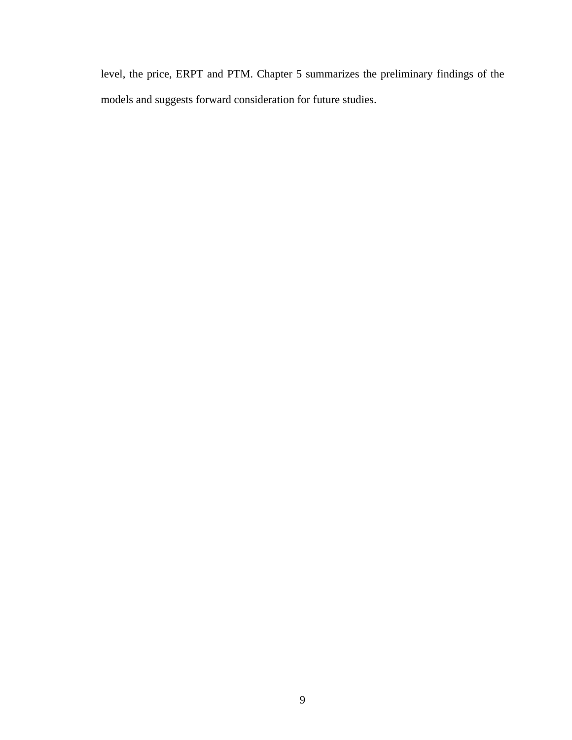level, the price, ERPT and PTM. Chapter 5 summarizes the preliminary findings of the models and suggests forward consideration for future studies.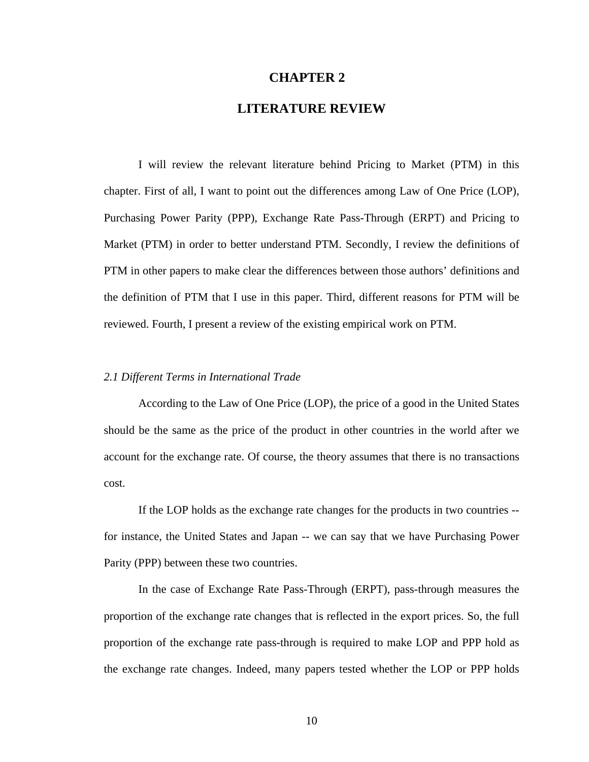# CHAPTER 2

# LITERATURE REVIEW

I will review the relevant literature behind Pricing to Market (PTM) in this chapter. First of all, I want to point out the differences among Law of One Price (LOP), Purchasing Power Parity (PPP), Exchange Rate Pass-Through (ERPT) and Pricing to Market (PTM) in order to better understand PTM. Secondly, I review the definitions of PTM in other papers to make clear the differences between those authors' definitions and the definition of PTM that I use in this paper. Third, different reasons for PTM will be reviewed. Fourth, I present a review of the existing empirical work on PTM.

*2.1 Different Terms in International Trade*

According to the Law of One Price (LOP), the price of a good in the United States should be the same as the price of the product in other countries in the world after we account for the exchange rate. Of course, the theory assumes that there is no transactions cost.

If the LOP holds as the exchange rate changes for the products in two countries -- for instance, the United States and Japan -- we can say that we have Purchasing Power Parity (PPP) between these two countries.

In the case of Exchange Rate Pass-Through (ERPT), pass-through measures the proportion of the exchange rate changes that is reflected in the export prices. So, the full proportion of the exchange rate pass-through is required to make LOP and PPP hold as the exchange rate changes. Indeed, many papers tested whether the LOP or PPP holds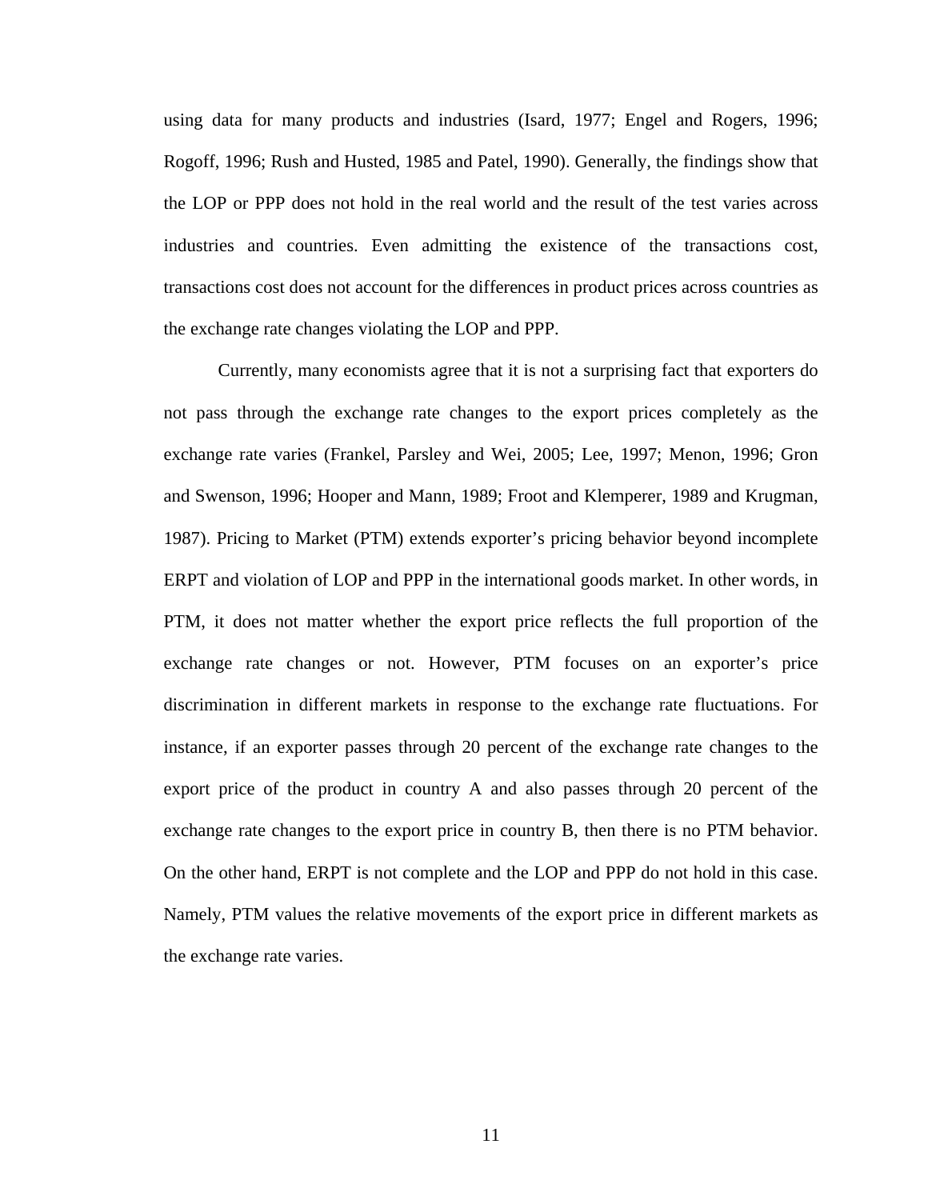using data for many products and industries (Isard, 1977; Engel and Rogers, 1996; Rogoff, 1996; Rush and Husted, 1985 and Patel, 1990). Generally, the findings show that the LOP or PPP does not hold in the real world and the result of the test varies across industries and countries. Even admitting the existence of the transactions cost, transactions cost does not account for the differences in product prices across countries as the exchange rate changes violating the LOP and PPP.

Currently, many economists agree that it is not a surprising fact that exporters do not pass through the exchange rate changes to the export prices completely as the exchange rate varies (Frankel, Parsley and Wei, 2005; Lee, 1997; Menon, 1996; Gron and Swenson, 1996; Hooper and Mann, 1989; Froot and Klemperer, 1989 and Krugman, 1987). Pricing to Market (PTM) extends exporter's pricing behavior beyond incomplete ERPT and violation of LOP and PPP in the international goods market. In other words, in PTM, it does not matter whether the export price reflects the full proportion of the exchange rate changes or not. However, PTM focuses on an exporter's price discrimination in different markets in response to the exchange rate fluctuations. For instance, if an exporter passes through 20 percent of the exchange rate changes to the export price of the product in country A and also passes through 20 percent of the exchange rate changes to the export price in country B, then there is no PTM behavior. On the other hand, ERPT is not complete and the LOP and PPP do not hold in this case. Namely, PTM values the relative movements of the export price in different markets as the exchange rate varies.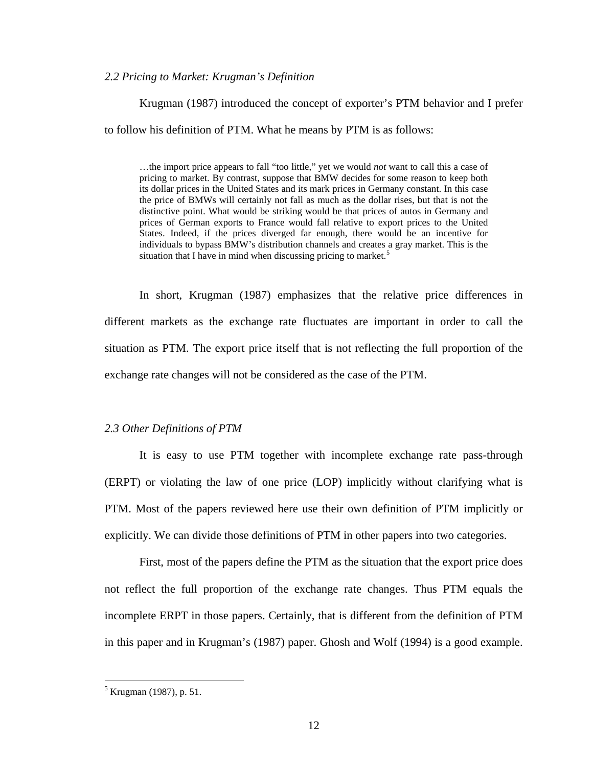*2.2 Pricing to Market: Krugman's Definition*

Krugman (1987) introduced the concept of exporter's PTM behavior and I prefer to follow his definition of PTM. What he means by PTM is as follows:

> …the import price appears to fall "too little," yet we would *not* want to call this a case of pricing to market. By contrast, suppose that BMW decides for some reason to keep both its dollar prices in the United States and its mark prices in Germany constant. In this case the price of BMWs will certainly not fall as much as the dollar rises, but that is not the distinctive point. What would be striking would be that prices of autos in Germany and prices of German exports to France would fall relative to export prices to the United States. Indeed, if the prices diverged far enough, there would be an incentive for individuals to bypass BMW's distribution channels and creates a gray market. This is the situation that I have in mind when discussing pricing to market.[5]

In short, Krugman (1987) emphasizes that the relative price differences in different markets as the exchange rate fluctuates are important in order to call the situation as PTM. The export price itself that is not reflecting the full proportion of the exchange rate changes will not be considered as the case of the PTM.

*2.3 Other Definitions of PTM*

It is easy to use PTM together with incomplete exchange rate pass-through (ERPT) or violating the law of one price (LOP) implicitly without clarifying what is PTM. Most of the papers reviewed here use their own definition of PTM implicitly or explicitly. We can divide those definitions of PTM in other papers into two categories.

First, most of the papers define the PTM as the situation that the export price does not reflect the full proportion of the exchange rate changes. Thus PTM equals the incomplete ERPT in those papers. Certainly, that is different from the definition of PTM in this paper and in Krugman's (1987) paper. Ghosh and Wolf (1994) is a good example.

---

[5] Krugman (1987), p. 51.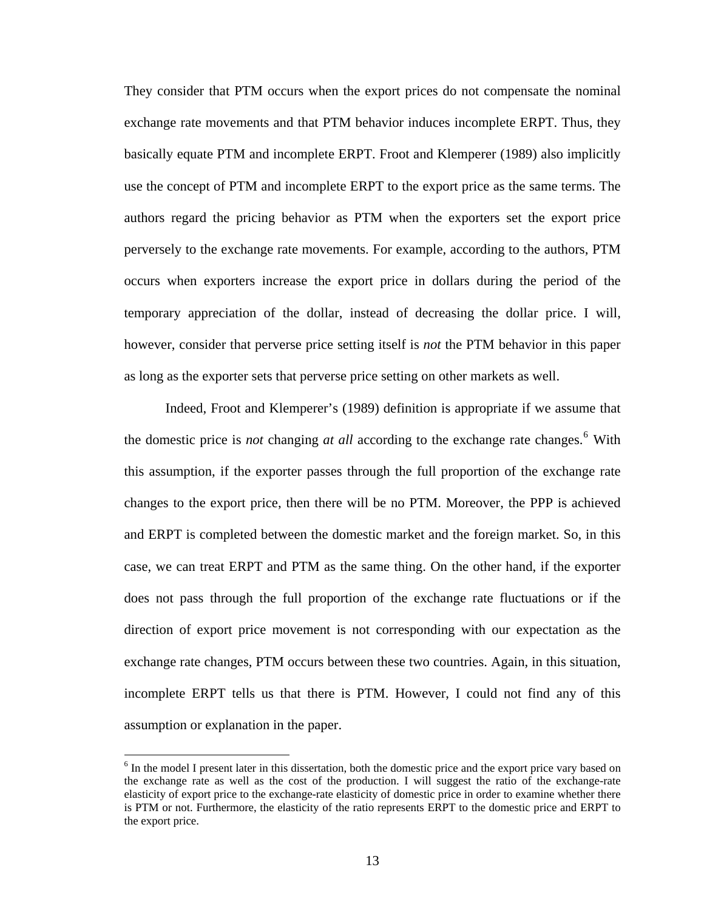They consider that PTM occurs when the export prices do not compensate the nominal exchange rate movements and that PTM behavior induces incomplete ERPT. Thus, they basically equate PTM and incomplete ERPT. Froot and Klemperer (1989) also implicitly use the concept of PTM and incomplete ERPT to the export price as the same terms. The authors regard the pricing behavior as PTM when the exporters set the export price perversely to the exchange rate movements. For example, according to the authors, PTM occurs when exporters increase the export price in dollars during the period of the temporary appreciation of the dollar, instead of decreasing the dollar price. I will, however, consider that perverse price setting itself is *not* the PTM behavior in this paper as long as the exporter sets that perverse price setting on other markets as well.

Indeed, Froot and Klemperer's (1989) definition is appropriate if we assume that the domestic price is *not* changing *at all* according to the exchange rate changes.[6] With this assumption, if the exporter passes through the full proportion of the exchange rate changes to the export price, then there will be no PTM. Moreover, the PPP is achieved and ERPT is completed between the domestic market and the foreign market. So, in this case, we can treat ERPT and PTM as the same thing. On the other hand, if the exporter does not pass through the full proportion of the exchange rate fluctuations or if the direction of export price movement is not corresponding with our expectation as the exchange rate changes, PTM occurs between these two countries. Again, in this situation, incomplete ERPT tells us that there is PTM. However, I could not find any of this assumption or explanation in the paper.

[6] In the model I present later in this dissertation, both the domestic price and the export price vary based on the exchange rate as well as the cost of the production. I will suggest the ratio of the exchange-rate elasticity of export price to the exchange-rate elasticity of domestic price in order to examine whether there is PTM or not. Furthermore, the elasticity of the ratio represents ERPT to the domestic price and ERPT to the export price.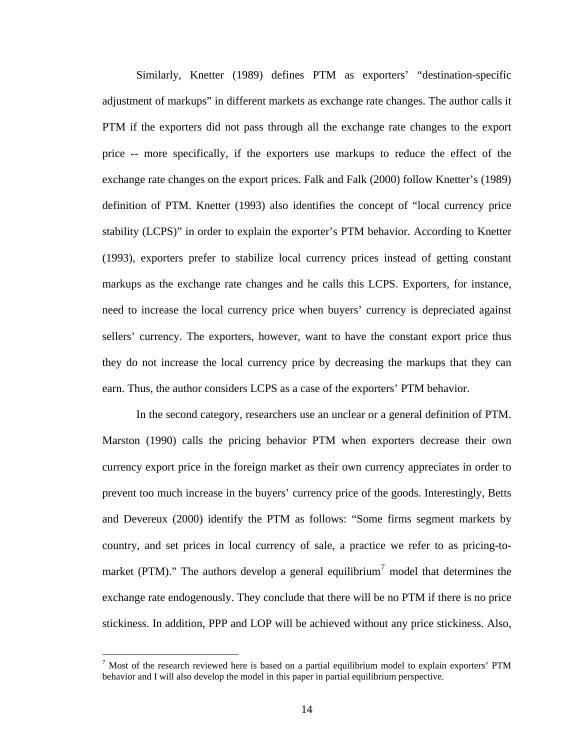Similarly, Knetter (1989) defines PTM as exporters' "destination-specific adjustment of markups" in different markets as exchange rate changes. The author calls it PTM if the exporters did not pass through all the exchange rate changes to the export price -- more specifically, if the exporters use markups to reduce the effect of the exchange rate changes on the export prices. Falk and Falk (2000) follow Knetter's (1989) definition of PTM. Knetter (1993) also identifies the concept of "local currency price stability (LCPS)" in order to explain the exporter's PTM behavior. According to Knetter (1993), exporters prefer to stabilize local currency prices instead of getting constant markups as the exchange rate changes and he calls this LCPS. Exporters, for instance, need to increase the local currency price when buyers' currency is depreciated against sellers' currency. The exporters, however, want to have the constant export price thus they do not increase the local currency price by decreasing the markups that they can earn. Thus, the author considers LCPS as a case of the exporters' PTM behavior.

In the second category, researchers use an unclear or a general definition of PTM. Marston (1990) calls the pricing behavior PTM when exporters decrease their own currency export price in the foreign market as their own currency appreciates in order to prevent too much increase in the buyers' currency price of the goods. Interestingly, Betts and Devereux (2000) identify the PTM as follows: "Some firms segment markets by country, and set prices in local currency of sale, a practice we refer to as pricing-to-market (PTM)." The authors develop a general equilibrium[7] model that determines the exchange rate endogenously. They conclude that there will be no PTM if there is no price stickiness. In addition, PPP and LOP will be achieved without any price stickiness. Also,

[7] Most of the research reviewed here is based on a partial equilibrium model to explain exporters' PTM behavior and I will also develop the model in this paper in partial equilibrium perspective.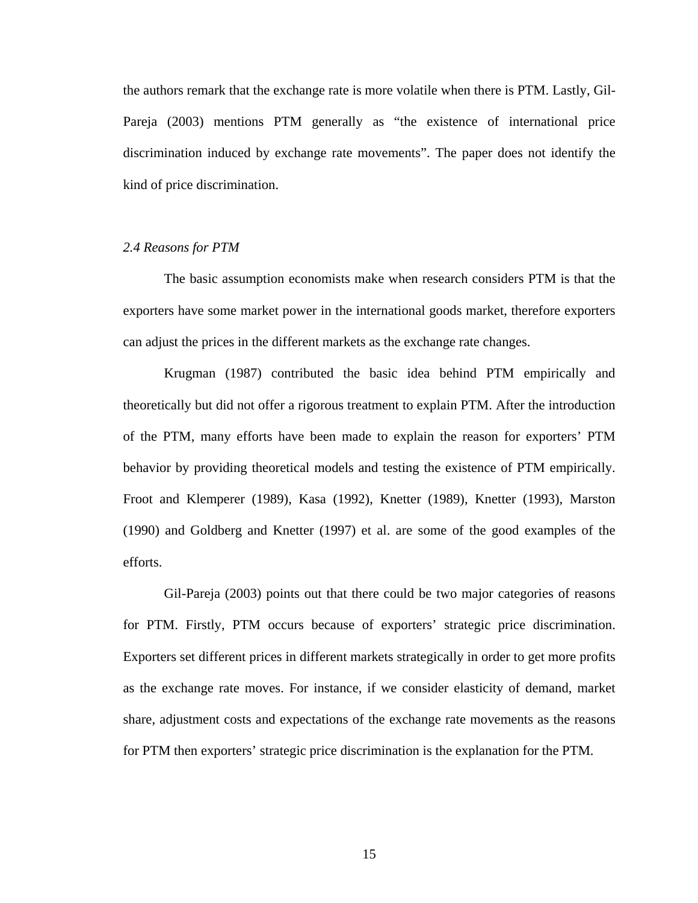the authors remark that the exchange rate is more volatile when there is PTM. Lastly, Gil-Pareja (2003) mentions PTM generally as "the existence of international price discrimination induced by exchange rate movements". The paper does not identify the kind of price discrimination.

### *2.4 Reasons for PTM*

The basic assumption economists make when research considers PTM is that the exporters have some market power in the international goods market, therefore exporters can adjust the prices in the different markets as the exchange rate changes.

Krugman (1987) contributed the basic idea behind PTM empirically and theoretically but did not offer a rigorous treatment to explain PTM. After the introduction of the PTM, many efforts have been made to explain the reason for exporters' PTM behavior by providing theoretical models and testing the existence of PTM empirically. Froot and Klemperer (1989), Kasa (1992), Knetter (1989), Knetter (1993), Marston (1990) and Goldberg and Knetter (1997) et al. are some of the good examples of the efforts.

Gil-Pareja (2003) points out that there could be two major categories of reasons for PTM. Firstly, PTM occurs because of exporters' strategic price discrimination. Exporters set different prices in different markets strategically in order to get more profits as the exchange rate moves. For instance, if we consider elasticity of demand, market share, adjustment costs and expectations of the exchange rate movements as the reasons for PTM then exporters' strategic price discrimination is the explanation for the PTM.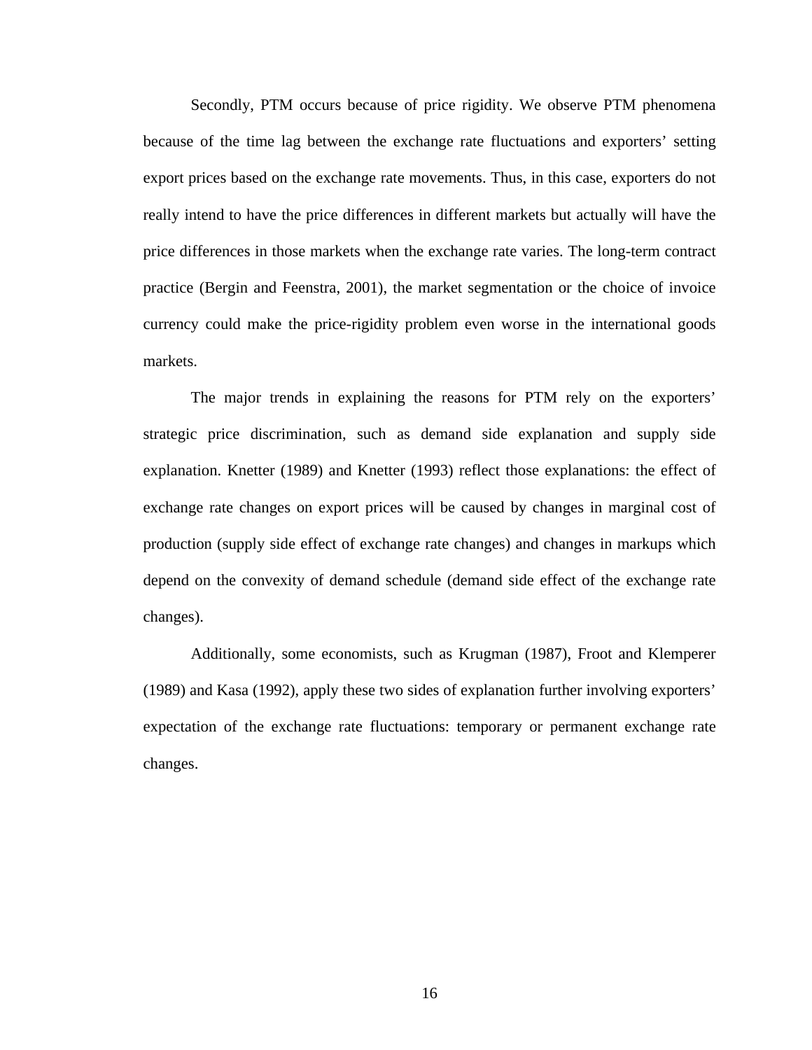Secondly, PTM occurs because of price rigidity. We observe PTM phenomena because of the time lag between the exchange rate fluctuations and exporters' setting export prices based on the exchange rate movements. Thus, in this case, exporters do not really intend to have the price differences in different markets but actually will have the price differences in those markets when the exchange rate varies. The long-term contract practice (Bergin and Feenstra, 2001), the market segmentation or the choice of invoice currency could make the price-rigidity problem even worse in the international goods markets.

The major trends in explaining the reasons for PTM rely on the exporters' strategic price discrimination, such as demand side explanation and supply side explanation. Knetter (1989) and Knetter (1993) reflect those explanations: the effect of exchange rate changes on export prices will be caused by changes in marginal cost of production (supply side effect of exchange rate changes) and changes in markups which depend on the convexity of demand schedule (demand side effect of the exchange rate changes).

Additionally, some economists, such as Krugman (1987), Froot and Klemperer (1989) and Kasa (1992), apply these two sides of explanation further involving exporters' expectation of the exchange rate fluctuations: temporary or permanent exchange rate changes.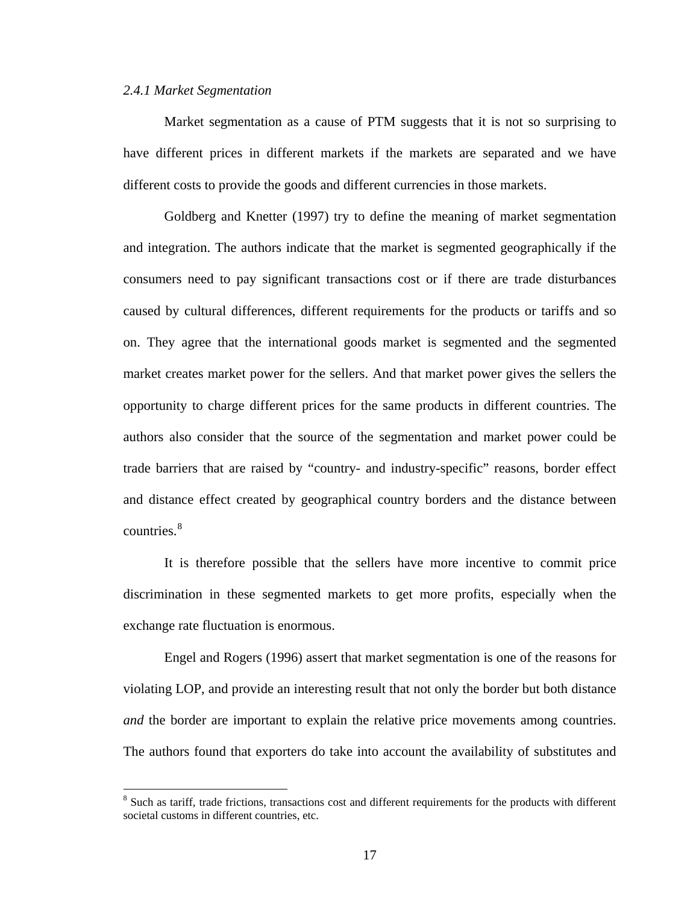*2.4.1 Market Segmentation*

Market segmentation as a cause of PTM suggests that it is not so surprising to have different prices in different markets if the markets are separated and we have different costs to provide the goods and different currencies in those markets.

Goldberg and Knetter (1997) try to define the meaning of market segmentation and integration. The authors indicate that the market is segmented geographically if the consumers need to pay significant transactions cost or if there are trade disturbances caused by cultural differences, different requirements for the products or tariffs and so on. They agree that the international goods market is segmented and the segmented market creates market power for the sellers. And that market power gives the sellers the opportunity to charge different prices for the same products in different countries. The authors also consider that the source of the segmentation and market power could be trade barriers that are raised by "country- and industry-specific" reasons, border effect and distance effect created by geographical country borders and the distance between countries.[8]

It is therefore possible that the sellers have more incentive to commit price discrimination in these segmented markets to get more profits, especially when the exchange rate fluctuation is enormous.

Engel and Rogers (1996) assert that market segmentation is one of the reasons for violating LOP, and provide an interesting result that not only the border but both distance *and* the border are important to explain the relative price movements among countries. The authors found that exporters do take into account the availability of substitutes and

[8] Such as tariff, trade frictions, transactions cost and different requirements for the products with different societal customs in different countries, etc.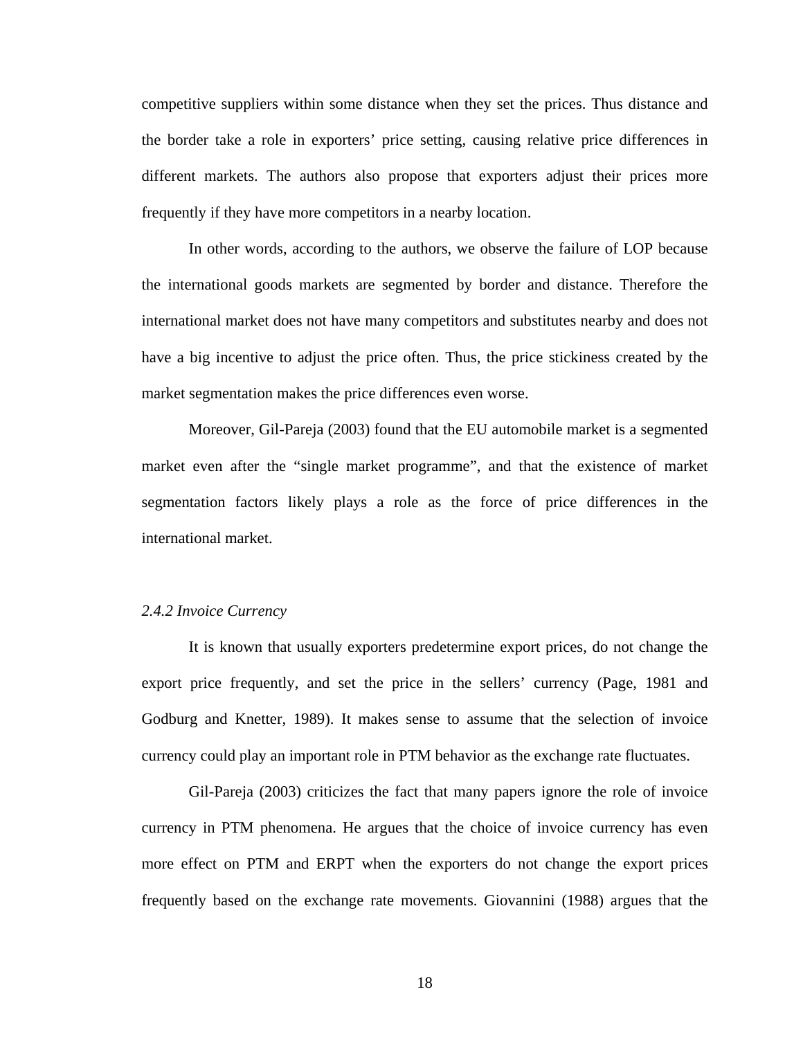competitive suppliers within some distance when they set the prices. Thus distance and the border take a role in exporters' price setting, causing relative price differences in different markets. The authors also propose that exporters adjust their prices more frequently if they have more competitors in a nearby location.

In other words, according to the authors, we observe the failure of LOP because the international goods markets are segmented by border and distance. Therefore the international market does not have many competitors and substitutes nearby and does not have a big incentive to adjust the price often. Thus, the price stickiness created by the market segmentation makes the price differences even worse.

Moreover, Gil-Pareja (2003) found that the EU automobile market is a segmented market even after the "single market programme", and that the existence of market segmentation factors likely plays a role as the force of price differences in the international market.

### *2.4.2 Invoice Currency*

It is known that usually exporters predetermine export prices, do not change the export price frequently, and set the price in the sellers' currency (Page, 1981 and Godburg and Knetter, 1989). It makes sense to assume that the selection of invoice currency could play an important role in PTM behavior as the exchange rate fluctuates.

Gil-Pareja (2003) criticizes the fact that many papers ignore the role of invoice currency in PTM phenomena. He argues that the choice of invoice currency has even more effect on PTM and ERPT when the exporters do not change the export prices frequently based on the exchange rate movements. Giovannini (1988) argues that the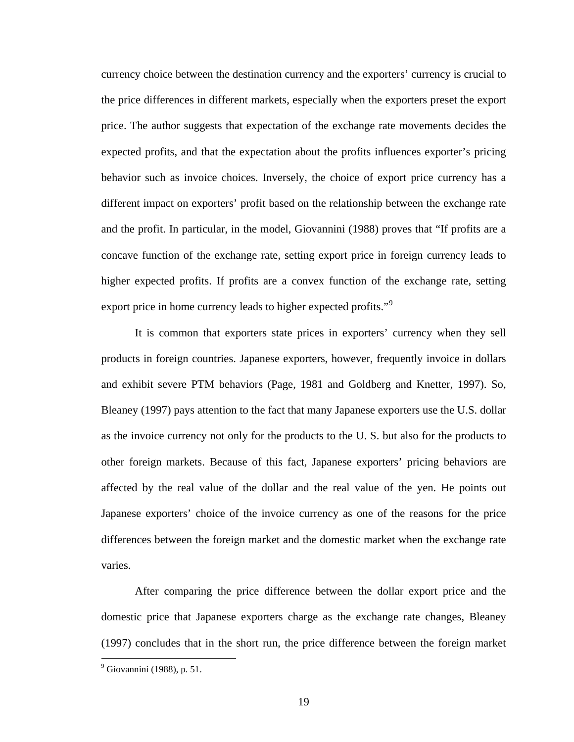currency choice between the destination currency and the exporters' currency is crucial to the price differences in different markets, especially when the exporters preset the export price. The author suggests that expectation of the exchange rate movements decides the expected profits, and that the expectation about the profits influences exporter's pricing behavior such as invoice choices. Inversely, the choice of export price currency has a different impact on exporters' profit based on the relationship between the exchange rate and the profit. In particular, in the model, Giovannini (1988) proves that "If profits are a concave function of the exchange rate, setting export price in foreign currency leads to higher expected profits. If profits are a convex function of the exchange rate, setting export price in home currency leads to higher expected profits."[9]

It is common that exporters state prices in exporters' currency when they sell products in foreign countries. Japanese exporters, however, frequently invoice in dollars and exhibit severe PTM behaviors (Page, 1981 and Goldberg and Knetter, 1997). So, Bleaney (1997) pays attention to the fact that many Japanese exporters use the U.S. dollar as the invoice currency not only for the products to the U. S. but also for the products to other foreign markets. Because of this fact, Japanese exporters' pricing behaviors are affected by the real value of the dollar and the real value of the yen. He points out Japanese exporters' choice of the invoice currency as one of the reasons for the price differences between the foreign market and the domestic market when the exchange rate varies.

After comparing the price difference between the dollar export price and the domestic price that Japanese exporters charge as the exchange rate changes, Bleaney (1997) concludes that in the short run, the price difference between the foreign market

[9] Giovannini (1988), p. 51.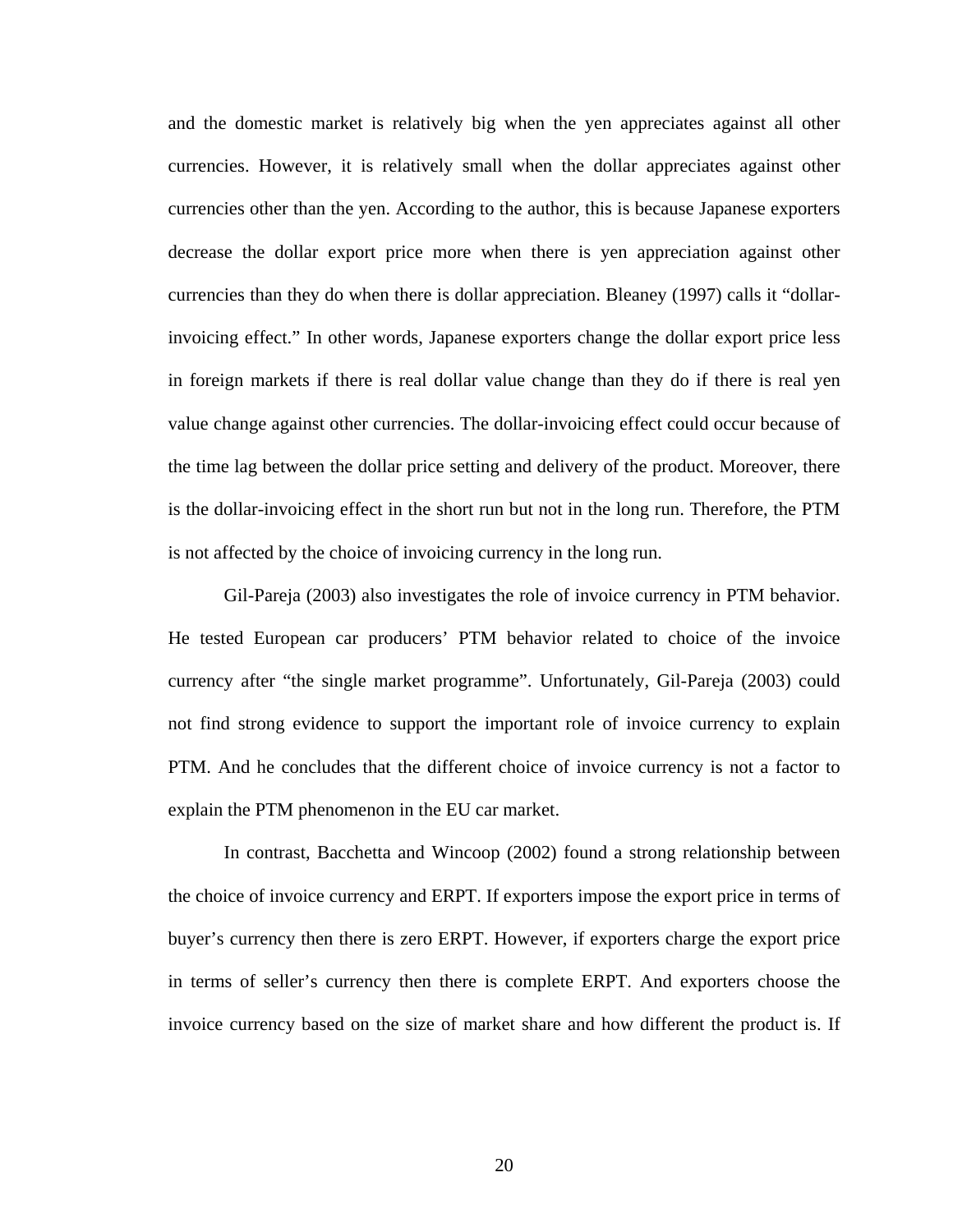and the domestic market is relatively big when the yen appreciates against all other currencies. However, it is relatively small when the dollar appreciates against other currencies other than the yen. According to the author, this is because Japanese exporters decrease the dollar export price more when there is yen appreciation against other currencies than they do when there is dollar appreciation. Bleaney (1997) calls it "dollar-invoicing effect." In other words, Japanese exporters change the dollar export price less in foreign markets if there is real dollar value change than they do if there is real yen value change against other currencies. The dollar-invoicing effect could occur because of the time lag between the dollar price setting and delivery of the product. Moreover, there is the dollar-invoicing effect in the short run but not in the long run. Therefore, the PTM is not affected by the choice of invoicing currency in the long run.

Gil-Pareja (2003) also investigates the role of invoice currency in PTM behavior. He tested European car producers' PTM behavior related to choice of the invoice currency after "the single market programme". Unfortunately, Gil-Pareja (2003) could not find strong evidence to support the important role of invoice currency to explain PTM. And he concludes that the different choice of invoice currency is not a factor to explain the PTM phenomenon in the EU car market.

In contrast, Bacchetta and Wincoop (2002) found a strong relationship between the choice of invoice currency and ERPT. If exporters impose the export price in terms of buyer's currency then there is zero ERPT. However, if exporters charge the export price in terms of seller's currency then there is complete ERPT. And exporters choose the invoice currency based on the size of market share and how different the product is. If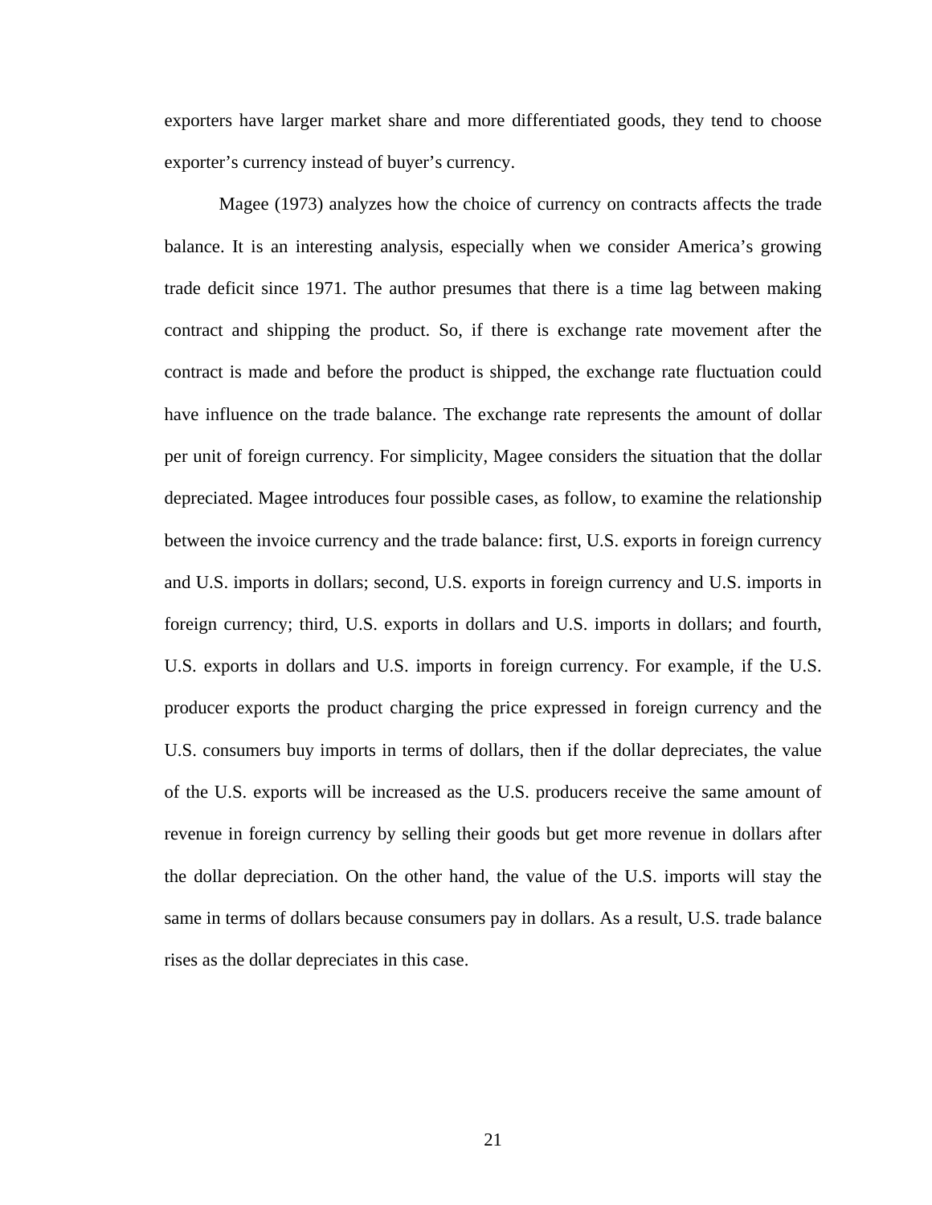exporters have larger market share and more differentiated goods, they tend to choose exporter's currency instead of buyer's currency.

Magee (1973) analyzes how the choice of currency on contracts affects the trade balance. It is an interesting analysis, especially when we consider America's growing trade deficit since 1971. The author presumes that there is a time lag between making contract and shipping the product. So, if there is exchange rate movement after the contract is made and before the product is shipped, the exchange rate fluctuation could have influence on the trade balance. The exchange rate represents the amount of dollar per unit of foreign currency. For simplicity, Magee considers the situation that the dollar depreciated. Magee introduces four possible cases, as follow, to examine the relationship between the invoice currency and the trade balance: first, U.S. exports in foreign currency and U.S. imports in dollars; second, U.S. exports in foreign currency and U.S. imports in foreign currency; third, U.S. exports in dollars and U.S. imports in dollars; and fourth, U.S. exports in dollars and U.S. imports in foreign currency. For example, if the U.S. producer exports the product charging the price expressed in foreign currency and the U.S. consumers buy imports in terms of dollars, then if the dollar depreciates, the value of the U.S. exports will be increased as the U.S. producers receive the same amount of revenue in foreign currency by selling their goods but get more revenue in dollars after the dollar depreciation. On the other hand, the value of the U.S. imports will stay the same in terms of dollars because consumers pay in dollars. As a result, U.S. trade balance rises as the dollar depreciates in this case.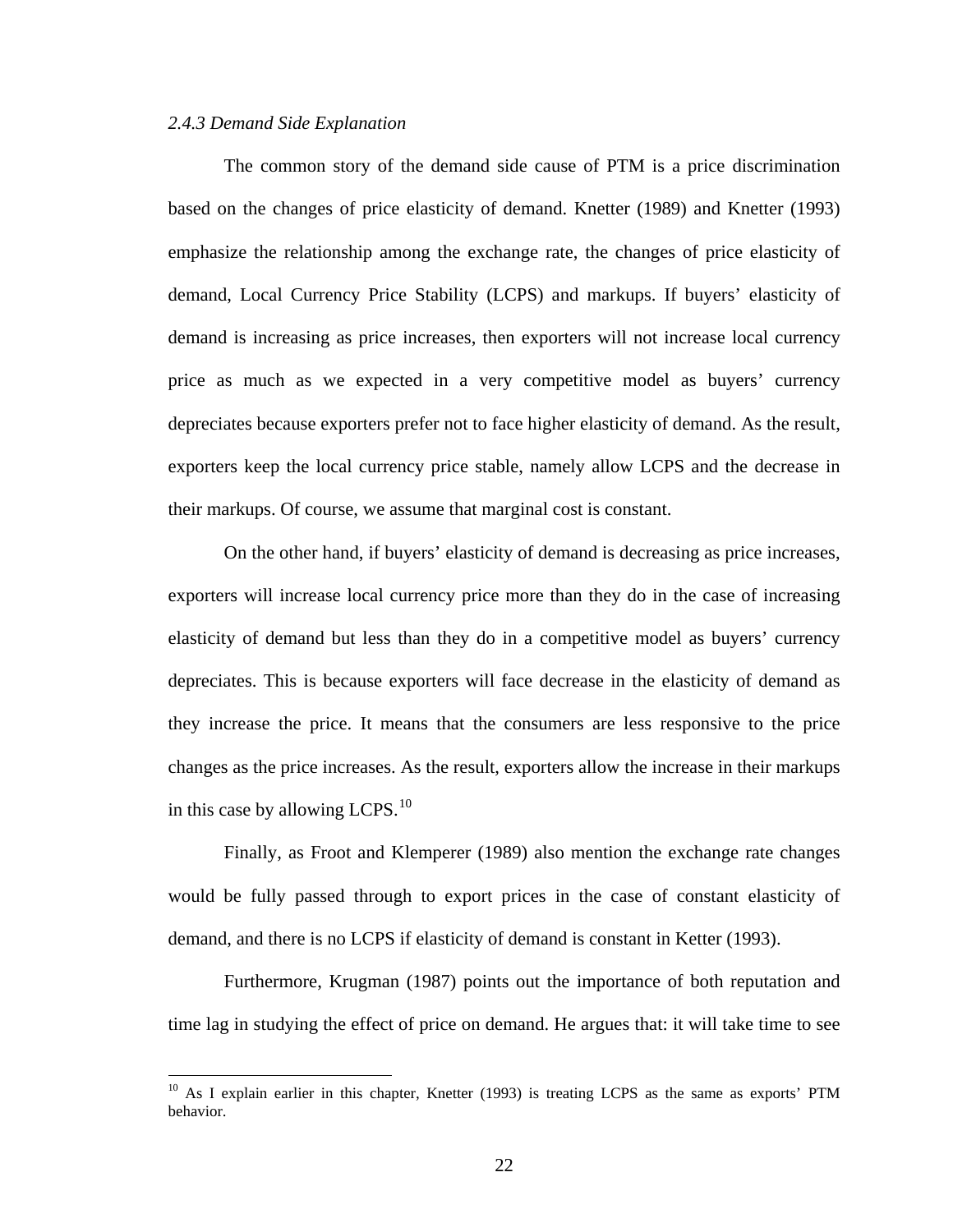*2.4.3 Demand Side Explanation*

The common story of the demand side cause of PTM is a price discrimination based on the changes of price elasticity of demand. Knetter (1989) and Knetter (1993) emphasize the relationship among the exchange rate, the changes of price elasticity of demand, Local Currency Price Stability (LCPS) and markups. If buyers' elasticity of demand is increasing as price increases, then exporters will not increase local currency price as much as we expected in a very competitive model as buyers' currency depreciates because exporters prefer not to face higher elasticity of demand. As the result, exporters keep the local currency price stable, namely allow LCPS and the decrease in their markups. Of course, we assume that marginal cost is constant.

On the other hand, if buyers' elasticity of demand is decreasing as price increases, exporters will increase local currency price more than they do in the case of increasing elasticity of demand but less than they do in a competitive model as buyers' currency depreciates. This is because exporters will face decrease in the elasticity of demand as they increase the price. It means that the consumers are less responsive to the price changes as the price increases. As the result, exporters allow the increase in their markups in this case by allowing LCPS.[10]

Finally, as Froot and Klemperer (1989) also mention the exchange rate changes would be fully passed through to export prices in the case of constant elasticity of demand, and there is no LCPS if elasticity of demand is constant in Ketter (1993).

Furthermore, Krugman (1987) points out the importance of both reputation and time lag in studying the effect of price on demand. He argues that: it will take time to see

[10] As I explain earlier in this chapter, Knetter (1993) is treating LCPS as the same as exports' PTM behavior.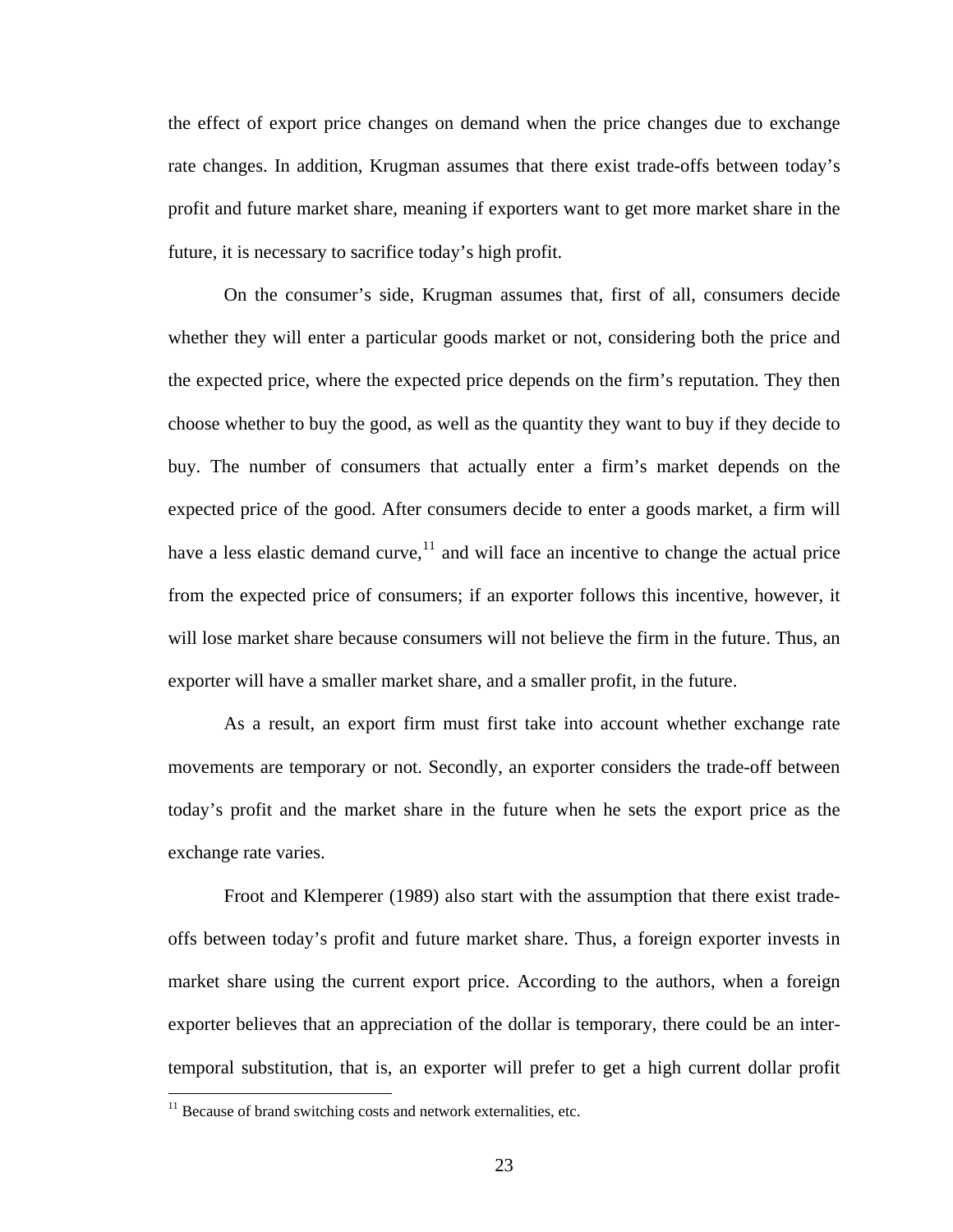the effect of export price changes on demand when the price changes due to exchange rate changes. In addition, Krugman assumes that there exist trade-offs between today's profit and future market share, meaning if exporters want to get more market share in the future, it is necessary to sacrifice today's high profit.

On the consumer's side, Krugman assumes that, first of all, consumers decide whether they will enter a particular goods market or not, considering both the price and the expected price, where the expected price depends on the firm's reputation. They then choose whether to buy the good, as well as the quantity they want to buy if they decide to buy. The number of consumers that actually enter a firm's market depends on the expected price of the good. After consumers decide to enter a goods market, a firm will have a less elastic demand curve,[11] and will face an incentive to change the actual price from the expected price of consumers; if an exporter follows this incentive, however, it will lose market share because consumers will not believe the firm in the future. Thus, an exporter will have a smaller market share, and a smaller profit, in the future.

As a result, an export firm must first take into account whether exchange rate movements are temporary or not. Secondly, an exporter considers the trade-off between today's profit and the market share in the future when he sets the export price as the exchange rate varies.

Froot and Klemperer (1989) also start with the assumption that there exist trade-offs between today's profit and future market share. Thus, a foreign exporter invests in market share using the current export price. According to the authors, when a foreign exporter believes that an appreciation of the dollar is temporary, there could be an inter-temporal substitution, that is, an exporter will prefer to get a high current dollar profit

[11] Because of brand switching costs and network externalities, etc.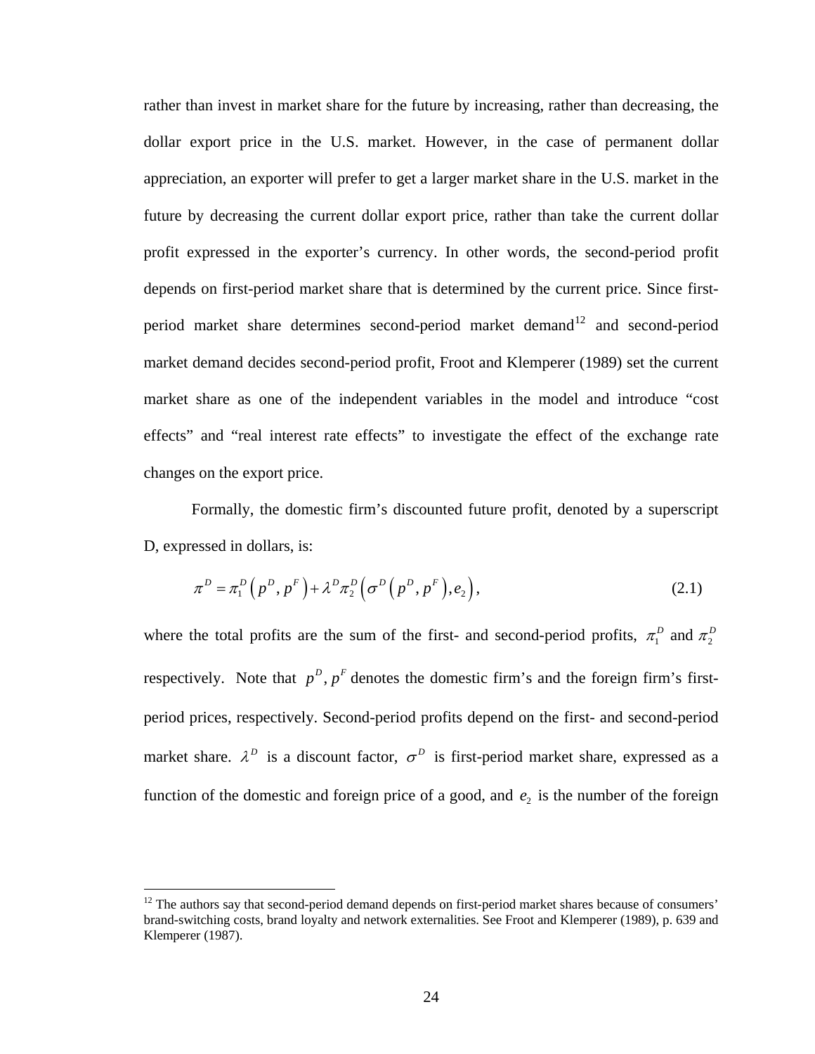rather than invest in market share for the future by increasing, rather than decreasing, the dollar export price in the U.S. market. However, in the case of permanent dollar appreciation, an exporter will prefer to get a larger market share in the U.S. market in the future by decreasing the current dollar export price, rather than take the current dollar profit expressed in the exporter's currency. In other words, the second-period profit depends on first-period market share that is determined by the current price. Since first-period market share determines second-period market demand[12] and second-period market demand decides second-period profit, Froot and Klemperer (1989) set the current market share as one of the independent variables in the model and introduce "cost effects" and "real interest rate effects" to investigate the effect of the exchange rate changes on the export price.

Formally, the domestic firm's discounted future profit, denoted by a superscript D, expressed in dollars, is:

$$\pi^D = \pi_1^D\left(p^D, p^F\right) + \lambda^D \pi_2^D\left(\sigma^D\left(p^D, p^F\right), e_2\right), \tag{2.1}$$

where the total profits are the sum of the first- and second-period profits, $\pi_1^D$ and $\pi_2^D$ respectively. Note that $p^D, p^F$ denotes the domestic firm's and the foreign firm's first-period prices, respectively. Second-period profits depend on the first- and second-period market share. $\lambda^D$ is a discount factor, $\sigma^D$ is first-period market share, expressed as a function of the domestic and foreign price of a good, and $e_2$ is the number of the foreign

[12] The authors say that second-period demand depends on first-period market shares because of consumers' brand-switching costs, brand loyalty and network externalities. See Froot and Klemperer (1989), p. 639 and Klemperer (1987).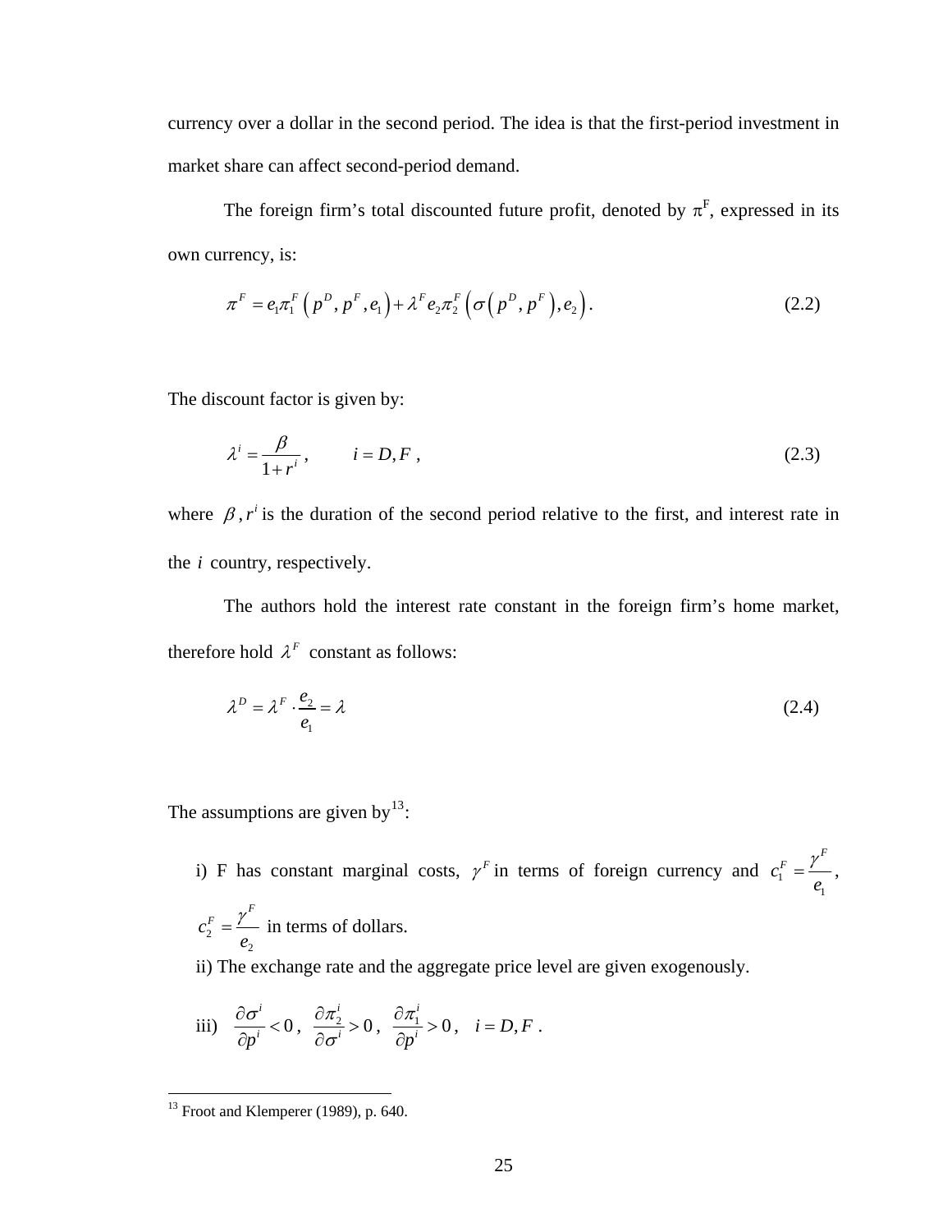currency over a dollar in the second period. The idea is that the first-period investment in market share can affect second-period demand.

The foreign firm's total discounted future profit, denoted by $\pi^F$, expressed in its own currency, is:

$$\pi^F = e_1 \pi_1^F \left( p^D, p^F, e_1 \right) + \lambda^F e_2 \pi_2^F \left( \sigma \left( p^D, p^F \right), e_2 \right). \tag{2.2}$$

The discount factor is given by:

$$\lambda^i = \frac{\beta}{1+r^i}, \qquad i = D, F, \tag{2.3}$$

where $\beta, r^i$ is the duration of the second period relative to the first, and interest rate in the $i$ country, respectively.

The authors hold the interest rate constant in the foreign firm's home market, therefore hold $\lambda^F$ constant as follows:

$$\lambda^D = \lambda^F \cdot \frac{e_2}{e_1} = \lambda \tag{2.4}$$

The assumptions are given by[13]:

i) F has constant marginal costs, $\gamma^F$ in terms of foreign currency and $c_1^F = \frac{\gamma^F}{e_1}$, $c_2^F = \frac{\gamma^F}{e_2}$ in terms of dollars.

ii) The exchange rate and the aggregate price level are given exogenously.

iii) $\frac{\partial \sigma^i}{\partial p^i} < 0$, $\frac{\partial \pi_2^i}{\partial \sigma^i} > 0$, $\frac{\partial \pi_1^i}{\partial p^i} > 0$, $\quad i = D, F$.

[13] Froot and Klemperer (1989), p. 640.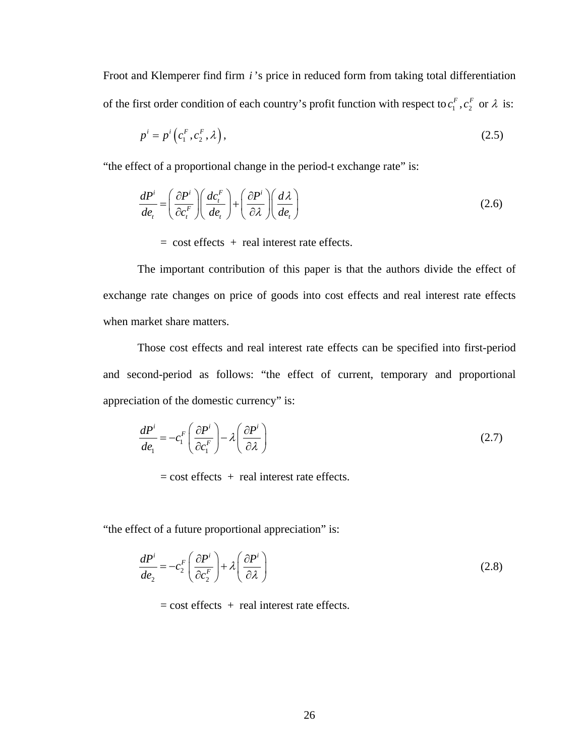Froot and Klemperer find firm $i$'s price in reduced form from taking total differentiation of the first order condition of each country's profit function with respect to $c_1^F, c_2^F$ or $\lambda$ is:

$$p^i = p^i\left(c_1^F, c_2^F, \lambda\right), \tag{2.5}$$

"the effect of a proportional change in the period-t exchange rate" is:

$$\frac{dP^i}{de_t} = \left(\frac{\partial P^i}{\partial c_t^F}\right)\left(\frac{dc_t^F}{de_t}\right) + \left(\frac{\partial P^i}{\partial \lambda}\right)\left(\frac{d\lambda}{de_t}\right) \tag{2.6}$$

= cost effects + real interest rate effects.

The important contribution of this paper is that the authors divide the effect of exchange rate changes on price of goods into cost effects and real interest rate effects when market share matters.

Those cost effects and real interest rate effects can be specified into first-period and second-period as follows: "the effect of current, temporary and proportional appreciation of the domestic currency" is:

$$\frac{dP^i}{de_1} = -c_1^F\left(\frac{\partial P^i}{\partial c_1^F}\right) - \lambda\left(\frac{\partial P^i}{\partial \lambda}\right) \tag{2.7}$$

= cost effects + real interest rate effects.

"the effect of a future proportional appreciation" is:

$$\frac{dP^i}{de_2} = -c_2^F\left(\frac{\partial P^i}{\partial c_2^F}\right) + \lambda\left(\frac{\partial P^i}{\partial \lambda}\right) \tag{2.8}$$

= cost effects + real interest rate effects.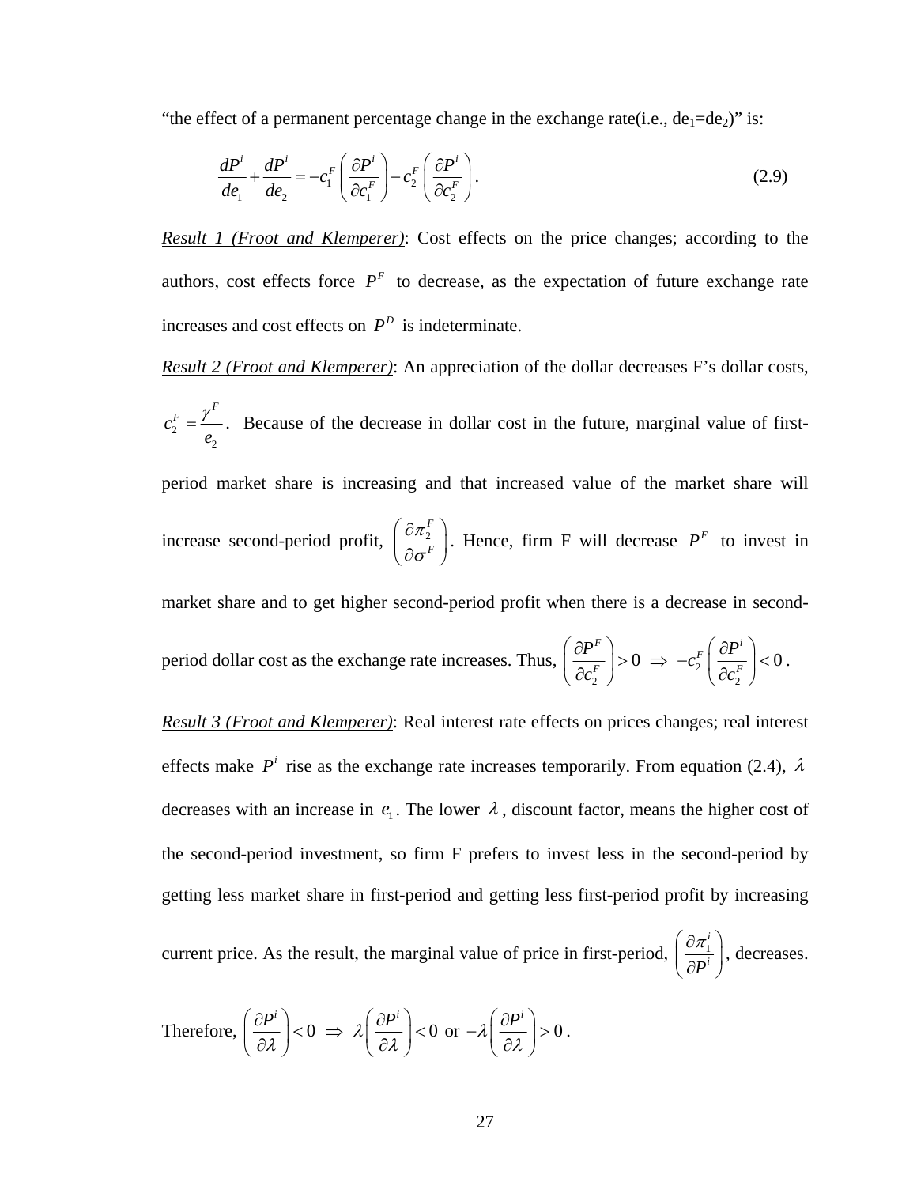"the effect of a permanent percentage change in the exchange rate(i.e., $de_1 = de_2$)" is:

$$\frac{dP^i}{de_1} + \frac{dP^i}{de_2} = -c_1^F \left( \frac{\partial P^i}{\partial c_1^F} \right) - c_2^F \left( \frac{\partial P^i}{\partial c_2^F} \right). \tag{2.9}$$

*__Result 1 (Froot and Klemperer)__*: Cost effects on the price changes; according to the authors, cost effects force $P^F$ to decrease, as the expectation of future exchange rate increases and cost effects on $P^D$ is indeterminate.

*__Result 2 (Froot and Klemperer)__*: An appreciation of the dollar decreases F's dollar costs, $c_2^F = \frac{\gamma^F}{e_2}$. Because of the decrease in dollar cost in the future, marginal value of first-period market share is increasing and that increased value of the market share will increase second-period profit, $\left( \frac{\partial \pi_2^F}{\partial \sigma^F} \right)$. Hence, firm F will decrease $P^F$ to invest in market share and to get higher second-period profit when there is a decrease in second-period dollar cost as the exchange rate increases. Thus, $\left( \frac{\partial P^F}{\partial c_2^F} \right) > 0 \;\Rightarrow\; -c_2^F \left( \frac{\partial P^i}{\partial c_2^F} \right) < 0$.

*__Result 3 (Froot and Klemperer)__*: Real interest rate effects on prices changes; real interest effects make $P^i$ rise as the exchange rate increases temporarily. From equation (2.4), $\lambda$ decreases with an increase in $e_1$. The lower $\lambda$, discount factor, means the higher cost of the second-period investment, so firm F prefers to invest less in the second-period by getting less market share in first-period and getting less first-period profit by increasing current price. As the result, the marginal value of price in first-period, $\left( \frac{\partial \pi_1^i}{\partial P^i} \right)$, decreases.

Therefore, $\left( \frac{\partial P^i}{\partial \lambda} \right) < 0 \;\Rightarrow\; \lambda \left( \frac{\partial P^i}{\partial \lambda} \right) < 0$ or $-\lambda \left( \frac{\partial P^i}{\partial \lambda} \right) > 0$.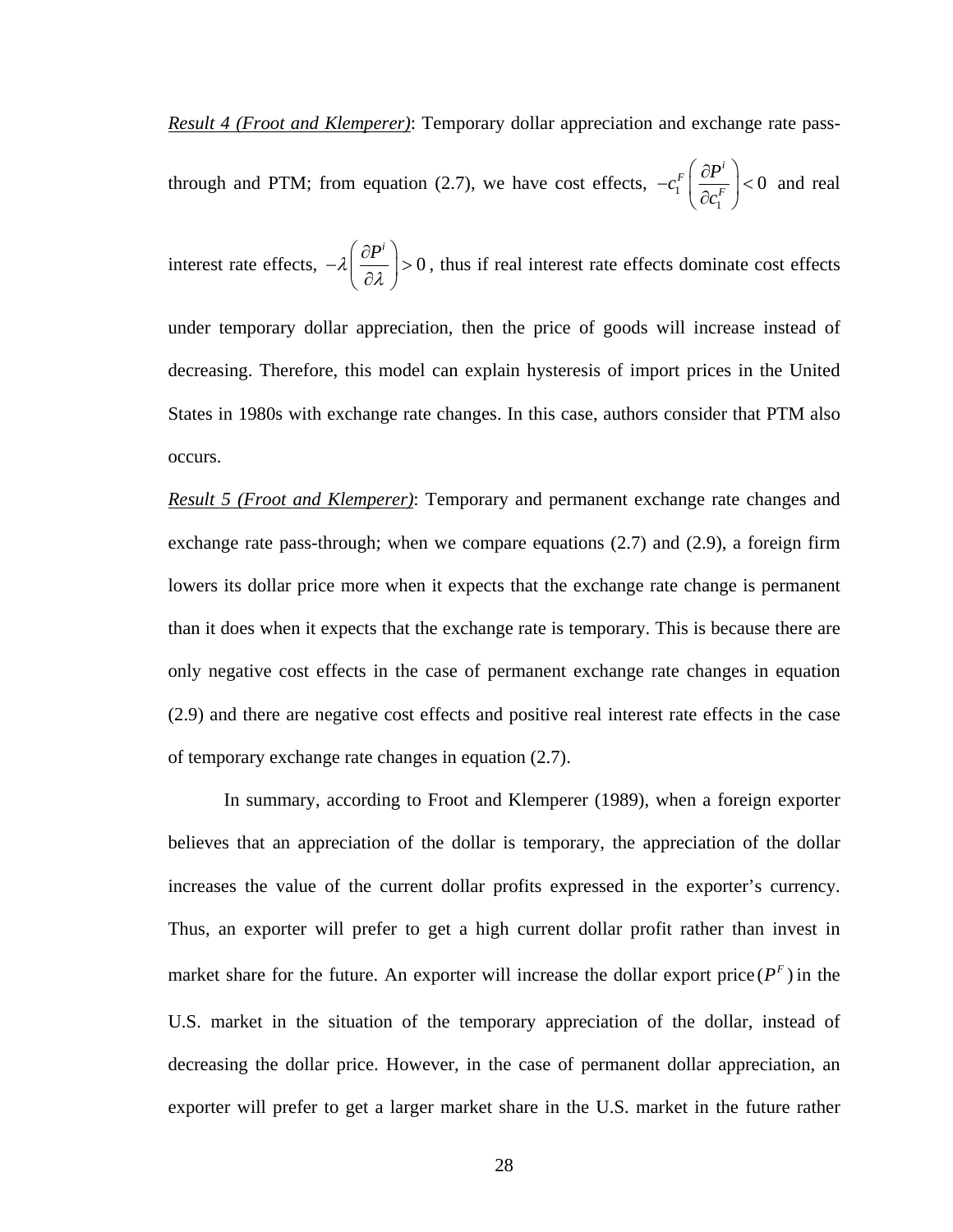*Result 4 (Froot and Klemperer)*: Temporary dollar appreciation and exchange rate pass-through and PTM; from equation (2.7), we have cost effects, $-c_1^F\left(\frac{\partial P^i}{\partial c_1^F}\right)<0$ and real interest rate effects, $-\lambda\left(\frac{\partial P^i}{\partial \lambda}\right)>0$, thus if real interest rate effects dominate cost effects under temporary dollar appreciation, then the price of goods will increase instead of decreasing. Therefore, this model can explain hysteresis of import prices in the United States in 1980s with exchange rate changes. In this case, authors consider that PTM also occurs.

*Result 5 (Froot and Klemperer)*: Temporary and permanent exchange rate changes and exchange rate pass-through; when we compare equations (2.7) and (2.9), a foreign firm lowers its dollar price more when it expects that the exchange rate change is permanent than it does when it expects that the exchange rate is temporary. This is because there are only negative cost effects in the case of permanent exchange rate changes in equation (2.9) and there are negative cost effects and positive real interest rate effects in the case of temporary exchange rate changes in equation (2.7).

In summary, according to Froot and Klemperer (1989), when a foreign exporter believes that an appreciation of the dollar is temporary, the appreciation of the dollar increases the value of the current dollar profits expressed in the exporter's currency. Thus, an exporter will prefer to get a high current dollar profit rather than invest in market share for the future. An exporter will increase the dollar export price $(P^F)$ in the U.S. market in the situation of the temporary appreciation of the dollar, instead of decreasing the dollar price. However, in the case of permanent dollar appreciation, an exporter will prefer to get a larger market share in the U.S. market in the future rather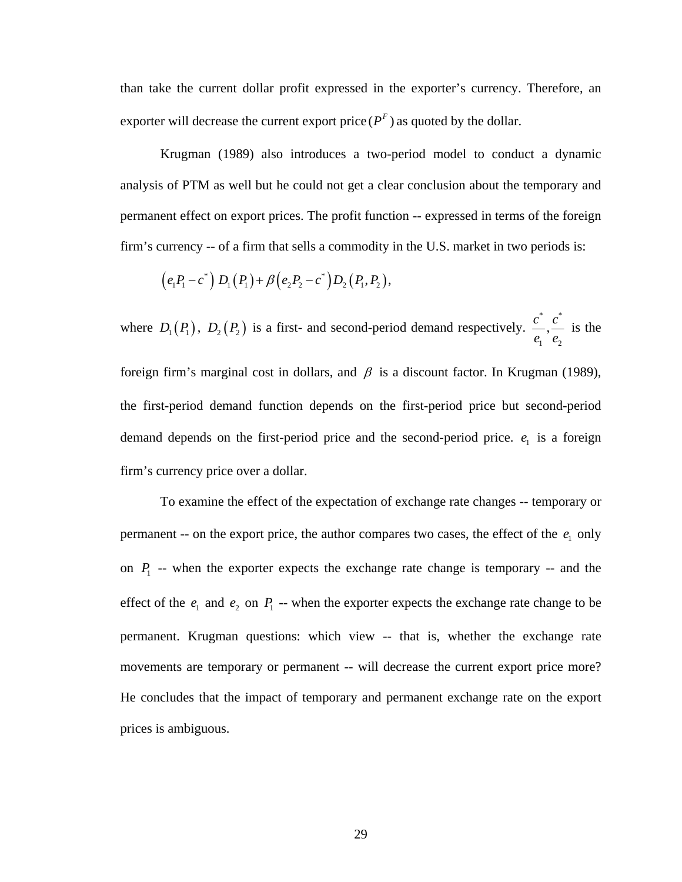than take the current dollar profit expressed in the exporter's currency. Therefore, an exporter will decrease the current export price $(P^F)$ as quoted by the dollar.

Krugman (1989) also introduces a two-period model to conduct a dynamic analysis of PTM as well but he could not get a clear conclusion about the temporary and permanent effect on export prices. The profit function -- expressed in terms of the foreign firm's currency -- of a firm that sells a commodity in the U.S. market in two periods is:

$$\left(e_1 P_1 - c^*\right) D_1\left(P_1\right) + \beta\left(e_2 P_2 - c^*\right) D_2\left(P_1, P_2\right),$$

where $D_1\left(P_1\right)$, $D_2\left(P_2\right)$ is a first- and second-period demand respectively. $\frac{c^*}{e_1}, \frac{c^*}{e_2}$ is the foreign firm's marginal cost in dollars, and $\beta$ is a discount factor. In Krugman (1989), the first-period demand function depends on the first-period price but second-period demand depends on the first-period price and the second-period price. $e_1$ is a foreign firm's currency price over a dollar.

To examine the effect of the expectation of exchange rate changes -- temporary or permanent -- on the export price, the author compares two cases, the effect of the $e_1$ only on $P_1$ -- when the exporter expects the exchange rate change is temporary -- and the effect of the $e_1$ and $e_2$ on $P_1$ -- when the exporter expects the exchange rate change to be permanent. Krugman questions: which view -- that is, whether the exchange rate movements are temporary or permanent -- will decrease the current export price more? He concludes that the impact of temporary and permanent exchange rate on the export prices is ambiguous.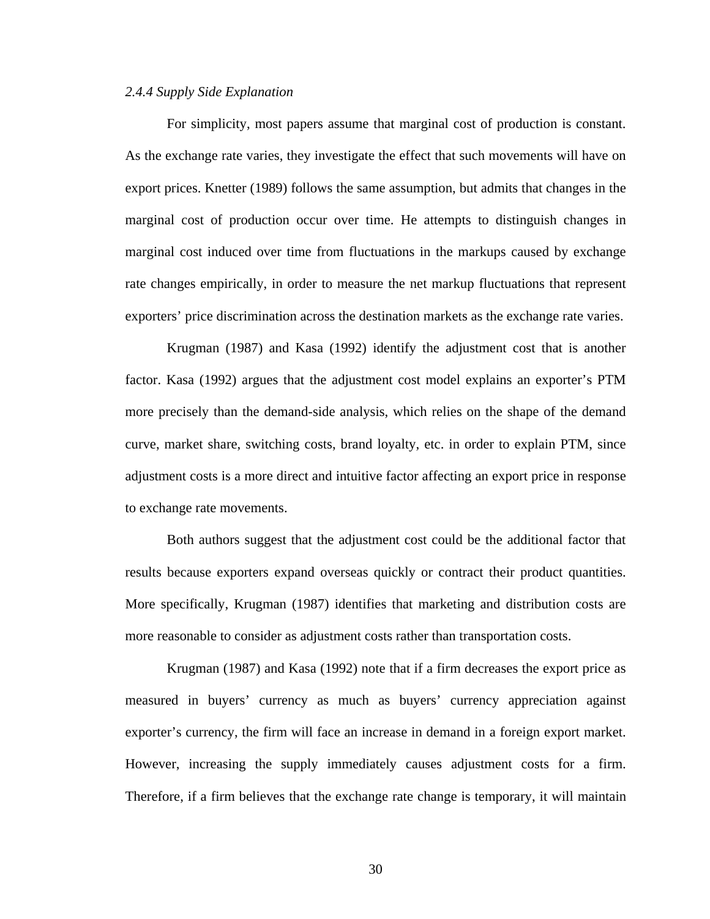*2.4.4 Supply Side Explanation*

For simplicity, most papers assume that marginal cost of production is constant. As the exchange rate varies, they investigate the effect that such movements will have on export prices. Knetter (1989) follows the same assumption, but admits that changes in the marginal cost of production occur over time. He attempts to distinguish changes in marginal cost induced over time from fluctuations in the markups caused by exchange rate changes empirically, in order to measure the net markup fluctuations that represent exporters' price discrimination across the destination markets as the exchange rate varies.

Krugman (1987) and Kasa (1992) identify the adjustment cost that is another factor. Kasa (1992) argues that the adjustment cost model explains an exporter's PTM more precisely than the demand-side analysis, which relies on the shape of the demand curve, market share, switching costs, brand loyalty, etc. in order to explain PTM, since adjustment costs is a more direct and intuitive factor affecting an export price in response to exchange rate movements.

Both authors suggest that the adjustment cost could be the additional factor that results because exporters expand overseas quickly or contract their product quantities. More specifically, Krugman (1987) identifies that marketing and distribution costs are more reasonable to consider as adjustment costs rather than transportation costs.

Krugman (1987) and Kasa (1992) note that if a firm decreases the export price as measured in buyers' currency as much as buyers' currency appreciation against exporter's currency, the firm will face an increase in demand in a foreign export market. However, increasing the supply immediately causes adjustment costs for a firm. Therefore, if a firm believes that the exchange rate change is temporary, it will maintain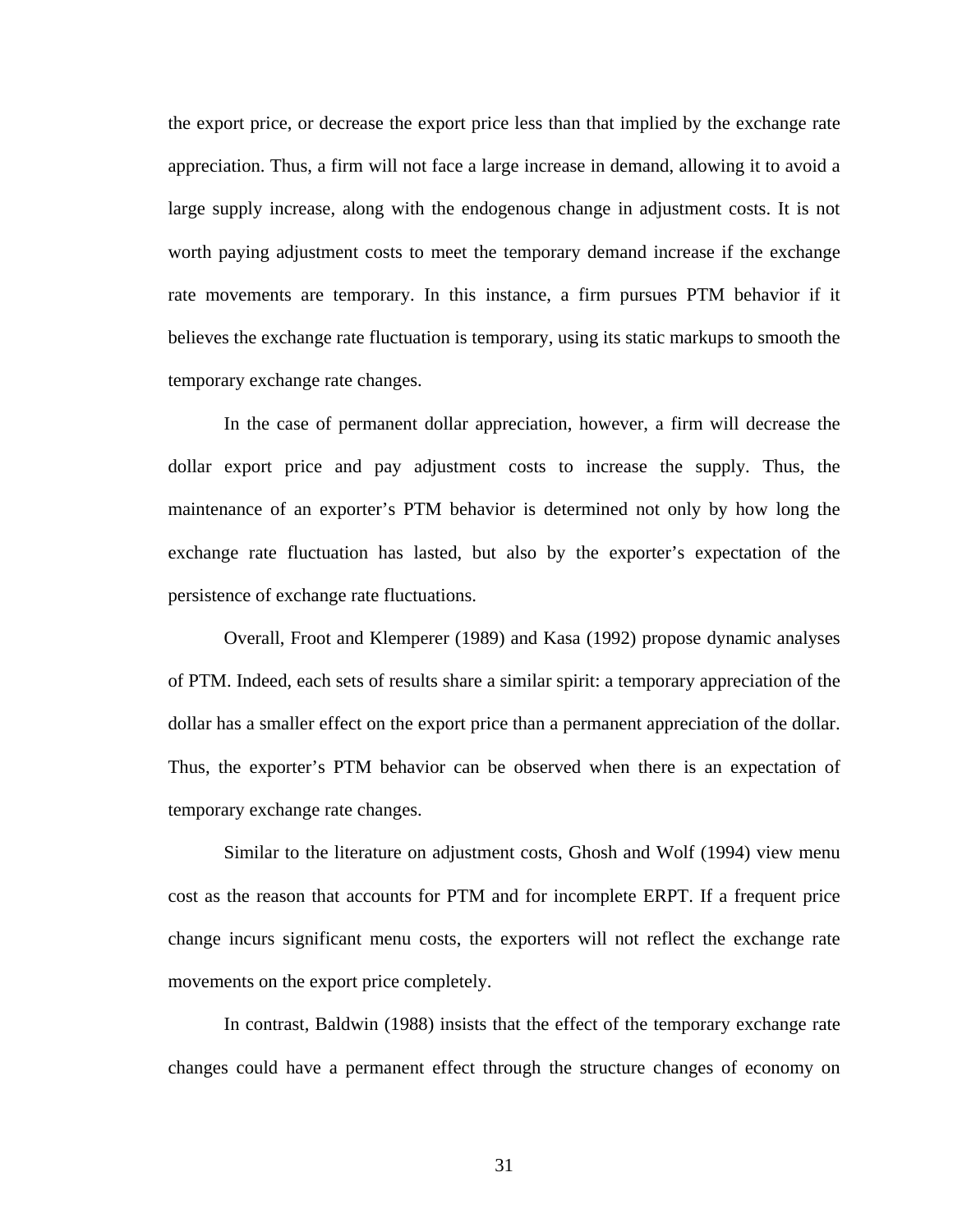the export price, or decrease the export price less than that implied by the exchange rate appreciation. Thus, a firm will not face a large increase in demand, allowing it to avoid a large supply increase, along with the endogenous change in adjustment costs. It is not worth paying adjustment costs to meet the temporary demand increase if the exchange rate movements are temporary. In this instance, a firm pursues PTM behavior if it believes the exchange rate fluctuation is temporary, using its static markups to smooth the temporary exchange rate changes.

In the case of permanent dollar appreciation, however, a firm will decrease the dollar export price and pay adjustment costs to increase the supply. Thus, the maintenance of an exporter's PTM behavior is determined not only by how long the exchange rate fluctuation has lasted, but also by the exporter's expectation of the persistence of exchange rate fluctuations.

Overall, Froot and Klemperer (1989) and Kasa (1992) propose dynamic analyses of PTM. Indeed, each sets of results share a similar spirit: a temporary appreciation of the dollar has a smaller effect on the export price than a permanent appreciation of the dollar. Thus, the exporter's PTM behavior can be observed when there is an expectation of temporary exchange rate changes.

Similar to the literature on adjustment costs, Ghosh and Wolf (1994) view menu cost as the reason that accounts for PTM and for incomplete ERPT. If a frequent price change incurs significant menu costs, the exporters will not reflect the exchange rate movements on the export price completely.

In contrast, Baldwin (1988) insists that the effect of the temporary exchange rate changes could have a permanent effect through the structure changes of economy on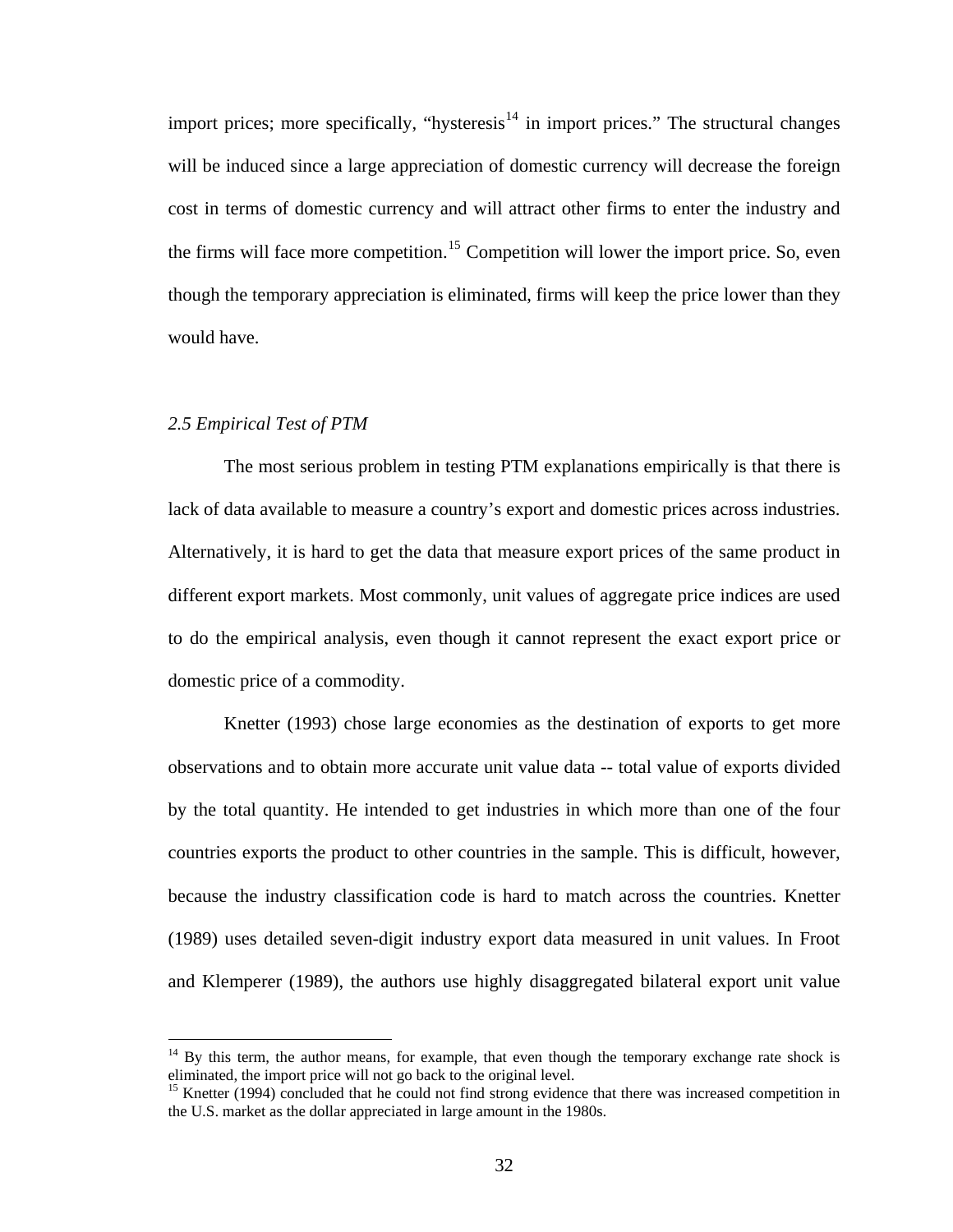import prices; more specifically, "hysteresis[14] in import prices." The structural changes will be induced since a large appreciation of domestic currency will decrease the foreign cost in terms of domestic currency and will attract other firms to enter the industry and the firms will face more competition.[15] Competition will lower the import price. So, even though the temporary appreciation is eliminated, firms will keep the price lower than they would have.

### *2.5 Empirical Test of PTM*

The most serious problem in testing PTM explanations empirically is that there is lack of data available to measure a country's export and domestic prices across industries. Alternatively, it is hard to get the data that measure export prices of the same product in different export markets. Most commonly, unit values of aggregate price indices are used to do the empirical analysis, even though it cannot represent the exact export price or domestic price of a commodity.

Knetter (1993) chose large economies as the destination of exports to get more observations and to obtain more accurate unit value data -- total value of exports divided by the total quantity. He intended to get industries in which more than one of the four countries exports the product to other countries in the sample. This is difficult, however, because the industry classification code is hard to match across the countries. Knetter (1989) uses detailed seven-digit industry export data measured in unit values. In Froot and Klemperer (1989), the authors use highly disaggregated bilateral export unit value

---

[14] By this term, the author means, for example, that even though the temporary exchange rate shock is eliminated, the import price will not go back to the original level.

[15] Knetter (1994) concluded that he could not find strong evidence that there was increased competition in the U.S. market as the dollar appreciated in large amount in the 1980s.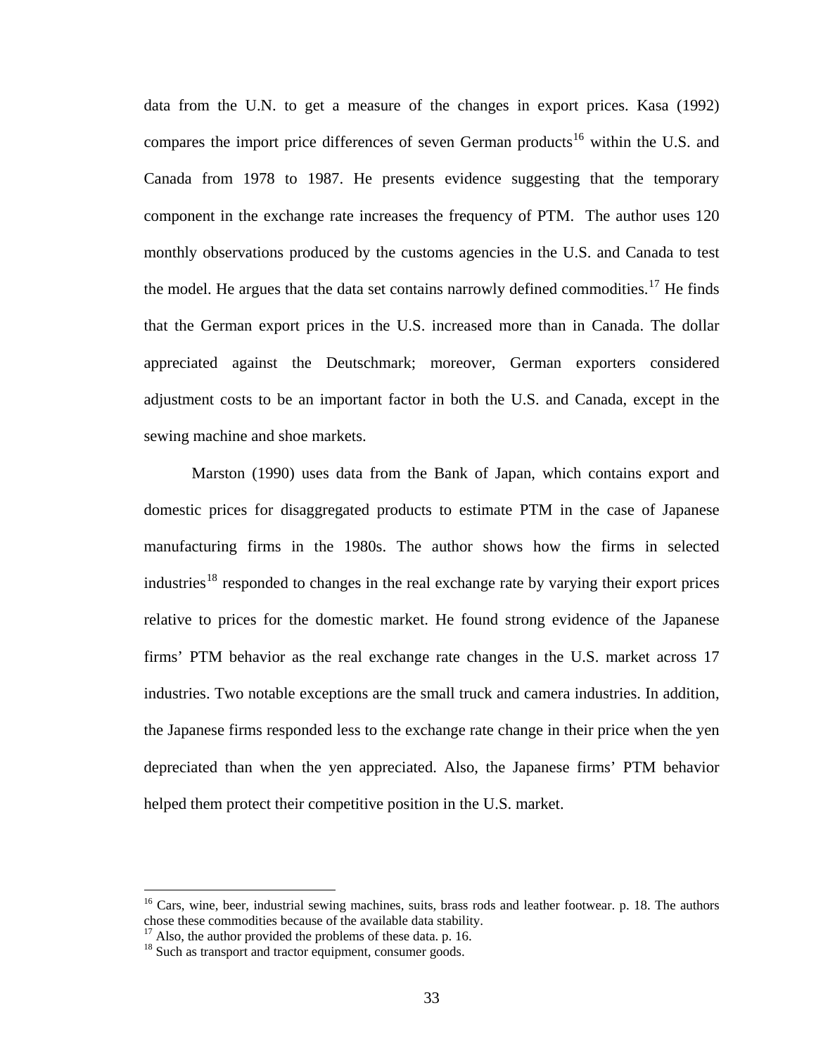data from the U.N. to get a measure of the changes in export prices. Kasa (1992) compares the import price differences of seven German products[16] within the U.S. and Canada from 1978 to 1987. He presents evidence suggesting that the temporary component in the exchange rate increases the frequency of PTM. The author uses 120 monthly observations produced by the customs agencies in the U.S. and Canada to test the model. He argues that the data set contains narrowly defined commodities.[17] He finds that the German export prices in the U.S. increased more than in Canada. The dollar appreciated against the Deutschmark; moreover, German exporters considered adjustment costs to be an important factor in both the U.S. and Canada, except in the sewing machine and shoe markets.

Marston (1990) uses data from the Bank of Japan, which contains export and domestic prices for disaggregated products to estimate PTM in the case of Japanese manufacturing firms in the 1980s. The author shows how the firms in selected industries[18] responded to changes in the real exchange rate by varying their export prices relative to prices for the domestic market. He found strong evidence of the Japanese firms' PTM behavior as the real exchange rate changes in the U.S. market across 17 industries. Two notable exceptions are the small truck and camera industries. In addition, the Japanese firms responded less to the exchange rate change in their price when the yen depreciated than when the yen appreciated. Also, the Japanese firms' PTM behavior helped them protect their competitive position in the U.S. market.

---

[16] Cars, wine, beer, industrial sewing machines, suits, brass rods and leather footwear. p. 18. The authors chose these commodities because of the available data stability.

[17] Also, the author provided the problems of these data. p. 16.

[18] Such as transport and tractor equipment, consumer goods.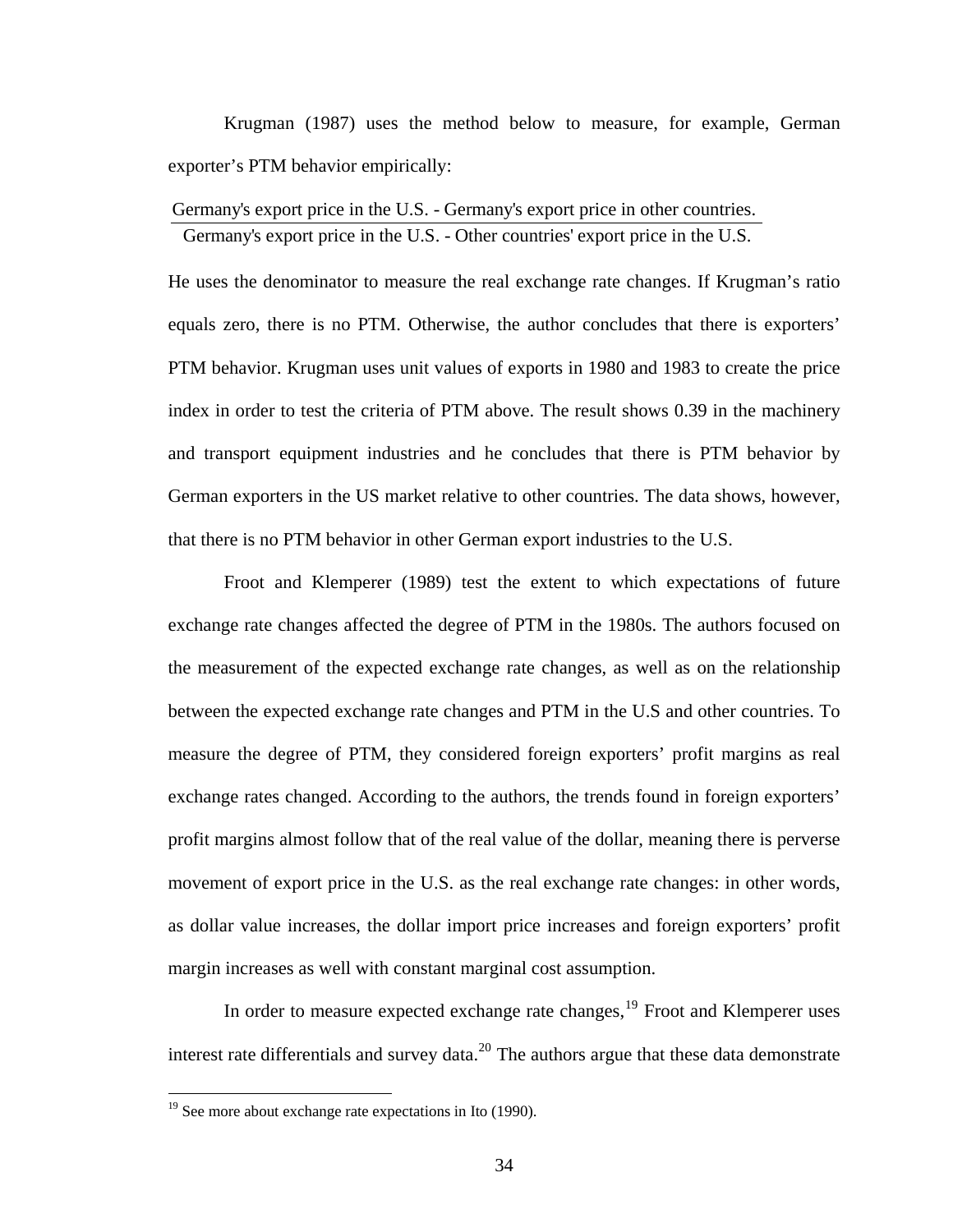Krugman (1987) uses the method below to measure, for example, German exporter's PTM behavior empirically:

$$\frac{\text{Germany's export price in the U.S. - Germany's export price in other countries.}}{\text{Germany's export price in the U.S. - Other countries' export price in the U.S.}}$$

He uses the denominator to measure the real exchange rate changes. If Krugman's ratio equals zero, there is no PTM. Otherwise, the author concludes that there is exporters' PTM behavior. Krugman uses unit values of exports in 1980 and 1983 to create the price index in order to test the criteria of PTM above. The result shows 0.39 in the machinery and transport equipment industries and he concludes that there is PTM behavior by German exporters in the US market relative to other countries. The data shows, however, that there is no PTM behavior in other German export industries to the U.S.

Froot and Klemperer (1989) test the extent to which expectations of future exchange rate changes affected the degree of PTM in the 1980s. The authors focused on the measurement of the expected exchange rate changes, as well as on the relationship between the expected exchange rate changes and PTM in the U.S and other countries. To measure the degree of PTM, they considered foreign exporters' profit margins as real exchange rates changed. According to the authors, the trends found in foreign exporters' profit margins almost follow that of the real value of the dollar, meaning there is perverse movement of export price in the U.S. as the real exchange rate changes: in other words, as dollar value increases, the dollar import price increases and foreign exporters' profit margin increases as well with constant marginal cost assumption.

In order to measure expected exchange rate changes,[19] Froot and Klemperer uses interest rate differentials and survey data.[20] The authors argue that these data demonstrate

[19] See more about exchange rate expectations in Ito (1990).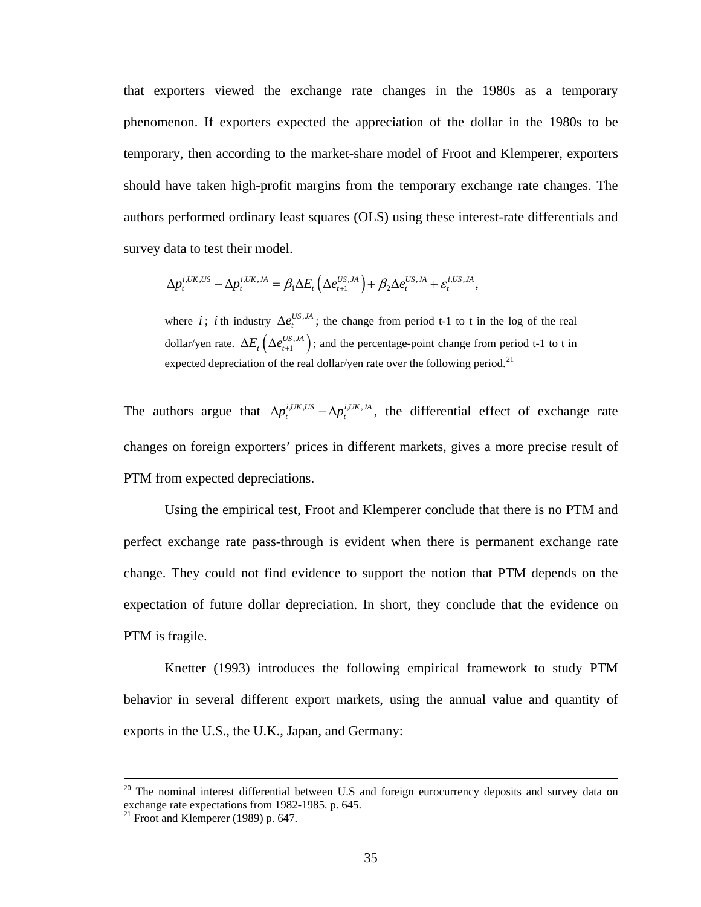that exporters viewed the exchange rate changes in the 1980s as a temporary phenomenon. If exporters expected the appreciation of the dollar in the 1980s to be temporary, then according to the market-share model of Froot and Klemperer, exporters should have taken high-profit margins from the temporary exchange rate changes. The authors performed ordinary least squares (OLS) using these interest-rate differentials and survey data to test their model.

$$\Delta p_t^{i,UK,US} - \Delta p_t^{i,UK,JA} = \beta_1 \Delta E_t \left( \Delta e_{t+1}^{US,JA} \right) + \beta_2 \Delta e_t^{US,JA} + \varepsilon_t^{i,US,JA},$$

where $i$ ; $i$ th industry $\Delta e_t^{US,JA}$ ; the change from period t-1 to t in the log of the real dollar/yen rate. $\Delta E_t \left( \Delta e_{t+1}^{US,JA} \right)$ ; and the percentage-point change from period t-1 to t in expected depreciation of the real dollar/yen rate over the following period.[21]

The authors argue that $\Delta p_t^{i,UK,US} - \Delta p_t^{i,UK,JA}$, the differential effect of exchange rate changes on foreign exporters' prices in different markets, gives a more precise result of PTM from expected depreciations.

Using the empirical test, Froot and Klemperer conclude that there is no PTM and perfect exchange rate pass-through is evident when there is permanent exchange rate change. They could not find evidence to support the notion that PTM depends on the expectation of future dollar depreciation. In short, they conclude that the evidence on PTM is fragile.

Knetter (1993) introduces the following empirical framework to study PTM behavior in several different export markets, using the annual value and quantity of exports in the U.S., the U.K., Japan, and Germany:

---

[20] The nominal interest differential between U.S and foreign eurocurrency deposits and survey data on exchange rate expectations from 1982-1985. p. 645.

[21] Froot and Klemperer (1989) p. 647.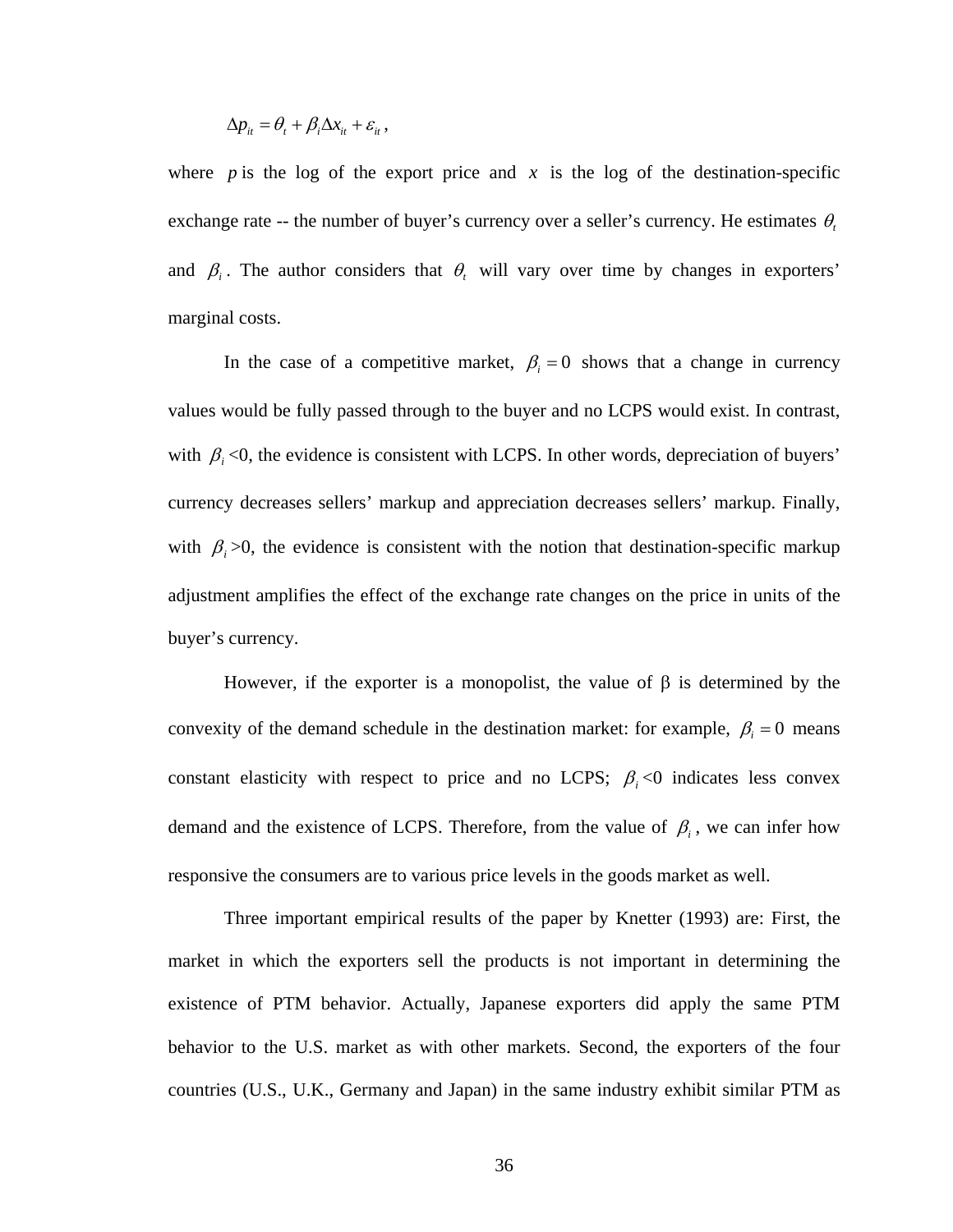$$\Delta p_{it} = \theta_t + \beta_i \Delta x_{it} + \varepsilon_{it} \text{ ,}$$

where $p$ is the log of the export price and $x$ is the log of the destination-specific exchange rate -- the number of buyer's currency over a seller's currency. He estimates $\theta_t$ and $\beta_i$. The author considers that $\theta_t$ will vary over time by changes in exporters' marginal costs.

In the case of a competitive market, $\beta_i = 0$ shows that a change in currency values would be fully passed through to the buyer and no LCPS would exist. In contrast, with $\beta_i$ <0, the evidence is consistent with LCPS. In other words, depreciation of buyers' currency decreases sellers' markup and appreciation decreases sellers' markup. Finally, with $\beta_i$ >0, the evidence is consistent with the notion that destination-specific markup adjustment amplifies the effect of the exchange rate changes on the price in units of the buyer's currency.

However, if the exporter is a monopolist, the value of $\beta$ is determined by the convexity of the demand schedule in the destination market: for example, $\beta_i = 0$ means constant elasticity with respect to price and no LCPS; $\beta_i$ <0 indicates less convex demand and the existence of LCPS. Therefore, from the value of $\beta_i$, we can infer how responsive the consumers are to various price levels in the goods market as well.

Three important empirical results of the paper by Knetter (1993) are: First, the market in which the exporters sell the products is not important in determining the existence of PTM behavior. Actually, Japanese exporters did apply the same PTM behavior to the U.S. market as with other markets. Second, the exporters of the four countries (U.S., U.K., Germany and Japan) in the same industry exhibit similar PTM as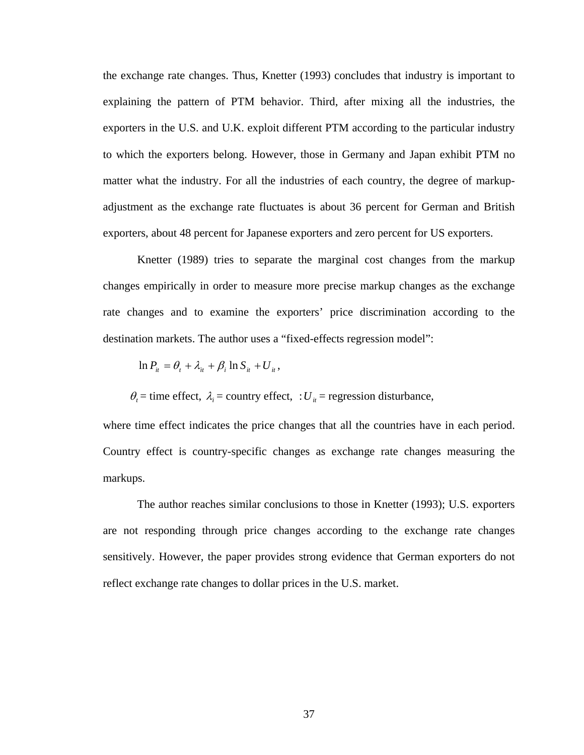the exchange rate changes. Thus, Knetter (1993) concludes that industry is important to explaining the pattern of PTM behavior. Third, after mixing all the industries, the exporters in the U.S. and U.K. exploit different PTM according to the particular industry to which the exporters belong. However, those in Germany and Japan exhibit PTM no matter what the industry. For all the industries of each country, the degree of markup-adjustment as the exchange rate fluctuates is about 36 percent for German and British exporters, about 48 percent for Japanese exporters and zero percent for US exporters.

Knetter (1989) tries to separate the marginal cost changes from the markup changes empirically in order to measure more precise markup changes as the exchange rate changes and to examine the exporters' price discrimination according to the destination markets. The author uses a "fixed-effects regression model":

$$\ln P_{it} = \theta_t + \lambda_{it} + \beta_i \ln S_{it} + U_{it},$$

$\theta_t$ = time effect, $\lambda_i$ = country effect, $:U_{it}$ = regression disturbance,

where time effect indicates the price changes that all the countries have in each period. Country effect is country-specific changes as exchange rate changes measuring the markups.

The author reaches similar conclusions to those in Knetter (1993); U.S. exporters are not responding through price changes according to the exchange rate changes sensitively. However, the paper provides strong evidence that German exporters do not reflect exchange rate changes to dollar prices in the U.S. market.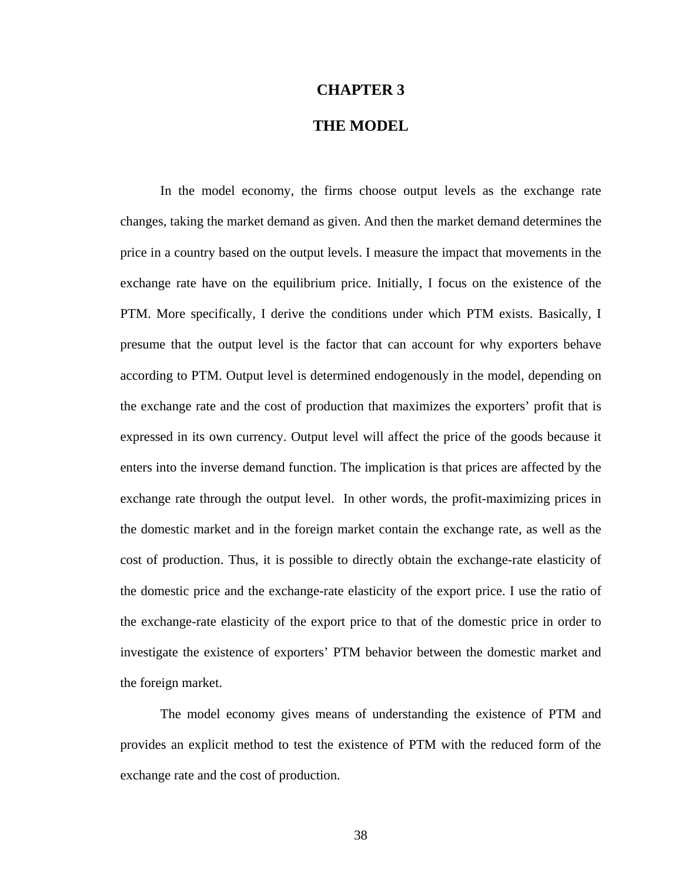# CHAPTER 3

# THE MODEL

In the model economy, the firms choose output levels as the exchange rate changes, taking the market demand as given. And then the market demand determines the price in a country based on the output levels. I measure the impact that movements in the exchange rate have on the equilibrium price. Initially, I focus on the existence of the PTM. More specifically, I derive the conditions under which PTM exists. Basically, I presume that the output level is the factor that can account for why exporters behave according to PTM. Output level is determined endogenously in the model, depending on the exchange rate and the cost of production that maximizes the exporters' profit that is expressed in its own currency. Output level will affect the price of the goods because it enters into the inverse demand function. The implication is that prices are affected by the exchange rate through the output level. In other words, the profit-maximizing prices in the domestic market and in the foreign market contain the exchange rate, as well as the cost of production. Thus, it is possible to directly obtain the exchange-rate elasticity of the domestic price and the exchange-rate elasticity of the export price. I use the ratio of the exchange-rate elasticity of the export price to that of the domestic price in order to investigate the existence of exporters' PTM behavior between the domestic market and the foreign market.

The model economy gives means of understanding the existence of PTM and provides an explicit method to test the existence of PTM with the reduced form of the exchange rate and the cost of production.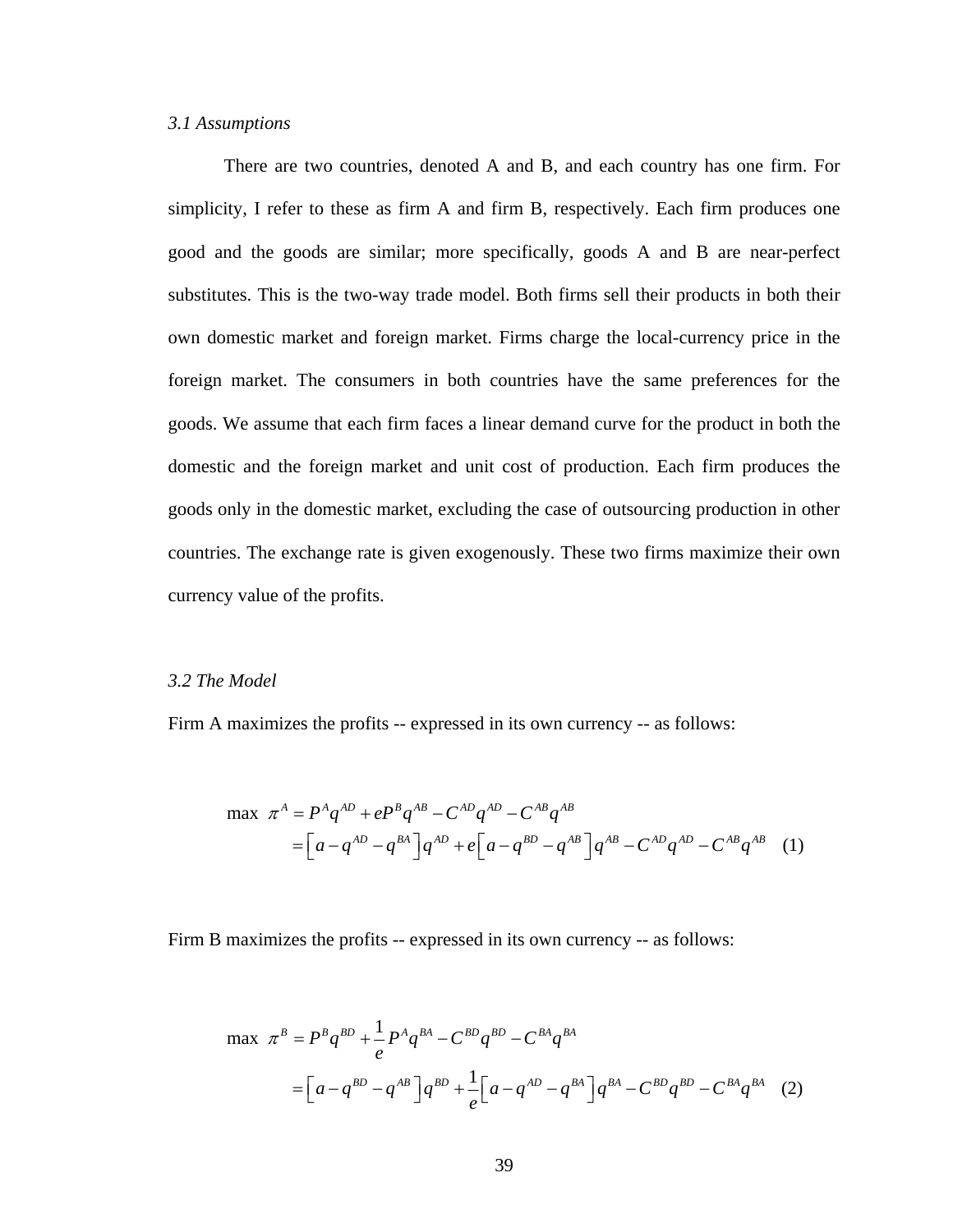*3.1 Assumptions*

There are two countries, denoted A and B, and each country has one firm. For simplicity, I refer to these as firm A and firm B, respectively. Each firm produces one good and the goods are similar; more specifically, goods A and B are near-perfect substitutes. This is the two-way trade model. Both firms sell their products in both their own domestic market and foreign market. Firms charge the local-currency price in the foreign market. The consumers in both countries have the same preferences for the goods. We assume that each firm faces a linear demand curve for the product in both the domestic and the foreign market and unit cost of production. Each firm produces the goods only in the domestic market, excluding the case of outsourcing production in other countries. The exchange rate is given exogenously. These two firms maximize their own currency value of the profits.

*3.2 The Model*

Firm A maximizes the profits -- expressed in its own currency -- as follows:

$$
\begin{aligned}
\max\ \pi^{A} &= P^{A}q^{AD} + eP^{B}q^{AB} - C^{AD}q^{AD} - C^{AB}q^{AB} \\
&= \left[a - q^{AD} - q^{BA}\right]q^{AD} + e\left[a - q^{BD} - q^{AB}\right]q^{AB} - C^{AD}q^{AD} - C^{AB}q^{AB} \quad (1)
\end{aligned}
$$

Firm B maximizes the profits -- expressed in its own currency -- as follows:

$$
\begin{aligned}
\max\ \pi^{B} &= P^{B}q^{BD} + \frac{1}{e}P^{A}q^{BA} - C^{BD}q^{BD} - C^{BA}q^{BA} \\
&= \left[a - q^{BD} - q^{AB}\right]q^{BD} + \frac{1}{e}\left[a - q^{AD} - q^{BA}\right]q^{BA} - C^{BD}q^{BD} - C^{BA}q^{BA} \quad (2)
\end{aligned}
$$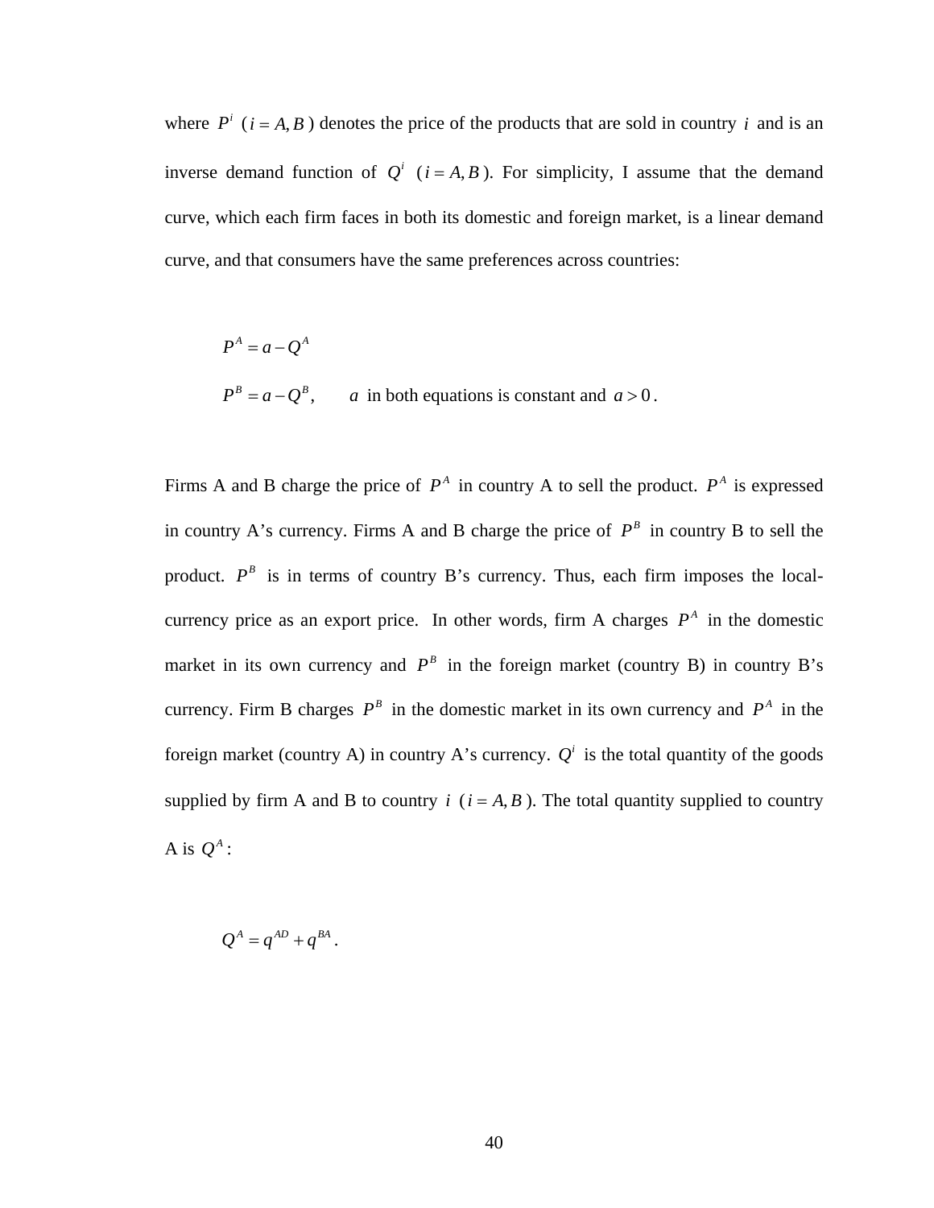where $P^i$ ($i = A, B$) denotes the price of the products that are sold in country $i$ and is an inverse demand function of $Q^i$ ($i = A, B$). For simplicity, I assume that the demand curve, which each firm faces in both its domestic and foreign market, is a linear demand curve, and that consumers have the same preferences across countries:

$$P^A = a - Q^A$$

$$P^B = a - Q^B, \qquad a \text{ in both equations is constant and } a > 0.$$

Firms A and B charge the price of $P^A$ in country A to sell the product. $P^A$ is expressed in country A's currency. Firms A and B charge the price of $P^B$ in country B to sell the product. $P^B$ is in terms of country B's currency. Thus, each firm imposes the local-currency price as an export price. In other words, firm A charges $P^A$ in the domestic market in its own currency and $P^B$ in the foreign market (country B) in country B's currency. Firm B charges $P^B$ in the domestic market in its own currency and $P^A$ in the foreign market (country A) in country A's currency. $Q^i$ is the total quantity of the goods supplied by firm A and B to country $i$ ($i = A, B$). The total quantity supplied to country A is $Q^A$:

$$Q^A = q^{AD} + q^{BA}.$$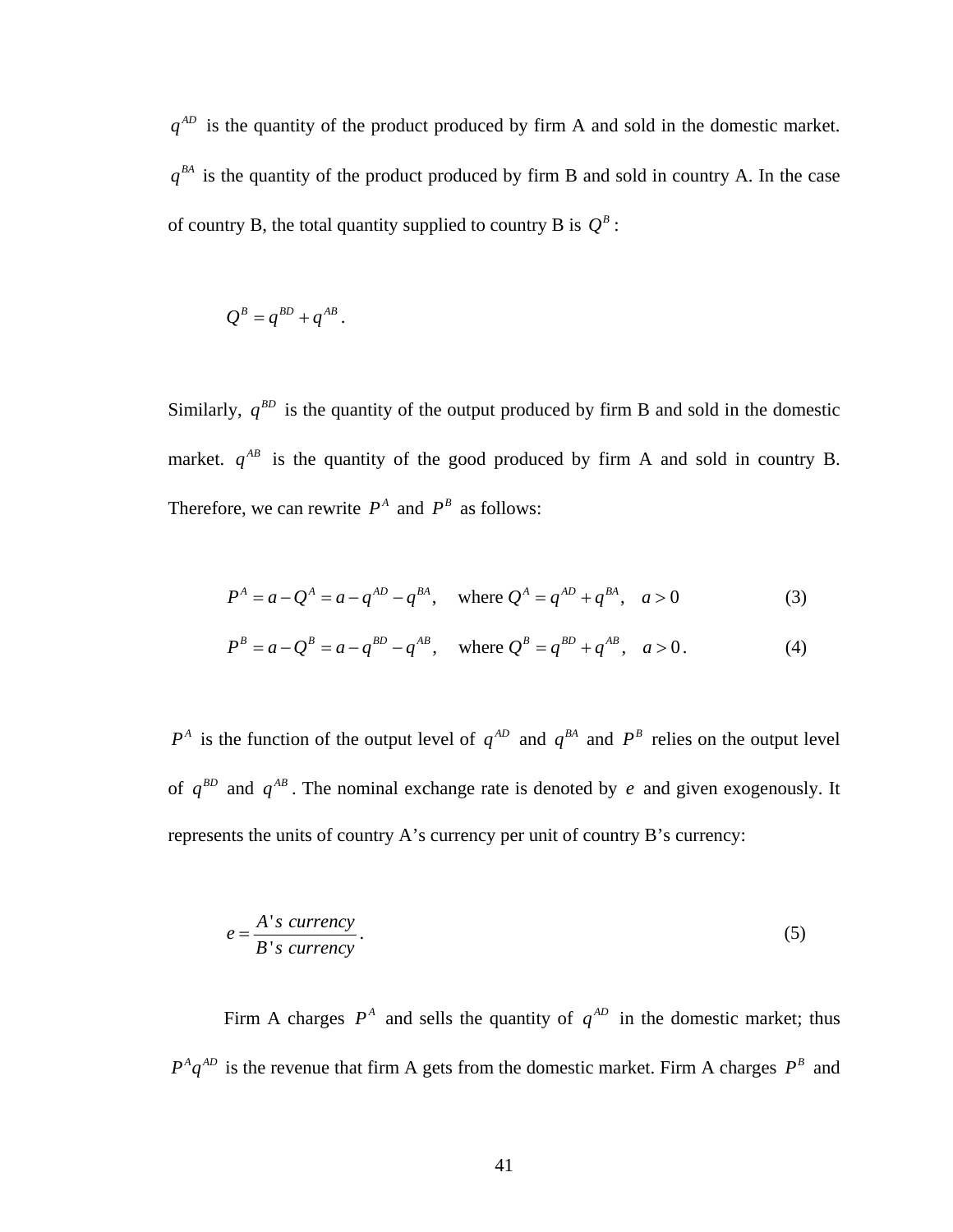$q^{AD}$ is the quantity of the product produced by firm A and sold in the domestic market. $q^{BA}$ is the quantity of the product produced by firm B and sold in country A. In the case of country B, the total quantity supplied to country B is $Q^B$:

$$Q^B = q^{BD} + q^{AB}.$$

Similarly, $q^{BD}$ is the quantity of the output produced by firm B and sold in the domestic market. $q^{AB}$ is the quantity of the good produced by firm A and sold in country B. Therefore, we can rewrite $P^A$ and $P^B$ as follows:

$$P^A = a - Q^A = a - q^{AD} - q^{BA}, \quad \text{where } Q^A = q^{AD} + q^{BA}, \quad a > 0 \tag{3}$$

$$P^B = a - Q^B = a - q^{BD} - q^{AB}, \quad \text{where } Q^B = q^{BD} + q^{AB}, \quad a > 0. \tag{4}$$

$P^A$ is the function of the output level of $q^{AD}$ and $q^{BA}$ and $P^B$ relies on the output level of $q^{BD}$ and $q^{AB}$. The nominal exchange rate is denoted by $e$ and given exogenously. It represents the units of country A's currency per unit of country B's currency:

$$e = \frac{A's\ currency}{B's\ currency}. \tag{5}$$

Firm A charges $P^A$ and sells the quantity of $q^{AD}$ in the domestic market; thus $P^A q^{AD}$ is the revenue that firm A gets from the domestic market. Firm A charges $P^B$ and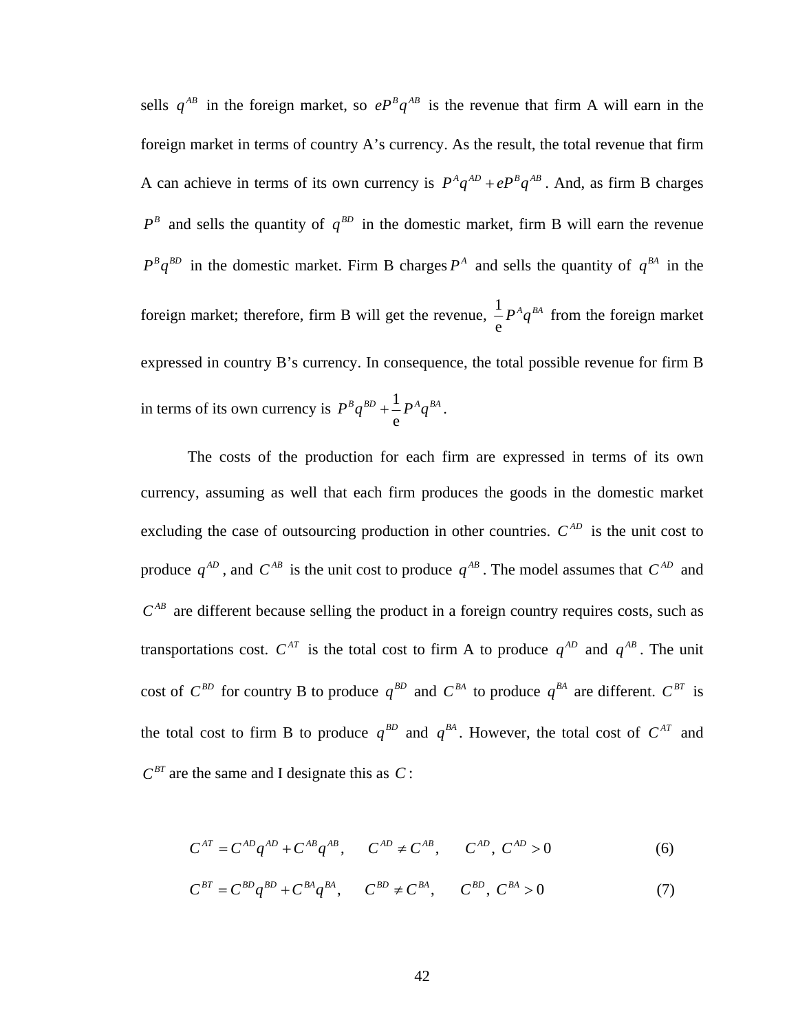sells $q^{AB}$ in the foreign market, so $eP^{B}q^{AB}$ is the revenue that firm A will earn in the foreign market in terms of country A's currency. As the result, the total revenue that firm A can achieve in terms of its own currency is $P^{A}q^{AD} + eP^{B}q^{AB}$. And, as firm B charges $P^{B}$ and sells the quantity of $q^{BD}$ in the domestic market, firm B will earn the revenue $P^{B}q^{BD}$ in the domestic market. Firm B charges $P^{A}$ and sells the quantity of $q^{BA}$ in the foreign market; therefore, firm B will get the revenue, $\frac{1}{\mathrm{e}}P^{A}q^{BA}$ from the foreign market expressed in country B's currency. In consequence, the total possible revenue for firm B in terms of its own currency is $P^{B}q^{BD} + \frac{1}{\mathrm{e}}P^{A}q^{BA}$.

The costs of the production for each firm are expressed in terms of its own currency, assuming as well that each firm produces the goods in the domestic market excluding the case of outsourcing production in other countries. $C^{AD}$ is the unit cost to produce $q^{AD}$, and $C^{AB}$ is the unit cost to produce $q^{AB}$. The model assumes that $C^{AD}$ and $C^{AB}$ are different because selling the product in a foreign country requires costs, such as transportations cost. $C^{AT}$ is the total cost to firm A to produce $q^{AD}$ and $q^{AB}$. The unit cost of $C^{BD}$ for country B to produce $q^{BD}$ and $C^{BA}$ to produce $q^{BA}$ are different. $C^{BT}$ is the total cost to firm B to produce $q^{BD}$ and $q^{BA}$. However, the total cost of $C^{AT}$ and $C^{BT}$ are the same and I designate this as $C$:

$$C^{AT} = C^{AD}q^{AD} + C^{AB}q^{AB}, \qquad C^{AD} \neq C^{AB}, \qquad C^{AD},\ C^{AD} > 0 \tag{6}$$

$$C^{BT} = C^{BD}q^{BD} + C^{BA}q^{BA}, \qquad C^{BD} \neq C^{BA}, \qquad C^{BD},\ C^{BA} > 0 \tag{7}$$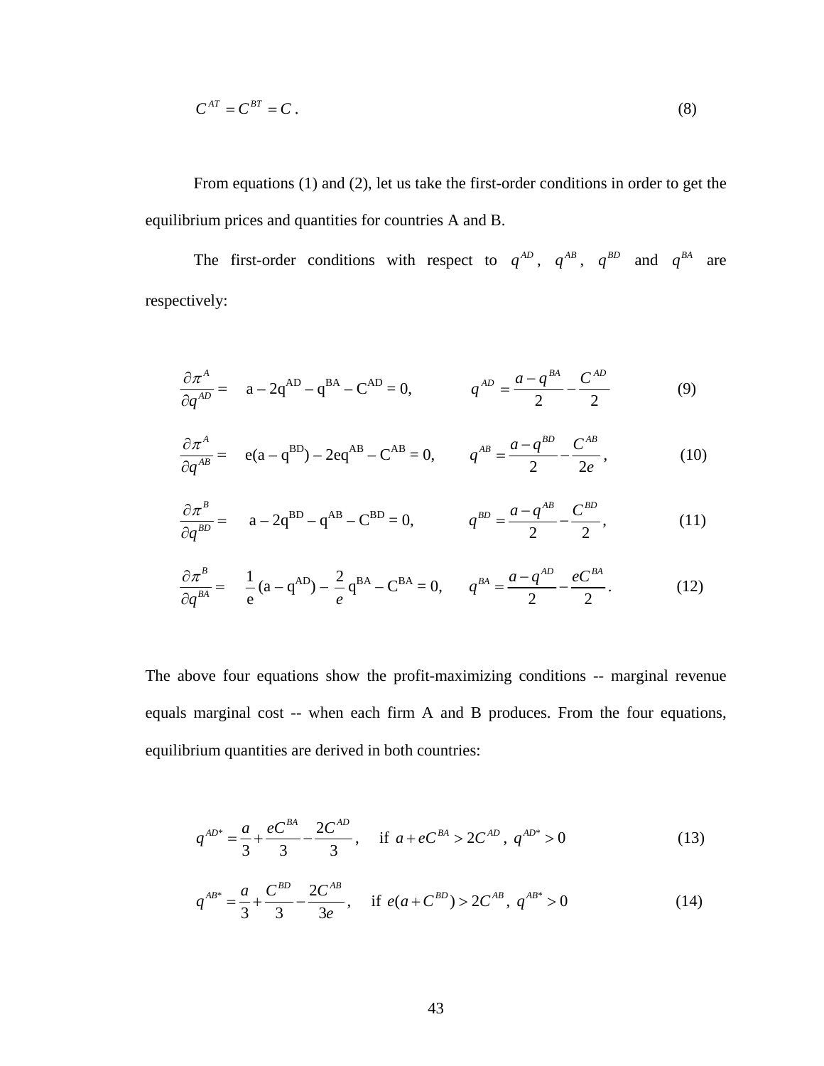$$C^{AT} = C^{BT} = C\,. \tag{8}$$

From equations (1) and (2), let us take the first-order conditions in order to get the equilibrium prices and quantities for countries A and B.

The first-order conditions with respect to $q^{AD}$, $q^{AB}$, $q^{BD}$ and $q^{BA}$ are respectively:

$$\frac{\partial \pi^A}{\partial q^{AD}} = \quad a - 2q^{AD} - q^{BA} - C^{AD} = 0, \qquad q^{AD} = \frac{a - q^{BA}}{2} - \frac{C^{AD}}{2} \tag{9}$$

$$\frac{\partial \pi^A}{\partial q^{AB}} = \quad e(a - q^{BD}) - 2eq^{AB} - C^{AB} = 0, \qquad q^{AB} = \frac{a - q^{BD}}{2} - \frac{C^{AB}}{2e}\,, \tag{10}$$

$$\frac{\partial \pi^B}{\partial q^{BD}} = \quad a - 2q^{BD} - q^{AB} - C^{BD} = 0, \qquad q^{BD} = \frac{a - q^{AB}}{2} - \frac{C^{BD}}{2}\,, \tag{11}$$

$$\frac{\partial \pi^B}{\partial q^{BA}} = \quad \frac{1}{e}(a - q^{AD}) - \frac{2}{e}q^{BA} - C^{BA} = 0, \qquad q^{BA} = \frac{a - q^{AD}}{2} - \frac{eC^{BA}}{2}\,. \tag{12}$$

The above four equations show the profit-maximizing conditions -- marginal revenue equals marginal cost -- when each firm A and B produces. From the four equations, equilibrium quantities are derived in both countries:

$$q^{AD*} = \frac{a}{3} + \frac{eC^{BA}}{3} - \frac{2C^{AD}}{3}\,, \quad \text{if } a + eC^{BA} > 2C^{AD},\ q^{AD*} > 0 \tag{13}$$

$$q^{AB*} = \frac{a}{3} + \frac{C^{BD}}{3} - \frac{2C^{AB}}{3e}\,, \quad \text{if } e(a + C^{BD}) > 2C^{AB},\ q^{AB*} > 0 \tag{14}$$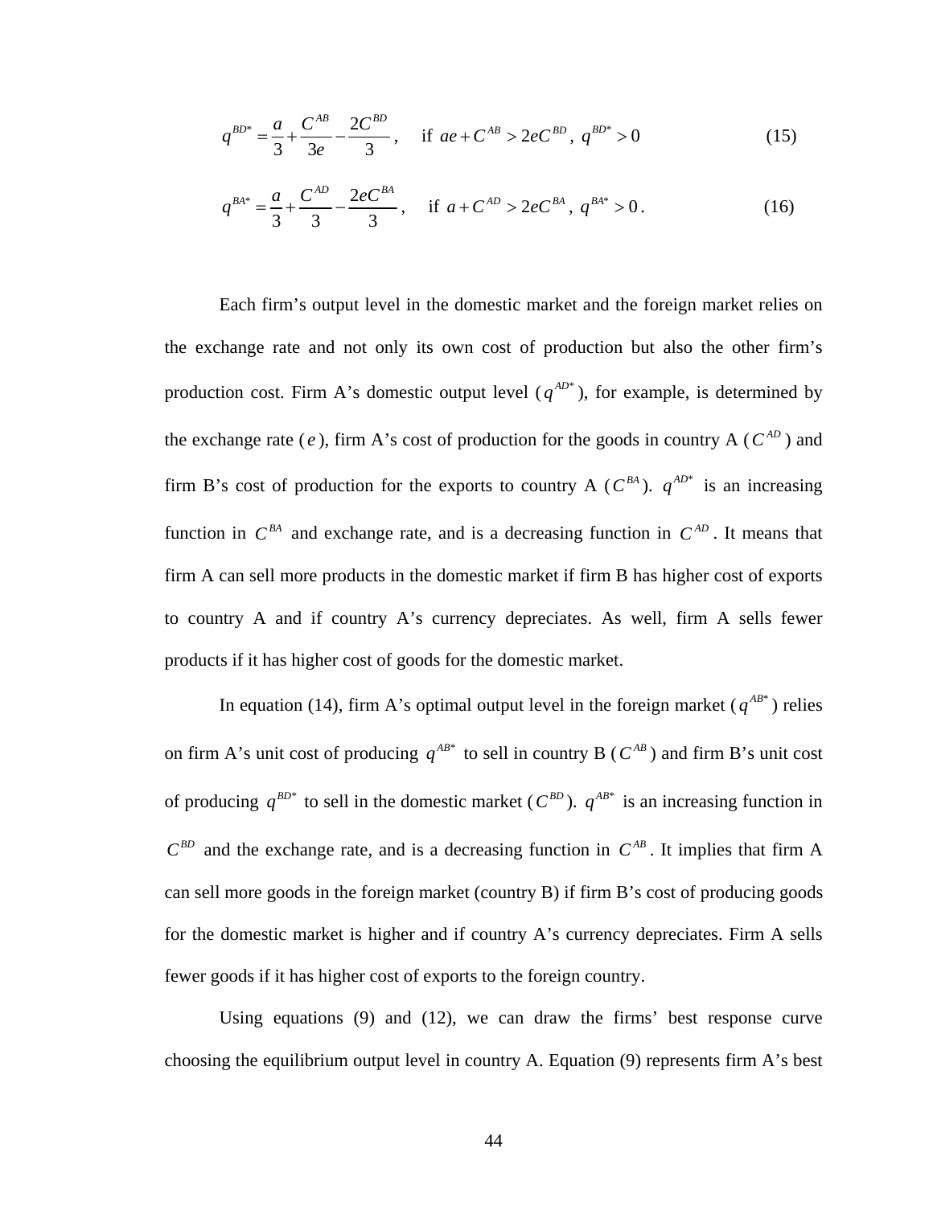$$q^{BD*} = \frac{a}{3} + \frac{C^{AB}}{3e} - \frac{2C^{BD}}{3}, \quad \text{if } ae + C^{AB} > 2eC^{BD},\ q^{BD*} > 0 \tag{15}$$

$$q^{BA*} = \frac{a}{3} + \frac{C^{AD}}{3} - \frac{2eC^{BA}}{3}, \quad \text{if } a + C^{AD} > 2eC^{BA},\ q^{BA*} > 0. \tag{16}$$

Each firm's output level in the domestic market and the foreign market relies on the exchange rate and not only its own cost of production but also the other firm's production cost. Firm A's domestic output level ($q^{AD*}$), for example, is determined by the exchange rate ($e$), firm A's cost of production for the goods in country A ($C^{AD}$) and firm B's cost of production for the exports to country A ($C^{BA}$). $q^{AD*}$ is an increasing function in $C^{BA}$ and exchange rate, and is a decreasing function in $C^{AD}$. It means that firm A can sell more products in the domestic market if firm B has higher cost of exports to country A and if country A's currency depreciates. As well, firm A sells fewer products if it has higher cost of goods for the domestic market.

In equation (14), firm A's optimal output level in the foreign market ($q^{AB*}$) relies on firm A's unit cost of producing $q^{AB*}$ to sell in country B ($C^{AB}$) and firm B's unit cost of producing $q^{BD*}$ to sell in the domestic market ($C^{BD}$). $q^{AB*}$ is an increasing function in $C^{BD}$ and the exchange rate, and is a decreasing function in $C^{AB}$. It implies that firm A can sell more goods in the foreign market (country B) if firm B's cost of producing goods for the domestic market is higher and if country A's currency depreciates. Firm A sells fewer goods if it has higher cost of exports to the foreign country.

Using equations (9) and (12), we can draw the firms' best response curve choosing the equilibrium output level in country A. Equation (9) represents firm A's best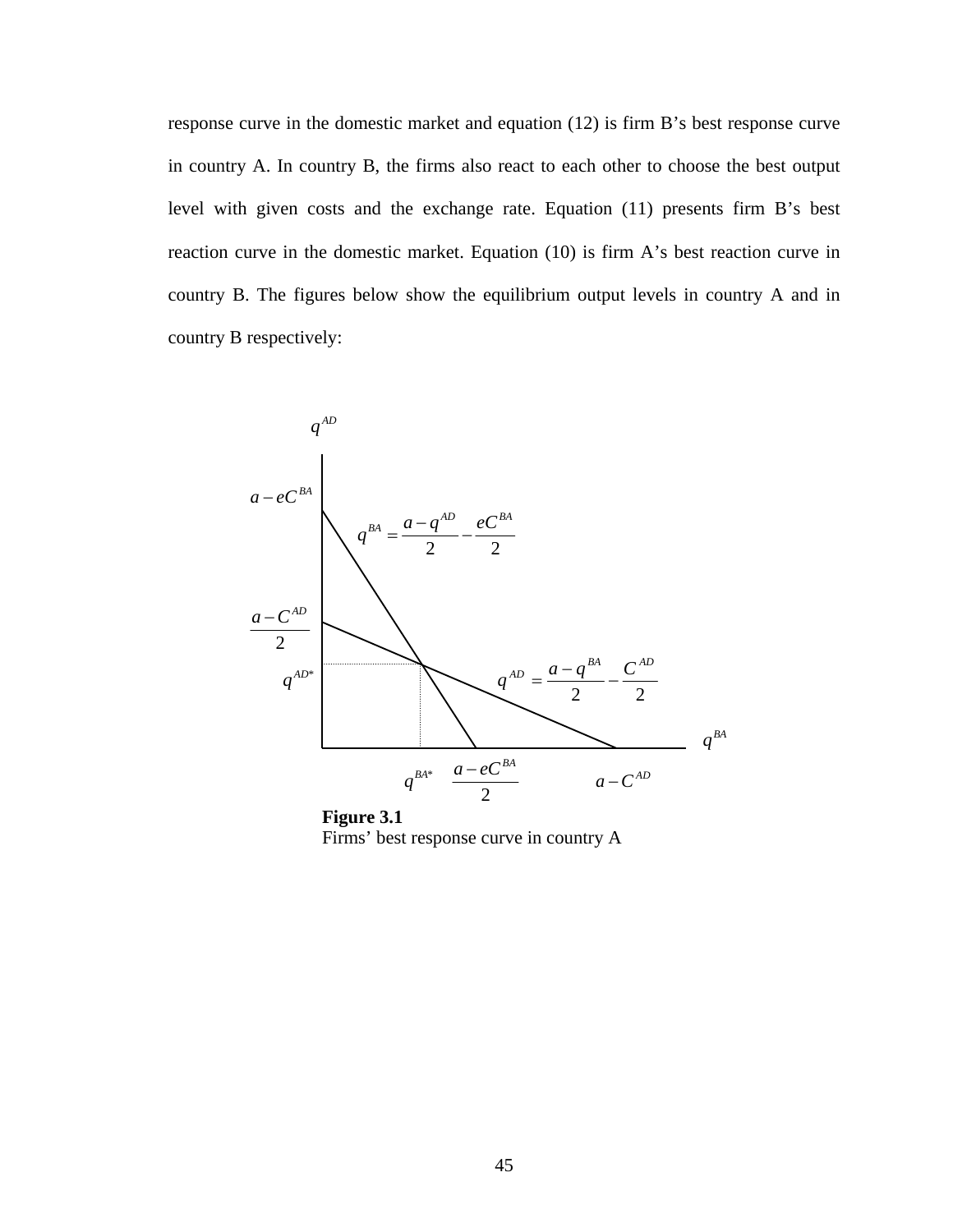response curve in the domestic market and equation (12) is firm B's best response curve in country A. In country B, the firms also react to each other to choose the best output level with given costs and the exchange rate. Equation (11) presents firm B's best reaction curve in the domestic market. Equation (10) is firm A's best reaction curve in country B. The figures below show the equilibrium output levels in country A and in country B respectively:

$$q^{BA} = \frac{a - q^{AD}}{2} - \frac{eC^{BA}}{2}$$

$$q^{AD} = \frac{a - q^{BA}}{2} - \frac{C^{AD}}{2}$$

Vertical axis: $q^{AD}$, with intercepts $a - eC^{BA}$, $\frac{a - C^{AD}}{2}$, and equilibrium $q^{AD*}$

Horizontal axis: $q^{BA}$, with intercepts $q^{BA*}$, $\frac{a - eC^{BA}}{2}$, $a - C^{AD}$

**Figure 3.1**
Firms' best response curve in country A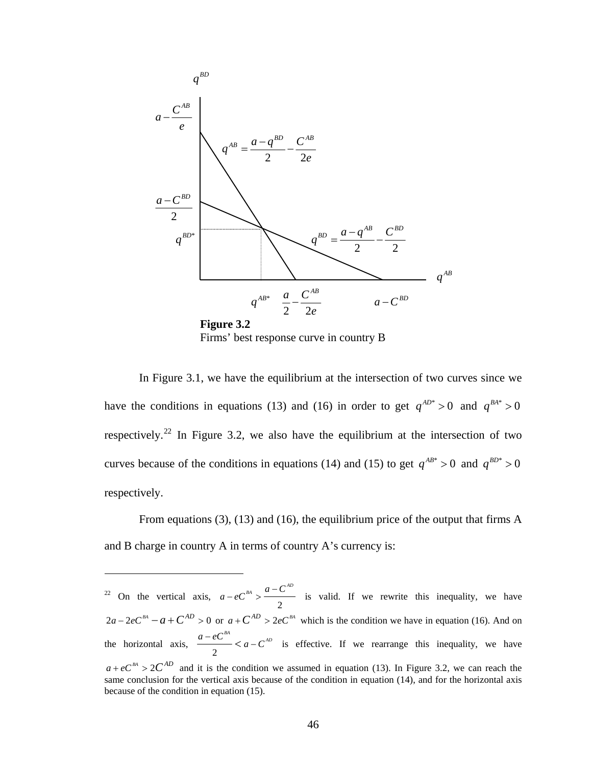**Figure 3.2**
Firms' best response curve in country B

In Figure 3.1, we have the equilibrium at the intersection of two curves since we have the conditions in equations (13) and (16) in order to get $q^{AD*} > 0$ and $q^{BA*} > 0$ respectively.[22] In Figure 3.2, we also have the equilibrium at the intersection of two curves because of the conditions in equations (14) and (15) to get $q^{AB*} > 0$ and $q^{BD*} > 0$ respectively.

From equations (3), (13) and (16), the equilibrium price of the output that firms A and B charge in country A in terms of country A's currency is:

---

[22] On the vertical axis, $a - eC^{BA} > \frac{a - C^{AD}}{2}$ is valid. If we rewrite this inequality, we have $2a - 2eC^{BA} - a + C^{AD} > 0$ or $a + C^{AD} > 2eC^{BA}$ which is the condition we have in equation (16). And on the horizontal axis, $\frac{a - eC^{BA}}{2} < a - C^{AD}$ is effective. If we rearrange this inequality, we have $a + eC^{BA} > 2C^{AD}$ and it is the condition we assumed in equation (13). In Figure 3.2, we can reach the same conclusion for the vertical axis because of the condition in equation (14), and for the horizontal axis because of the condition in equation (15).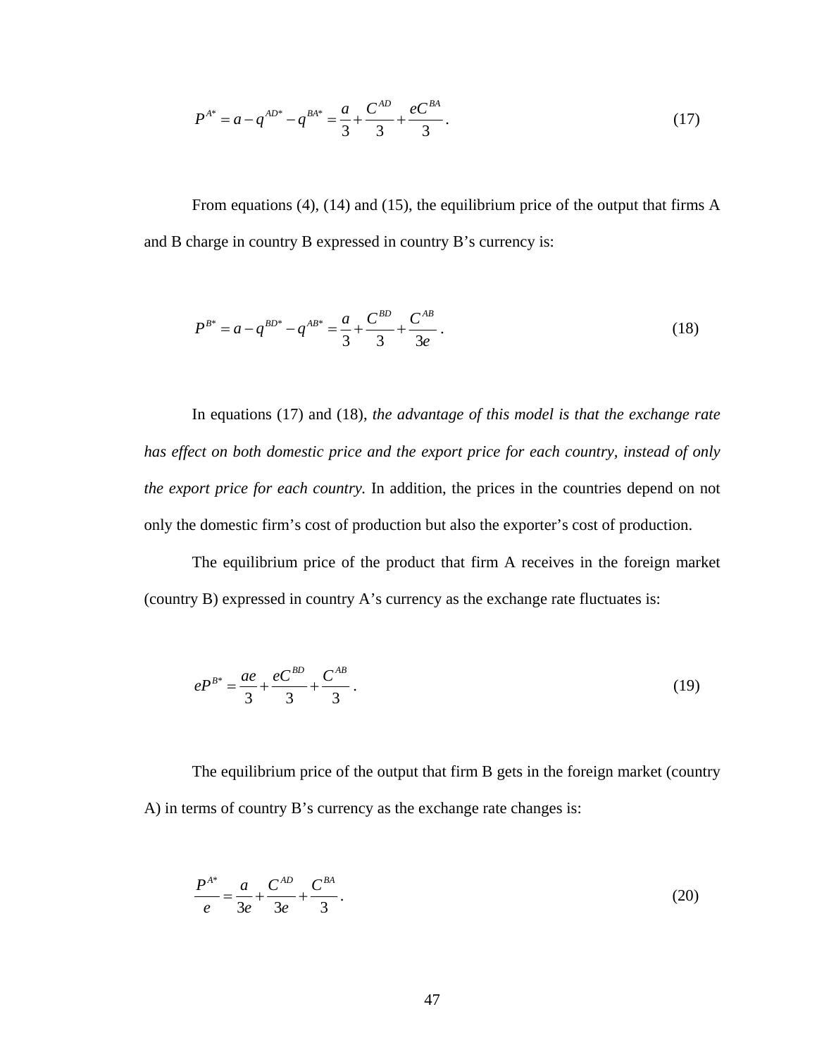$$P^{A*} = a - q^{AD*} - q^{BA*} = \frac{a}{3} + \frac{C^{AD}}{3} + \frac{eC^{BA}}{3}. \tag{17}$$

From equations (4), (14) and (15), the equilibrium price of the output that firms A and B charge in country B expressed in country B's currency is:

$$P^{B*} = a - q^{BD*} - q^{AB*} = \frac{a}{3} + \frac{C^{BD}}{3} + \frac{C^{AB}}{3e}. \tag{18}$$

In equations (17) and (18), *the advantage of this model is that the exchange rate has effect on both domestic price and the export price for each country, instead of only the export price for each country.* In addition, the prices in the countries depend on not only the domestic firm's cost of production but also the exporter's cost of production.

The equilibrium price of the product that firm A receives in the foreign market (country B) expressed in country A's currency as the exchange rate fluctuates is:

$$eP^{B*} = \frac{ae}{3} + \frac{eC^{BD}}{3} + \frac{C^{AB}}{3}. \tag{19}$$

The equilibrium price of the output that firm B gets in the foreign market (country A) in terms of country B's currency as the exchange rate changes is:

$$\frac{P^{A*}}{e} = \frac{a}{3e} + \frac{C^{AD}}{3e} + \frac{C^{BA}}{3}. \tag{20}$$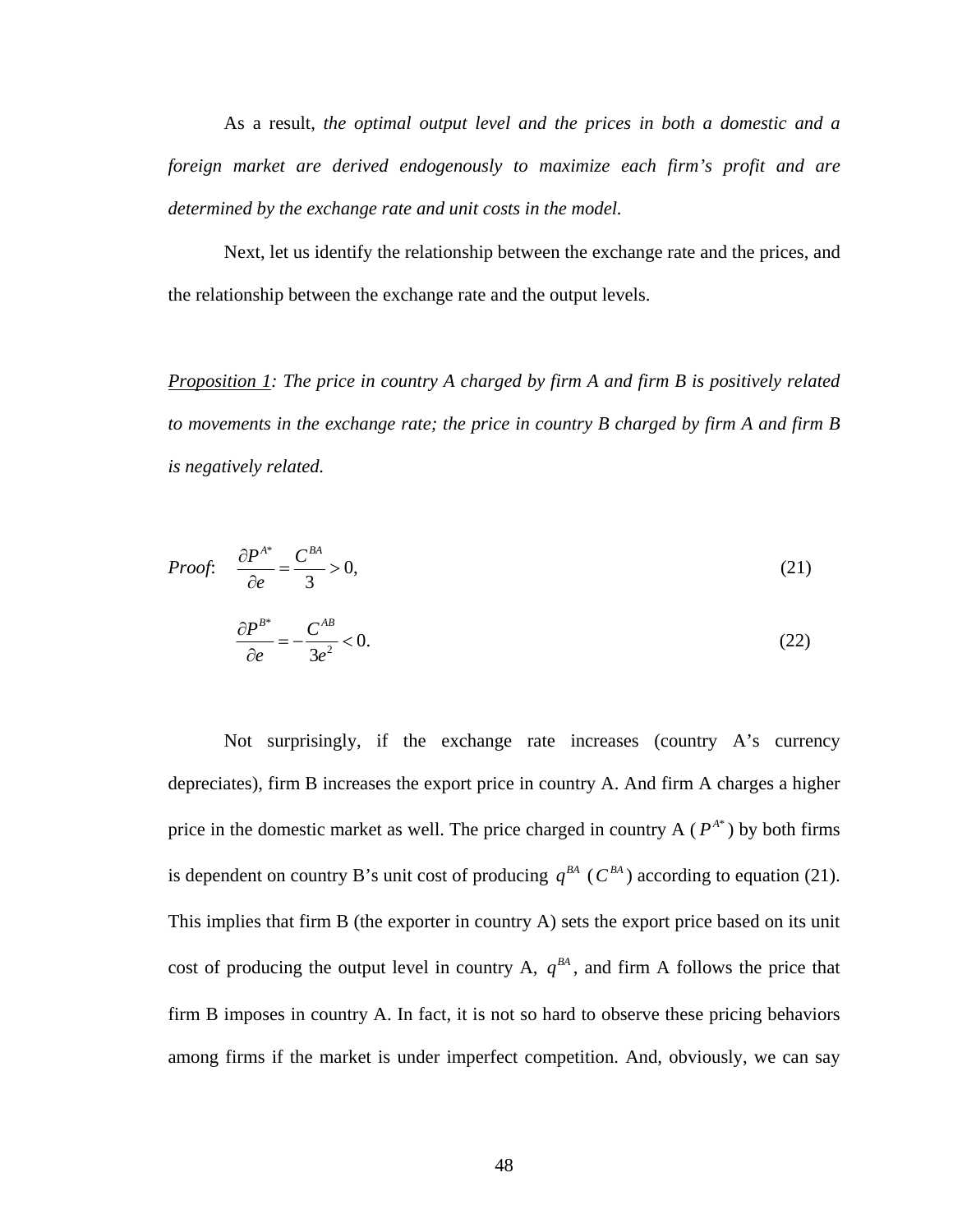As a result, *the optimal output level and the prices in both a domestic and a foreign market are derived endogenously to maximize each firm's profit and are determined by the exchange rate and unit costs in the model.*

Next, let us identify the relationship between the exchange rate and the prices, and the relationship between the exchange rate and the output levels.

*Proposition 1: The price in country A charged by firm A and firm B is positively related to movements in the exchange rate; the price in country B charged by firm A and firm B is negatively related.*

*Proof*:

$$\frac{\partial P^{A*}}{\partial e} = \frac{C^{BA}}{3} > 0, \tag{21}$$

$$\frac{\partial P^{B*}}{\partial e} = -\frac{C^{AB}}{3e^2} < 0. \tag{22}$$

Not surprisingly, if the exchange rate increases (country A's currency depreciates), firm B increases the export price in country A. And firm A charges a higher price in the domestic market as well. The price charged in country A ($P^{A*}$) by both firms is dependent on country B's unit cost of producing $q^{BA}$ ($C^{BA}$) according to equation (21). This implies that firm B (the exporter in country A) sets the export price based on its unit cost of producing the output level in country A, $q^{BA}$, and firm A follows the price that firm B imposes in country A. In fact, it is not so hard to observe these pricing behaviors among firms if the market is under imperfect competition. And, obviously, we can say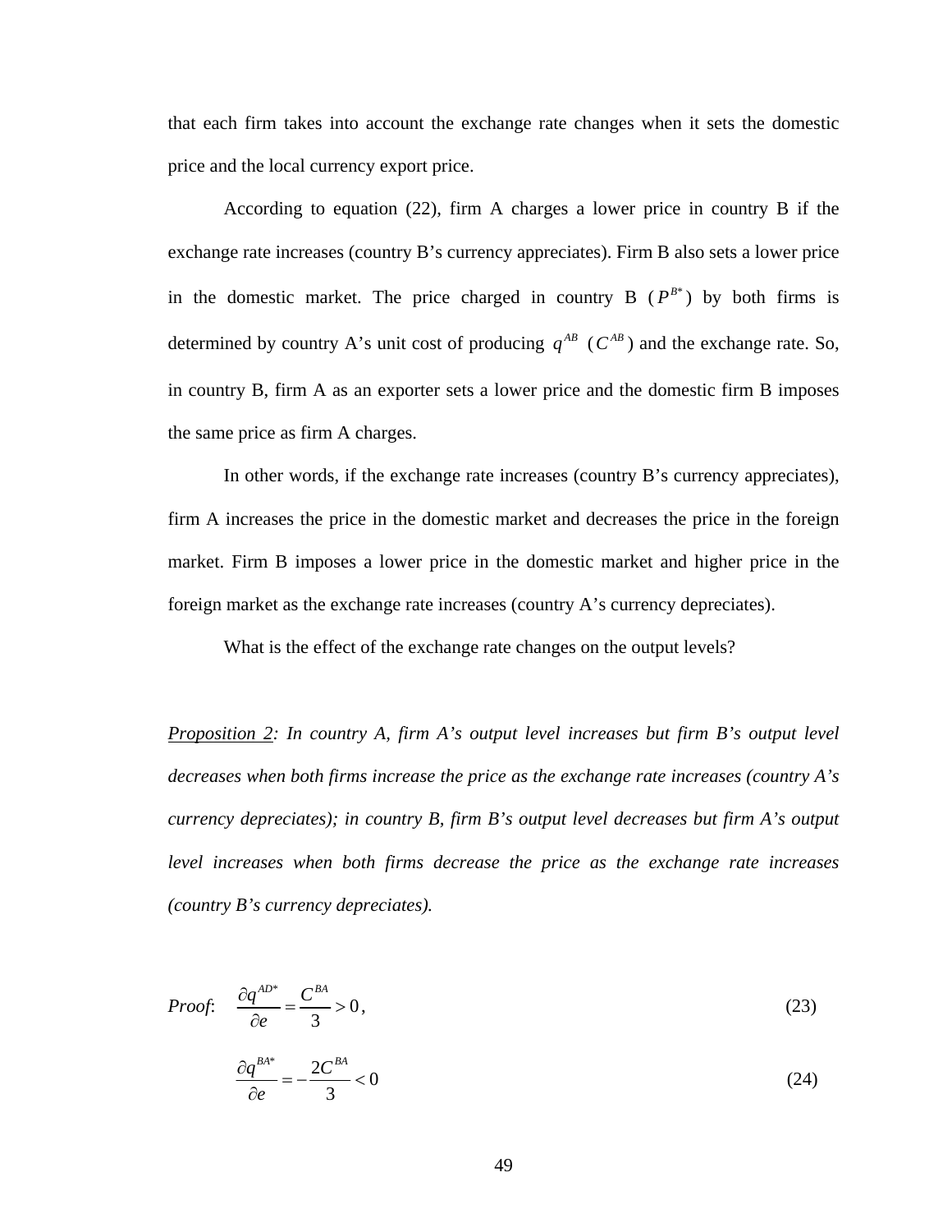that each firm takes into account the exchange rate changes when it sets the domestic price and the local currency export price.

According to equation (22), firm A charges a lower price in country B if the exchange rate increases (country B's currency appreciates). Firm B also sets a lower price in the domestic market. The price charged in country B ($P^{B*}$) by both firms is determined by country A's unit cost of producing $q^{AB}$ ($C^{AB}$) and the exchange rate. So, in country B, firm A as an exporter sets a lower price and the domestic firm B imposes the same price as firm A charges.

In other words, if the exchange rate increases (country B's currency appreciates), firm A increases the price in the domestic market and decreases the price in the foreign market. Firm B imposes a lower price in the domestic market and higher price in the foreign market as the exchange rate increases (country A's currency depreciates).

What is the effect of the exchange rate changes on the output levels?

*<u>Proposition 2</u>: In country A, firm A's output level increases but firm B's output level decreases when both firms increase the price as the exchange rate increases (country A's currency depreciates); in country B, firm B's output level decreases but firm A's output level increases when both firms decrease the price as the exchange rate increases (country B's currency depreciates).*

*Proof*:
$$\frac{\partial q^{AD*}}{\partial e} = \frac{C^{BA}}{3} > 0, \tag{23}$$

$$\frac{\partial q^{BA*}}{\partial e} = -\frac{2C^{BA}}{3} < 0 \tag{24}$$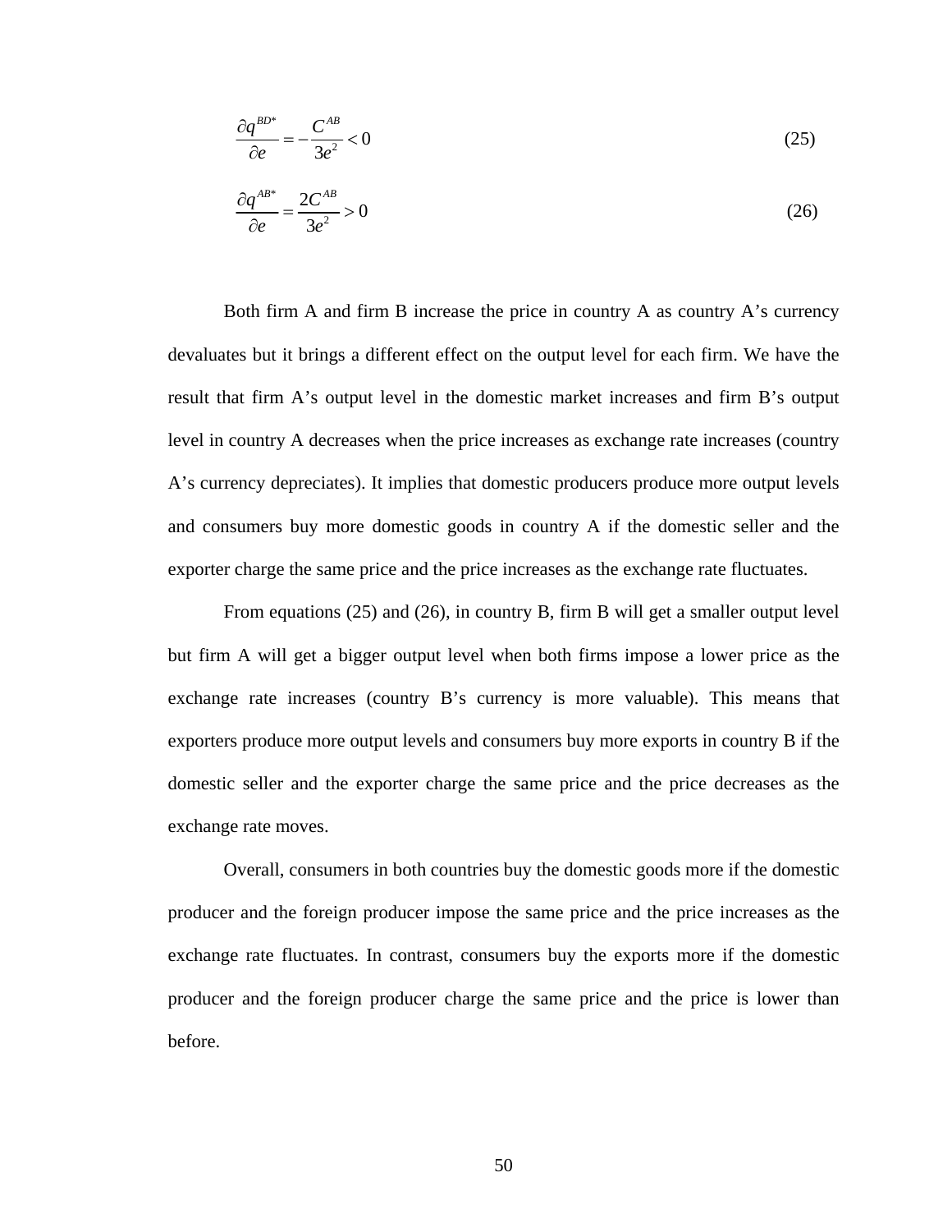$$\frac{\partial q^{BD*}}{\partial e} = -\frac{C^{AB}}{3e^2} < 0 \tag{25}$$

$$\frac{\partial q^{AB*}}{\partial e} = \frac{2C^{AB}}{3e^2} > 0 \tag{26}$$

Both firm A and firm B increase the price in country A as country A's currency devaluates but it brings a different effect on the output level for each firm. We have the result that firm A's output level in the domestic market increases and firm B's output level in country A decreases when the price increases as exchange rate increases (country A's currency depreciates). It implies that domestic producers produce more output levels and consumers buy more domestic goods in country A if the domestic seller and the exporter charge the same price and the price increases as the exchange rate fluctuates.

From equations (25) and (26), in country B, firm B will get a smaller output level but firm A will get a bigger output level when both firms impose a lower price as the exchange rate increases (country B's currency is more valuable). This means that exporters produce more output levels and consumers buy more exports in country B if the domestic seller and the exporter charge the same price and the price decreases as the exchange rate moves.

Overall, consumers in both countries buy the domestic goods more if the domestic producer and the foreign producer impose the same price and the price increases as the exchange rate fluctuates. In contrast, consumers buy the exports more if the domestic producer and the foreign producer charge the same price and the price is lower than before.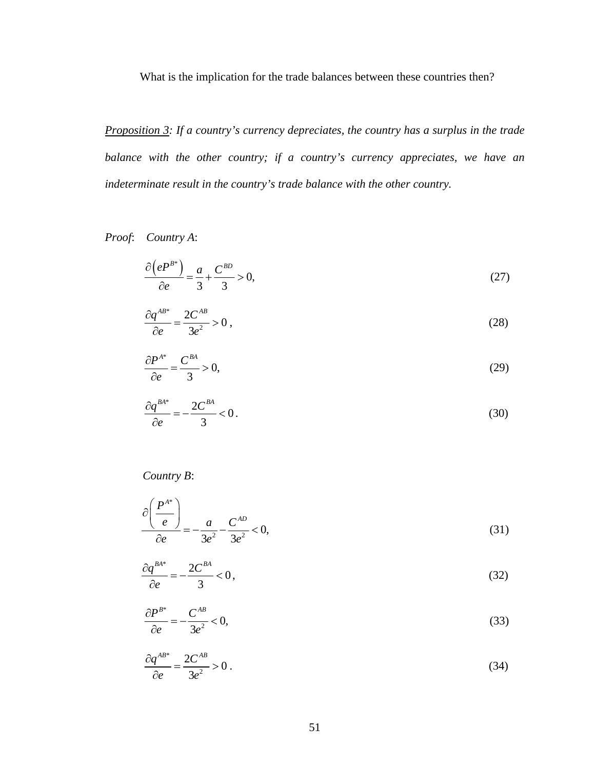What is the implication for the trade balances between these countries then?

*<u>Proposition 3</u>: If a country's currency depreciates, the country has a surplus in the trade balance with the other country; if a country's currency appreciates, we have an indeterminate result in the country's trade balance with the other country.*

*Proof*: *Country A*:

$$\frac{\partial\left(eP^{B*}\right)}{\partial e} = \frac{a}{3} + \frac{C^{BD}}{3} > 0, \tag{27}$$

$$\frac{\partial q^{AB*}}{\partial e} = \frac{2C^{AB}}{3e^2} > 0\,, \tag{28}$$

$$\frac{\partial P^{A*}}{\partial e} = \frac{C^{BA}}{3} > 0, \tag{29}$$

$$\frac{\partial q^{BA*}}{\partial e} = -\frac{2C^{BA}}{3} < 0\,. \tag{30}$$

*Country B*:

$$\frac{\partial\left(\frac{P^{A*}}{e}\right)}{\partial e} = -\frac{a}{3e^2} - \frac{C^{AD}}{3e^2} < 0, \tag{31}$$

$$\frac{\partial q^{BA*}}{\partial e} = -\frac{2C^{BA}}{3} < 0\,, \tag{32}$$

$$\frac{\partial P^{B*}}{\partial e} = -\frac{C^{AB}}{3e^2} < 0, \tag{33}$$

$$\frac{\partial q^{AB*}}{\partial e} = \frac{2C^{AB}}{3e^2} > 0\,. \tag{34}$$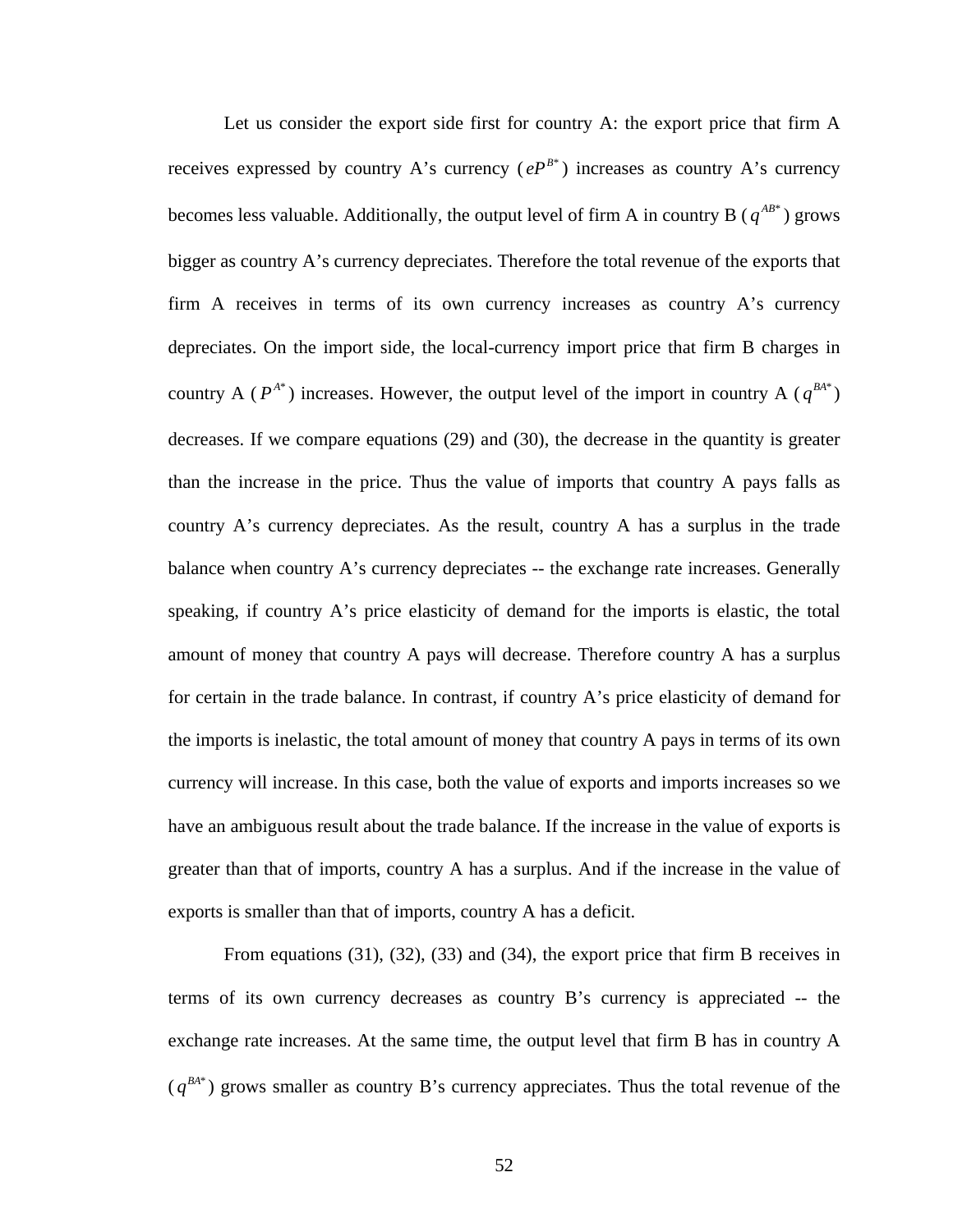Let us consider the export side first for country A: the export price that firm A receives expressed by country A's currency ($eP^{B*}$) increases as country A's currency becomes less valuable. Additionally, the output level of firm A in country B ($q^{AB*}$) grows bigger as country A's currency depreciates. Therefore the total revenue of the exports that firm A receives in terms of its own currency increases as country A's currency depreciates. On the import side, the local-currency import price that firm B charges in country A ($P^{A*}$) increases. However, the output level of the import in country A ($q^{BA*}$) decreases. If we compare equations (29) and (30), the decrease in the quantity is greater than the increase in the price. Thus the value of imports that country A pays falls as country A's currency depreciates. As the result, country A has a surplus in the trade balance when country A's currency depreciates -- the exchange rate increases. Generally speaking, if country A's price elasticity of demand for the imports is elastic, the total amount of money that country A pays will decrease. Therefore country A has a surplus for certain in the trade balance. In contrast, if country A's price elasticity of demand for the imports is inelastic, the total amount of money that country A pays in terms of its own currency will increase. In this case, both the value of exports and imports increases so we have an ambiguous result about the trade balance. If the increase in the value of exports is greater than that of imports, country A has a surplus. And if the increase in the value of exports is smaller than that of imports, country A has a deficit.

From equations (31), (32), (33) and (34), the export price that firm B receives in terms of its own currency decreases as country B's currency is appreciated -- the exchange rate increases. At the same time, the output level that firm B has in country A ($q^{BA*}$) grows smaller as country B's currency appreciates. Thus the total revenue of the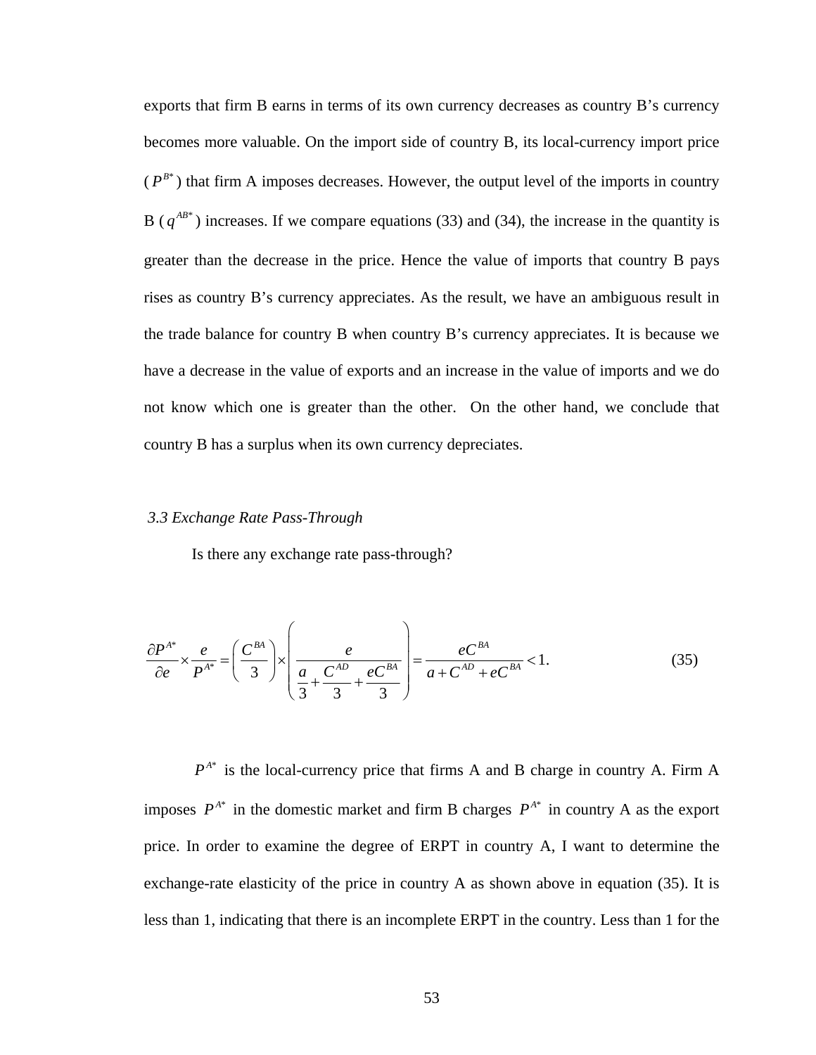exports that firm B earns in terms of its own currency decreases as country B's currency becomes more valuable. On the import side of country B, its local-currency import price ($P^{B*}$) that firm A imposes decreases. However, the output level of the imports in country B ($q^{AB*}$) increases. If we compare equations (33) and (34), the increase in the quantity is greater than the decrease in the price. Hence the value of imports that country B pays rises as country B's currency appreciates. As the result, we have an ambiguous result in the trade balance for country B when country B's currency appreciates. It is because we have a decrease in the value of exports and an increase in the value of imports and we do not know which one is greater than the other. On the other hand, we conclude that country B has a surplus when its own currency depreciates.

### *3.3 Exchange Rate Pass-Through*

Is there any exchange rate pass-through?

$$\frac{\partial P^{A*}}{\partial e} \times \frac{e}{P^{A*}} = \left(\frac{C^{BA}}{3}\right) \times \left(\frac{e}{\frac{a}{3} + \frac{C^{AD}}{3} + \frac{eC^{BA}}{3}}\right) = \frac{eC^{BA}}{a + C^{AD} + eC^{BA}} < 1. \tag{35}$$

$P^{A*}$ is the local-currency price that firms A and B charge in country A. Firm A imposes $P^{A*}$ in the domestic market and firm B charges $P^{A*}$ in country A as the export price. In order to examine the degree of ERPT in country A, I want to determine the exchange-rate elasticity of the price in country A as shown above in equation (35). It is less than 1, indicating that there is an incomplete ERPT in the country. Less than 1 for the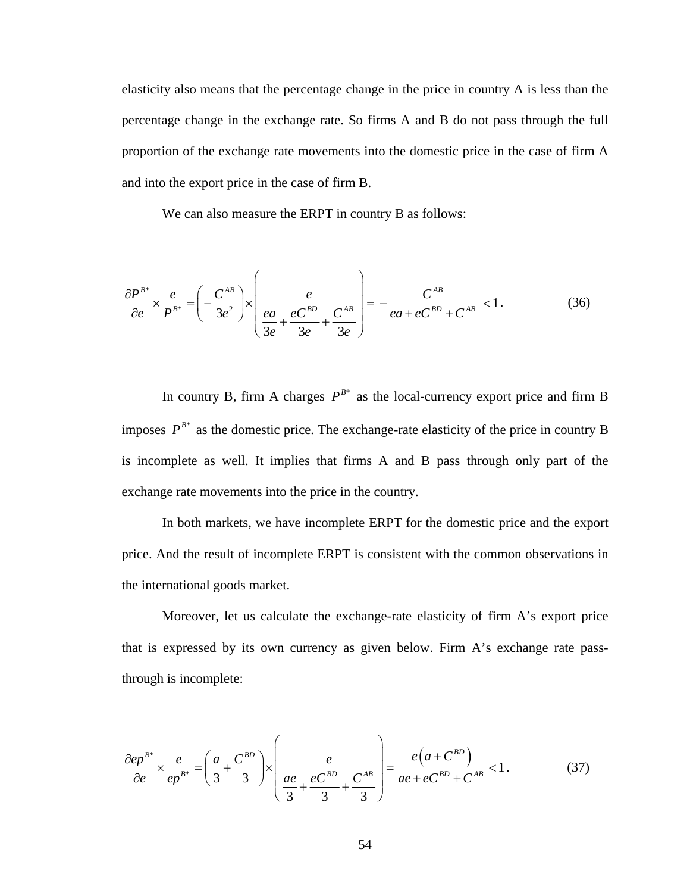elasticity also means that the percentage change in the price in country A is less than the percentage change in the exchange rate. So firms A and B do not pass through the full proportion of the exchange rate movements into the domestic price in the case of firm A and into the export price in the case of firm B.

We can also measure the ERPT in country B as follows:

$$\frac{\partial P^{B*}}{\partial e} \times \frac{e}{P^{B*}} = \left( -\frac{C^{AB}}{3e^2} \right) \times \left( \frac{e}{\dfrac{ea}{3e} + \dfrac{eC^{BD}}{3e} + \dfrac{C^{AB}}{3e}} \right) = \left| -\frac{C^{AB}}{ea + eC^{BD} + C^{AB}} \right| < 1. \tag{36}$$

In country B, firm A charges $P^{B*}$ as the local-currency export price and firm B imposes $P^{B*}$ as the domestic price. The exchange-rate elasticity of the price in country B is incomplete as well. It implies that firms A and B pass through only part of the exchange rate movements into the price in the country.

In both markets, we have incomplete ERPT for the domestic price and the export price. And the result of incomplete ERPT is consistent with the common observations in the international goods market.

Moreover, let us calculate the exchange-rate elasticity of firm A's export price that is expressed by its own currency as given below. Firm A's exchange rate pass-through is incomplete:

$$\frac{\partial ep^{B*}}{\partial e} \times \frac{e}{ep^{B*}} = \left( \frac{a}{3} + \frac{C^{BD}}{3} \right) \times \left( \frac{e}{\dfrac{ae}{3} + \dfrac{eC^{BD}}{3} + \dfrac{C^{AB}}{3}} \right) = \frac{e\left(a + C^{BD}\right)}{ae + eC^{BD} + C^{AB}} < 1. \tag{37}$$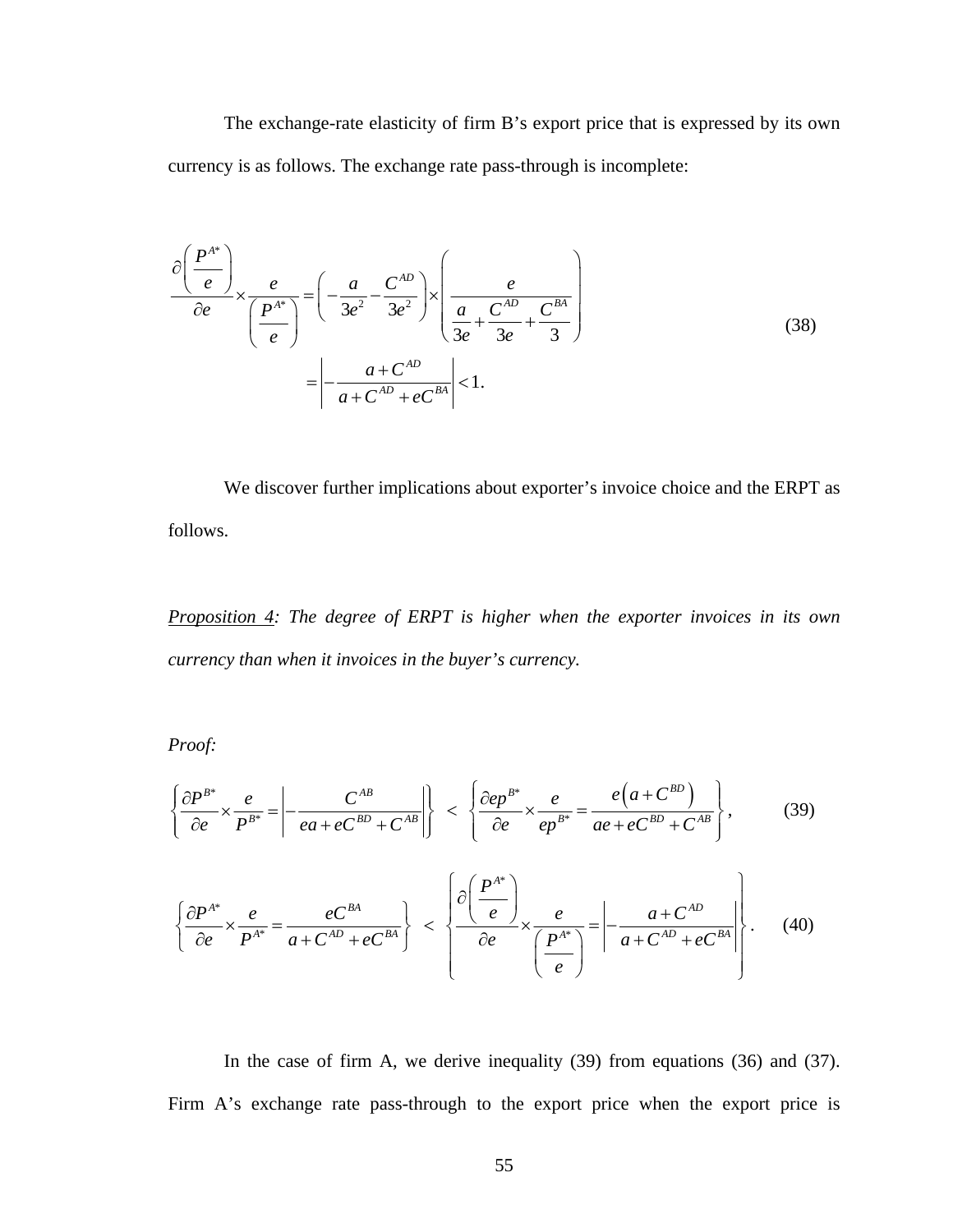The exchange-rate elasticity of firm B's export price that is expressed by its own currency is as follows. The exchange rate pass-through is incomplete:

$$
\begin{aligned}
\frac{\partial\left(\dfrac{P^{A*}}{e}\right)}{\partial e}\times\frac{e}{\left(\dfrac{P^{A*}}{e}\right)} &= \left(-\frac{a}{3e^2}-\frac{C^{AD}}{3e^2}\right)\times\left(\frac{e}{\dfrac{a}{3e}+\dfrac{C^{AD}}{3e}+\dfrac{C^{BA}}{3}}\right) \\
&= \left|-\frac{a+C^{AD}}{a+C^{AD}+eC^{BA}}\right|<1.
\end{aligned} \tag{38}
$$

We discover further implications about exporter's invoice choice and the ERPT as follows.

*<u>Proposition 4</u>: The degree of ERPT is higher when the exporter invoices in its own currency than when it invoices in the buyer's currency.*

*Proof:*

$$
\left\{\frac{\partial P^{B*}}{\partial e}\times\frac{e}{P^{B*}}=\left|-\frac{C^{AB}}{ea+eC^{BD}+C^{AB}}\right|\right\} \;<\; \left\{\frac{\partial ep^{B*}}{\partial e}\times\frac{e}{ep^{B*}}=\frac{e\left(a+C^{BD}\right)}{ae+eC^{BD}+C^{AB}}\right\}, \tag{39}
$$

$$
\left\{\frac{\partial P^{A*}}{\partial e}\times\frac{e}{P^{A*}}=\frac{eC^{BA}}{a+C^{AD}+eC^{BA}}\right\} \;<\; \left\{\frac{\partial\left(\dfrac{P^{A*}}{e}\right)}{\partial e}\times\frac{e}{\left(\dfrac{P^{A*}}{e}\right)}=\left|-\frac{a+C^{AD}}{a+C^{AD}+eC^{BA}}\right|\right\}. \tag{40}
$$

In the case of firm A, we derive inequality (39) from equations (36) and (37). Firm A's exchange rate pass-through to the export price when the export price is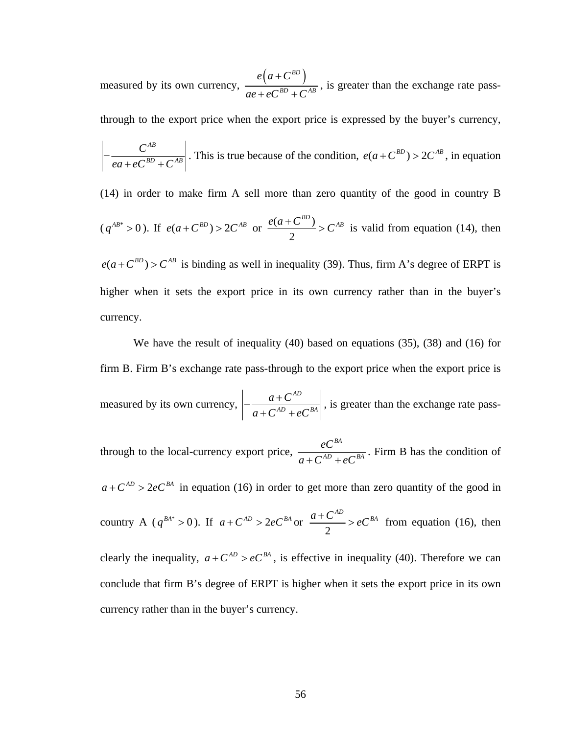measured by its own currency, $\frac{e\left(a+C^{BD}\right)}{ae+eC^{BD}+C^{AB}}$, is greater than the exchange rate pass-through to the export price when the export price is expressed by the buyer's currency, $\left|-\frac{C^{AB}}{ea+eC^{BD}+C^{AB}}\right|$. This is true because of the condition, $e(a+C^{BD})>2C^{AB}$, in equation (14) in order to make firm A sell more than zero quantity of the good in country B ($q^{AB*}>0$). If $e(a+C^{BD})>2C^{AB}$ or $\frac{e(a+C^{BD})}{2}>C^{AB}$ is valid from equation (14), then $e(a+C^{BD})>C^{AB}$ is binding as well in inequality (39). Thus, firm A's degree of ERPT is higher when it sets the export price in its own currency rather than in the buyer's currency.

We have the result of inequality (40) based on equations (35), (38) and (16) for firm B. Firm B's exchange rate pass-through to the export price when the export price is measured by its own currency, $\left|-\frac{a+C^{AD}}{a+C^{AD}+eC^{BA}}\right|$, is greater than the exchange rate pass-through to the local-currency export price, $\frac{eC^{BA}}{a+C^{AD}+eC^{BA}}$. Firm B has the condition of $a+C^{AD}>2eC^{BA}$ in equation (16) in order to get more than zero quantity of the good in country A ($q^{BA*}>0$). If $a+C^{AD}>2eC^{BA}$ or $\frac{a+C^{AD}}{2}>eC^{BA}$ from equation (16), then clearly the inequality, $a+C^{AD}>eC^{BA}$, is effective in inequality (40). Therefore we can conclude that firm B's degree of ERPT is higher when it sets the export price in its own currency rather than in the buyer's currency.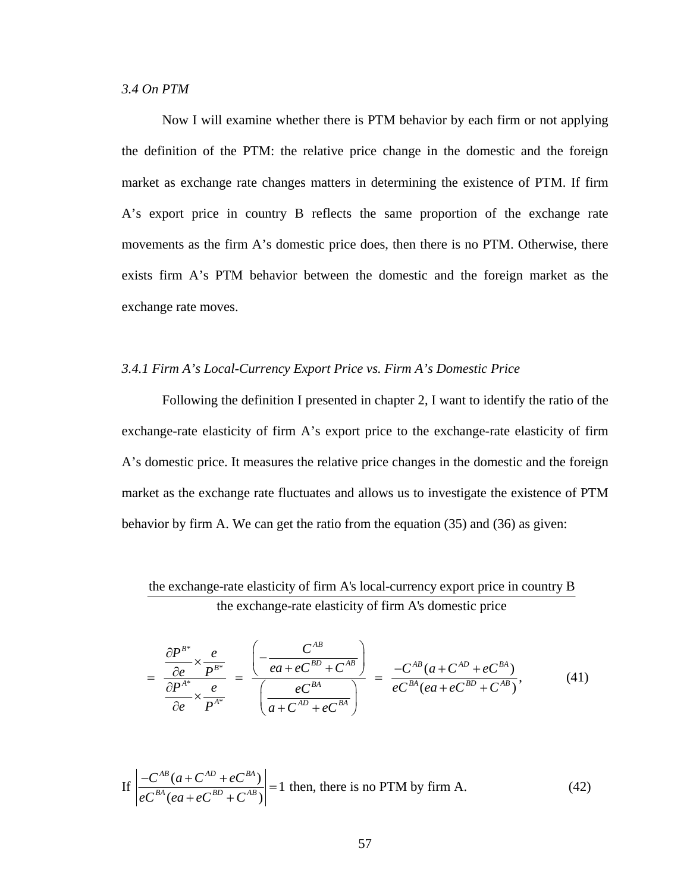*3.4 On PTM*

Now I will examine whether there is PTM behavior by each firm or not applying the definition of the PTM: the relative price change in the domestic and the foreign market as exchange rate changes matters in determining the existence of PTM. If firm A's export price in country B reflects the same proportion of the exchange rate movements as the firm A's domestic price does, then there is no PTM. Otherwise, there exists firm A's PTM behavior between the domestic and the foreign market as the exchange rate moves.

*3.4.1 Firm A's Local-Currency Export Price vs. Firm A's Domestic Price*

Following the definition I presented in chapter 2, I want to identify the ratio of the exchange-rate elasticity of firm A's export price to the exchange-rate elasticity of firm A's domestic price. It measures the relative price changes in the domestic and the foreign market as the exchange rate fluctuates and allows us to investigate the existence of PTM behavior by firm A. We can get the ratio from the equation (35) and (36) as given:

$$\frac{\text{the exchange-rate elasticity of firm A's local-currency export price in country B}}{\text{the exchange-rate elasticity of firm A's domestic price}}$$

$$= \frac{\dfrac{\partial P^{B*}}{\partial e}\times\dfrac{e}{P^{B*}}}{\dfrac{\partial P^{A*}}{\partial e}\times\dfrac{e}{P^{A*}}} = \frac{\left(-\dfrac{C^{AB}}{ea+eC^{BD}+C^{AB}}\right)}{\left(\dfrac{eC^{BA}}{a+C^{AD}+eC^{BA}}\right)} = \frac{-C^{AB}(a+C^{AD}+eC^{BA})}{eC^{BA}(ea+eC^{BD}+C^{AB})}, \tag{41}$$

$$\text{If } \left|\frac{-C^{AB}(a+C^{AD}+eC^{BA})}{eC^{BA}(ea+eC^{BD}+C^{AB})}\right| = 1 \text{ then, there is no PTM by firm A.} \tag{42}$$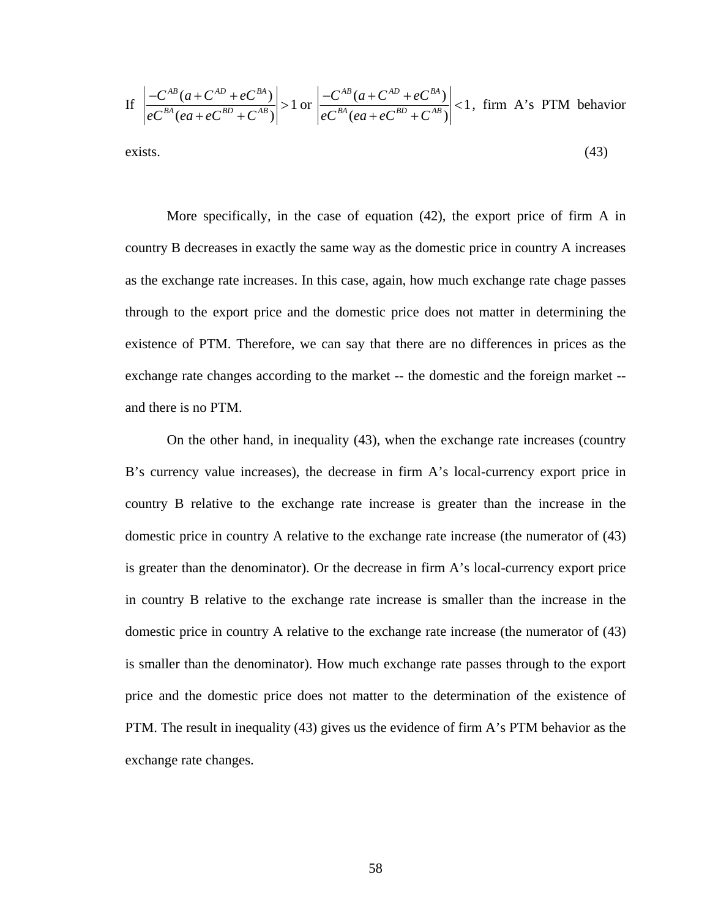If $\left|\dfrac{-C^{AB}(a+C^{AD}+eC^{BA})}{eC^{BA}(ea+eC^{BD}+C^{AB})}\right|>1$ or $\left|\dfrac{-C^{AB}(a+C^{AD}+eC^{BA})}{eC^{BA}(ea+eC^{BD}+C^{AB})}\right|<1$, firm A's PTM behavior exists. (43)

More specifically, in the case of equation (42), the export price of firm A in country B decreases in exactly the same way as the domestic price in country A increases as the exchange rate increases. In this case, again, how much exchange rate chage passes through to the export price and the domestic price does not matter in determining the existence of PTM. Therefore, we can say that there are no differences in prices as the exchange rate changes according to the market -- the domestic and the foreign market -- and there is no PTM.

On the other hand, in inequality (43), when the exchange rate increases (country B's currency value increases), the decrease in firm A's local-currency export price in country B relative to the exchange rate increase is greater than the increase in the domestic price in country A relative to the exchange rate increase (the numerator of (43) is greater than the denominator). Or the decrease in firm A's local-currency export price in country B relative to the exchange rate increase is smaller than the increase in the domestic price in country A relative to the exchange rate increase (the numerator of (43) is smaller than the denominator). How much exchange rate passes through to the export price and the domestic price does not matter to the determination of the existence of PTM. The result in inequality (43) gives us the evidence of firm A's PTM behavior as the exchange rate changes.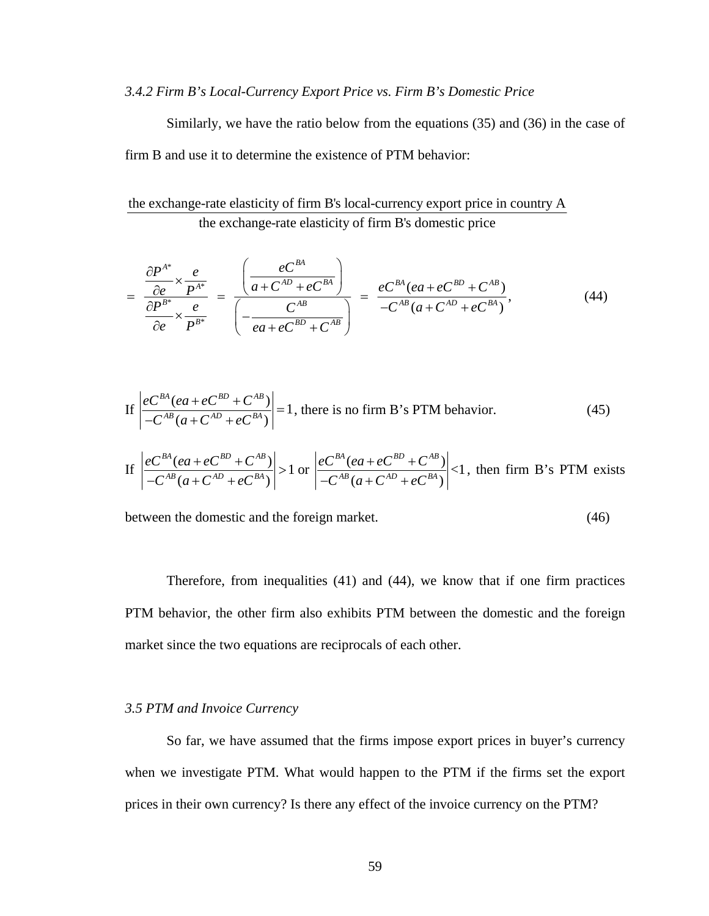*3.4.2 Firm B's Local-Currency Export Price vs. Firm B's Domestic Price*

Similarly, we have the ratio below from the equations (35) and (36) in the case of firm B and use it to determine the existence of PTM behavior:

$$\frac{\text{the exchange-rate elasticity of firm B's local-currency export price in country A}}{\text{the exchange-rate elasticity of firm B's domestic price}}$$

$$= \frac{\dfrac{\partial P^{A*}}{\partial e} \times \dfrac{e}{P^{A*}}}{\dfrac{\partial P^{B*}}{\partial e} \times \dfrac{e}{P^{B*}}} = \frac{\left(\dfrac{eC^{BA}}{a + C^{AD} + eC^{BA}}\right)}{\left(-\dfrac{C^{AB}}{ea + eC^{BD} + C^{AB}}\right)} = \frac{eC^{BA}(ea + eC^{BD} + C^{AB})}{-C^{AB}(a + C^{AD} + eC^{BA})}, \tag{44}$$

If $\left|\dfrac{eC^{BA}(ea + eC^{BD} + C^{AB})}{-C^{AB}(a + C^{AD} + eC^{BA})}\right| = 1$, there is no firm B's PTM behavior. (45)

If $\left|\dfrac{eC^{BA}(ea + eC^{BD} + C^{AB})}{-C^{AB}(a + C^{AD} + eC^{BA})}\right| > 1$ or $\left|\dfrac{eC^{BA}(ea + eC^{BD} + C^{AB})}{-C^{AB}(a + C^{AD} + eC^{BA})}\right| < 1$, then firm B's PTM exists between the domestic and the foreign market. (46)

Therefore, from inequalities (41) and (44), we know that if one firm practices PTM behavior, the other firm also exhibits PTM between the domestic and the foreign market since the two equations are reciprocals of each other.

*3.5 PTM and Invoice Currency*

So far, we have assumed that the firms impose export prices in buyer's currency when we investigate PTM. What would happen to the PTM if the firms set the export prices in their own currency? Is there any effect of the invoice currency on the PTM?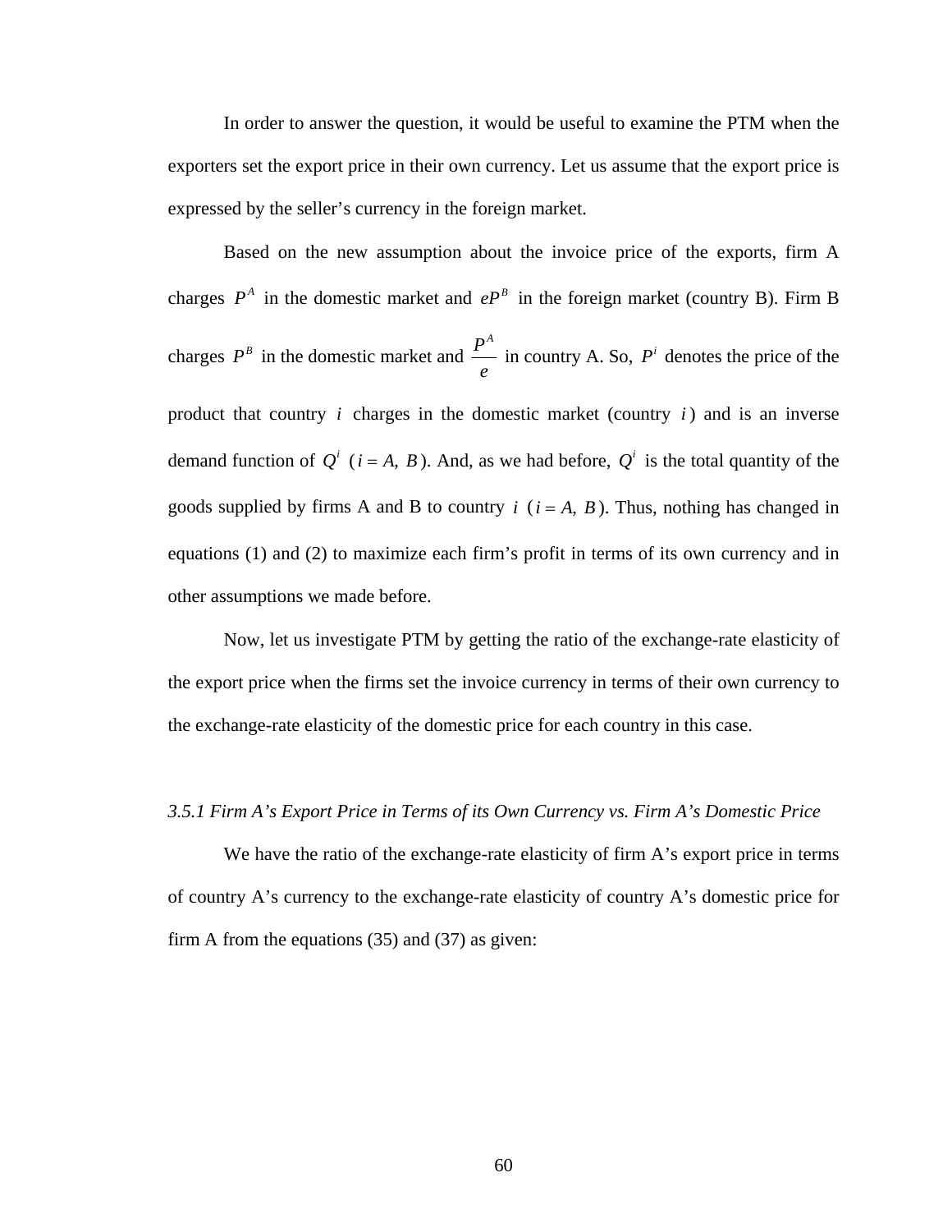In order to answer the question, it would be useful to examine the PTM when the exporters set the export price in their own currency. Let us assume that the export price is expressed by the seller's currency in the foreign market.

Based on the new assumption about the invoice price of the exports, firm A charges $P^A$ in the domestic market and $eP^B$ in the foreign market (country B). Firm B charges $P^B$ in the domestic market and $\frac{P^A}{e}$ in country A. So, $P^i$ denotes the price of the product that country $i$ charges in the domestic market (country $i$) and is an inverse demand function of $Q^i$ ($i = A, B$). And, as we had before, $Q^i$ is the total quantity of the goods supplied by firms A and B to country $i$ ($i = A, B$). Thus, nothing has changed in equations (1) and (2) to maximize each firm's profit in terms of its own currency and in other assumptions we made before.

Now, let us investigate PTM by getting the ratio of the exchange-rate elasticity of the export price when the firms set the invoice currency in terms of their own currency to the exchange-rate elasticity of the domestic price for each country in this case.

### *3.5.1 Firm A's Export Price in Terms of its Own Currency vs. Firm A's Domestic Price*

We have the ratio of the exchange-rate elasticity of firm A's export price in terms of country A's currency to the exchange-rate elasticity of country A's domestic price for firm A from the equations (35) and (37) as given: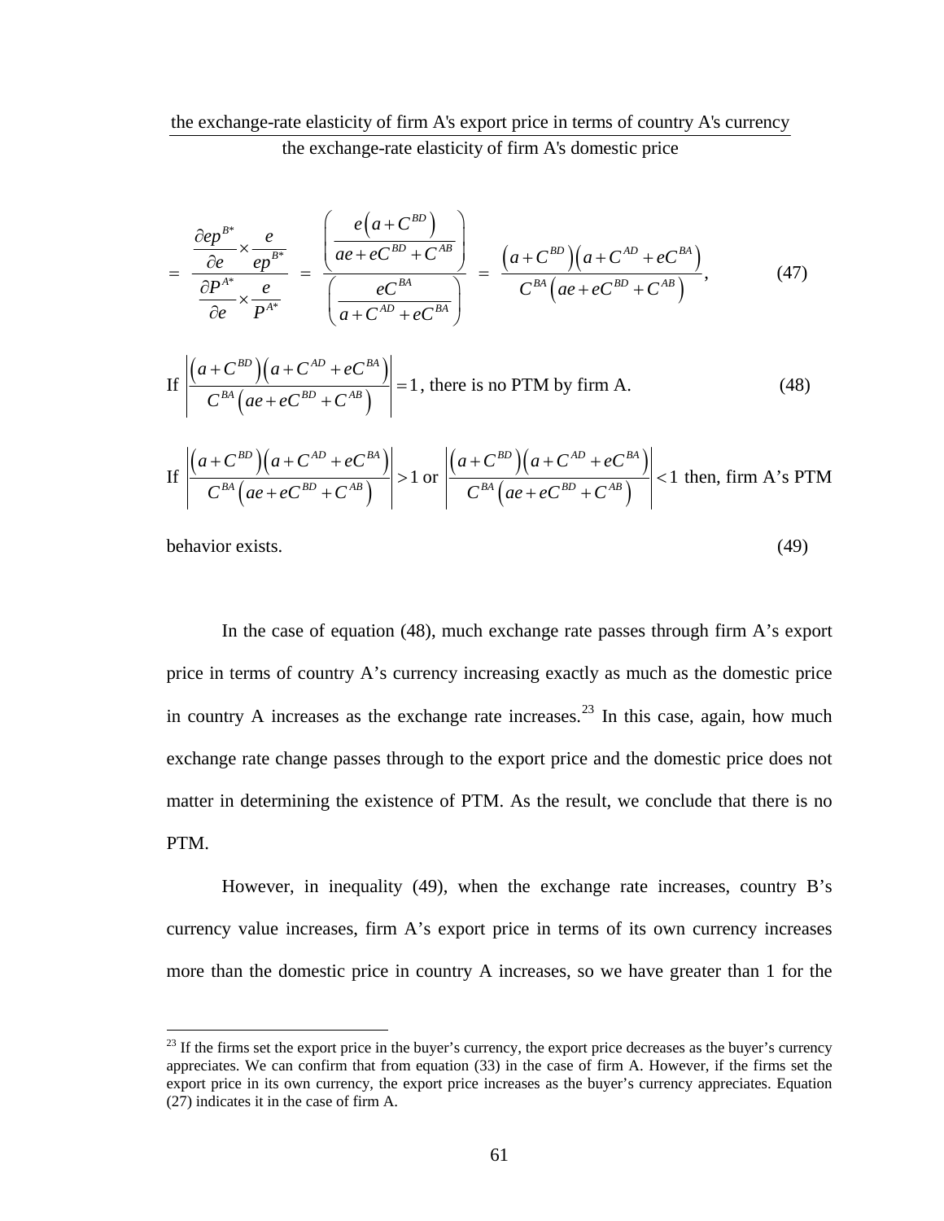$$\frac{\text{the exchange-rate elasticity of firm A's export price in terms of country A's currency}}{\text{the exchange-rate elasticity of firm A's domestic price}}$$

$$= \frac{\dfrac{\partial ep^{B*}}{\partial e} \times \dfrac{e}{ep^{B*}}}{\dfrac{\partial P^{A*}}{\partial e} \times \dfrac{e}{P^{A*}}} = \frac{\left( \dfrac{e\left(a + C^{BD}\right)}{ae + eC^{BD} + C^{AB}} \right)}{\left( \dfrac{eC^{BA}}{a + C^{AD} + eC^{BA}} \right)} = \frac{\left(a + C^{BD}\right)\left(a + C^{AD} + eC^{BA}\right)}{C^{BA}\left(ae + eC^{BD} + C^{AB}\right)}, \tag{47}$$

If $\left| \dfrac{\left(a + C^{BD}\right)\left(a + C^{AD} + eC^{BA}\right)}{C^{BA}\left(ae + eC^{BD} + C^{AB}\right)} \right| = 1$, there is no PTM by firm A. (48)

If $\left| \dfrac{\left(a + C^{BD}\right)\left(a + C^{AD} + eC^{BA}\right)}{C^{BA}\left(ae + eC^{BD} + C^{AB}\right)} \right| > 1$ or $\left| \dfrac{\left(a + C^{BD}\right)\left(a + C^{AD} + eC^{BA}\right)}{C^{BA}\left(ae + eC^{BD} + C^{AB}\right)} \right| < 1$ then, firm A's PTM behavior exists. (49)

In the case of equation (48), much exchange rate passes through firm A's export price in terms of country A's currency increasing exactly as much as the domestic price in country A increases as the exchange rate increases.[23] In this case, again, how much exchange rate change passes through to the export price and the domestic price does not matter in determining the existence of PTM. As the result, we conclude that there is no PTM.

However, in inequality (49), when the exchange rate increases, country B's currency value increases, firm A's export price in terms of its own currency increases more than the domestic price in country A increases, so we have greater than 1 for the

[23] If the firms set the export price in the buyer's currency, the export price decreases as the buyer's currency appreciates. We can confirm that from equation (33) in the case of firm A. However, if the firms set the export price in its own currency, the export price increases as the buyer's currency appreciates. Equation (27) indicates it in the case of firm A.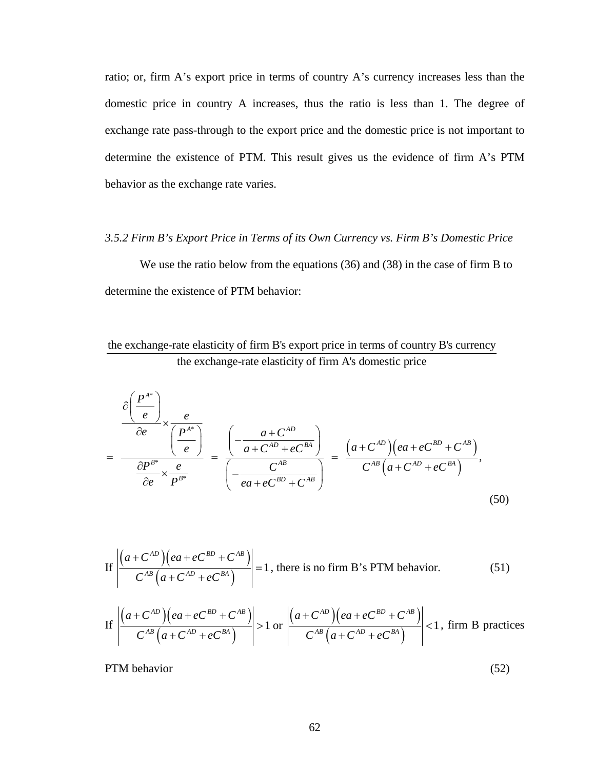ratio; or, firm A's export price in terms of country A's currency increases less than the domestic price in country A increases, thus the ratio is less than 1. The degree of exchange rate pass-through to the export price and the domestic price is not important to determine the existence of PTM. This result gives us the evidence of firm A's PTM behavior as the exchange rate varies.

*3.5.2 Firm B's Export Price in Terms of its Own Currency vs. Firm B's Domestic Price*

We use the ratio below from the equations (36) and (38) in the case of firm B to determine the existence of PTM behavior:

$$\frac{\text{the exchange-rate elasticity of firm B's export price in terms of country B's currency}}{\text{the exchange-rate elasticity of firm A's domestic price}}$$

$$= \frac{\dfrac{\partial\left(\dfrac{P^{A*}}{e}\right)}{\partial e} \times \dfrac{e}{\left(\dfrac{P^{A*}}{e}\right)}}{\dfrac{\partial P^{B*}}{\partial e} \times \dfrac{e}{P^{B*}}} = \frac{\left(-\dfrac{a + C^{AD}}{a + C^{AD} + eC^{BA}}\right)}{\left(-\dfrac{C^{AB}}{ea + eC^{BD} + C^{AB}}\right)} = \frac{\left(a + C^{AD}\right)\left(ea + eC^{BD} + C^{AB}\right)}{C^{AB}\left(a + C^{AD} + eC^{BA}\right)}, \tag{50}$$

If $\left|\dfrac{\left(a + C^{AD}\right)\left(ea + eC^{BD} + C^{AB}\right)}{C^{AB}\left(a + C^{AD} + eC^{BA}\right)}\right| = 1$, there is no firm B's PTM behavior. (51)

If $\left|\dfrac{\left(a + C^{AD}\right)\left(ea + eC^{BD} + C^{AB}\right)}{C^{AB}\left(a + C^{AD} + eC^{BA}\right)}\right| > 1$ or $\left|\dfrac{\left(a + C^{AD}\right)\left(ea + eC^{BD} + C^{AB}\right)}{C^{AB}\left(a + C^{AD} + eC^{BA}\right)}\right| < 1$, firm B practices PTM behavior (52)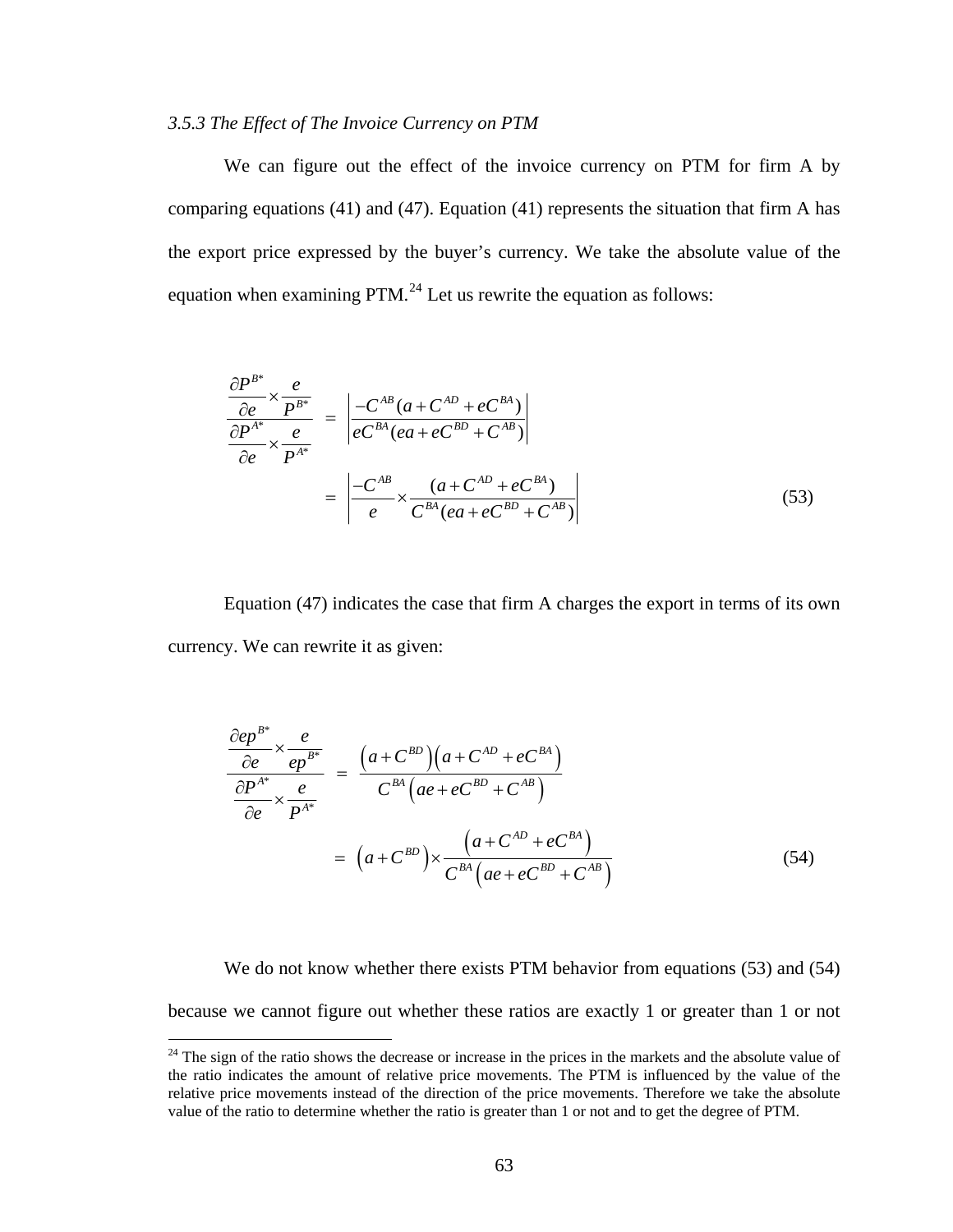*3.5.3 The Effect of The Invoice Currency on PTM*

We can figure out the effect of the invoice currency on PTM for firm A by comparing equations (41) and (47). Equation (41) represents the situation that firm A has the export price expressed by the buyer's currency. We take the absolute value of the equation when examining PTM.[24] Let us rewrite the equation as follows:

$$
\frac{\dfrac{\partial P^{B*}}{\partial e} \times \dfrac{e}{P^{B*}}}{\dfrac{\partial P^{A*}}{\partial e} \times \dfrac{e}{P^{A*}}} = \left| \frac{-C^{AB}(a + C^{AD} + eC^{BA})}{eC^{BA}(ea + eC^{BD} + C^{AB})} \right|
$$

$$
= \left| \frac{-C^{AB}}{e} \times \frac{(a + C^{AD} + eC^{BA})}{C^{BA}(ea + eC^{BD} + C^{AB})} \right| \tag{53}
$$

Equation (47) indicates the case that firm A charges the export in terms of its own currency. We can rewrite it as given:

$$
\frac{\dfrac{\partial ep^{B*}}{\partial e} \times \dfrac{e}{ep^{B*}}}{\dfrac{\partial P^{A*}}{\partial e} \times \dfrac{e}{P^{A*}}} = \frac{\left(a + C^{BD}\right)\left(a + C^{AD} + eC^{BA}\right)}{C^{BA}\left(ae + eC^{BD} + C^{AB}\right)}
$$

$$
= \left(a + C^{BD}\right) \times \frac{\left(a + C^{AD} + eC^{BA}\right)}{C^{BA}\left(ae + eC^{BD} + C^{AB}\right)} \tag{54}
$$

We do not know whether there exists PTM behavior from equations (53) and (54) because we cannot figure out whether these ratios are exactly 1 or greater than 1 or not

[24] The sign of the ratio shows the decrease or increase in the prices in the markets and the absolute value of the ratio indicates the amount of relative price movements. The PTM is influenced by the value of the relative price movements instead of the direction of the price movements. Therefore we take the absolute value of the ratio to determine whether the ratio is greater than 1 or not and to get the degree of PTM.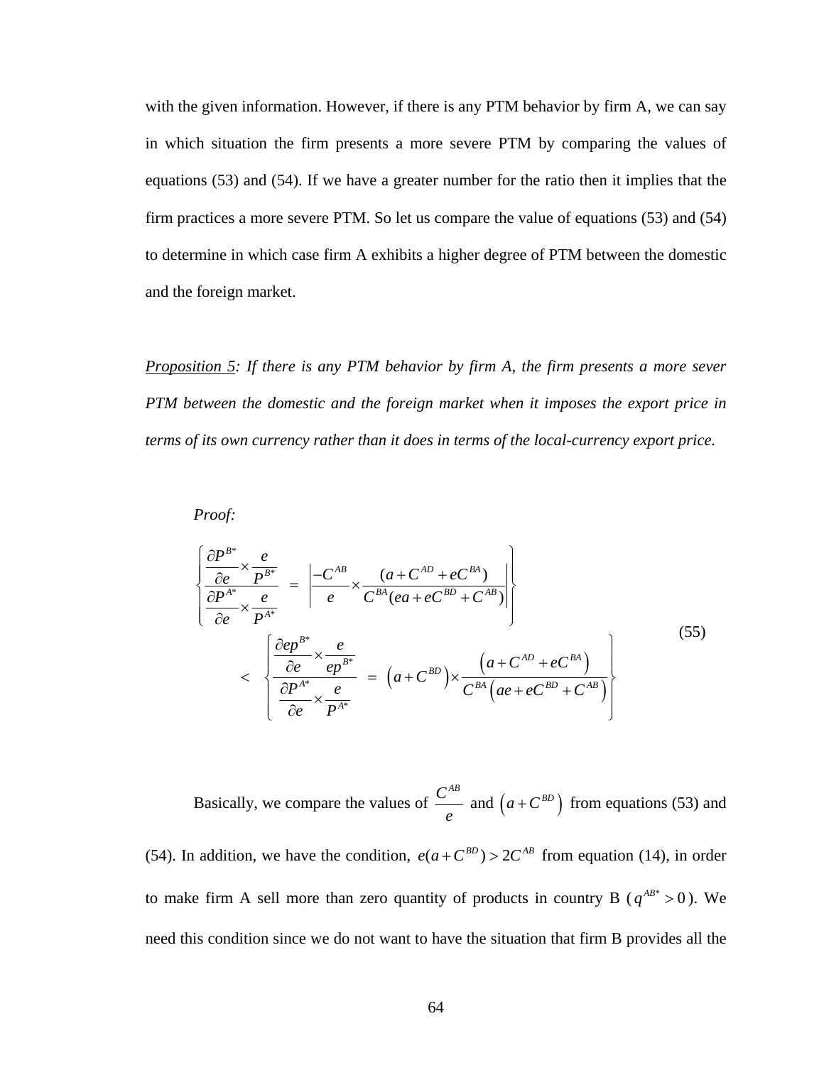with the given information. However, if there is any PTM behavior by firm A, we can say in which situation the firm presents a more severe PTM by comparing the values of equations (53) and (54). If we have a greater number for the ratio then it implies that the firm practices a more severe PTM. So let us compare the value of equations (53) and (54) to determine in which case firm A exhibits a higher degree of PTM between the domestic and the foreign market.

*<u>Proposition 5</u>: If there is any PTM behavior by firm A, the firm presents a more sever PTM between the domestic and the foreign market when it imposes the export price in terms of its own currency rather than it does in terms of the local-currency export price.*

*Proof:*

$$\left\{ \frac{\frac{\partial P^{B*}}{\partial e} \times \frac{e}{P^{B*}}}{\frac{\partial P^{A*}}{\partial e} \times \frac{e}{P^{A*}}} = \left| \frac{-C^{AB}}{e} \times \frac{(a + C^{AD} + eC^{BA})}{C^{BA}(ea + eC^{BD} + C^{AB})} \right| \right\}$$
$$< \left\{ \frac{\frac{\partial ep^{B*}}{\partial e} \times \frac{e}{ep^{B*}}}{\frac{\partial P^{A*}}{\partial e} \times \frac{e}{P^{A*}}} = \left(a + C^{BD}\right) \times \frac{\left(a + C^{AD} + eC^{BA}\right)}{C^{BA}\left(ae + eC^{BD} + C^{AB}\right)} \right\} \tag{55}$$

Basically, we compare the values of $\frac{C^{AB}}{e}$ and $\left(a + C^{BD}\right)$ from equations (53) and (54). In addition, we have the condition, $e(a + C^{BD}) > 2C^{AB}$ from equation (14), in order to make firm A sell more than zero quantity of products in country B ($q^{AB*} > 0$). We need this condition since we do not want to have the situation that firm B provides all the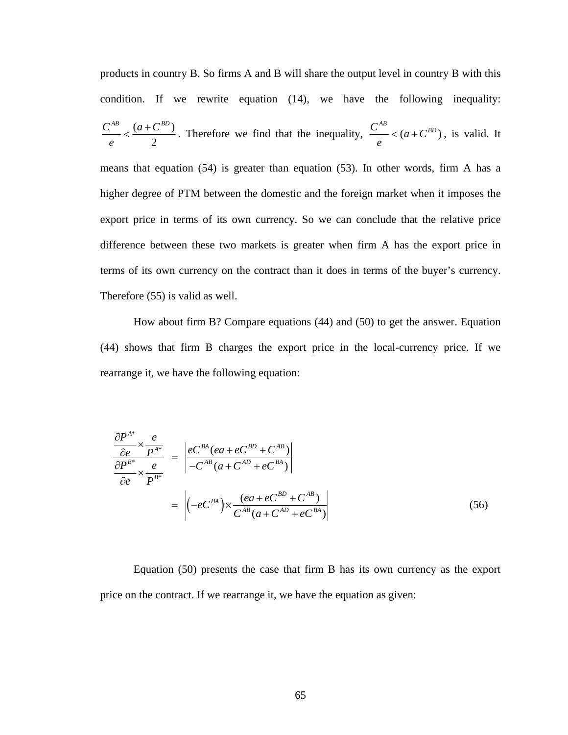products in country B. So firms A and B will share the output level in country B with this condition. If we rewrite equation (14), we have the following inequality: $\frac{C^{AB}}{e} < \frac{(a + C^{BD})}{2}$. Therefore we find that the inequality, $\frac{C^{AB}}{e} < (a + C^{BD})$, is valid. It means that equation (54) is greater than equation (53). In other words, firm A has a higher degree of PTM between the domestic and the foreign market when it imposes the export price in terms of its own currency. So we can conclude that the relative price difference between these two markets is greater when firm A has the export price in terms of its own currency on the contract than it does in terms of the buyer's currency. Therefore (55) is valid as well.

How about firm B? Compare equations (44) and (50) to get the answer. Equation (44) shows that firm B charges the export price in the local-currency price. If we rearrange it, we have the following equation:

$$\frac{\frac{\partial P^{A*}}{\partial e} \times \frac{e}{P^{A*}}}{\frac{\partial P^{B*}}{\partial e} \times \frac{e}{P^{B*}}} = \left| \frac{eC^{BA}(ea + eC^{BD} + C^{AB})}{-C^{AB}(a + C^{AD} + eC^{BA})} \right|$$

$$= \left| \left(-eC^{BA}\right) \times \frac{(ea + eC^{BD} + C^{AB})}{C^{AB}(a + C^{AD} + eC^{BA})} \right| \tag{56}$$

Equation (50) presents the case that firm B has its own currency as the export price on the contract. If we rearrange it, we have the equation as given: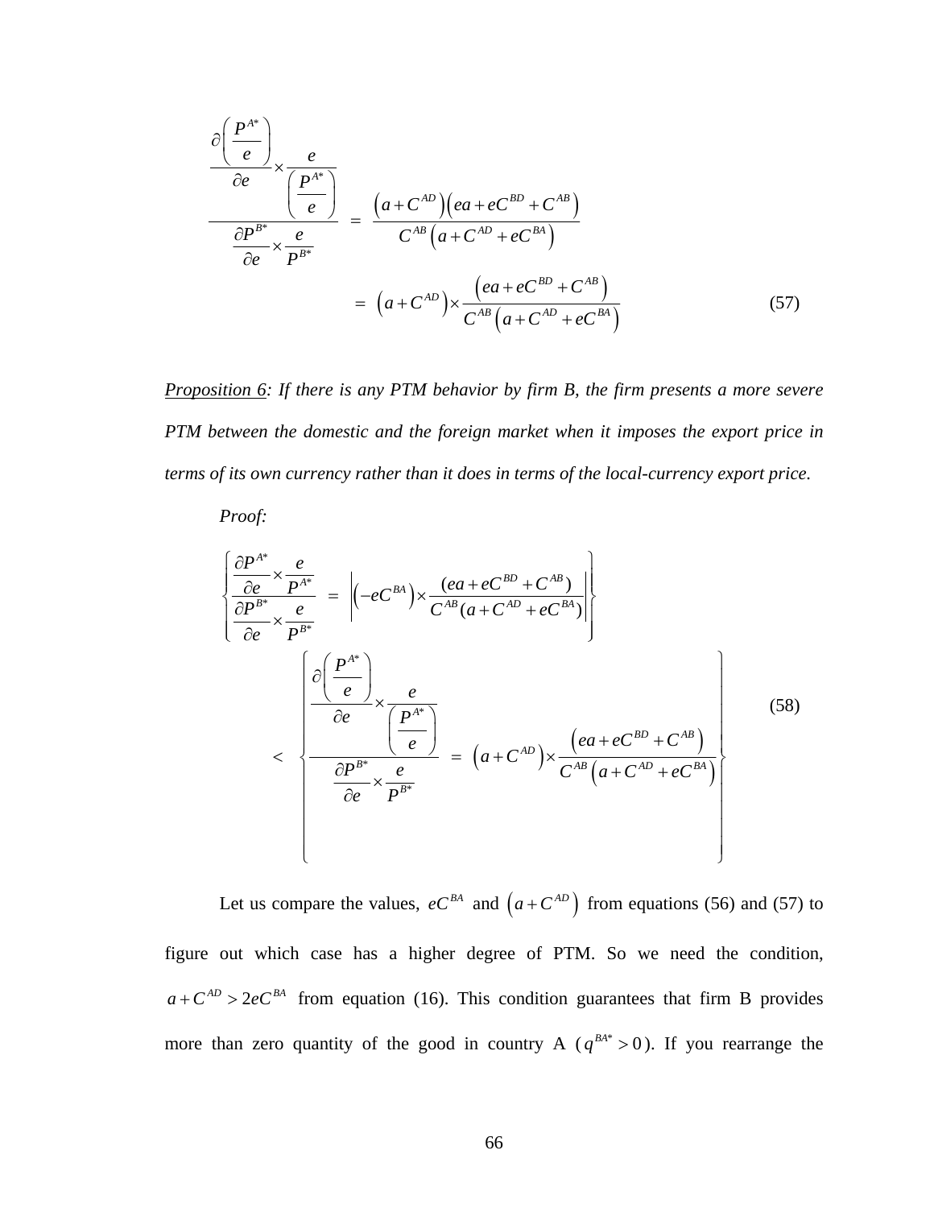$$\frac{\dfrac{\partial\left(\dfrac{P^{A*}}{e}\right)}{\partial e}\times\dfrac{e}{\left(\dfrac{P^{A*}}{e}\right)}}{\dfrac{\partial P^{B*}}{\partial e}\times\dfrac{e}{P^{B*}}} = \frac{\left(a+C^{AD}\right)\left(ea+eC^{BD}+C^{AB}\right)}{C^{AB}\left(a+C^{AD}+eC^{BA}\right)}$$

$$= \left(a+C^{AD}\right)\times\frac{\left(ea+eC^{BD}+C^{AB}\right)}{C^{AB}\left(a+C^{AD}+eC^{BA}\right)} \tag{57}$$

*<u>Proposition 6</u>: If there is any PTM behavior by firm B, the firm presents a more severe PTM between the domestic and the foreign market when it imposes the export price in terms of its own currency rather than it does in terms of the local-currency export price.*

*Proof:*

$$\left\{\frac{\dfrac{\partial P^{A*}}{\partial e}\times\dfrac{e}{P^{A*}}}{\dfrac{\partial P^{B*}}{\partial e}\times\dfrac{e}{P^{B*}}} = \left|\left(-eC^{BA}\right)\times\frac{(ea+eC^{BD}+C^{AB})}{C^{AB}(a+C^{AD}+eC^{BA})}\right|\right\}$$

$$< \left\{\frac{\dfrac{\partial\left(\dfrac{P^{A*}}{e}\right)}{\partial e}\times\dfrac{e}{\left(\dfrac{P^{A*}}{e}\right)}}{\dfrac{\partial P^{B*}}{\partial e}\times\dfrac{e}{P^{B*}}} = \left(a+C^{AD}\right)\times\frac{\left(ea+eC^{BD}+C^{AB}\right)}{C^{AB}\left(a+C^{AD}+eC^{BA}\right)}\right\} \tag{58}$$

Let us compare the values, $eC^{BA}$ and $\left(a+C^{AD}\right)$ from equations (56) and (57) to figure out which case has a higher degree of PTM. So we need the condition, $a+C^{AD} > 2eC^{BA}$ from equation (16). This condition guarantees that firm B provides more than zero quantity of the good in country A ($q^{BA*} > 0$). If you rearrange the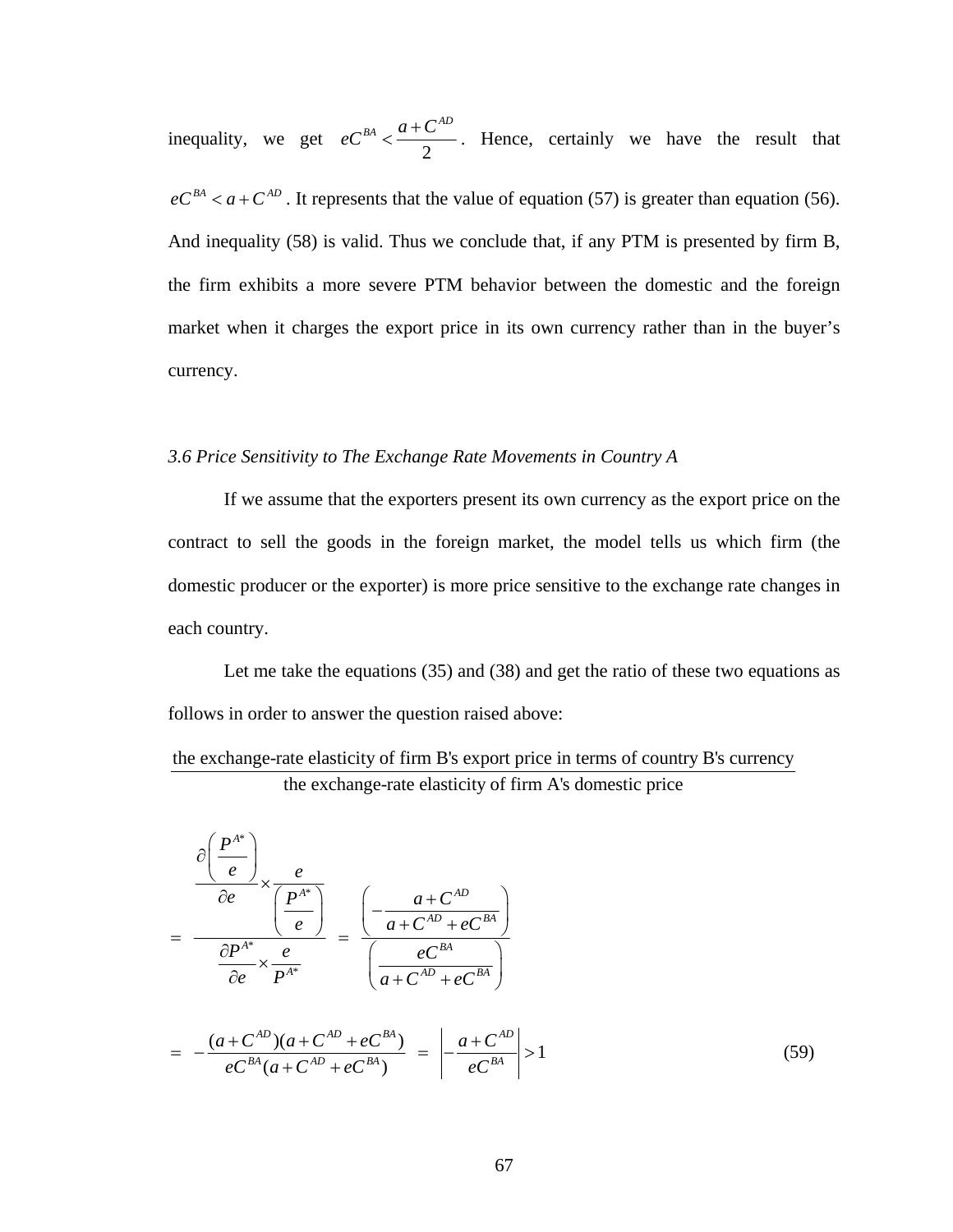inequality, we get $eC^{BA} < \dfrac{a + C^{AD}}{2}$. Hence, certainly we have the result that $eC^{BA} < a + C^{AD}$. It represents that the value of equation (57) is greater than equation (56). And inequality (58) is valid. Thus we conclude that, if any PTM is presented by firm B, the firm exhibits a more severe PTM behavior between the domestic and the foreign market when it charges the export price in its own currency rather than in the buyer's currency.

*3.6 Price Sensitivity to The Exchange Rate Movements in Country A*

If we assume that the exporters present its own currency as the export price on the contract to sell the goods in the foreign market, the model tells us which firm (the domestic producer or the exporter) is more price sensitive to the exchange rate changes in each country.

Let me take the equations (35) and (38) and get the ratio of these two equations as follows in order to answer the question raised above:

$$\frac{\text{the exchange-rate elasticity of firm B's export price in terms of country B's currency}}{\text{the exchange-rate elasticity of firm A's domestic price}}$$

$$= \frac{\dfrac{\partial\left(\dfrac{P^{A*}}{e}\right)}{\partial e} \times \dfrac{e}{\left(\dfrac{P^{A*}}{e}\right)}}{\dfrac{\partial P^{A*}}{\partial e} \times \dfrac{e}{P^{A*}}} = \frac{\left(-\dfrac{a + C^{AD}}{a + C^{AD} + eC^{BA}}\right)}{\left(\dfrac{eC^{BA}}{a + C^{AD} + eC^{BA}}\right)}$$

$$= -\frac{(a + C^{AD})(a + C^{AD} + eC^{BA})}{eC^{BA}(a + C^{AD} + eC^{BA})} = \left| -\frac{a + C^{AD}}{eC^{BA}} \right| > 1 \tag{59}$$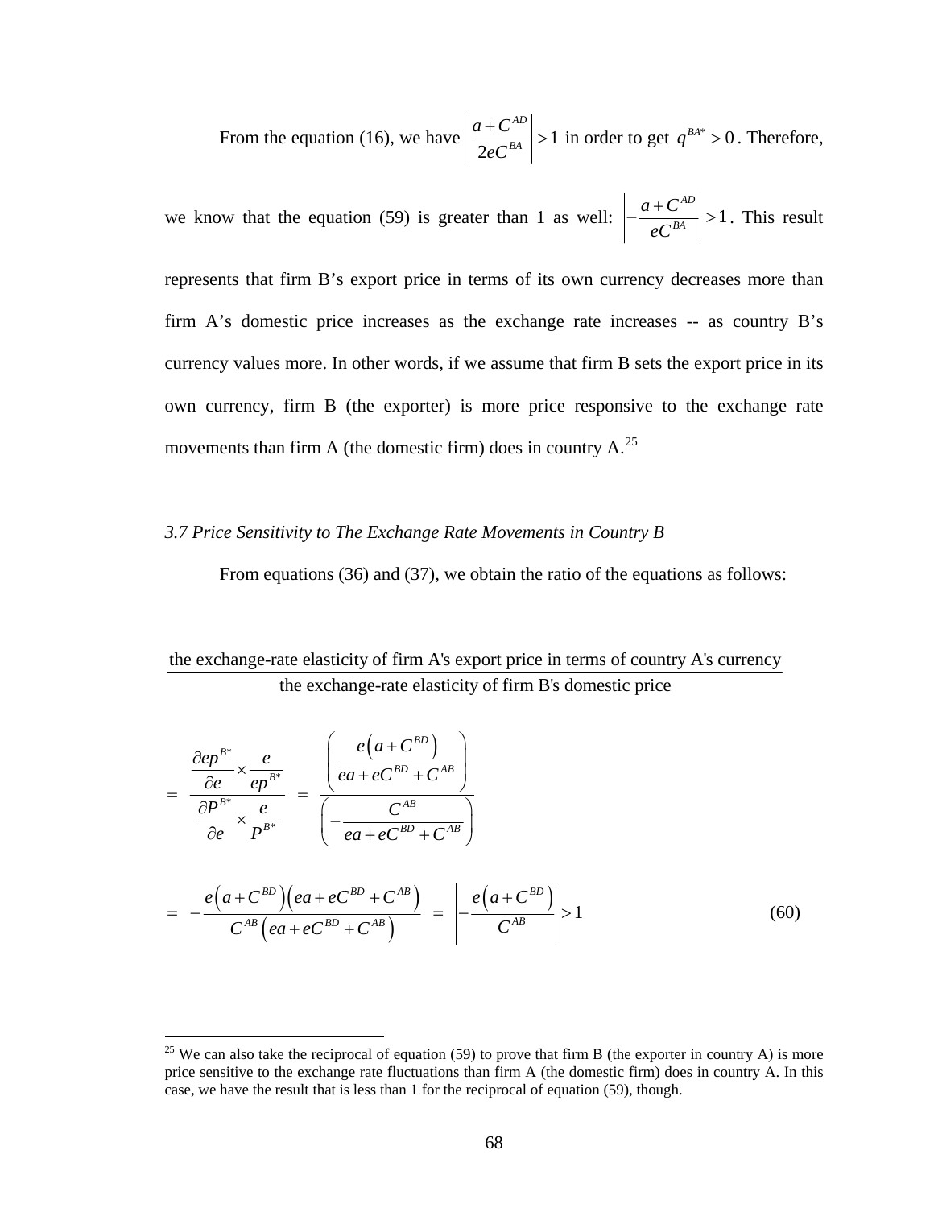From the equation (16), we have $\left| \frac{a + C^{AD}}{2eC^{BA}} \right| > 1$ in order to get $q^{BA*} > 0$. Therefore, we know that the equation (59) is greater than 1 as well: $\left| -\frac{a + C^{AD}}{eC^{BA}} \right| > 1$. This result represents that firm B's export price in terms of its own currency decreases more than firm A's domestic price increases as the exchange rate increases -- as country B's currency values more. In other words, if we assume that firm B sets the export price in its own currency, firm B (the exporter) is more price responsive to the exchange rate movements than firm A (the domestic firm) does in country A.[25]

### *3.7 Price Sensitivity to The Exchange Rate Movements in Country B*

From equations (36) and (37), we obtain the ratio of the equations as follows:

$$\frac{\text{the exchange-rate elasticity of firm A's export price in terms of country A's currency}}{\text{the exchange-rate elasticity of firm B's domestic price}}$$

$$= \frac{\frac{\partial ep^{B*}}{\partial e} \times \frac{e}{ep^{B*}}}{\frac{\partial P^{B*}}{\partial e} \times \frac{e}{P^{B*}}} = \frac{\left( \frac{e\left(a + C^{BD}\right)}{ea + eC^{BD} + C^{AB}} \right)}{\left( -\frac{C^{AB}}{ea + eC^{BD} + C^{AB}} \right)}$$

$$= -\frac{e\left(a + C^{BD}\right)\left(ea + eC^{BD} + C^{AB}\right)}{C^{AB}\left(ea + eC^{BD} + C^{AB}\right)} = \left| -\frac{e\left(a + C^{BD}\right)}{C^{AB}} \right| > 1 \tag{60}$$

---

[25] We can also take the reciprocal of equation (59) to prove that firm B (the exporter in country A) is more price sensitive to the exchange rate fluctuations than firm A (the domestic firm) does in country A. In this case, we have the result that is less than 1 for the reciprocal of equation (59), though.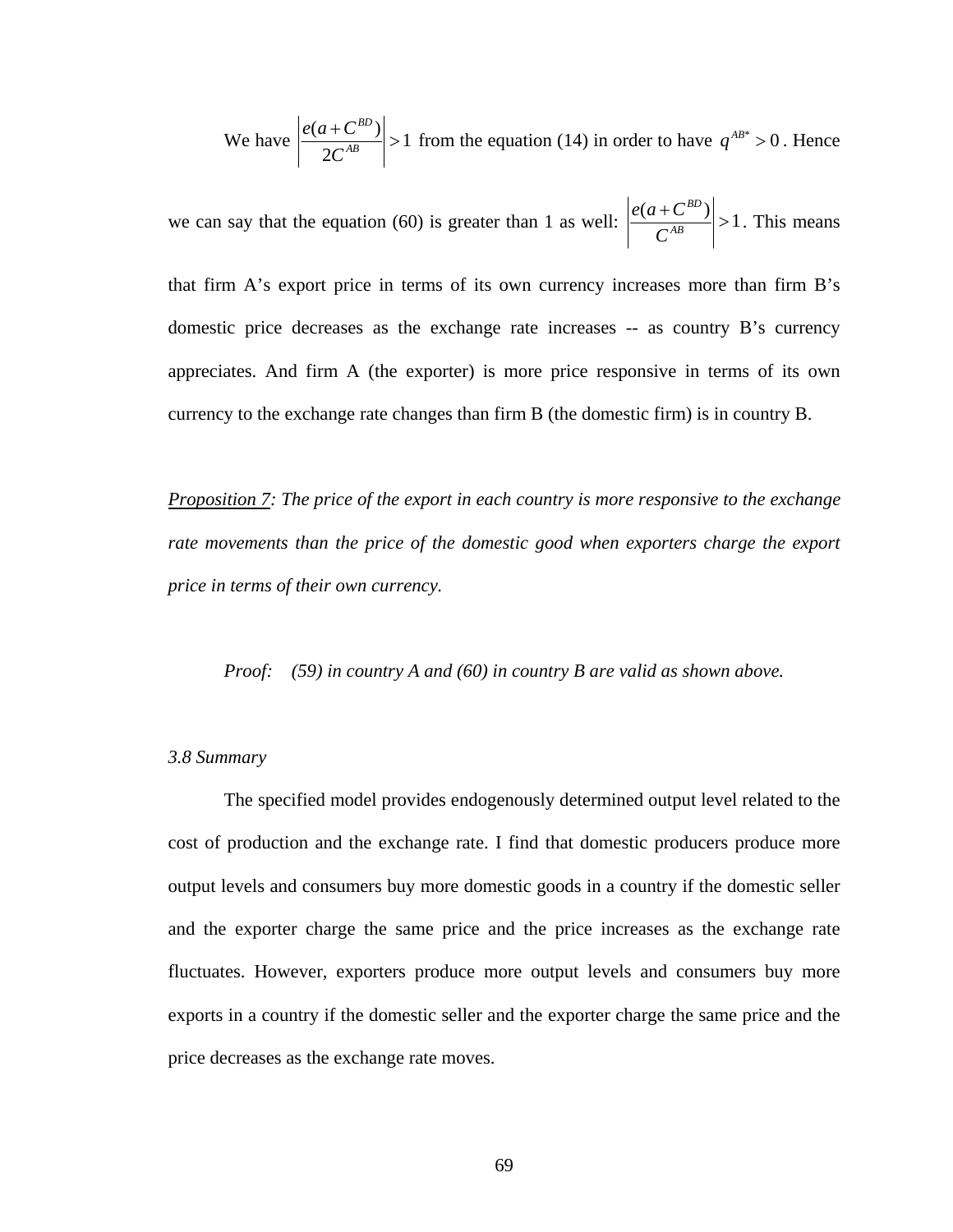We have $\left|\frac{e(a+C^{BD})}{2C^{AB}}\right|>1$ from the equation (14) in order to have $q^{AB*}>0$. Hence we can say that the equation (60) is greater than 1 as well: $\left|\frac{e(a+C^{BD})}{C^{AB}}\right|>1$. This means that firm A's export price in terms of its own currency increases more than firm B's domestic price decreases as the exchange rate increases -- as country B's currency appreciates. And firm A (the exporter) is more price responsive in terms of its own currency to the exchange rate changes than firm B (the domestic firm) is in country B.

*Proposition 7: The price of the export in each country is more responsive to the exchange rate movements than the price of the domestic good when exporters charge the export price in terms of their own currency.*

*Proof: (59) in country A and (60) in country B are valid as shown above.*

### *3.8 Summary*

The specified model provides endogenously determined output level related to the cost of production and the exchange rate. I find that domestic producers produce more output levels and consumers buy more domestic goods in a country if the domestic seller and the exporter charge the same price and the price increases as the exchange rate fluctuates. However, exporters produce more output levels and consumers buy more exports in a country if the domestic seller and the exporter charge the same price and the price decreases as the exchange rate moves.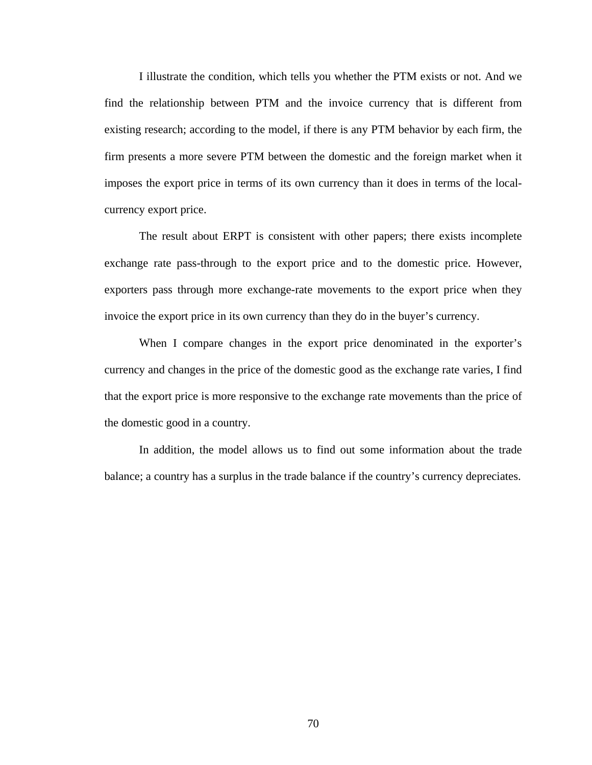I illustrate the condition, which tells you whether the PTM exists or not. And we find the relationship between PTM and the invoice currency that is different from existing research; according to the model, if there is any PTM behavior by each firm, the firm presents a more severe PTM between the domestic and the foreign market when it imposes the export price in terms of its own currency than it does in terms of the local-currency export price.

The result about ERPT is consistent with other papers; there exists incomplete exchange rate pass-through to the export price and to the domestic price. However, exporters pass through more exchange-rate movements to the export price when they invoice the export price in its own currency than they do in the buyer's currency.

When I compare changes in the export price denominated in the exporter's currency and changes in the price of the domestic good as the exchange rate varies, I find that the export price is more responsive to the exchange rate movements than the price of the domestic good in a country.

In addition, the model allows us to find out some information about the trade balance; a country has a surplus in the trade balance if the country's currency depreciates.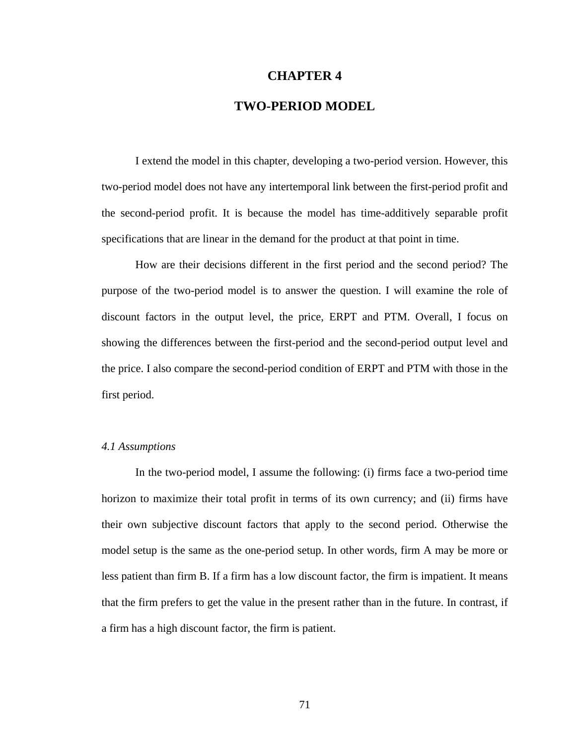# CHAPTER 4

# TWO-PERIOD MODEL

I extend the model in this chapter, developing a two-period version. However, this two-period model does not have any intertemporal link between the first-period profit and the second-period profit. It is because the model has time-additively separable profit specifications that are linear in the demand for the product at that point in time.

How are their decisions different in the first period and the second period? The purpose of the two-period model is to answer the question. I will examine the role of discount factors in the output level, the price, ERPT and PTM. Overall, I focus on showing the differences between the first-period and the second-period output level and the price. I also compare the second-period condition of ERPT and PTM with those in the first period.

### *4.1 Assumptions*

In the two-period model, I assume the following: (i) firms face a two-period time horizon to maximize their total profit in terms of its own currency; and (ii) firms have their own subjective discount factors that apply to the second period. Otherwise the model setup is the same as the one-period setup. In other words, firm A may be more or less patient than firm B. If a firm has a low discount factor, the firm is impatient. It means that the firm prefers to get the value in the present rather than in the future. In contrast, if a firm has a high discount factor, the firm is patient.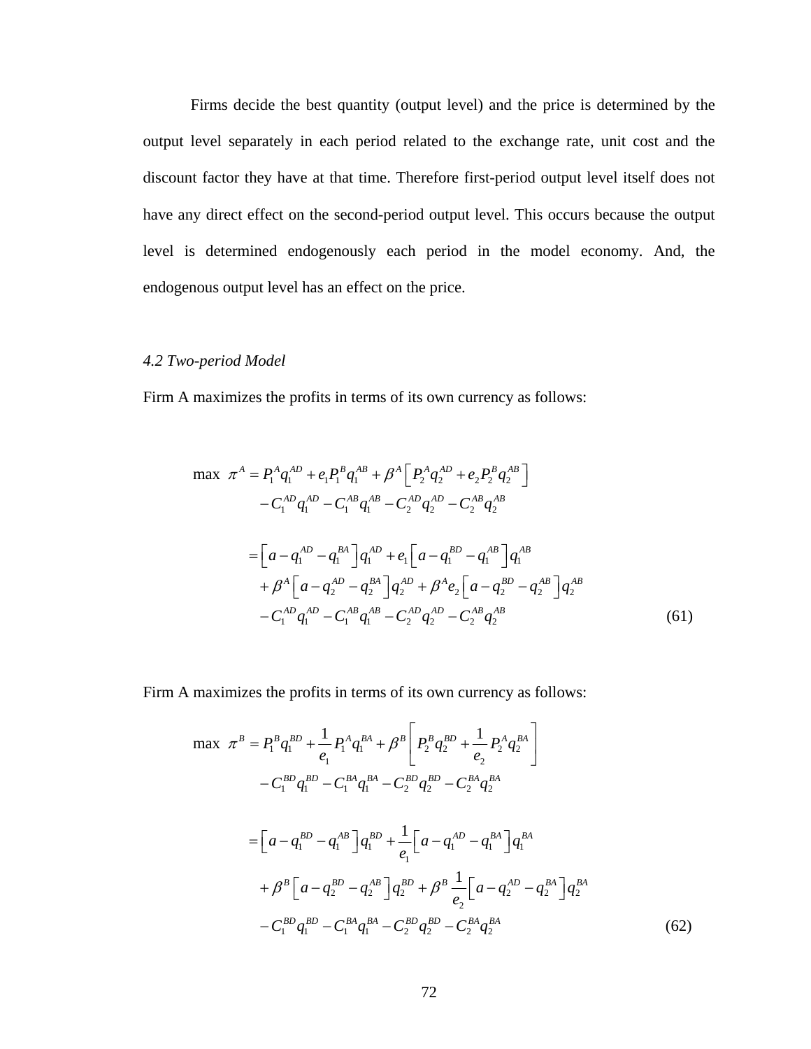Firms decide the best quantity (output level) and the price is determined by the output level separately in each period related to the exchange rate, unit cost and the discount factor they have at that time. Therefore first-period output level itself does not have any direct effect on the second-period output level. This occurs because the output level is determined endogenously each period in the model economy. And, the endogenous output level has an effect on the price.

*4.2 Two-period Model*

Firm A maximizes the profits in terms of its own currency as follows:

$$
\begin{aligned}
\max \ \pi^A &= P_1^A q_1^{AD} + e_1 P_1^B q_1^{AB} + \beta^A \left[ P_2^A q_2^{AD} + e_2 P_2^B q_2^{AB} \right] \\
&\quad - C_1^{AD} q_1^{AD} - C_1^{AB} q_1^{AB} - C_2^{AD} q_2^{AD} - C_2^{AB} q_2^{AB} \\
&= \left[ a - q_1^{AD} - q_1^{BA} \right] q_1^{AD} + e_1 \left[ a - q_1^{BD} - q_1^{AB} \right] q_1^{AB} \\
&\quad + \beta^A \left[ a - q_2^{AD} - q_2^{BA} \right] q_2^{AD} + \beta^A e_2 \left[ a - q_2^{BD} - q_2^{AB} \right] q_2^{AB} \\
&\quad - C_1^{AD} q_1^{AD} - C_1^{AB} q_1^{AB} - C_2^{AD} q_2^{AD} - C_2^{AB} q_2^{AB}
\end{aligned} \tag{61}
$$

Firm A maximizes the profits in terms of its own currency as follows:

$$
\begin{aligned}
\max \ \pi^B &= P_1^B q_1^{BD} + \frac{1}{e_1} P_1^A q_1^{BA} + \beta^B \left[ P_2^B q_2^{BD} + \frac{1}{e_2} P_2^A q_2^{BA} \right] \\
&\quad - C_1^{BD} q_1^{BD} - C_1^{BA} q_1^{BA} - C_2^{BD} q_2^{BD} - C_2^{BA} q_2^{BA} \\
&= \left[ a - q_1^{BD} - q_1^{AB} \right] q_1^{BD} + \frac{1}{e_1} \left[ a - q_1^{AD} - q_1^{BA} \right] q_1^{BA} \\
&\quad + \beta^B \left[ a - q_2^{BD} - q_2^{AB} \right] q_2^{BD} + \beta^B \frac{1}{e_2} \left[ a - q_2^{AD} - q_2^{BA} \right] q_2^{BA} \\
&\quad - C_1^{BD} q_1^{BD} - C_1^{BA} q_1^{BA} - C_2^{BD} q_2^{BD} - C_2^{BA} q_2^{BA}
\end{aligned} \tag{62}
$$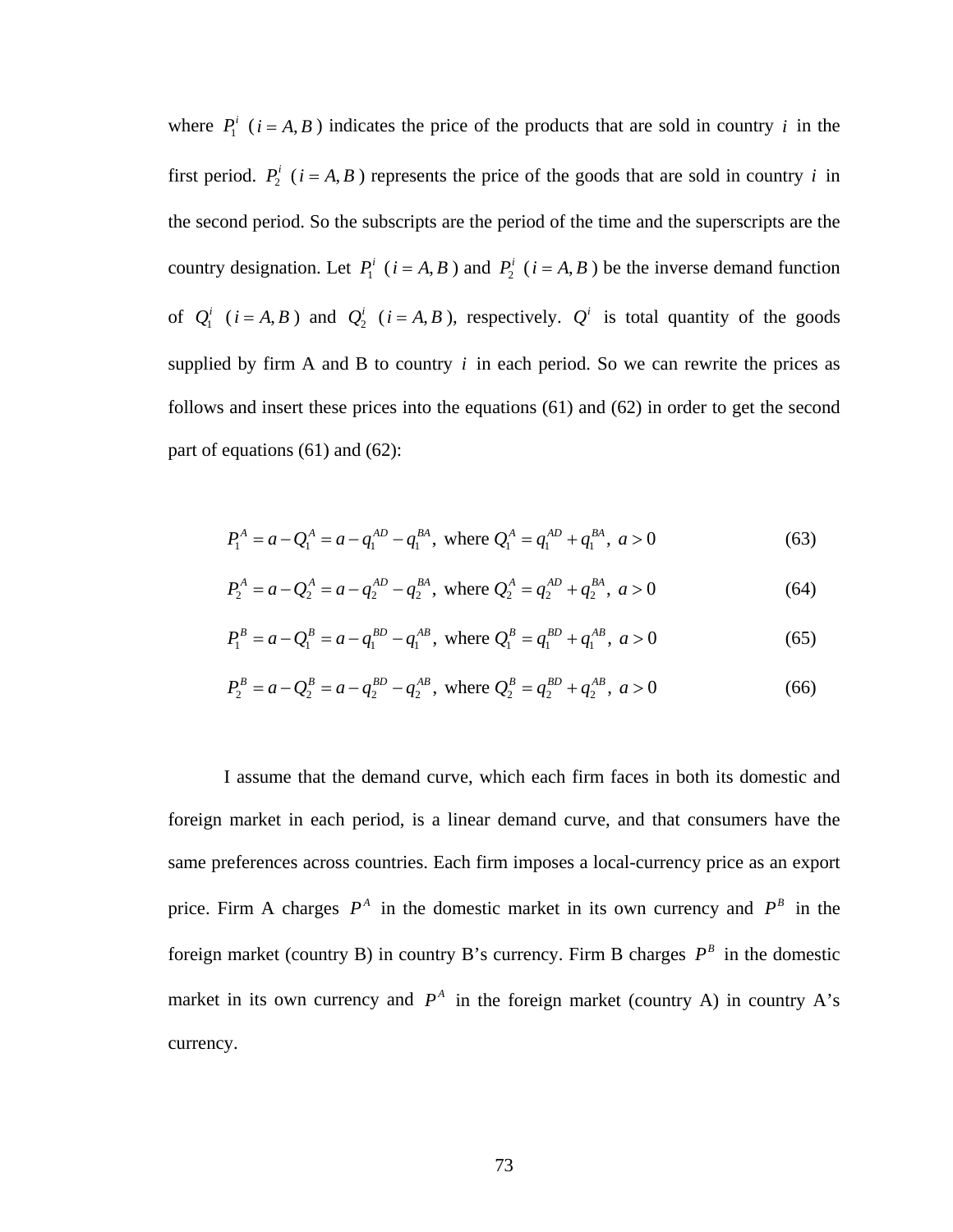where $P_1^i$ ($i = A, B$) indicates the price of the products that are sold in country $i$ in the first period. $P_2^i$ ($i = A, B$) represents the price of the goods that are sold in country $i$ in the second period. So the subscripts are the period of the time and the superscripts are the country designation. Let $P_1^i$ ($i = A, B$) and $P_2^i$ ($i = A, B$) be the inverse demand function of $Q_1^i$ ($i = A, B$) and $Q_2^i$ ($i = A, B$), respectively. $Q^i$ is total quantity of the goods supplied by firm A and B to country $i$ in each period. So we can rewrite the prices as follows and insert these prices into the equations (61) and (62) in order to get the second part of equations (61) and (62):

$$P_1^A = a - Q_1^A = a - q_1^{AD} - q_1^{BA}, \text{ where } Q_1^A = q_1^{AD} + q_1^{BA}, \ a > 0 \tag{63}$$

$$P_2^A = a - Q_2^A = a - q_2^{AD} - q_2^{BA}, \text{ where } Q_2^A = q_2^{AD} + q_2^{BA}, \ a > 0 \tag{64}$$

$$P_1^B = a - Q_1^B = a - q_1^{BD} - q_1^{AB}, \text{ where } Q_1^B = q_1^{BD} + q_1^{AB}, \ a > 0 \tag{65}$$

$$P_2^B = a - Q_2^B = a - q_2^{BD} - q_2^{AB}, \text{ where } Q_2^B = q_2^{BD} + q_2^{AB}, \ a > 0 \tag{66}$$

I assume that the demand curve, which each firm faces in both its domestic and foreign market in each period, is a linear demand curve, and that consumers have the same preferences across countries. Each firm imposes a local-currency price as an export price. Firm A charges $P^A$ in the domestic market in its own currency and $P^B$ in the foreign market (country B) in country B's currency. Firm B charges $P^B$ in the domestic market in its own currency and $P^A$ in the foreign market (country A) in country A's currency.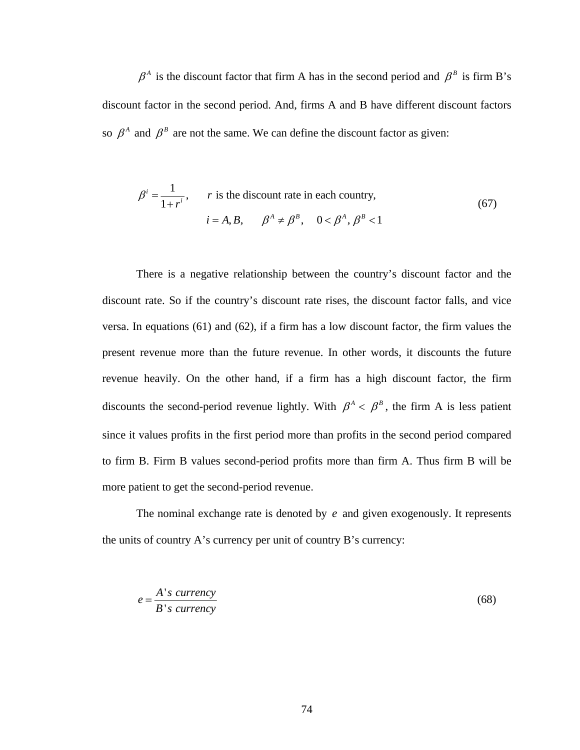$\beta^A$ is the discount factor that firm A has in the second period and $\beta^B$ is firm B's discount factor in the second period. And, firms A and B have different discount factors so $\beta^A$ and $\beta^B$ are not the same. We can define the discount factor as given:

$$\beta^i = \frac{1}{1+r^i}, \qquad r \text{ is the discount rate in each country,} \qquad \qquad (67)$$

$$i = A, B, \qquad \beta^A \neq \beta^B, \quad 0 < \beta^A, \beta^B < 1$$

There is a negative relationship between the country's discount factor and the discount rate. So if the country's discount rate rises, the discount factor falls, and vice versa. In equations (61) and (62), if a firm has a low discount factor, the firm values the present revenue more than the future revenue. In other words, it discounts the future revenue heavily. On the other hand, if a firm has a high discount factor, the firm discounts the second-period revenue lightly. With $\beta^A < \beta^B$, the firm A is less patient since it values profits in the first period more than profits in the second period compared to firm B. Firm B values second-period profits more than firm A. Thus firm B will be more patient to get the second-period revenue.

The nominal exchange rate is denoted by $e$ and given exogenously. It represents the units of country A's currency per unit of country B's currency:

$$e = \frac{A's\ currency}{B's\ currency} \qquad \qquad (68)$$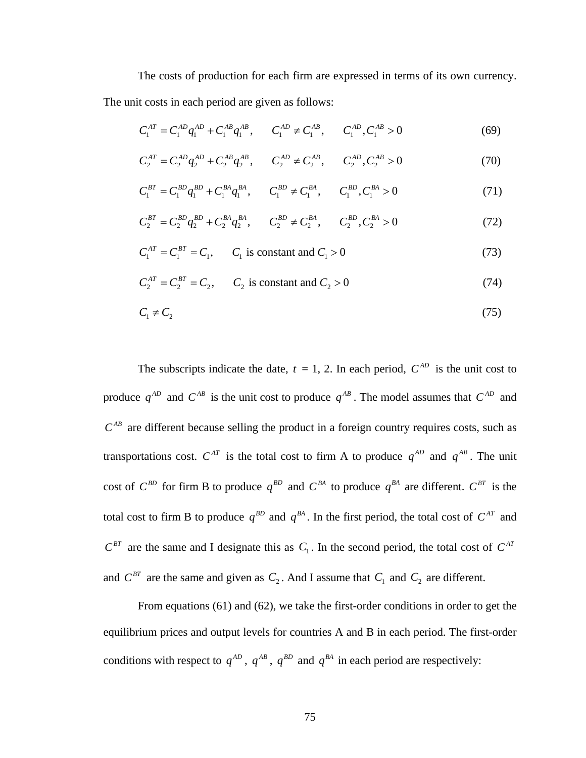The costs of production for each firm are expressed in terms of its own currency. The unit costs in each period are given as follows:

$$C_1^{AT} = C_1^{AD} q_1^{AD} + C_1^{AB} q_1^{AB}, \qquad C_1^{AD} \neq C_1^{AB}, \qquad C_1^{AD}, C_1^{AB} > 0 \tag{69}$$

$$C_2^{AT} = C_2^{AD} q_2^{AD} + C_2^{AB} q_2^{AB}, \qquad C_2^{AD} \neq C_2^{AB}, \qquad C_2^{AD}, C_2^{AB} > 0 \tag{70}$$

$$C_1^{BT} = C_1^{BD} q_1^{BD} + C_1^{BA} q_1^{BA}, \qquad C_1^{BD} \neq C_1^{BA}, \qquad C_1^{BD}, C_1^{BA} > 0 \tag{71}$$

$$C_2^{BT} = C_2^{BD} q_2^{BD} + C_2^{BA} q_2^{BA}, \qquad C_2^{BD} \neq C_2^{BA}, \qquad C_2^{BD}, C_2^{BA} > 0 \tag{72}$$

$$C_1^{AT} = C_1^{BT} = C_1, \qquad C_1 \text{ is constant and } C_1 > 0 \tag{73}$$

$$C_2^{AT} = C_2^{BT} = C_2, \qquad C_2 \text{ is constant and } C_2 > 0 \tag{74}$$

$$C_1 \neq C_2 \tag{75}$$

The subscripts indicate the date, $t$ = 1, 2. In each period, $C^{AD}$ is the unit cost to produce $q^{AD}$ and $C^{AB}$ is the unit cost to produce $q^{AB}$. The model assumes that $C^{AD}$ and $C^{AB}$ are different because selling the product in a foreign country requires costs, such as transportations cost. $C^{AT}$ is the total cost to firm A to produce $q^{AD}$ and $q^{AB}$. The unit cost of $C^{BD}$ for firm B to produce $q^{BD}$ and $C^{BA}$ to produce $q^{BA}$ are different. $C^{BT}$ is the total cost to firm B to produce $q^{BD}$ and $q^{BA}$. In the first period, the total cost of $C^{AT}$ and $C^{BT}$ are the same and I designate this as $C_1$. In the second period, the total cost of $C^{AT}$ and $C^{BT}$ are the same and given as $C_2$. And I assume that $C_1$ and $C_2$ are different.

From equations (61) and (62), we take the first-order conditions in order to get the equilibrium prices and output levels for countries A and B in each period. The first-order conditions with respect to $q^{AD}$, $q^{AB}$, $q^{BD}$ and $q^{BA}$ in each period are respectively: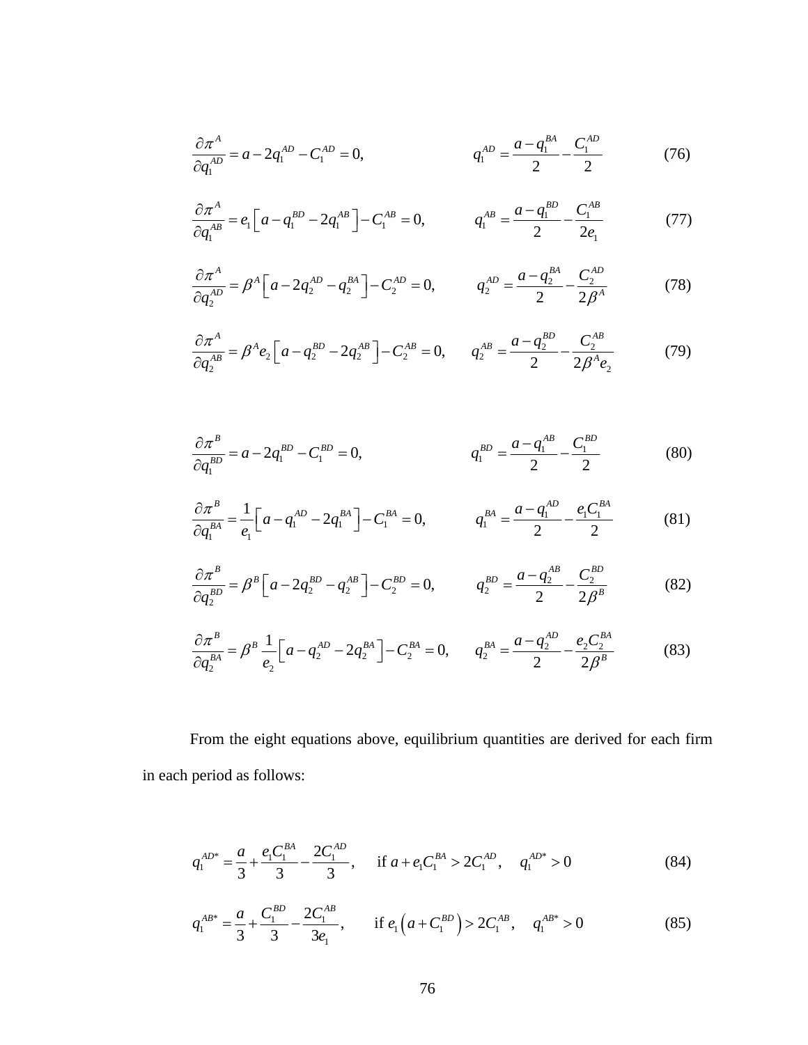$$\frac{\partial \pi^A}{\partial q_1^{AD}} = a - 2q_1^{AD} - C_1^{AD} = 0, \qquad q_1^{AD} = \frac{a - q_1^{BA}}{2} - \frac{C_1^{AD}}{2} \tag{76}$$

$$\frac{\partial \pi^A}{\partial q_1^{AB}} = e_1\left[a - q_1^{BD} - 2q_1^{AB}\right] - C_1^{AB} = 0, \qquad q_1^{AB} = \frac{a - q_1^{BD}}{2} - \frac{C_1^{AB}}{2e_1} \tag{77}$$

$$\frac{\partial \pi^A}{\partial q_2^{AD}} = \beta^A\left[a - 2q_2^{AD} - q_2^{BA}\right] - C_2^{AD} = 0, \qquad q_2^{AD} = \frac{a - q_2^{BA}}{2} - \frac{C_2^{AD}}{2\beta^A} \tag{78}$$

$$\frac{\partial \pi^A}{\partial q_2^{AB}} = \beta^A e_2\left[a - q_2^{BD} - 2q_2^{AB}\right] - C_2^{AB} = 0, \qquad q_2^{AB} = \frac{a - q_2^{BD}}{2} - \frac{C_2^{AB}}{2\beta^A e_2} \tag{79}$$

$$\frac{\partial \pi^B}{\partial q_1^{BD}} = a - 2q_1^{BD} - C_1^{BD} = 0, \qquad q_1^{BD} = \frac{a - q_1^{AB}}{2} - \frac{C_1^{BD}}{2} \tag{80}$$

$$\frac{\partial \pi^B}{\partial q_1^{BA}} = \frac{1}{e_1}\left[a - q_1^{AD} - 2q_1^{BA}\right] - C_1^{BA} = 0, \qquad q_1^{BA} = \frac{a - q_1^{AD}}{2} - \frac{e_1 C_1^{BA}}{2} \tag{81}$$

$$\frac{\partial \pi^B}{\partial q_2^{BD}} = \beta^B\left[a - 2q_2^{BD} - q_2^{AB}\right] - C_2^{BD} = 0, \qquad q_2^{BD} = \frac{a - q_2^{AB}}{2} - \frac{C_2^{BD}}{2\beta^B} \tag{82}$$

$$\frac{\partial \pi^B}{\partial q_2^{BA}} = \beta^B \frac{1}{e_2}\left[a - q_2^{AD} - 2q_2^{BA}\right] - C_2^{BA} = 0, \qquad q_2^{BA} = \frac{a - q_2^{AD}}{2} - \frac{e_2 C_2^{BA}}{2\beta^B} \tag{83}$$

From the eight equations above, equilibrium quantities are derived for each firm in each period as follows:

$$q_1^{AD*} = \frac{a}{3} + \frac{e_1 C_1^{BA}}{3} - \frac{2C_1^{AD}}{3}, \quad \text{if } a + e_1 C_1^{BA} > 2C_1^{AD}, \quad q_1^{AD*} > 0 \tag{84}$$

$$q_1^{AB*} = \frac{a}{3} + \frac{C_1^{BD}}{3} - \frac{2C_1^{AB}}{3e_1}, \quad \text{if } e_1\left(a + C_1^{BD}\right) > 2C_1^{AB}, \quad q_1^{AB*} > 0 \tag{85}$$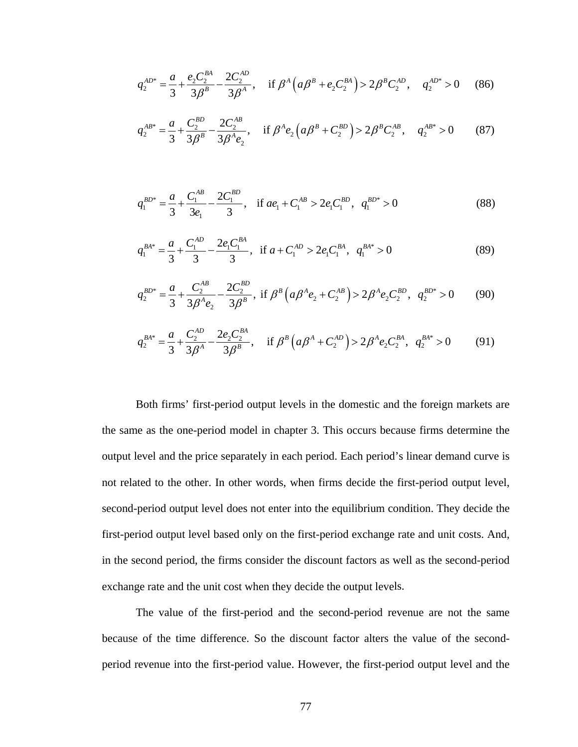$$q_2^{AD*} = \frac{a}{3} + \frac{e_2 C_2^{BA}}{3\beta^B} - \frac{2C_2^{AD}}{3\beta^A}, \quad \text{if } \beta^A \left( a\beta^B + e_2 C_2^{BA} \right) > 2\beta^B C_2^{AD}, \quad q_2^{AD*} > 0 \qquad (86)$$

$$q_2^{AB*} = \frac{a}{3} + \frac{C_2^{BD}}{3\beta^B} - \frac{2C_2^{AB}}{3\beta^A e_2}, \quad \text{if } \beta^A e_2 \left( a\beta^B + C_2^{BD} \right) > 2\beta^B C_2^{AB}, \quad q_2^{AB*} > 0 \qquad (87)$$

$$q_1^{BD*} = \frac{a}{3} + \frac{C_1^{AB}}{3e_1} - \frac{2C_1^{BD}}{3}, \quad \text{if } ae_1 + C_1^{AB} > 2e_1 C_1^{BD}, \; q_1^{BD*} > 0 \qquad (88)$$

$$q_1^{BA*} = \frac{a}{3} + \frac{C_1^{AD}}{3} - \frac{2e_1 C_1^{BA}}{3}, \; \text{if } a + C_1^{AD} > 2e_1 C_1^{BA}, \; q_1^{BA*} > 0 \qquad (89)$$

$$q_2^{BD*} = \frac{a}{3} + \frac{C_2^{AB}}{3\beta^A e_2} - \frac{2C_2^{BD}}{3\beta^B}, \; \text{if } \beta^B \left( a\beta^A e_2 + C_2^{AB} \right) > 2\beta^A e_2 C_2^{BD}, \; q_2^{BD*} > 0 \qquad (90)$$

$$q_2^{BA*} = \frac{a}{3} + \frac{C_2^{AD}}{3\beta^A} - \frac{2e_2 C_2^{BA}}{3\beta^B}, \quad \text{if } \beta^B \left( a\beta^A + C_2^{AD} \right) > 2\beta^A e_2 C_2^{BA}, \; q_2^{BA*} > 0 \qquad (91)$$

Both firms' first-period output levels in the domestic and the foreign markets are the same as the one-period model in chapter 3. This occurs because firms determine the output level and the price separately in each period. Each period's linear demand curve is not related to the other. In other words, when firms decide the first-period output level, second-period output level does not enter into the equilibrium condition. They decide the first-period output level based only on the first-period exchange rate and unit costs. And, in the second period, the firms consider the discount factors as well as the second-period exchange rate and the unit cost when they decide the output levels.

The value of the first-period and the second-period revenue are not the same because of the time difference. So the discount factor alters the value of the second-period revenue into the first-period value. However, the first-period output level and the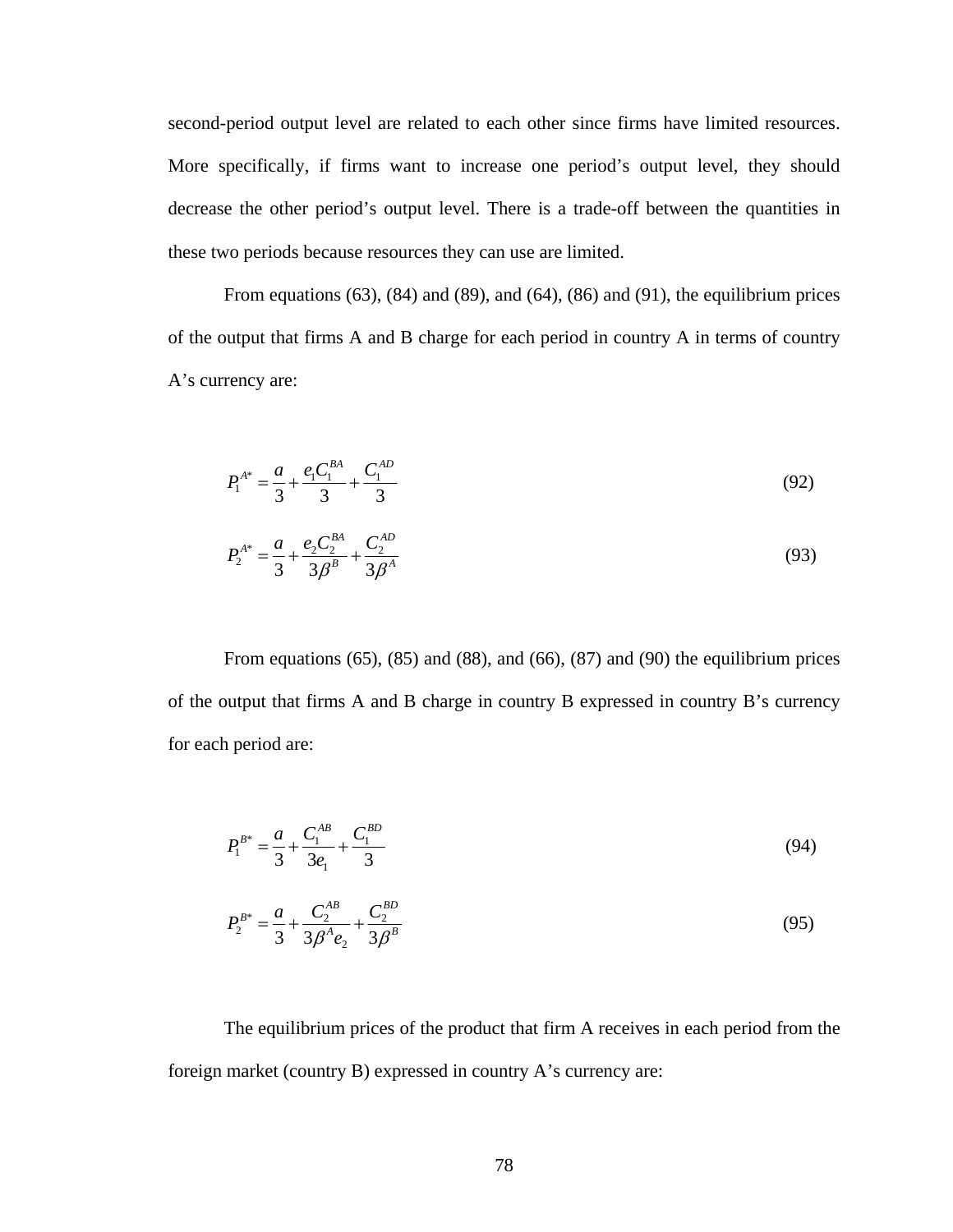second-period output level are related to each other since firms have limited resources. More specifically, if firms want to increase one period's output level, they should decrease the other period's output level. There is a trade-off between the quantities in these two periods because resources they can use are limited.

From equations (63), (84) and (89), and (64), (86) and (91), the equilibrium prices of the output that firms A and B charge for each period in country A in terms of country A's currency are:

$$P_1^{A*} = \frac{a}{3} + \frac{e_1 C_1^{BA}}{3} + \frac{C_1^{AD}}{3} \tag{92}$$

$$P_2^{A*} = \frac{a}{3} + \frac{e_2 C_2^{BA}}{3\beta^B} + \frac{C_2^{AD}}{3\beta^A} \tag{93}$$

From equations (65), (85) and (88), and (66), (87) and (90) the equilibrium prices of the output that firms A and B charge in country B expressed in country B's currency for each period are:

$$P_1^{B*} = \frac{a}{3} + \frac{C_1^{AB}}{3e_1} + \frac{C_1^{BD}}{3} \tag{94}$$

$$P_2^{B*} = \frac{a}{3} + \frac{C_2^{AB}}{3\beta^A e_2} + \frac{C_2^{BD}}{3\beta^B} \tag{95}$$

The equilibrium prices of the product that firm A receives in each period from the foreign market (country B) expressed in country A's currency are: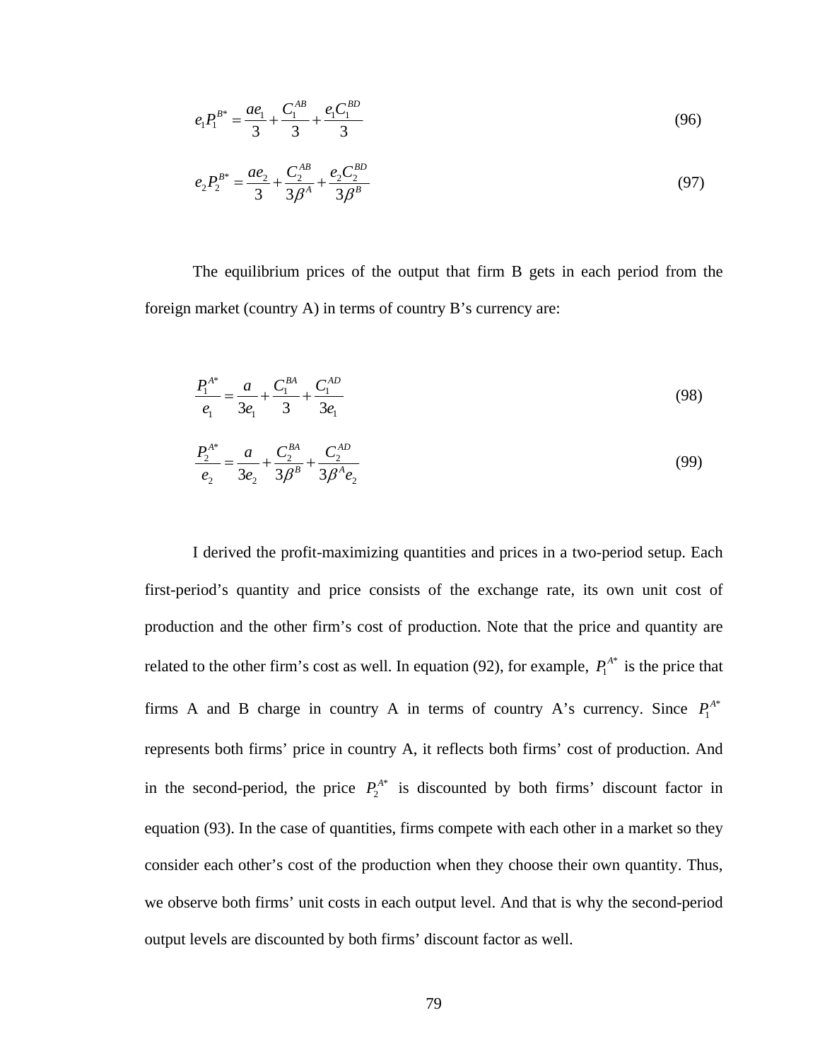$$e_1 P_1^{B*} = \frac{ae_1}{3} + \frac{C_1^{AB}}{3} + \frac{e_1 C_1^{BD}}{3} \tag{96}$$

$$e_2 P_2^{B*} = \frac{ae_2}{3} + \frac{C_2^{AB}}{3\beta^A} + \frac{e_2 C_2^{BD}}{3\beta^B} \tag{97}$$

The equilibrium prices of the output that firm B gets in each period from the foreign market (country A) in terms of country B's currency are:

$$\frac{P_1^{A*}}{e_1} = \frac{a}{3e_1} + \frac{C_1^{BA}}{3} + \frac{C_1^{AD}}{3e_1} \tag{98}$$

$$\frac{P_2^{A*}}{e_2} = \frac{a}{3e_2} + \frac{C_2^{BA}}{3\beta^B} + \frac{C_2^{AD}}{3\beta^A e_2} \tag{99}$$

I derived the profit-maximizing quantities and prices in a two-period setup. Each first-period's quantity and price consists of the exchange rate, its own unit cost of production and the other firm's cost of production. Note that the price and quantity are related to the other firm's cost as well. In equation (92), for example, $P_1^{A*}$ is the price that firms A and B charge in country A in terms of country A's currency. Since $P_1^{A*}$ represents both firms' price in country A, it reflects both firms' cost of production. And in the second-period, the price $P_2^{A*}$ is discounted by both firms' discount factor in equation (93). In the case of quantities, firms compete with each other in a market so they consider each other's cost of the production when they choose their own quantity. Thus, we observe both firms' unit costs in each output level. And that is why the second-period output levels are discounted by both firms' discount factor as well.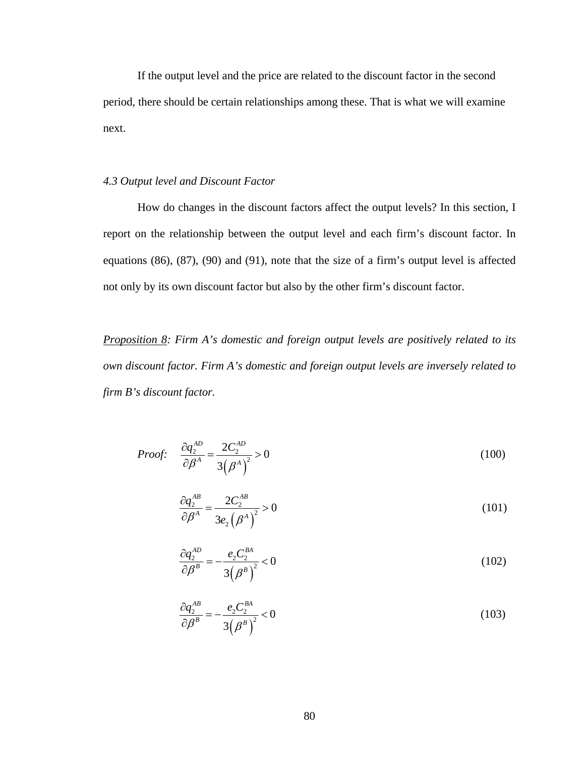If the output level and the price are related to the discount factor in the second period, there should be certain relationships among these. That is what we will examine next.

### *4.3 Output level and Discount Factor*

How do changes in the discount factors affect the output levels? In this section, I report on the relationship between the output level and each firm's discount factor. In equations (86), (87), (90) and (91), note that the size of a firm's output level is affected not only by its own discount factor but also by the other firm's discount factor.

*Proposition 8: Firm A's domestic and foreign output levels are positively related to its own discount factor. Firm A's domestic and foreign output levels are inversely related to firm B's discount factor.*

*Proof:*

$$\frac{\partial q_2^{AD}}{\partial \beta^A} = \frac{2C_2^{AD}}{3\left(\beta^A\right)^2} > 0 \tag{100}$$

$$\frac{\partial q_2^{AB}}{\partial \beta^A} = \frac{2C_2^{AB}}{3e_2\left(\beta^A\right)^2} > 0 \tag{101}$$

$$\frac{\partial q_2^{AD}}{\partial \beta^B} = -\frac{e_2 C_2^{BA}}{3\left(\beta^B\right)^2} < 0 \tag{102}$$

$$\frac{\partial q_2^{AB}}{\partial \beta^B} = -\frac{e_2 C_2^{BA}}{3\left(\beta^B\right)^2} < 0 \tag{103}$$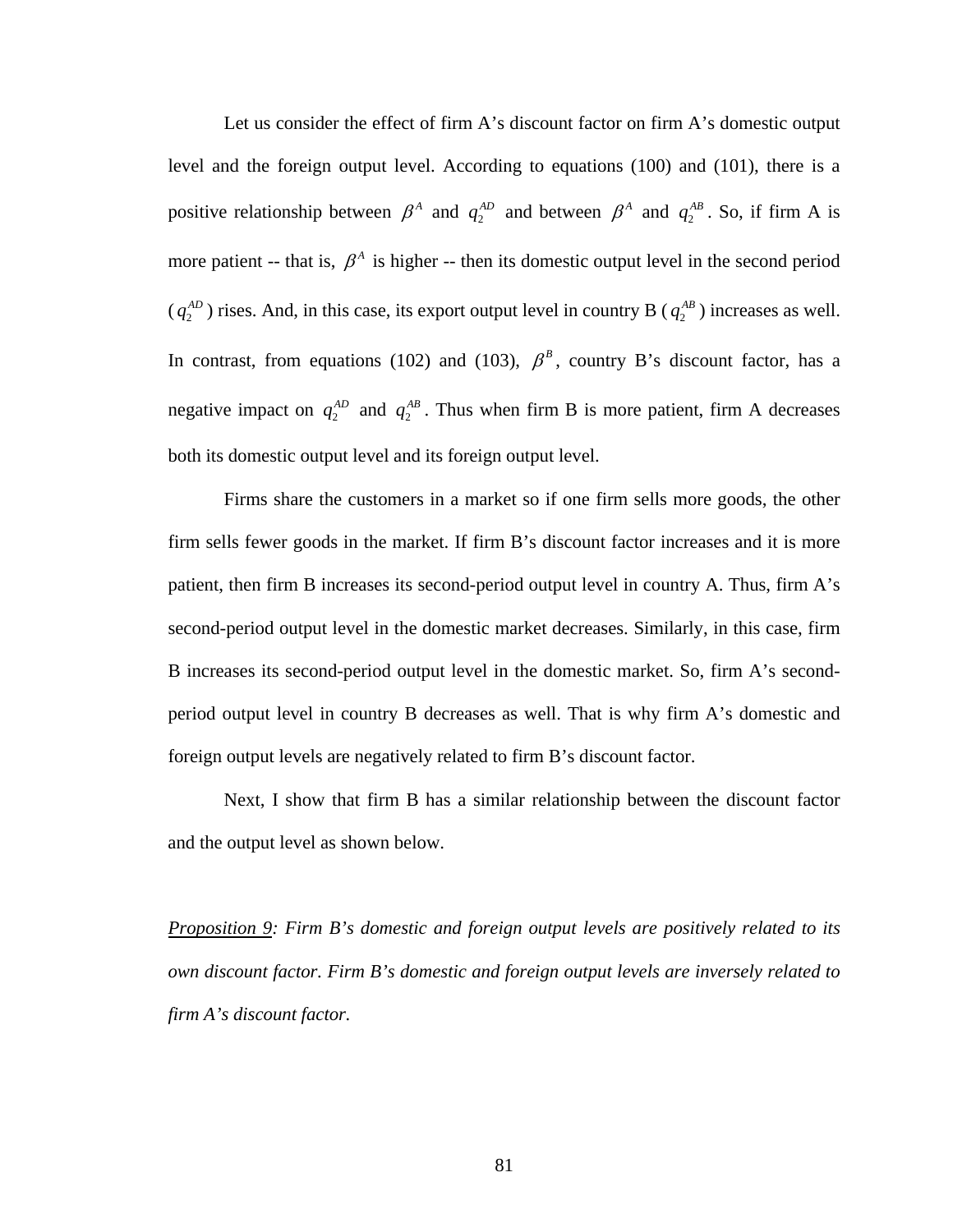Let us consider the effect of firm A's discount factor on firm A's domestic output level and the foreign output level. According to equations (100) and (101), there is a positive relationship between $\beta^A$ and $q_2^{AD}$ and between $\beta^A$ and $q_2^{AB}$. So, if firm A is more patient -- that is, $\beta^A$ is higher -- then its domestic output level in the second period ($q_2^{AD}$) rises. And, in this case, its export output level in country B ($q_2^{AB}$) increases as well. In contrast, from equations (102) and (103), $\beta^B$, country B's discount factor, has a negative impact on $q_2^{AD}$ and $q_2^{AB}$. Thus when firm B is more patient, firm A decreases both its domestic output level and its foreign output level.

Firms share the customers in a market so if one firm sells more goods, the other firm sells fewer goods in the market. If firm B's discount factor increases and it is more patient, then firm B increases its second-period output level in country A. Thus, firm A's second-period output level in the domestic market decreases. Similarly, in this case, firm B increases its second-period output level in the domestic market. So, firm A's second-period output level in country B decreases as well. That is why firm A's domestic and foreign output levels are negatively related to firm B's discount factor.

Next, I show that firm B has a similar relationship between the discount factor and the output level as shown below.

*<u>Proposition 9</u>: Firm B's domestic and foreign output levels are positively related to its own discount factor. Firm B's domestic and foreign output levels are inversely related to firm A's discount factor.*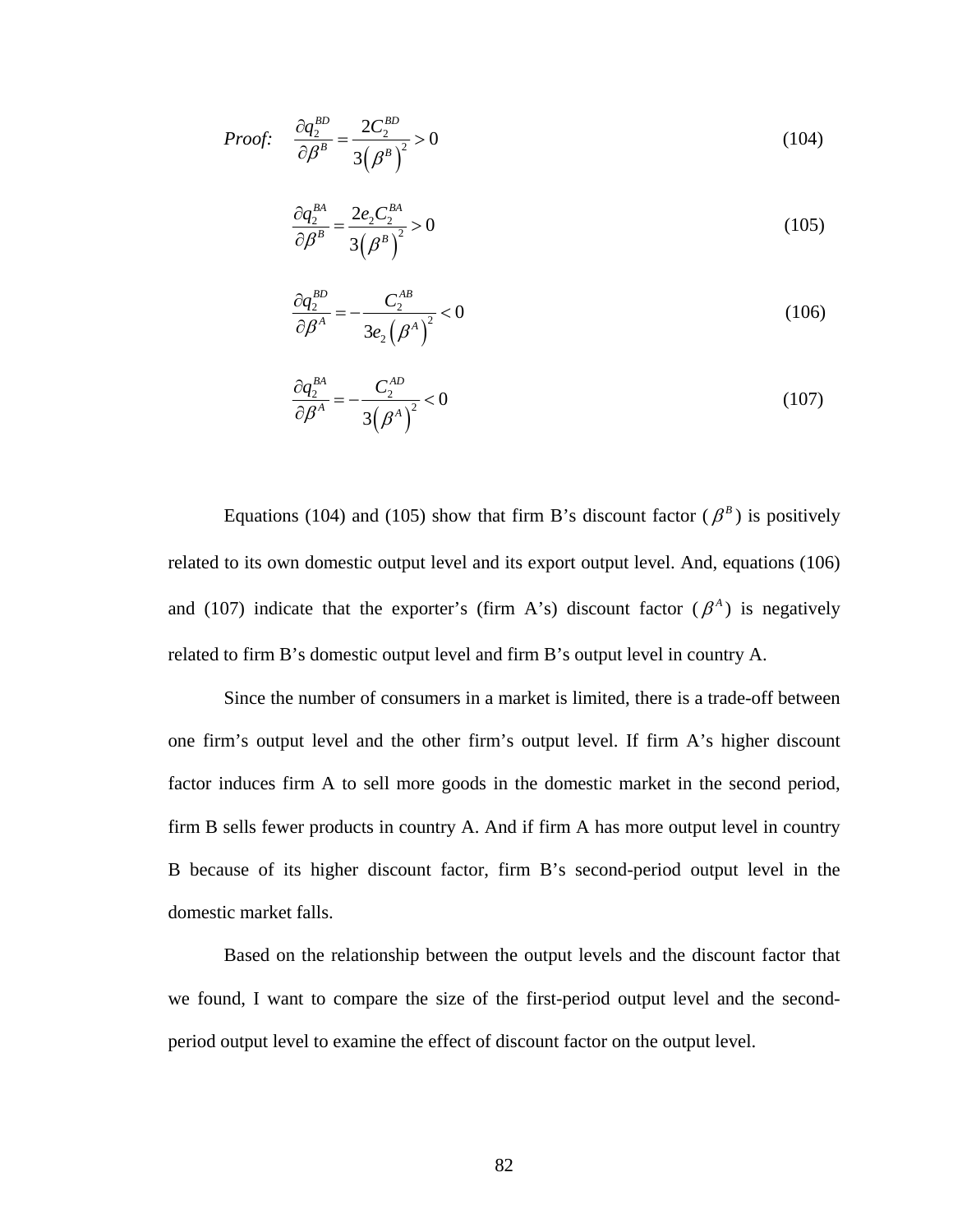*Proof:*

$$\frac{\partial q_2^{BD}}{\partial \beta^B} = \frac{2C_2^{BD}}{3\left(\beta^B\right)^2} > 0 \tag{104}$$

$$\frac{\partial q_2^{BA}}{\partial \beta^B} = \frac{2e_2 C_2^{BA}}{3\left(\beta^B\right)^2} > 0 \tag{105}$$

$$\frac{\partial q_2^{BD}}{\partial \beta^A} = -\frac{C_2^{AB}}{3e_2\left(\beta^A\right)^2} < 0 \tag{106}$$

$$\frac{\partial q_2^{BA}}{\partial \beta^A} = -\frac{C_2^{AD}}{3\left(\beta^A\right)^2} < 0 \tag{107}$$

Equations (104) and (105) show that firm B's discount factor ($\beta^B$) is positively related to its own domestic output level and its export output level. And, equations (106) and (107) indicate that the exporter's (firm A's) discount factor ($\beta^A$) is negatively related to firm B's domestic output level and firm B's output level in country A.

Since the number of consumers in a market is limited, there is a trade-off between one firm's output level and the other firm's output level. If firm A's higher discount factor induces firm A to sell more goods in the domestic market in the second period, firm B sells fewer products in country A. And if firm A has more output level in country B because of its higher discount factor, firm B's second-period output level in the domestic market falls.

Based on the relationship between the output levels and the discount factor that we found, I want to compare the size of the first-period output level and the second-period output level to examine the effect of discount factor on the output level.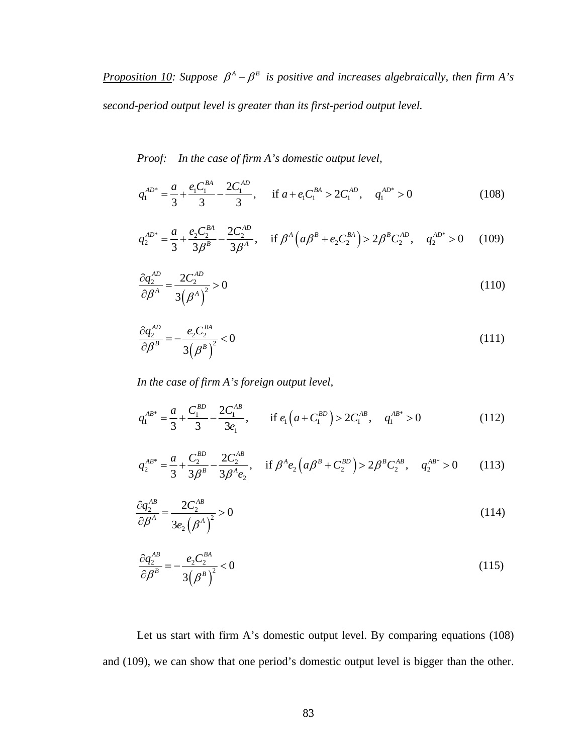*<u>Proposition 10</u>: Suppose $\beta^A - \beta^B$ is positive and increases algebraically, then firm A's second-period output level is greater than its first-period output level.*

*Proof: In the case of firm A's domestic output level,*

$$q_1^{AD*} = \frac{a}{3} + \frac{e_1 C_1^{BA}}{3} - \frac{2C_1^{AD}}{3}, \quad \text{if } a + e_1 C_1^{BA} > 2C_1^{AD}, \quad q_1^{AD*} > 0 \tag{108}$$

$$q_2^{AD*} = \frac{a}{3} + \frac{e_2 C_2^{BA}}{3\beta^B} - \frac{2C_2^{AD}}{3\beta^A}, \quad \text{if } \beta^A\left(a\beta^B + e_2 C_2^{BA}\right) > 2\beta^B C_2^{AD}, \quad q_2^{AD*} > 0 \tag{109}$$

$$\frac{\partial q_2^{AD}}{\partial \beta^A} = \frac{2C_2^{AD}}{3\left(\beta^A\right)^2} > 0 \tag{110}$$

$$\frac{\partial q_2^{AD}}{\partial \beta^B} = -\frac{e_2 C_2^{BA}}{3\left(\beta^B\right)^2} < 0 \tag{111}$$

*In the case of firm A's foreign output level,*

$$q_1^{AB*} = \frac{a}{3} + \frac{C_1^{BD}}{3} - \frac{2C_1^{AB}}{3e_1}, \quad \text{if } e_1\left(a + C_1^{BD}\right) > 2C_1^{AB}, \quad q_1^{AB*} > 0 \tag{112}$$

$$q_2^{AB*} = \frac{a}{3} + \frac{C_2^{BD}}{3\beta^B} - \frac{2C_2^{AB}}{3\beta^A e_2}, \quad \text{if } \beta^A e_2\left(a\beta^B + C_2^{BD}\right) > 2\beta^B C_2^{AB}, \quad q_2^{AB*} > 0 \tag{113}$$

$$\frac{\partial q_2^{AB}}{\partial \beta^A} = \frac{2C_2^{AB}}{3e_2\left(\beta^A\right)^2} > 0 \tag{114}$$

$$\frac{\partial q_2^{AB}}{\partial \beta^B} = -\frac{e_2 C_2^{BA}}{3\left(\beta^B\right)^2} < 0 \tag{115}$$

Let us start with firm A's domestic output level. By comparing equations (108) and (109), we can show that one period's domestic output level is bigger than the other.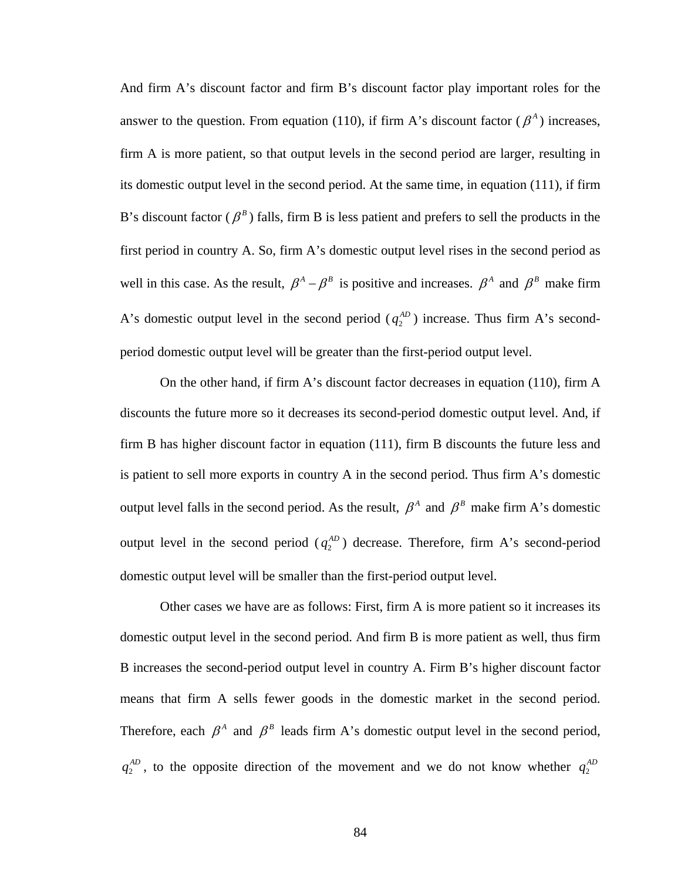And firm A's discount factor and firm B's discount factor play important roles for the answer to the question. From equation (110), if firm A's discount factor ($\beta^A$) increases, firm A is more patient, so that output levels in the second period are larger, resulting in its domestic output level in the second period. At the same time, in equation (111), if firm B's discount factor ($\beta^B$) falls, firm B is less patient and prefers to sell the products in the first period in country A. So, firm A's domestic output level rises in the second period as well in this case. As the result, $\beta^A - \beta^B$ is positive and increases. $\beta^A$ and $\beta^B$ make firm A's domestic output level in the second period ($q_2^{AD}$) increase. Thus firm A's second-period domestic output level will be greater than the first-period output level.

On the other hand, if firm A's discount factor decreases in equation (110), firm A discounts the future more so it decreases its second-period domestic output level. And, if firm B has higher discount factor in equation (111), firm B discounts the future less and is patient to sell more exports in country A in the second period. Thus firm A's domestic output level falls in the second period. As the result, $\beta^A$ and $\beta^B$ make firm A's domestic output level in the second period ($q_2^{AD}$) decrease. Therefore, firm A's second-period domestic output level will be smaller than the first-period output level.

Other cases we have are as follows: First, firm A is more patient so it increases its domestic output level in the second period. And firm B is more patient as well, thus firm B increases the second-period output level in country A. Firm B's higher discount factor means that firm A sells fewer goods in the domestic market in the second period. Therefore, each $\beta^A$ and $\beta^B$ leads firm A's domestic output level in the second period, $q_2^{AD}$, to the opposite direction of the movement and we do not know whether $q_2^{AD}$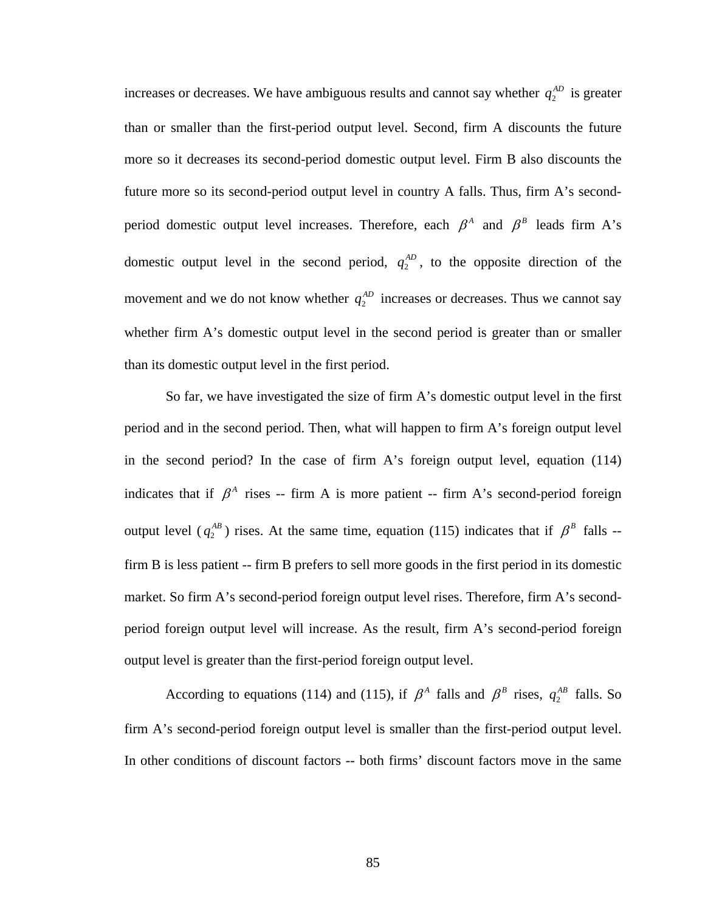increases or decreases. We have ambiguous results and cannot say whether $q_2^{AD}$ is greater than or smaller than the first-period output level. Second, firm A discounts the future more so it decreases its second-period domestic output level. Firm B also discounts the future more so its second-period output level in country A falls. Thus, firm A's second-period domestic output level increases. Therefore, each $\beta^A$ and $\beta^B$ leads firm A's domestic output level in the second period, $q_2^{AD}$, to the opposite direction of the movement and we do not know whether $q_2^{AD}$ increases or decreases. Thus we cannot say whether firm A's domestic output level in the second period is greater than or smaller than its domestic output level in the first period.

So far, we have investigated the size of firm A's domestic output level in the first period and in the second period. Then, what will happen to firm A's foreign output level in the second period? In the case of firm A's foreign output level, equation (114) indicates that if $\beta^A$ rises -- firm A is more patient -- firm A's second-period foreign output level ($q_2^{AB}$) rises. At the same time, equation (115) indicates that if $\beta^B$ falls -- firm B is less patient -- firm B prefers to sell more goods in the first period in its domestic market. So firm A's second-period foreign output level rises. Therefore, firm A's second-period foreign output level will increase. As the result, firm A's second-period foreign output level is greater than the first-period foreign output level.

According to equations (114) and (115), if $\beta^A$ falls and $\beta^B$ rises, $q_2^{AB}$ falls. So firm A's second-period foreign output level is smaller than the first-period output level. In other conditions of discount factors -- both firms' discount factors move in the same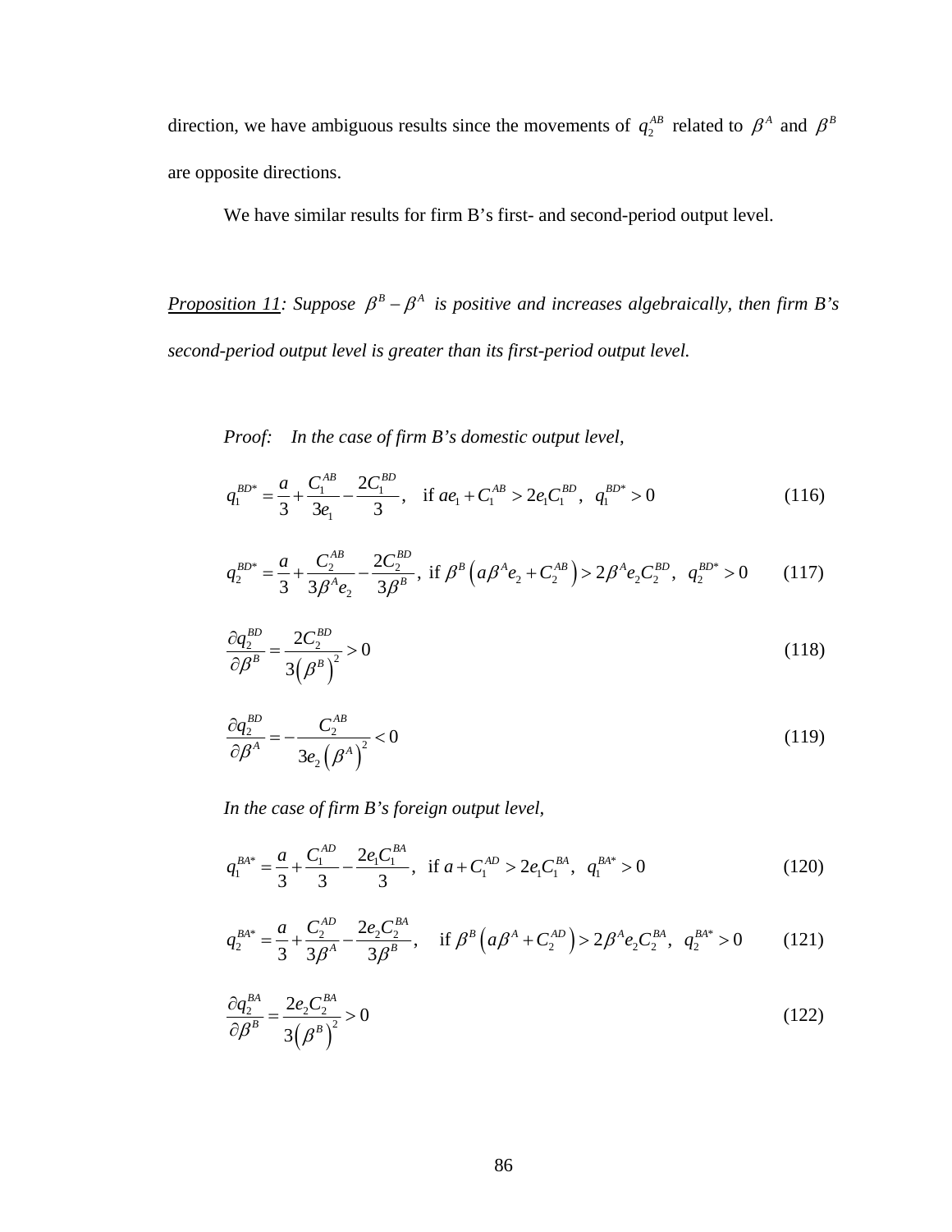direction, we have ambiguous results since the movements of $q_2^{AB}$ related to $\beta^A$ and $\beta^B$ are opposite directions.

We have similar results for firm B's first- and second-period output level.

*Proposition 11: Suppose $\beta^B - \beta^A$ is positive and increases algebraically, then firm B's second-period output level is greater than its first-period output level.*

*Proof: In the case of firm B's domestic output level,*

$$q_1^{BD*} = \frac{a}{3} + \frac{C_1^{AB}}{3e_1} - \frac{2C_1^{BD}}{3}, \quad \text{if } ae_1 + C_1^{AB} > 2e_1C_1^{BD},\ q_1^{BD*} > 0 \tag{116}$$

$$q_2^{BD*} = \frac{a}{3} + \frac{C_2^{AB}}{3\beta^A e_2} - \frac{2C_2^{BD}}{3\beta^B}, \text{ if } \beta^B\left(a\beta^A e_2 + C_2^{AB}\right) > 2\beta^A e_2 C_2^{BD},\ q_2^{BD*} > 0 \tag{117}$$

$$\frac{\partial q_2^{BD}}{\partial \beta^B} = \frac{2C_2^{BD}}{3\left(\beta^B\right)^2} > 0 \tag{118}$$

$$\frac{\partial q_2^{BD}}{\partial \beta^A} = -\frac{C_2^{AB}}{3e_2\left(\beta^A\right)^2} < 0 \tag{119}$$

*In the case of firm B's foreign output level,*

$$q_1^{BA*} = \frac{a}{3} + \frac{C_1^{AD}}{3} - \frac{2e_1C_1^{BA}}{3}, \text{ if } a + C_1^{AD} > 2e_1C_1^{BA},\ q_1^{BA*} > 0 \tag{120}$$

$$q_2^{BA*} = \frac{a}{3} + \frac{C_2^{AD}}{3\beta^A} - \frac{2e_2C_2^{BA}}{3\beta^B}, \quad \text{if } \beta^B\left(a\beta^A + C_2^{AD}\right) > 2\beta^A e_2 C_2^{BA},\ q_2^{BA*} > 0 \tag{121}$$

$$\frac{\partial q_2^{BA}}{\partial \beta^B} = \frac{2e_2C_2^{BA}}{3\left(\beta^B\right)^2} > 0 \tag{122}$$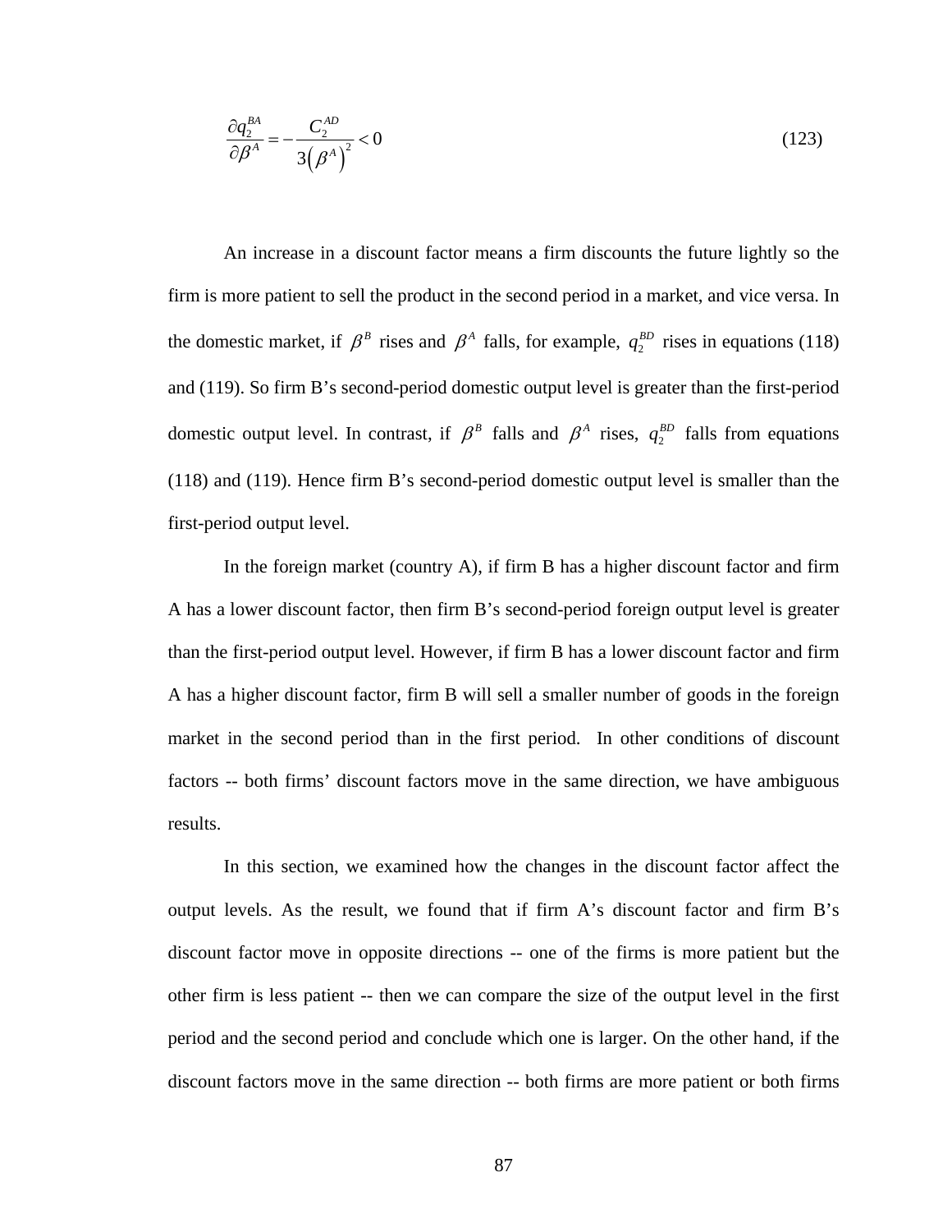$$\frac{\partial q_2^{BA}}{\partial \beta^A} = -\frac{C_2^{AD}}{3\left(\beta^A\right)^2} < 0 \tag{123}$$

An increase in a discount factor means a firm discounts the future lightly so the firm is more patient to sell the product in the second period in a market, and vice versa. In the domestic market, if $\beta^B$ rises and $\beta^A$ falls, for example, $q_2^{BD}$ rises in equations (118) and (119). So firm B's second-period domestic output level is greater than the first-period domestic output level. In contrast, if $\beta^B$ falls and $\beta^A$ rises, $q_2^{BD}$ falls from equations (118) and (119). Hence firm B's second-period domestic output level is smaller than the first-period output level.

In the foreign market (country A), if firm B has a higher discount factor and firm A has a lower discount factor, then firm B's second-period foreign output level is greater than the first-period output level. However, if firm B has a lower discount factor and firm A has a higher discount factor, firm B will sell a smaller number of goods in the foreign market in the second period than in the first period. In other conditions of discount factors -- both firms' discount factors move in the same direction, we have ambiguous results.

In this section, we examined how the changes in the discount factor affect the output levels. As the result, we found that if firm A's discount factor and firm B's discount factor move in opposite directions -- one of the firms is more patient but the other firm is less patient -- then we can compare the size of the output level in the first period and the second period and conclude which one is larger. On the other hand, if the discount factors move in the same direction -- both firms are more patient or both firms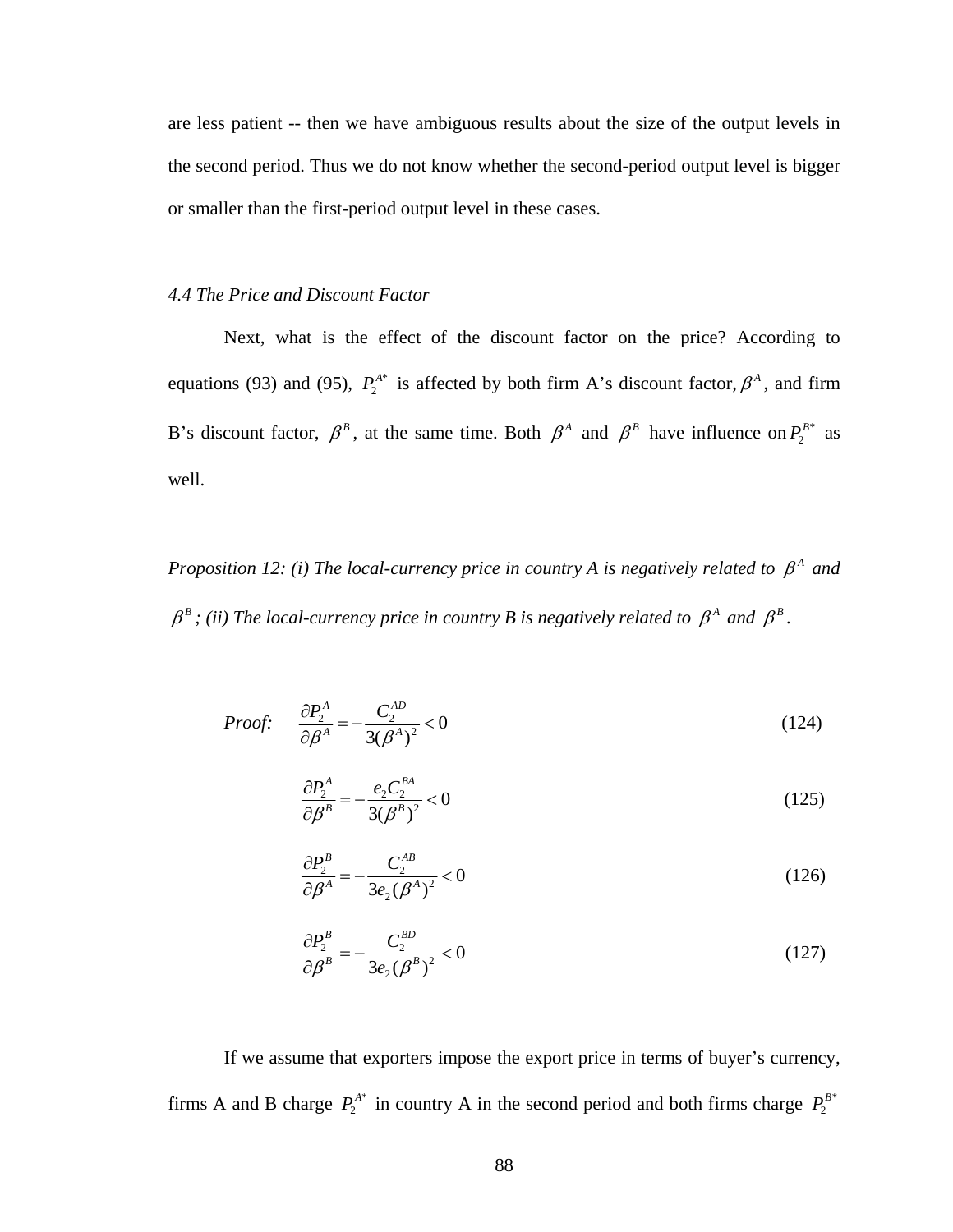are less patient -- then we have ambiguous results about the size of the output levels in the second period. Thus we do not know whether the second-period output level is bigger or smaller than the first-period output level in these cases.

### *4.4 The Price and Discount Factor*

Next, what is the effect of the discount factor on the price? According to equations (93) and (95), $P_2^{A*}$ is affected by both firm A's discount factor, $\beta^A$, and firm B's discount factor, $\beta^B$, at the same time. Both $\beta^A$ and $\beta^B$ have influence on $P_2^{B*}$ as well.

*<u>Proposition 12</u>: (i) The local-currency price in country A is negatively related to $\beta^A$ and $\beta^B$; (ii) The local-currency price in country B is negatively related to $\beta^A$ and $\beta^B$.*

*Proof:*

$$\frac{\partial P_2^A}{\partial \beta^A} = -\frac{C_2^{AD}}{3(\beta^A)^2} < 0 \tag{124}$$

$$\frac{\partial P_2^A}{\partial \beta^B} = -\frac{e_2 C_2^{BA}}{3(\beta^B)^2} < 0 \tag{125}$$

$$\frac{\partial P_2^B}{\partial \beta^A} = -\frac{C_2^{AB}}{3e_2(\beta^A)^2} < 0 \tag{126}$$

$$\frac{\partial P_2^B}{\partial \beta^B} = -\frac{C_2^{BD}}{3e_2(\beta^B)^2} < 0 \tag{127}$$

If we assume that exporters impose the export price in terms of buyer's currency, firms A and B charge $P_2^{A*}$ in country A in the second period and both firms charge $P_2^{B*}$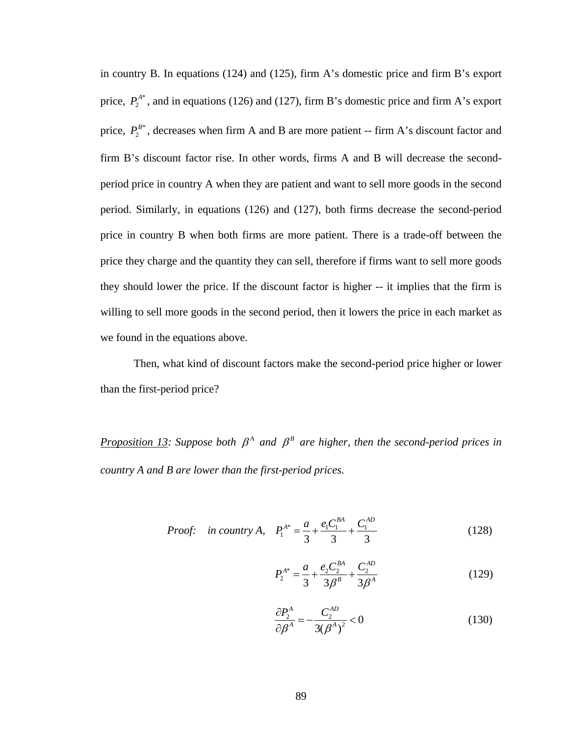in country B. In equations (124) and (125), firm A's domestic price and firm B's export price, $P_2^{A*}$, and in equations (126) and (127), firm B's domestic price and firm A's export price, $P_2^{B*}$, decreases when firm A and B are more patient -- firm A's discount factor and firm B's discount factor rise. In other words, firms A and B will decrease the second-period price in country A when they are patient and want to sell more goods in the second period. Similarly, in equations (126) and (127), both firms decrease the second-period price in country B when both firms are more patient. There is a trade-off between the price they charge and the quantity they can sell, therefore if firms want to sell more goods they should lower the price. If the discount factor is higher -- it implies that the firm is willing to sell more goods in the second period, then it lowers the price in each market as we found in the equations above.

Then, what kind of discount factors make the second-period price higher or lower than the first-period price?

*<u>Proposition 13</u>: Suppose both $\beta^A$ and $\beta^B$ are higher, then the second-period prices in country A and B are lower than the first-period prices.*

*Proof:* *in country A,*

$$P_1^{A*} = \frac{a}{3} + \frac{e_1 C_1^{BA}}{3} + \frac{C_1^{AD}}{3} \tag{128}$$

$$P_2^{A*} = \frac{a}{3} + \frac{e_2 C_2^{BA}}{3\beta^B} + \frac{C_2^{AD}}{3\beta^A} \tag{129}$$

$$\frac{\partial P_2^A}{\partial \beta^A} = -\frac{C_2^{AD}}{3(\beta^A)^2} < 0 \tag{130}$$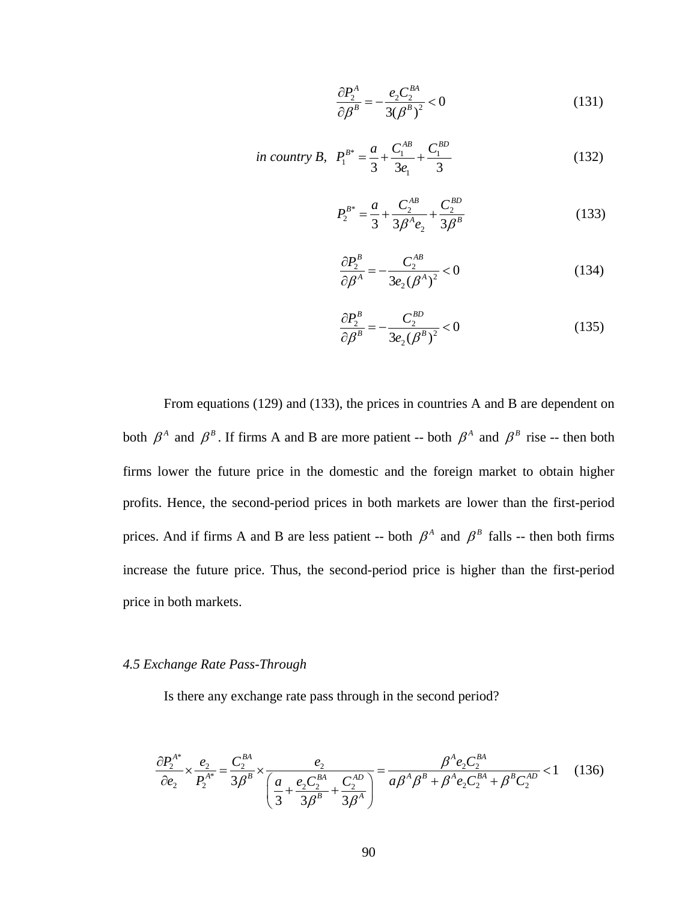$$\frac{\partial P_2^A}{\partial \beta^B} = -\frac{e_2 C_2^{BA}}{3(\beta^B)^2} < 0 \tag{131}$$

*in country B,*

$$P_1^{B*} = \frac{a}{3} + \frac{C_1^{AB}}{3e_1} + \frac{C_1^{BD}}{3} \tag{132}$$

$$P_2^{B*} = \frac{a}{3} + \frac{C_2^{AB}}{3\beta^A e_2} + \frac{C_2^{BD}}{3\beta^B} \tag{133}$$

$$\frac{\partial P_2^B}{\partial \beta^A} = -\frac{C_2^{AB}}{3e_2(\beta^A)^2} < 0 \tag{134}$$

$$\frac{\partial P_2^B}{\partial \beta^B} = -\frac{C_2^{BD}}{3e_2(\beta^B)^2} < 0 \tag{135}$$

From equations (129) and (133), the prices in countries A and B are dependent on both $\beta^A$ and $\beta^B$. If firms A and B are more patient -- both $\beta^A$ and $\beta^B$ rise -- then both firms lower the future price in the domestic and the foreign market to obtain higher profits. Hence, the second-period prices in both markets are lower than the first-period prices. And if firms A and B are less patient -- both $\beta^A$ and $\beta^B$ falls -- then both firms increase the future price. Thus, the second-period price is higher than the first-period price in both markets.

*4.5 Exchange Rate Pass-Through*

Is there any exchange rate pass through in the second period?

$$\frac{\partial P_2^{A*}}{\partial e_2} \times \frac{e_2}{P_2^{A*}} = \frac{C_2^{BA}}{3\beta^B} \times \frac{e_2}{\left(\frac{a}{3} + \frac{e_2 C_2^{BA}}{3\beta^B} + \frac{C_2^{AD}}{3\beta^A}\right)} = \frac{\beta^A e_2 C_2^{BA}}{a\beta^A\beta^B + \beta^A e_2 C_2^{BA} + \beta^B C_2^{AD}} < 1 \tag{136}$$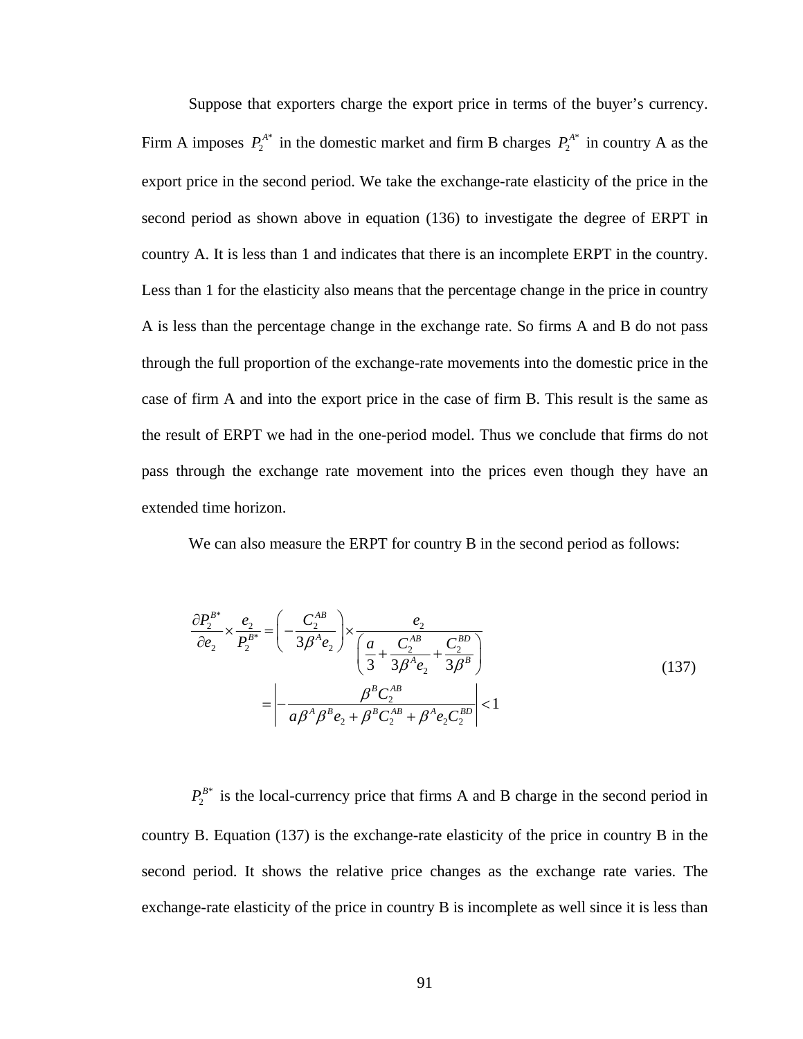Suppose that exporters charge the export price in terms of the buyer's currency. Firm A imposes $P_2^{A*}$ in the domestic market and firm B charges $P_2^{A*}$ in country A as the export price in the second period. We take the exchange-rate elasticity of the price in the second period as shown above in equation (136) to investigate the degree of ERPT in country A. It is less than 1 and indicates that there is an incomplete ERPT in the country. Less than 1 for the elasticity also means that the percentage change in the price in country A is less than the percentage change in the exchange rate. So firms A and B do not pass through the full proportion of the exchange-rate movements into the domestic price in the case of firm A and into the export price in the case of firm B. This result is the same as the result of ERPT we had in the one-period model. Thus we conclude that firms do not pass through the exchange rate movement into the prices even though they have an extended time horizon.

We can also measure the ERPT for country B in the second period as follows:

$$
\begin{aligned}
\frac{\partial P_2^{B*}}{\partial e_2} \times \frac{e_2}{P_2^{B*}} &= \left( -\frac{C_2^{AB}}{3\beta^A e_2} \right) \times \frac{e_2}{\left( \dfrac{a}{3} + \dfrac{C_2^{AB}}{3\beta^A e_2} + \dfrac{C_2^{BD}}{3\beta^B} \right)} \\
&= \left| -\frac{\beta^B C_2^{AB}}{a\beta^A \beta^B e_2 + \beta^B C_2^{AB} + \beta^A e_2 C_2^{BD}} \right| < 1
\end{aligned}
\tag{137}
$$

$P_2^{B*}$ is the local-currency price that firms A and B charge in the second period in country B. Equation (137) is the exchange-rate elasticity of the price in country B in the second period. It shows the relative price changes as the exchange rate varies. The exchange-rate elasticity of the price in country B is incomplete as well since it is less than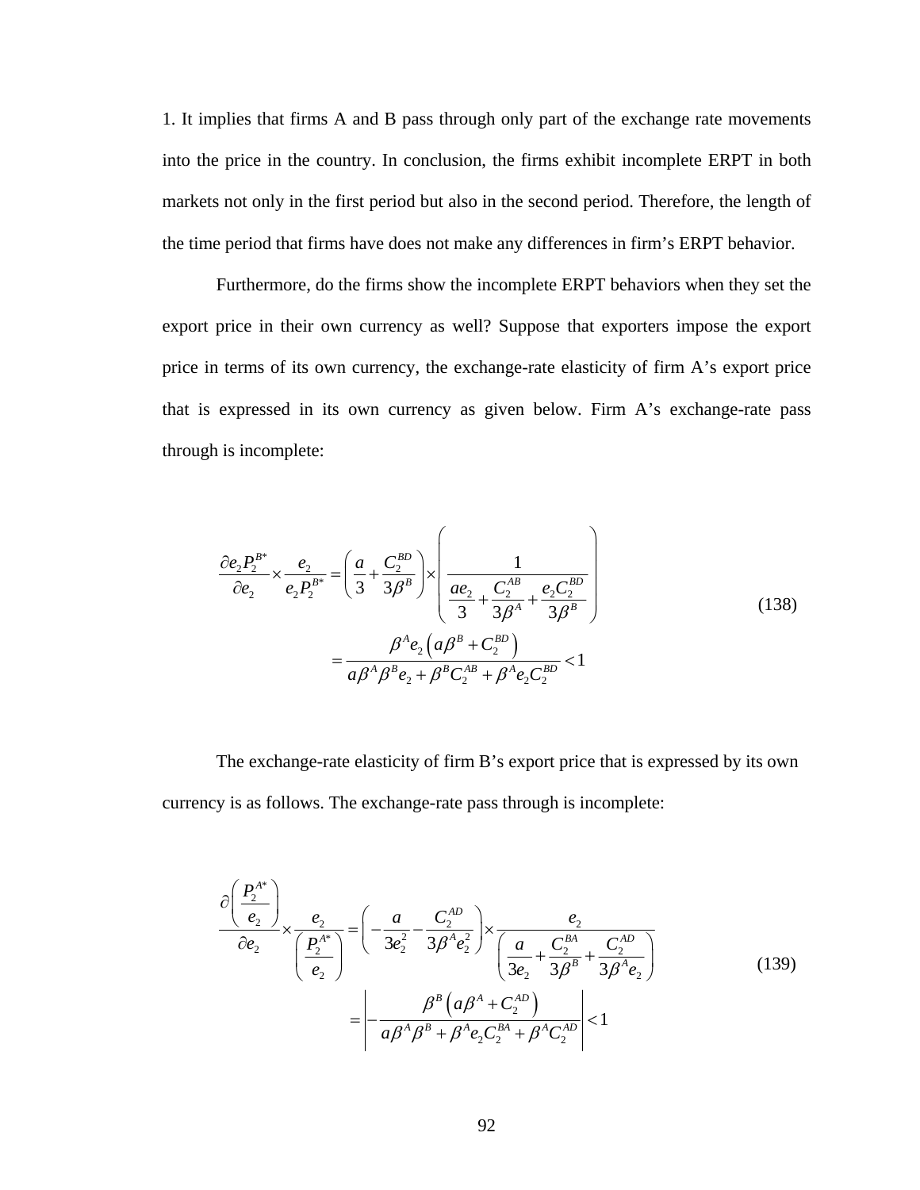1. It implies that firms A and B pass through only part of the exchange rate movements into the price in the country. In conclusion, the firms exhibit incomplete ERPT in both markets not only in the first period but also in the second period. Therefore, the length of the time period that firms have does not make any differences in firm's ERPT behavior.

Furthermore, do the firms show the incomplete ERPT behaviors when they set the export price in their own currency as well? Suppose that exporters impose the export price in terms of its own currency, the exchange-rate elasticity of firm A's export price that is expressed in its own currency as given below. Firm A's exchange-rate pass through is incomplete:

$$
\begin{aligned}
\frac{\partial e_2 P_2^{B*}}{\partial e_2} \times \frac{e_2}{e_2 P_2^{B*}} &= \left( \frac{a}{3} + \frac{C_2^{BD}}{3\beta^B} \right) \times \left( \frac{1}{\frac{a e_2}{3} + \frac{C_2^{AB}}{3\beta^A} + \frac{e_2 C_2^{BD}}{3\beta^B}} \right) \\
&= \frac{\beta^A e_2 \left( a\beta^B + C_2^{BD} \right)}{a\beta^A \beta^B e_2 + \beta^B C_2^{AB} + \beta^A e_2 C_2^{BD}} < 1
\end{aligned}
\tag{138}
$$

The exchange-rate elasticity of firm B's export price that is expressed by its own currency is as follows. The exchange-rate pass through is incomplete:

$$
\begin{aligned}
\frac{\partial \left( \frac{P_2^{A*}}{e_2} \right)}{\partial e_2} \times \frac{e_2}{\left( \frac{P_2^{A*}}{e_2} \right)} &= \left( -\frac{a}{3e_2^2} - \frac{C_2^{AD}}{3\beta^A e_2^2} \right) \times \frac{e_2}{\left( \frac{a}{3e_2} + \frac{C_2^{BA}}{3\beta^B} + \frac{C_2^{AD}}{3\beta^A e_2} \right)} \\
&= \left| -\frac{\beta^B \left( a\beta^A + C_2^{AD} \right)}{a\beta^A \beta^B + \beta^A e_2 C_2^{BA} + \beta^A C_2^{AD}} \right| < 1
\end{aligned}
\tag{139}
$$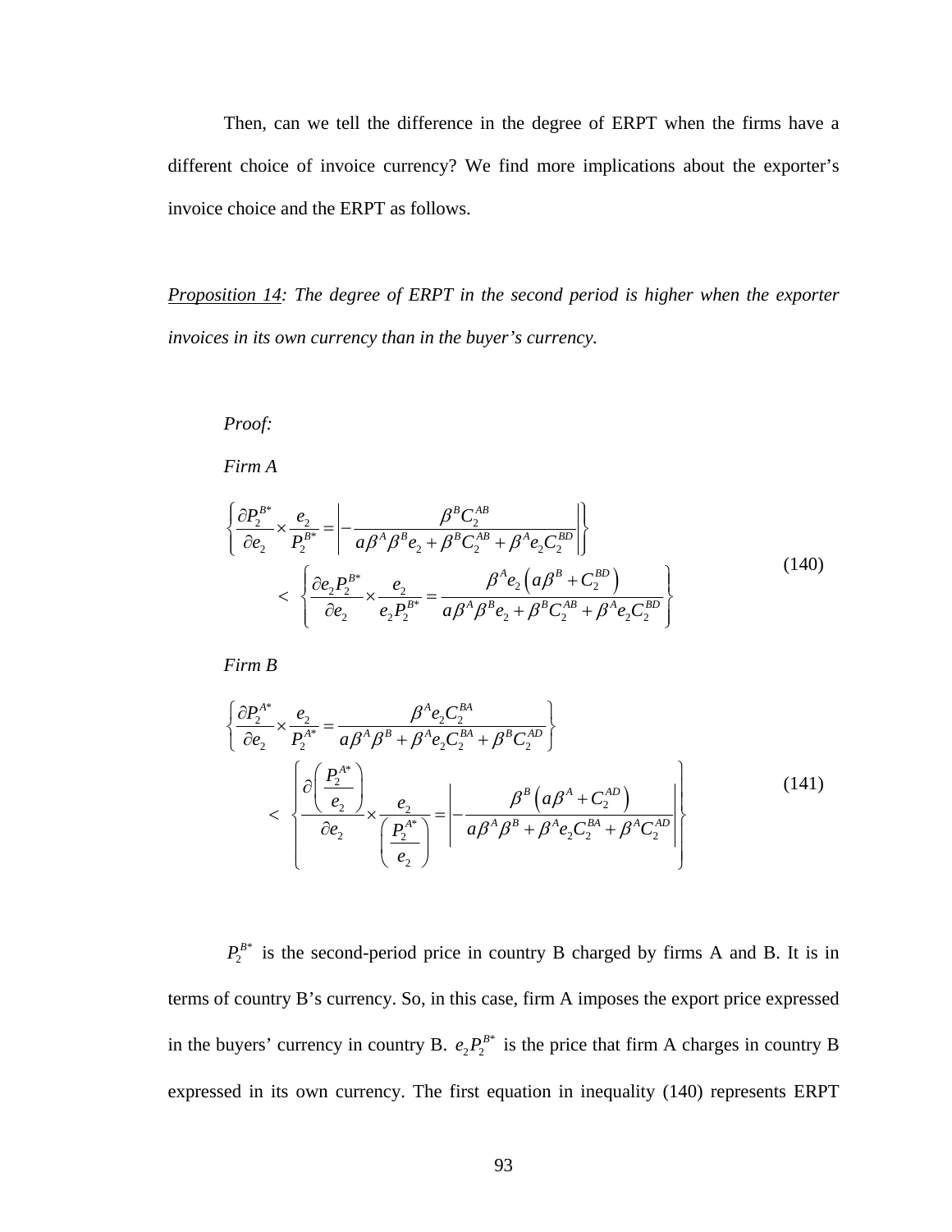Then, can we tell the difference in the degree of ERPT when the firms have a different choice of invoice currency? We find more implications about the exporter's invoice choice and the ERPT as follows.

<u>Proposition 14</u>: *The degree of ERPT in the second period is higher when the exporter invoices in its own currency than in the buyer's currency.*

*Proof:*

*Firm A*

$$
\begin{aligned}
&\left\{ \frac{\partial P_2^{B*}}{\partial e_2} \times \frac{e_2}{P_2^{B*}} = \left| -\frac{\beta^B C_2^{AB}}{a\beta^A \beta^B e_2 + \beta^B C_2^{AB} + \beta^A e_2 C_2^{BD}} \right| \right\} \\
&\quad < \left\{ \frac{\partial e_2 P_2^{B*}}{\partial e_2} \times \frac{e_2}{e_2 P_2^{B*}} = \frac{\beta^A e_2 \left( a\beta^B + C_2^{BD} \right)}{a\beta^A \beta^B e_2 + \beta^B C_2^{AB} + \beta^A e_2 C_2^{BD}} \right\}
\end{aligned} \tag{140}
$$

*Firm B*

$$
\begin{aligned}
&\left\{ \frac{\partial P_2^{A*}}{\partial e_2} \times \frac{e_2}{P_2^{A*}} = \frac{\beta^A e_2 C_2^{BA}}{a\beta^A \beta^B + \beta^A e_2 C_2^{BA} + \beta^B C_2^{AD}} \right\} \\
&\quad < \left\{ \frac{\partial \left( \dfrac{P_2^{A*}}{e_2} \right)}{\partial e_2} \times \frac{e_2}{\left( \dfrac{P_2^{A*}}{e_2} \right)} = \left| -\frac{\beta^B \left( a\beta^A + C_2^{AD} \right)}{a\beta^A \beta^B + \beta^A e_2 C_2^{BA} + \beta^A C_2^{AD}} \right| \right\}
\end{aligned} \tag{141}
$$

$P_2^{B*}$ is the second-period price in country B charged by firms A and B. It is in terms of country B's currency. So, in this case, firm A imposes the export price expressed in the buyers' currency in country B. $e_2 P_2^{B*}$ is the price that firm A charges in country B expressed in its own currency. The first equation in inequality (140) represents ERPT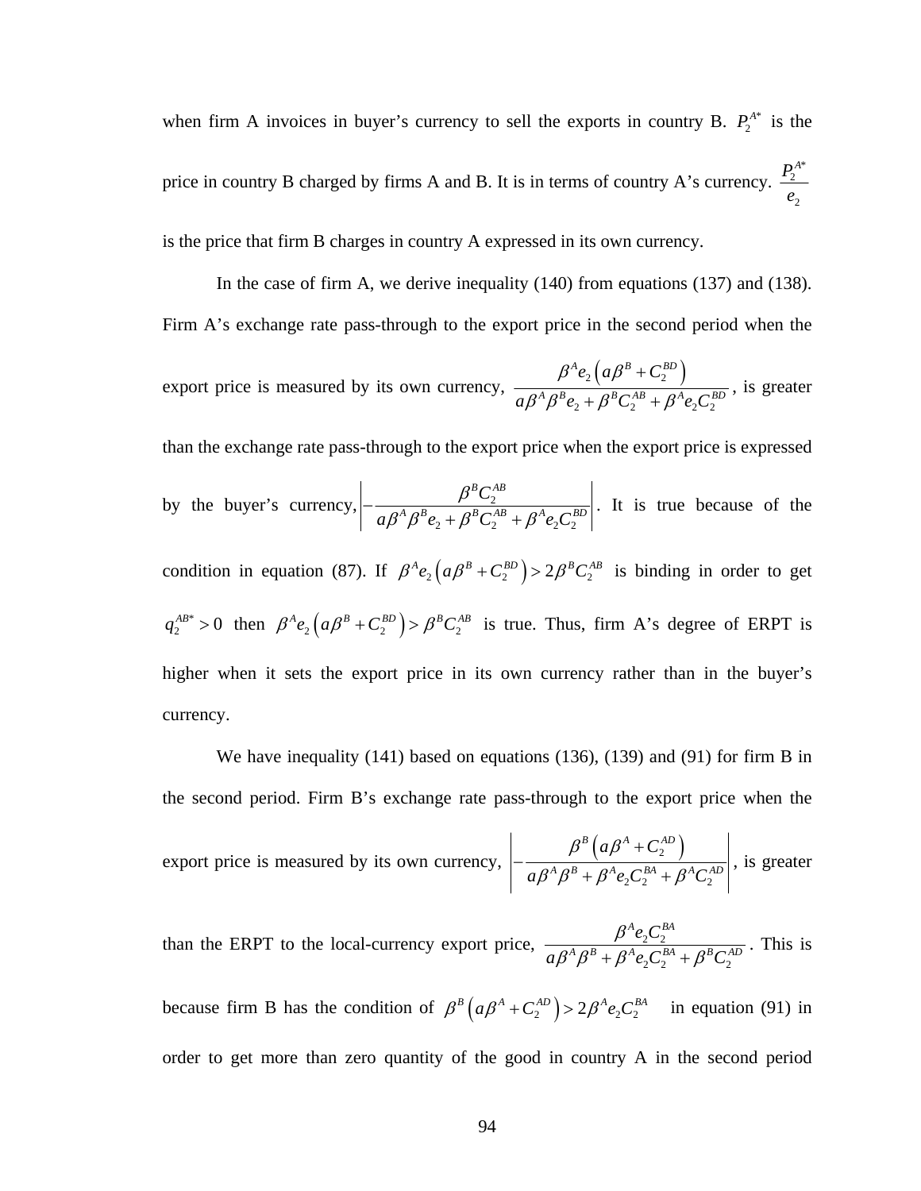when firm A invoices in buyer's currency to sell the exports in country B. $P_2^{A*}$ is the price in country B charged by firms A and B. It is in terms of country A's currency. $\frac{P_2^{A*}}{e_2}$ is the price that firm B charges in country A expressed in its own currency.

In the case of firm A, we derive inequality (140) from equations (137) and (138). Firm A's exchange rate pass-through to the export price in the second period when the export price is measured by its own currency, $\frac{\beta^A e_2\left(a\beta^B + C_2^{BD}\right)}{a\beta^A\beta^B e_2 + \beta^B C_2^{AB} + \beta^A e_2 C_2^{BD}}$, is greater than the exchange rate pass-through to the export price when the export price is expressed by the buyer's currency, $\left|-\frac{\beta^B C_2^{AB}}{a\beta^A\beta^B e_2 + \beta^B C_2^{AB} + \beta^A e_2 C_2^{BD}}\right|$. It is true because of the condition in equation (87). If $\beta^A e_2\left(a\beta^B + C_2^{BD}\right) > 2\beta^B C_2^{AB}$ is binding in order to get $q_2^{AB*} > 0$ then $\beta^A e_2\left(a\beta^B + C_2^{BD}\right) > \beta^B C_2^{AB}$ is true. Thus, firm A's degree of ERPT is higher when it sets the export price in its own currency rather than in the buyer's currency.

We have inequality (141) based on equations (136), (139) and (91) for firm B in the second period. Firm B's exchange rate pass-through to the export price when the export price is measured by its own currency, $\left|-\frac{\beta^B\left(a\beta^A + C_2^{AD}\right)}{a\beta^A\beta^B + \beta^A e_2 C_2^{BA} + \beta^A C_2^{AD}}\right|$, is greater than the ERPT to the local-currency export price, $\frac{\beta^A e_2 C_2^{BA}}{a\beta^A\beta^B + \beta^A e_2 C_2^{BA} + \beta^B C_2^{AD}}$. This is because firm B has the condition of $\beta^B\left(a\beta^A + C_2^{AD}\right) > 2\beta^A e_2 C_2^{BA}$ in equation (91) in order to get more than zero quantity of the good in country A in the second period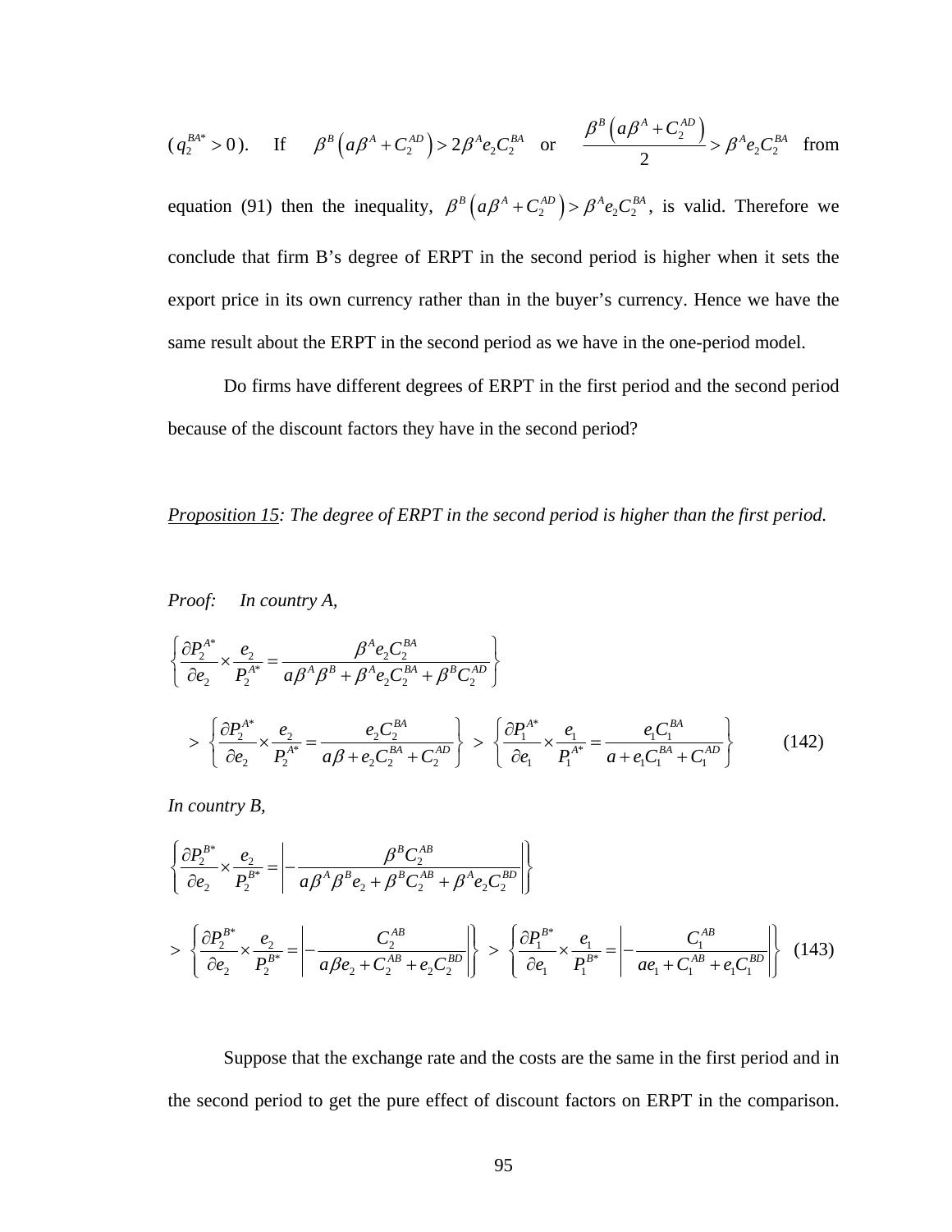($q_2^{BA*} > 0$). If $\beta^B \left( a\beta^A + C_2^{AD} \right) > 2\beta^A e_2 C_2^{BA}$ or $\dfrac{\beta^B \left( a\beta^A + C_2^{AD} \right)}{2} > \beta^A e_2 C_2^{BA}$ from equation (91) then the inequality, $\beta^B \left( a\beta^A + C_2^{AD} \right) > \beta^A e_2 C_2^{BA}$, is valid. Therefore we conclude that firm B's degree of ERPT in the second period is higher when it sets the export price in its own currency rather than in the buyer's currency. Hence we have the same result about the ERPT in the second period as we have in the one-period model.

Do firms have different degrees of ERPT in the first period and the second period because of the discount factors they have in the second period?

*<u>Proposition 15</u>: The degree of ERPT in the second period is higher than the first period.*

*Proof: In country A,*

$$\left\{ \frac{\partial P_2^{A*}}{\partial e_2} \times \frac{e_2}{P_2^{A*}} = \frac{\beta^A e_2 C_2^{BA}}{a\beta^A \beta^B + \beta^A e_2 C_2^{BA} + \beta^B C_2^{AD}} \right\}$$

$$> \left\{ \frac{\partial P_2^{A*}}{\partial e_2} \times \frac{e_2}{P_2^{A*}} = \frac{e_2 C_2^{BA}}{a\beta + e_2 C_2^{BA} + C_2^{AD}} \right\} > \left\{ \frac{\partial P_1^{A*}}{\partial e_1} \times \frac{e_1}{P_1^{A*}} = \frac{e_1 C_1^{BA}}{a + e_1 C_1^{BA} + C_1^{AD}} \right\} \tag{142}$$

*In country B,*

$$\left\{ \frac{\partial P_2^{B*}}{\partial e_2} \times \frac{e_2}{P_2^{B*}} = \left| -\frac{\beta^B C_2^{AB}}{a\beta^A \beta^B e_2 + \beta^B C_2^{AB} + \beta^A e_2 C_2^{BD}} \right| \right\}$$

$$> \left\{ \frac{\partial P_2^{B*}}{\partial e_2} \times \frac{e_2}{P_2^{B*}} = \left| -\frac{C_2^{AB}}{a\beta e_2 + C_2^{AB} + e_2 C_2^{BD}} \right| \right\} > \left\{ \frac{\partial P_1^{B*}}{\partial e_1} \times \frac{e_1}{P_1^{B*}} = \left| -\frac{C_1^{AB}}{a e_1 + C_1^{AB} + e_1 C_1^{BD}} \right| \right\} \tag{143}$$

Suppose that the exchange rate and the costs are the same in the first period and in the second period to get the pure effect of discount factors on ERPT in the comparison.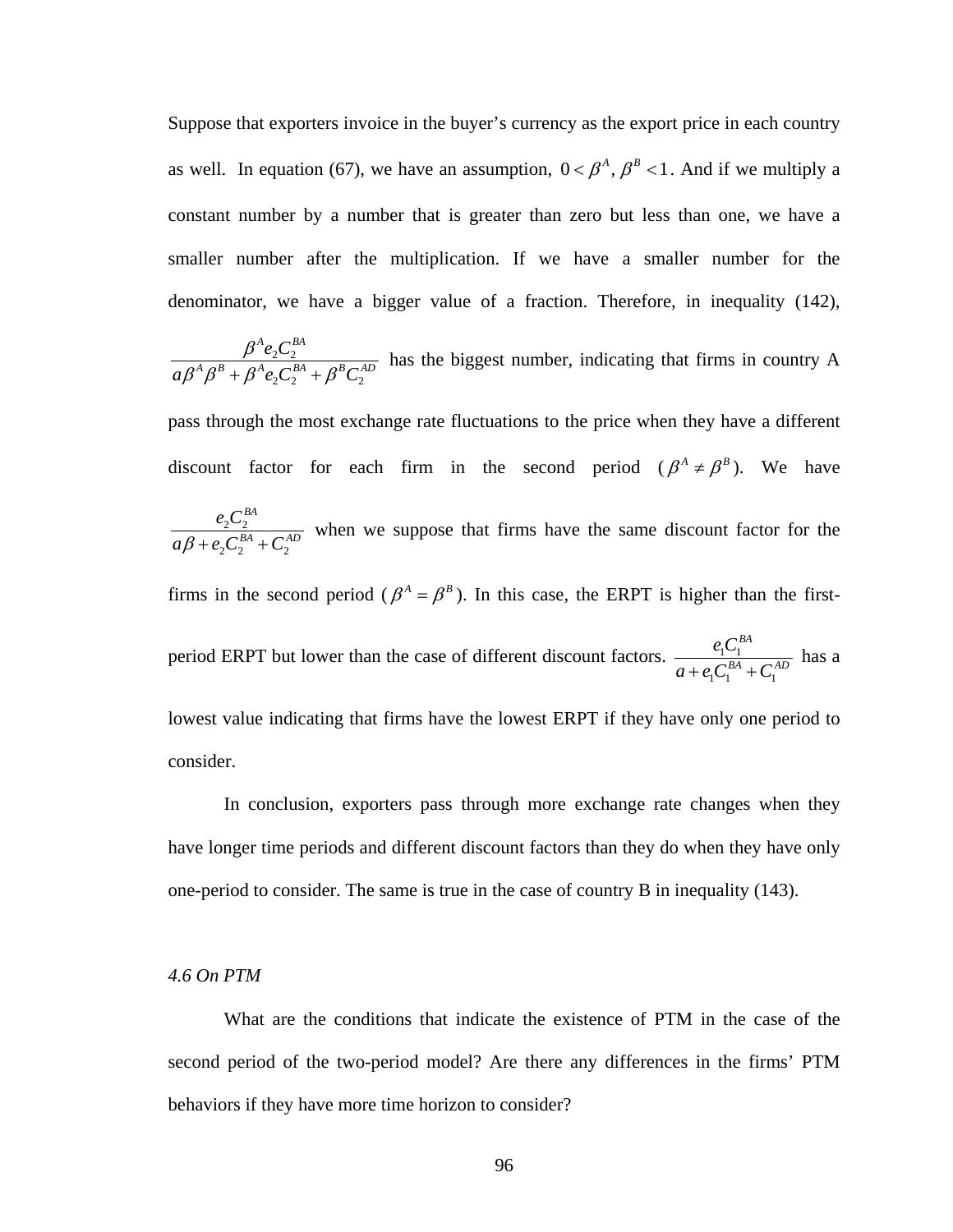Suppose that exporters invoice in the buyer's currency as the export price in each country as well. In equation (67), we have an assumption, $0 < \beta^A, \beta^B < 1$. And if we multiply a constant number by a number that is greater than zero but less than one, we have a smaller number after the multiplication. If we have a smaller number for the denominator, we have a bigger value of a fraction. Therefore, in inequality (142), $\frac{\beta^A e_2 C_2^{BA}}{a\beta^A \beta^B + \beta^A e_2 C_2^{BA} + \beta^B C_2^{AD}}$ has the biggest number, indicating that firms in country A pass through the most exchange rate fluctuations to the price when they have a different discount factor for each firm in the second period ($\beta^A \neq \beta^B$). We have $\frac{e_2 C_2^{BA}}{a\beta + e_2 C_2^{BA} + C_2^{AD}}$ when we suppose that firms have the same discount factor for the firms in the second period ($\beta^A = \beta^B$). In this case, the ERPT is higher than the first-period ERPT but lower than the case of different discount factors. $\frac{e_1 C_1^{BA}}{a + e_1 C_1^{BA} + C_1^{AD}}$ has a lowest value indicating that firms have the lowest ERPT if they have only one period to consider.

In conclusion, exporters pass through more exchange rate changes when they have longer time periods and different discount factors than they do when they have only one-period to consider. The same is true in the case of country B in inequality (143).

### *4.6 On PTM*

What are the conditions that indicate the existence of PTM in the case of the second period of the two-period model? Are there any differences in the firms' PTM behaviors if they have more time horizon to consider?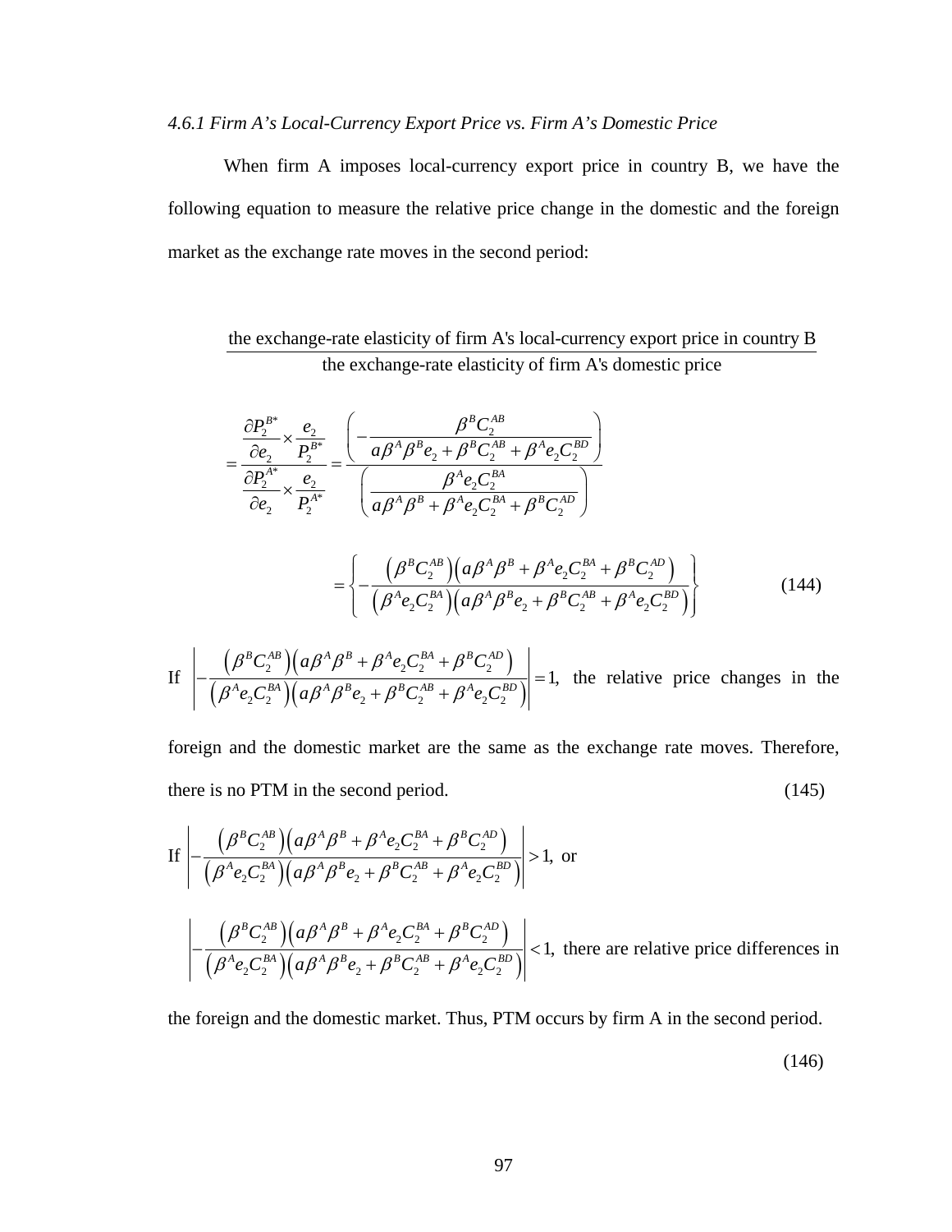### *4.6.1 Firm A's Local-Currency Export Price vs. Firm A's Domestic Price*

When firm A imposes local-currency export price in country B, we have the following equation to measure the relative price change in the domestic and the foreign market as the exchange rate moves in the second period:

$$\frac{\text{the exchange-rate elasticity of firm A's local-currency export price in country B}}{\text{the exchange-rate elasticity of firm A's domestic price}}$$

$$= \frac{\dfrac{\partial P_2^{B*}}{\partial e_2} \times \dfrac{e_2}{P_2^{B*}}}{\dfrac{\partial P_2^{A*}}{\partial e_2} \times \dfrac{e_2}{P_2^{A*}}} = \frac{\left( -\dfrac{\beta^B C_2^{AB}}{a\beta^A \beta^B e_2 + \beta^B C_2^{AB} + \beta^A e_2 C_2^{BD}} \right)}{\left( \dfrac{\beta^A e_2 C_2^{BA}}{a\beta^A \beta^B + \beta^A e_2 C_2^{BA} + \beta^B C_2^{AD}} \right)}$$

$$= \left\{ -\frac{\left(\beta^B C_2^{AB}\right)\left(a\beta^A \beta^B + \beta^A e_2 C_2^{BA} + \beta^B C_2^{AD}\right)}{\left(\beta^A e_2 C_2^{BA}\right)\left(a\beta^A \beta^B e_2 + \beta^B C_2^{AB} + \beta^A e_2 C_2^{BD}\right)} \right\} \tag{144}$$

If $\left| -\dfrac{\left(\beta^B C_2^{AB}\right)\left(a\beta^A \beta^B + \beta^A e_2 C_2^{BA} + \beta^B C_2^{AD}\right)}{\left(\beta^A e_2 C_2^{BA}\right)\left(a\beta^A \beta^B e_2 + \beta^B C_2^{AB} + \beta^A e_2 C_2^{BD}\right)} \right| = 1,$ the relative price changes in the foreign and the domestic market are the same as the exchange rate moves. Therefore, there is no PTM in the second period. (145)

If $\left| -\dfrac{\left(\beta^B C_2^{AB}\right)\left(a\beta^A \beta^B + \beta^A e_2 C_2^{BA} + \beta^B C_2^{AD}\right)}{\left(\beta^A e_2 C_2^{BA}\right)\left(a\beta^A \beta^B e_2 + \beta^B C_2^{AB} + \beta^A e_2 C_2^{BD}\right)} \right| > 1,$ or

$\left| -\dfrac{\left(\beta^B C_2^{AB}\right)\left(a\beta^A \beta^B + \beta^A e_2 C_2^{BA} + \beta^B C_2^{AD}\right)}{\left(\beta^A e_2 C_2^{BA}\right)\left(a\beta^A \beta^B e_2 + \beta^B C_2^{AB} + \beta^A e_2 C_2^{BD}\right)} \right| < 1,$ there are relative price differences in the foreign and the domestic market. Thus, PTM occurs by firm A in the second period.

(146)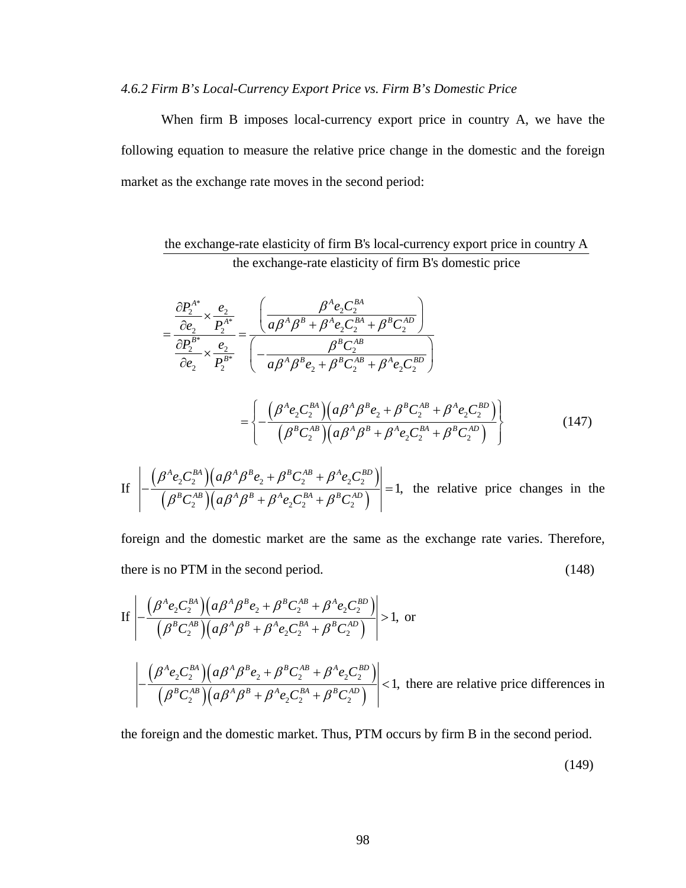*4.6.2 Firm B's Local-Currency Export Price vs. Firm B's Domestic Price*

When firm B imposes local-currency export price in country A, we have the following equation to measure the relative price change in the domestic and the foreign market as the exchange rate moves in the second period:

$$\frac{\text{the exchange-rate elasticity of firm B's local-currency export price in country A}}{\text{the exchange-rate elasticity of firm B's domestic price}}$$

$$= \frac{\dfrac{\partial P_2^{A*}}{\partial e_2} \times \dfrac{e_2}{P_2^{A*}}}{\dfrac{\partial P_2^{B*}}{\partial e_2} \times \dfrac{e_2}{P_2^{B*}}} = \frac{\left( \dfrac{\beta^A e_2 C_2^{BA}}{a\beta^A \beta^B + \beta^A e_2 C_2^{BA} + \beta^B C_2^{AD}} \right)}{\left( -\dfrac{\beta^B C_2^{AB}}{a\beta^A \beta^B e_2 + \beta^B C_2^{AB} + \beta^A e_2 C_2^{BD}} \right)}$$

$$= \left\{ -\frac{\left(\beta^A e_2 C_2^{BA}\right)\left(a\beta^A \beta^B e_2 + \beta^B C_2^{AB} + \beta^A e_2 C_2^{BD}\right)}{\left(\beta^B C_2^{AB}\right)\left(a\beta^A \beta^B + \beta^A e_2 C_2^{BA} + \beta^B C_2^{AD}\right)} \right\} \tag{147}$$

If $\left| -\dfrac{\left(\beta^A e_2 C_2^{BA}\right)\left(a\beta^A \beta^B e_2 + \beta^B C_2^{AB} + \beta^A e_2 C_2^{BD}\right)}{\left(\beta^B C_2^{AB}\right)\left(a\beta^A \beta^B + \beta^A e_2 C_2^{BA} + \beta^B C_2^{AD}\right)} \right| = 1,$ the relative price changes in the foreign and the domestic market are the same as the exchange rate varies. Therefore, there is no PTM in the second period. (148)

If $\left| -\dfrac{\left(\beta^A e_2 C_2^{BA}\right)\left(a\beta^A \beta^B e_2 + \beta^B C_2^{AB} + \beta^A e_2 C_2^{BD}\right)}{\left(\beta^B C_2^{AB}\right)\left(a\beta^A \beta^B + \beta^A e_2 C_2^{BA} + \beta^B C_2^{AD}\right)} \right| > 1,$ or

$\left| -\dfrac{\left(\beta^A e_2 C_2^{BA}\right)\left(a\beta^A \beta^B e_2 + \beta^B C_2^{AB} + \beta^A e_2 C_2^{BD}\right)}{\left(\beta^B C_2^{AB}\right)\left(a\beta^A \beta^B + \beta^A e_2 C_2^{BA} + \beta^B C_2^{AD}\right)} \right| < 1,$ there are relative price differences in the foreign and the domestic market. Thus, PTM occurs by firm B in the second period.

(149)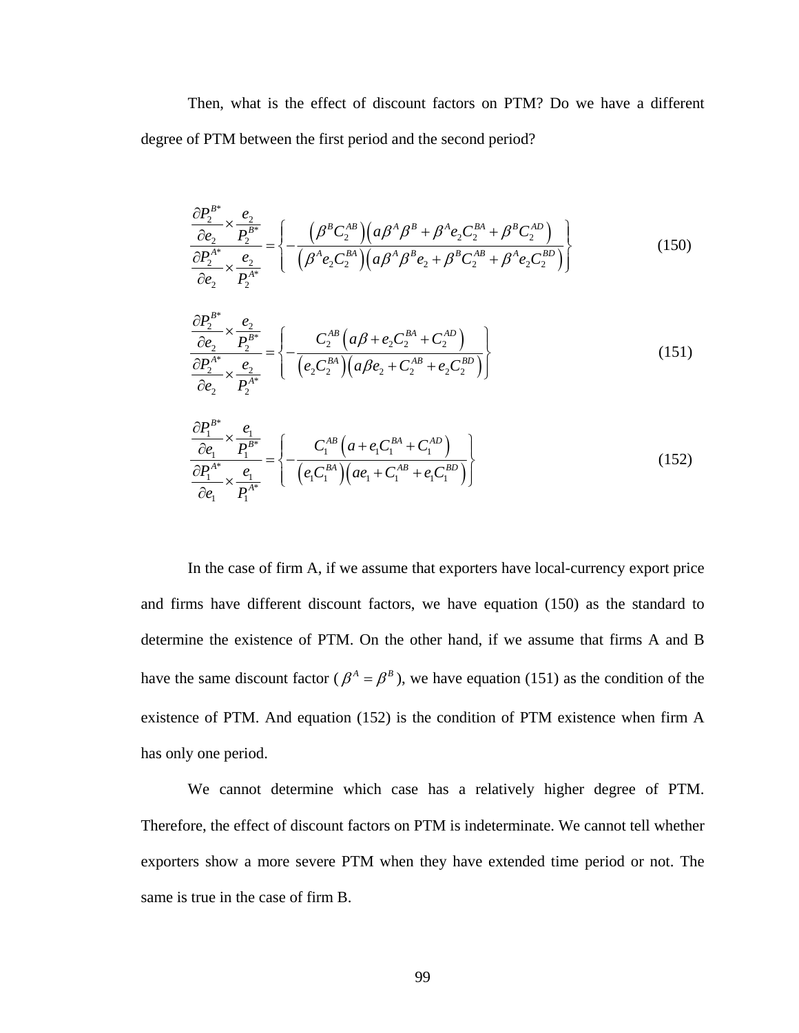Then, what is the effect of discount factors on PTM? Do we have a different degree of PTM between the first period and the second period?

$$\frac{\dfrac{\partial P_2^{B*}}{\partial e_2} \times \dfrac{e_2}{P_2^{B*}}}{\dfrac{\partial P_2^{A*}}{\partial e_2} \times \dfrac{e_2}{P_2^{A*}}} = \left\{ -\frac{\left(\beta^B C_2^{AB}\right)\left(a\beta^A\beta^B + \beta^A e_2 C_2^{BA} + \beta^B C_2^{AD}\right)}{\left(\beta^A e_2 C_2^{BA}\right)\left(a\beta^A\beta^B e_2 + \beta^B C_2^{AB} + \beta^A e_2 C_2^{BD}\right)} \right\} \tag{150}$$

$$\frac{\dfrac{\partial P_2^{B*}}{\partial e_2} \times \dfrac{e_2}{P_2^{B*}}}{\dfrac{\partial P_2^{A*}}{\partial e_2} \times \dfrac{e_2}{P_2^{A*}}} = \left\{ -\frac{C_2^{AB}\left(a\beta + e_2 C_2^{BA} + C_2^{AD}\right)}{\left(e_2 C_2^{BA}\right)\left(a\beta e_2 + C_2^{AB} + e_2 C_2^{BD}\right)} \right\} \tag{151}$$

$$\frac{\dfrac{\partial P_1^{B*}}{\partial e_1} \times \dfrac{e_1}{P_1^{B*}}}{\dfrac{\partial P_1^{A*}}{\partial e_1} \times \dfrac{e_1}{P_1^{A*}}} = \left\{ -\frac{C_1^{AB}\left(a + e_1 C_1^{BA} + C_1^{AD}\right)}{\left(e_1 C_1^{BA}\right)\left(a e_1 + C_1^{AB} + e_1 C_1^{BD}\right)} \right\} \tag{152}$$

In the case of firm A, if we assume that exporters have local-currency export price and firms have different discount factors, we have equation (150) as the standard to determine the existence of PTM. On the other hand, if we assume that firms A and B have the same discount factor ($\beta^A = \beta^B$), we have equation (151) as the condition of the existence of PTM. And equation (152) is the condition of PTM existence when firm A has only one period.

We cannot determine which case has a relatively higher degree of PTM. Therefore, the effect of discount factors on PTM is indeterminate. We cannot tell whether exporters show a more severe PTM when they have extended time period or not. The same is true in the case of firm B.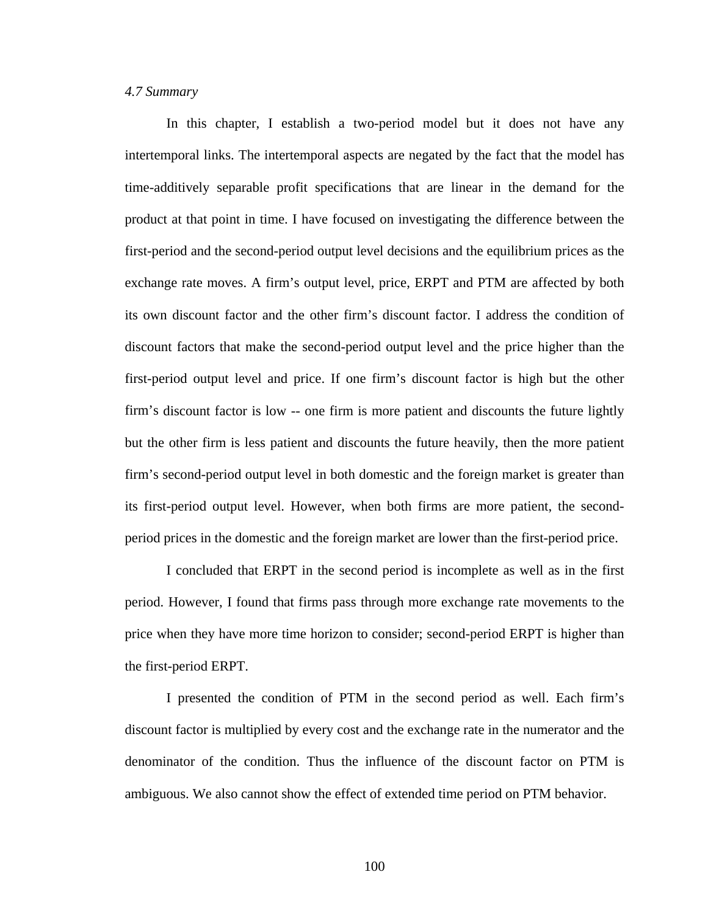### *4.7 Summary*

In this chapter, I establish a two-period model but it does not have any intertemporal links. The intertemporal aspects are negated by the fact that the model has time-additively separable profit specifications that are linear in the demand for the product at that point in time. I have focused on investigating the difference between the first-period and the second-period output level decisions and the equilibrium prices as the exchange rate moves. A firm's output level, price, ERPT and PTM are affected by both its own discount factor and the other firm's discount factor. I address the condition of discount factors that make the second-period output level and the price higher than the first-period output level and price. If one firm's discount factor is high but the other firm's discount factor is low -- one firm is more patient and discounts the future lightly but the other firm is less patient and discounts the future heavily, then the more patient firm's second-period output level in both domestic and the foreign market is greater than its first-period output level. However, when both firms are more patient, the second-period prices in the domestic and the foreign market are lower than the first-period price.

I concluded that ERPT in the second period is incomplete as well as in the first period. However, I found that firms pass through more exchange rate movements to the price when they have more time horizon to consider; second-period ERPT is higher than the first-period ERPT.

I presented the condition of PTM in the second period as well. Each firm's discount factor is multiplied by every cost and the exchange rate in the numerator and the denominator of the condition. Thus the influence of the discount factor on PTM is ambiguous. We also cannot show the effect of extended time period on PTM behavior.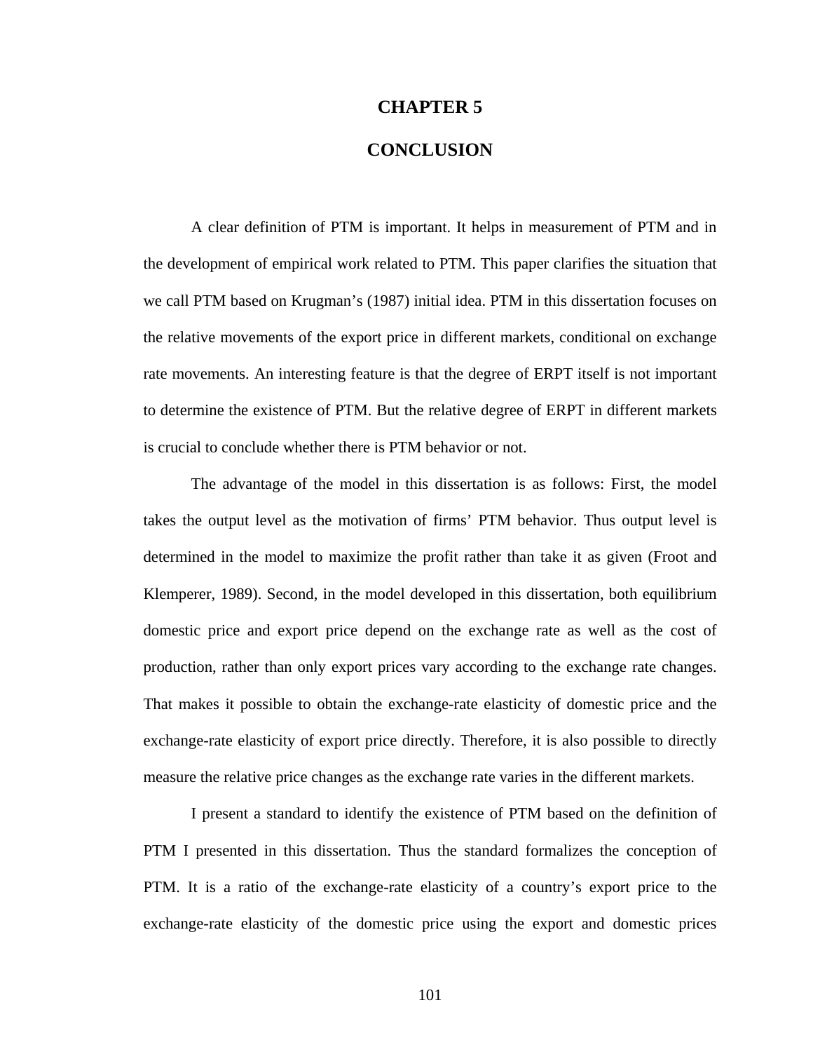# CHAPTER 5

# CONCLUSION

A clear definition of PTM is important. It helps in measurement of PTM and in the development of empirical work related to PTM. This paper clarifies the situation that we call PTM based on Krugman's (1987) initial idea. PTM in this dissertation focuses on the relative movements of the export price in different markets, conditional on exchange rate movements. An interesting feature is that the degree of ERPT itself is not important to determine the existence of PTM. But the relative degree of ERPT in different markets is crucial to conclude whether there is PTM behavior or not.

The advantage of the model in this dissertation is as follows: First, the model takes the output level as the motivation of firms' PTM behavior. Thus output level is determined in the model to maximize the profit rather than take it as given (Froot and Klemperer, 1989). Second, in the model developed in this dissertation, both equilibrium domestic price and export price depend on the exchange rate as well as the cost of production, rather than only export prices vary according to the exchange rate changes. That makes it possible to obtain the exchange-rate elasticity of domestic price and the exchange-rate elasticity of export price directly. Therefore, it is also possible to directly measure the relative price changes as the exchange rate varies in the different markets.

I present a standard to identify the existence of PTM based on the definition of PTM I presented in this dissertation. Thus the standard formalizes the conception of PTM. It is a ratio of the exchange-rate elasticity of a country's export price to the exchange-rate elasticity of the domestic price using the export and domestic prices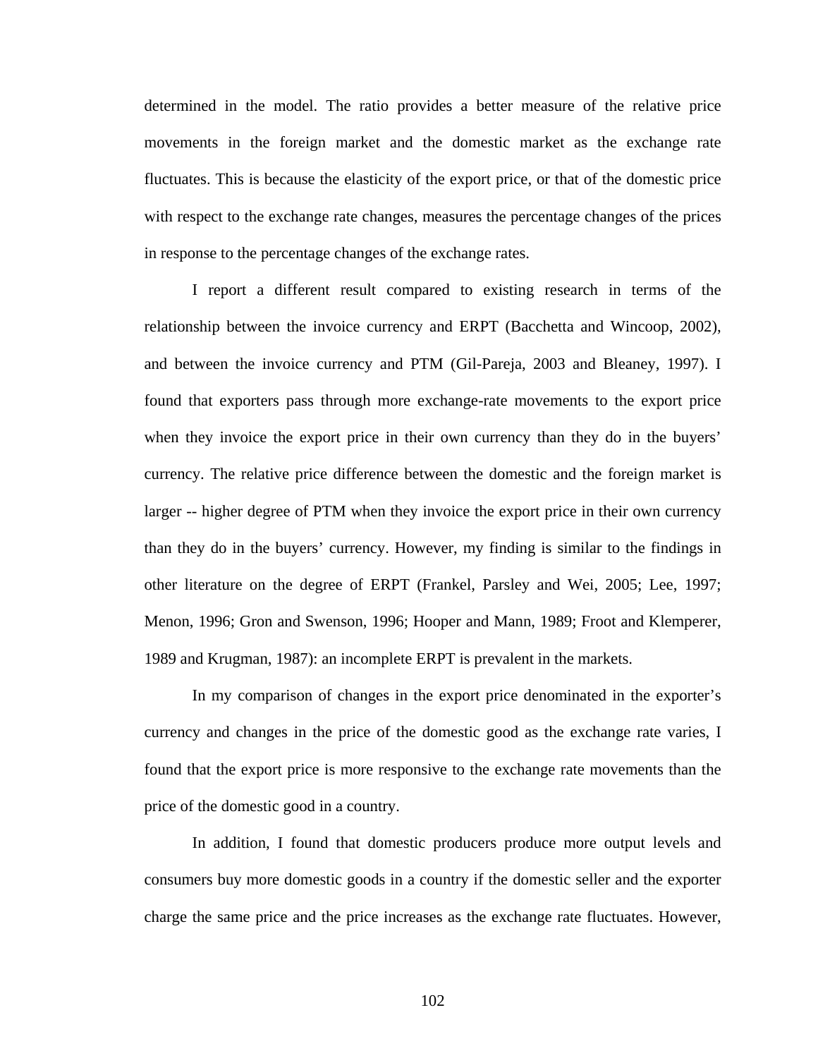determined in the model. The ratio provides a better measure of the relative price movements in the foreign market and the domestic market as the exchange rate fluctuates. This is because the elasticity of the export price, or that of the domestic price with respect to the exchange rate changes, measures the percentage changes of the prices in response to the percentage changes of the exchange rates.

I report a different result compared to existing research in terms of the relationship between the invoice currency and ERPT (Bacchetta and Wincoop, 2002), and between the invoice currency and PTM (Gil-Pareja, 2003 and Bleaney, 1997). I found that exporters pass through more exchange-rate movements to the export price when they invoice the export price in their own currency than they do in the buyers' currency. The relative price difference between the domestic and the foreign market is larger -- higher degree of PTM when they invoice the export price in their own currency than they do in the buyers' currency. However, my finding is similar to the findings in other literature on the degree of ERPT (Frankel, Parsley and Wei, 2005; Lee, 1997; Menon, 1996; Gron and Swenson, 1996; Hooper and Mann, 1989; Froot and Klemperer, 1989 and Krugman, 1987): an incomplete ERPT is prevalent in the markets.

In my comparison of changes in the export price denominated in the exporter's currency and changes in the price of the domestic good as the exchange rate varies, I found that the export price is more responsive to the exchange rate movements than the price of the domestic good in a country.

In addition, I found that domestic producers produce more output levels and consumers buy more domestic goods in a country if the domestic seller and the exporter charge the same price and the price increases as the exchange rate fluctuates. However,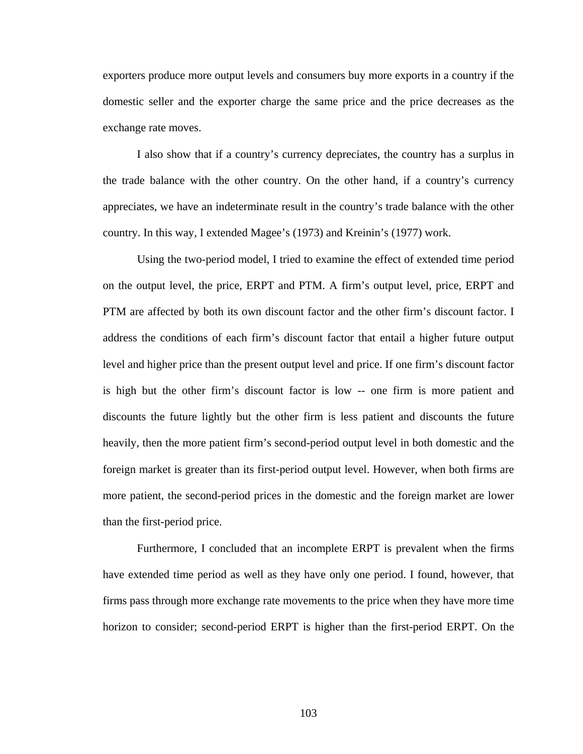exporters produce more output levels and consumers buy more exports in a country if the domestic seller and the exporter charge the same price and the price decreases as the exchange rate moves.

I also show that if a country's currency depreciates, the country has a surplus in the trade balance with the other country. On the other hand, if a country's currency appreciates, we have an indeterminate result in the country's trade balance with the other country. In this way, I extended Magee's (1973) and Kreinin's (1977) work.

Using the two-period model, I tried to examine the effect of extended time period on the output level, the price, ERPT and PTM. A firm's output level, price, ERPT and PTM are affected by both its own discount factor and the other firm's discount factor. I address the conditions of each firm's discount factor that entail a higher future output level and higher price than the present output level and price. If one firm's discount factor is high but the other firm's discount factor is low -- one firm is more patient and discounts the future lightly but the other firm is less patient and discounts the future heavily, then the more patient firm's second-period output level in both domestic and the foreign market is greater than its first-period output level. However, when both firms are more patient, the second-period prices in the domestic and the foreign market are lower than the first-period price.

Furthermore, I concluded that an incomplete ERPT is prevalent when the firms have extended time period as well as they have only one period. I found, however, that firms pass through more exchange rate movements to the price when they have more time horizon to consider; second-period ERPT is higher than the first-period ERPT. On the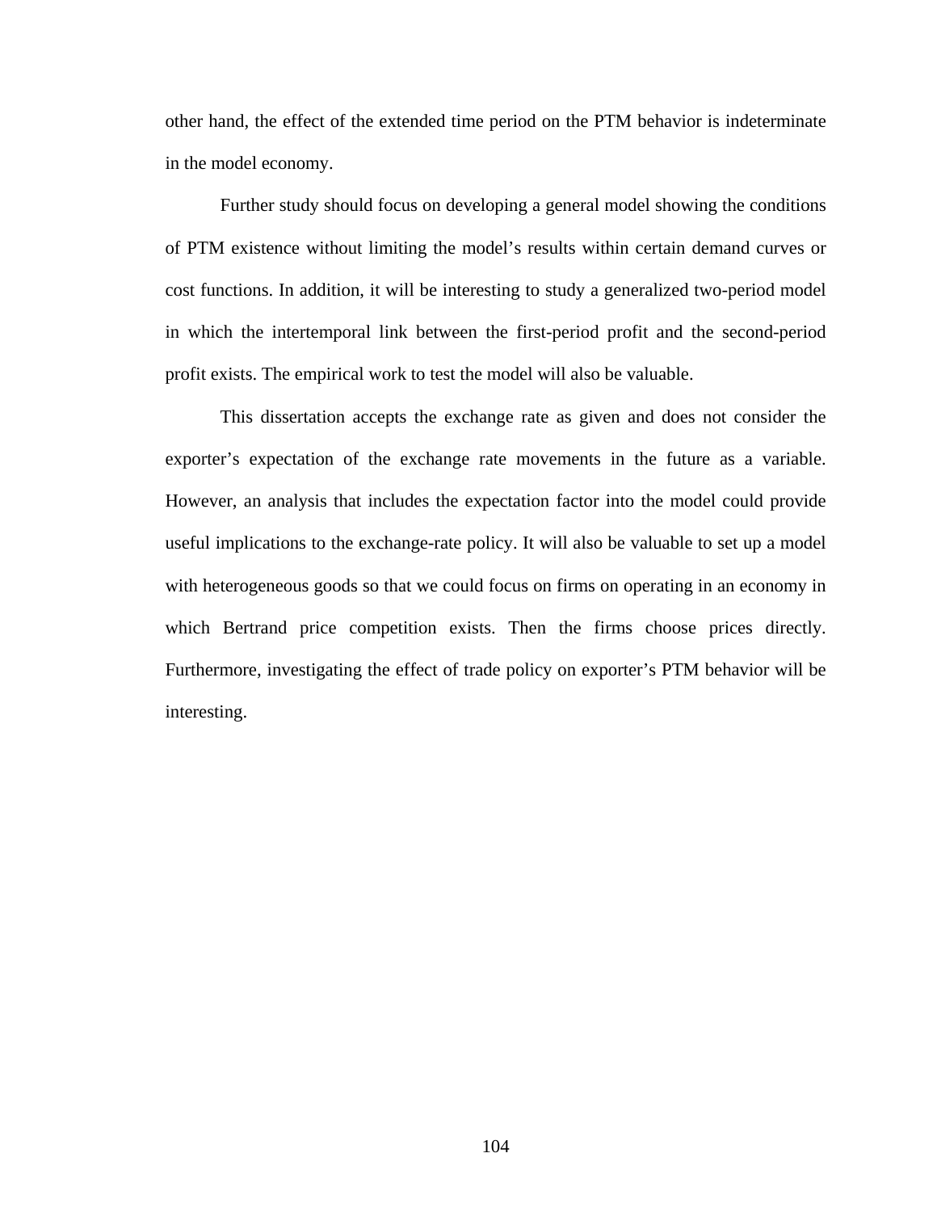other hand, the effect of the extended time period on the PTM behavior is indeterminate in the model economy.

Further study should focus on developing a general model showing the conditions of PTM existence without limiting the model's results within certain demand curves or cost functions. In addition, it will be interesting to study a generalized two-period model in which the intertemporal link between the first-period profit and the second-period profit exists. The empirical work to test the model will also be valuable.

This dissertation accepts the exchange rate as given and does not consider the exporter's expectation of the exchange rate movements in the future as a variable. However, an analysis that includes the expectation factor into the model could provide useful implications to the exchange-rate policy. It will also be valuable to set up a model with heterogeneous goods so that we could focus on firms on operating in an economy in which Bertrand price competition exists. Then the firms choose prices directly. Furthermore, investigating the effect of trade policy on exporter's PTM behavior will be interesting.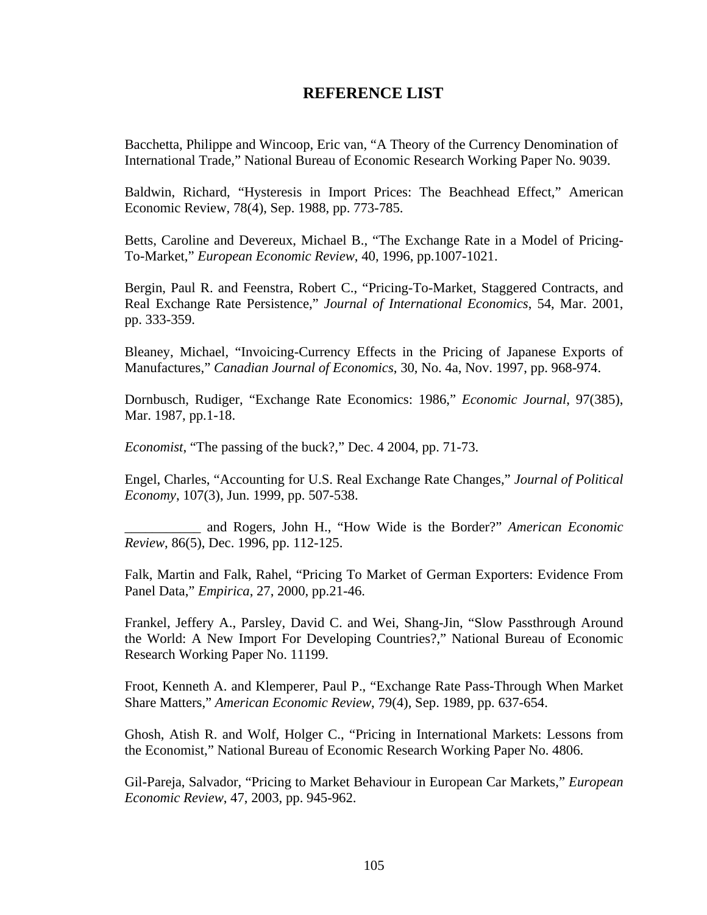# REFERENCE LIST

Bacchetta, Philippe and Wincoop, Eric van, "A Theory of the Currency Denomination of International Trade," National Bureau of Economic Research Working Paper No. 9039.

Baldwin, Richard, "Hysteresis in Import Prices: The Beachhead Effect," American Economic Review, 78(4), Sep. 1988, pp. 773-785.

Betts, Caroline and Devereux, Michael B., "The Exchange Rate in a Model of Pricing-To-Market," *European Economic Review*, 40, 1996, pp.1007-1021.

Bergin, Paul R. and Feenstra, Robert C., "Pricing-To-Market, Staggered Contracts, and Real Exchange Rate Persistence," *Journal of International Economics*, 54, Mar. 2001, pp. 333-359.

Bleaney, Michael, "Invoicing-Currency Effects in the Pricing of Japanese Exports of Manufactures," *Canadian Journal of Economics*, 30, No. 4a, Nov. 1997, pp. 968-974.

Dornbusch, Rudiger, "Exchange Rate Economics: 1986," *Economic Journal*, 97(385), Mar. 1987, pp.1-18.

*Economist*, "The passing of the buck?," Dec. 4 2004, pp. 71-73.

Engel, Charles, "Accounting for U.S. Real Exchange Rate Changes," *Journal of Political Economy*, 107(3), Jun. 1999, pp. 507-538.

___________ and Rogers, John H., "How Wide is the Border?" *American Economic Review*, 86(5), Dec. 1996, pp. 112-125.

Falk, Martin and Falk, Rahel, "Pricing To Market of German Exporters: Evidence From Panel Data," *Empirica*, 27, 2000, pp.21-46.

Frankel, Jeffery A., Parsley, David C. and Wei, Shang-Jin, "Slow Passthrough Around the World: A New Import For Developing Countries?," National Bureau of Economic Research Working Paper No. 11199.

Froot, Kenneth A. and Klemperer, Paul P., "Exchange Rate Pass-Through When Market Share Matters," *American Economic Review*, 79(4), Sep. 1989, pp. 637-654.

Ghosh, Atish R. and Wolf, Holger C., "Pricing in International Markets: Lessons from the Economist," National Bureau of Economic Research Working Paper No. 4806.

Gil-Pareja, Salvador, "Pricing to Market Behaviour in European Car Markets," *European Economic Review*, 47, 2003, pp. 945-962.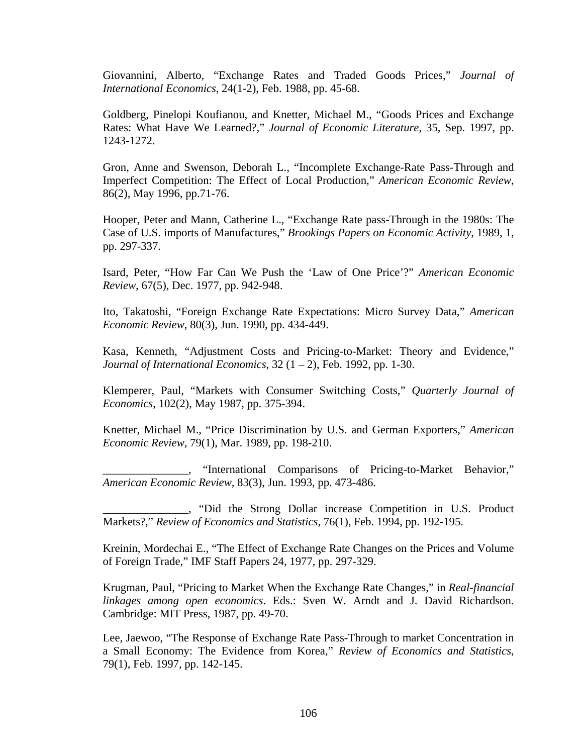Giovannini, Alberto, "Exchange Rates and Traded Goods Prices," *Journal of International Economics*, 24(1-2), Feb. 1988, pp. 45-68.

Goldberg, Pinelopi Koufianou, and Knetter, Michael M., "Goods Prices and Exchange Rates: What Have We Learned?," *Journal of Economic Literature*, 35, Sep. 1997, pp. 1243-1272.

Gron, Anne and Swenson, Deborah L., "Incomplete Exchange-Rate Pass-Through and Imperfect Competition: The Effect of Local Production," *American Economic Review*, 86(2), May 1996, pp.71-76.

Hooper, Peter and Mann, Catherine L., "Exchange Rate pass-Through in the 1980s: The Case of U.S. imports of Manufactures," *Brookings Papers on Economic Activity*, 1989, 1, pp. 297-337.

Isard, Peter, "How Far Can We Push the 'Law of One Price'?" *American Economic Review*, 67(5), Dec. 1977, pp. 942-948.

Ito, Takatoshi, "Foreign Exchange Rate Expectations: Micro Survey Data," *American Economic Review*, 80(3), Jun. 1990, pp. 434-449.

Kasa, Kenneth, "Adjustment Costs and Pricing-to-Market: Theory and Evidence," *Journal of International Economics*, 32 (1 – 2), Feb. 1992, pp. 1-30.

Klemperer, Paul, "Markets with Consumer Switching Costs," *Quarterly Journal of Economics*, 102(2), May 1987, pp. 375-394.

Knetter, Michael M., "Price Discrimination by U.S. and German Exporters," *American Economic Review*, 79(1), Mar. 1989, pp. 198-210.

_______________, "International Comparisons of Pricing-to-Market Behavior," *American Economic Review*, 83(3), Jun. 1993, pp. 473-486.

_______________, "Did the Strong Dollar increase Competition in U.S. Product Markets?," *Review of Economics and Statistics*, 76(1), Feb. 1994, pp. 192-195.

Kreinin, Mordechai E., "The Effect of Exchange Rate Changes on the Prices and Volume of Foreign Trade," IMF Staff Papers 24, 1977, pp. 297-329.

Krugman, Paul, "Pricing to Market When the Exchange Rate Changes," in *Real-financial linkages among open economics*. Eds.: Sven W. Arndt and J. David Richardson. Cambridge: MIT Press, 1987, pp. 49-70.

Lee, Jaewoo, "The Response of Exchange Rate Pass-Through to market Concentration in a Small Economy: The Evidence from Korea," *Review of Economics and Statistics*, 79(1), Feb. 1997, pp. 142-145.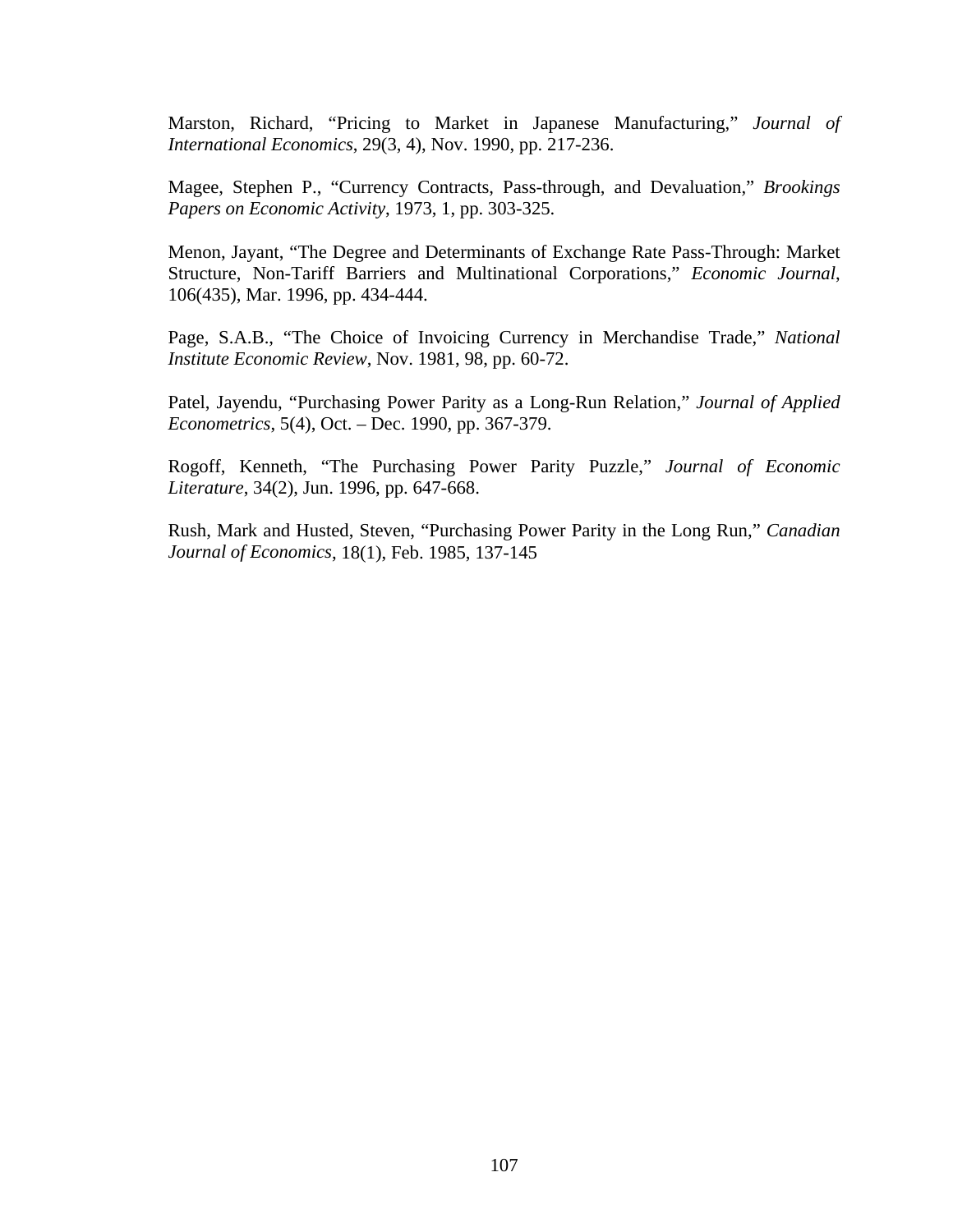Marston, Richard, "Pricing to Market in Japanese Manufacturing," *Journal of International Economics*, 29(3, 4), Nov. 1990, pp. 217-236.

Magee, Stephen P., "Currency Contracts, Pass-through, and Devaluation," *Brookings Papers on Economic Activity*, 1973, 1, pp. 303-325.

Menon, Jayant, "The Degree and Determinants of Exchange Rate Pass-Through: Market Structure, Non-Tariff Barriers and Multinational Corporations," *Economic Journal*, 106(435), Mar. 1996, pp. 434-444.

Page, S.A.B., "The Choice of Invoicing Currency in Merchandise Trade," *National Institute Economic Review*, Nov. 1981, 98, pp. 60-72.

Patel, Jayendu, "Purchasing Power Parity as a Long-Run Relation," *Journal of Applied Econometrics*, 5(4), Oct. – Dec. 1990, pp. 367-379.

Rogoff, Kenneth, "The Purchasing Power Parity Puzzle," *Journal of Economic Literature*, 34(2), Jun. 1996, pp. 647-668.

Rush, Mark and Husted, Steven, "Purchasing Power Parity in the Long Run," *Canadian Journal of Economics*, 18(1), Feb. 1985, 137-145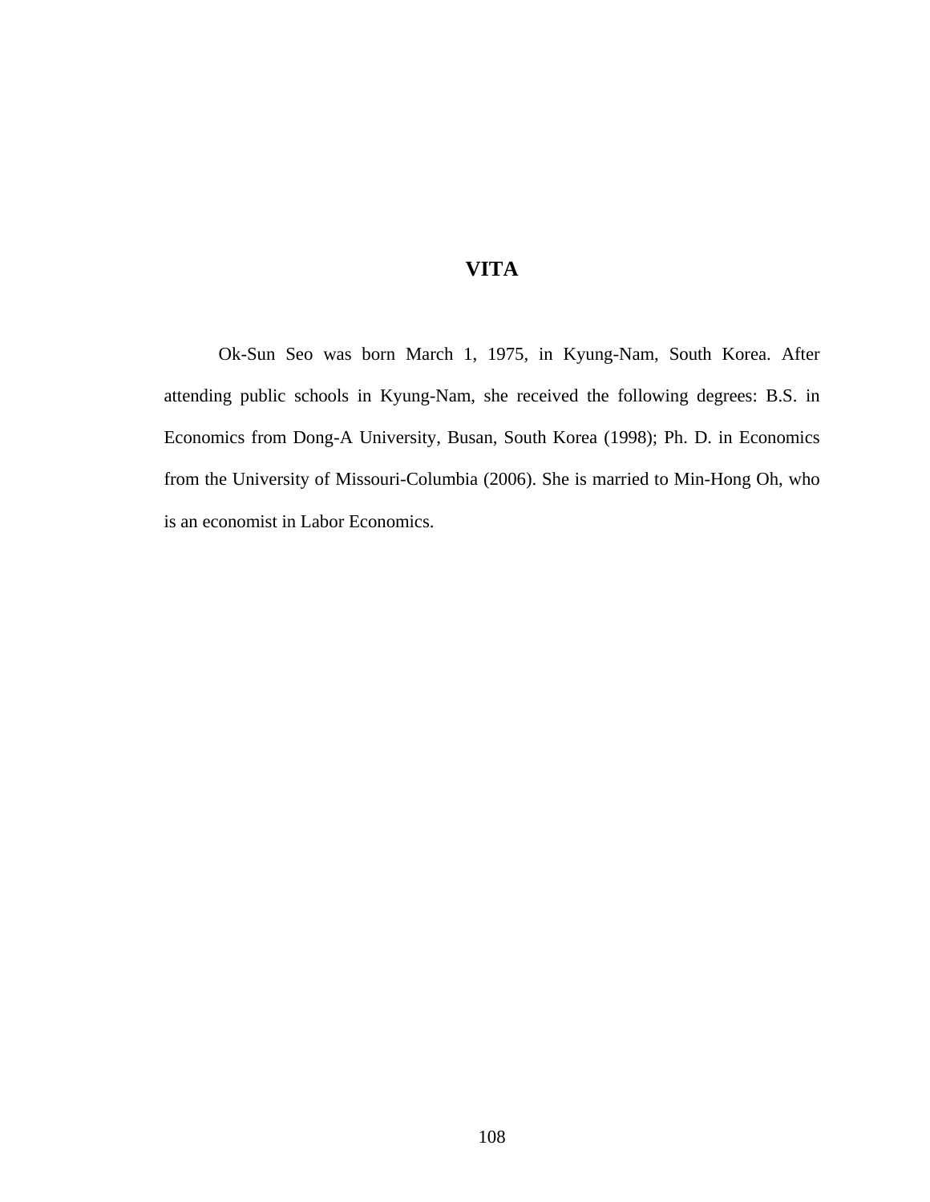# VITA

Ok-Sun Seo was born March 1, 1975, in Kyung-Nam, South Korea. After attending public schools in Kyung-Nam, she received the following degrees: B.S. in Economics from Dong-A University, Busan, South Korea (1998); Ph. D. in Economics from the University of Missouri-Columbia (2006). She is married to Min-Hong Oh, who is an economist in Labor Economics.